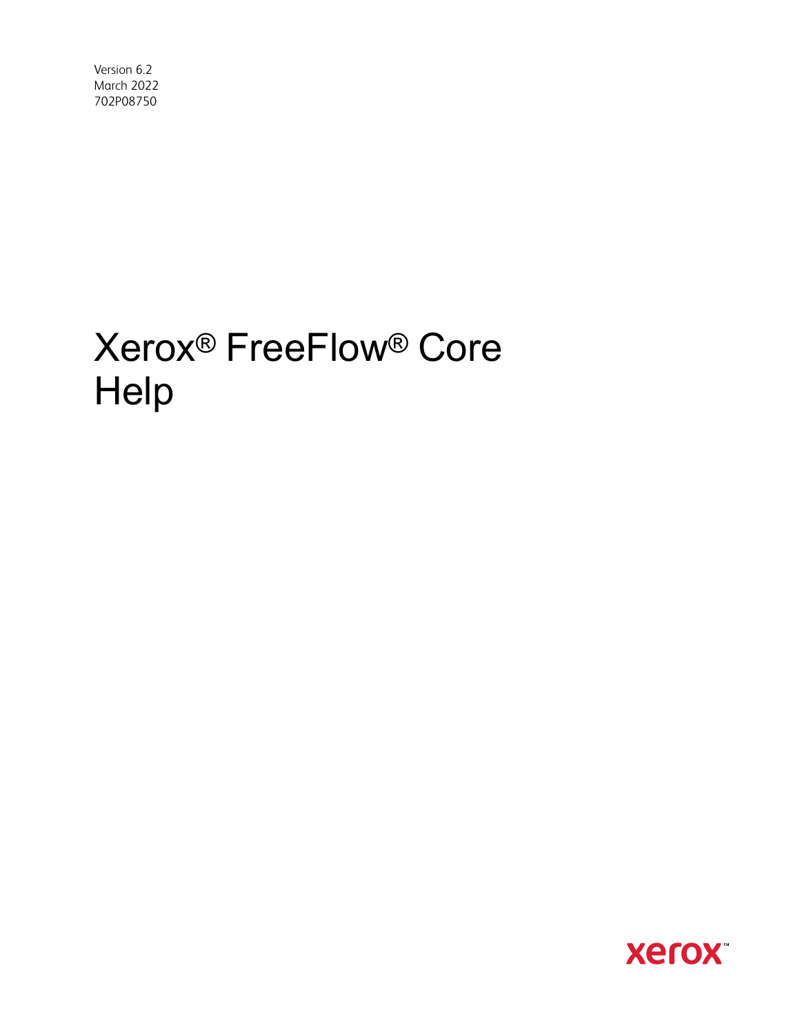Version 6.2
March 2022
702P08750

# Xerox® FreeFlow® Core Help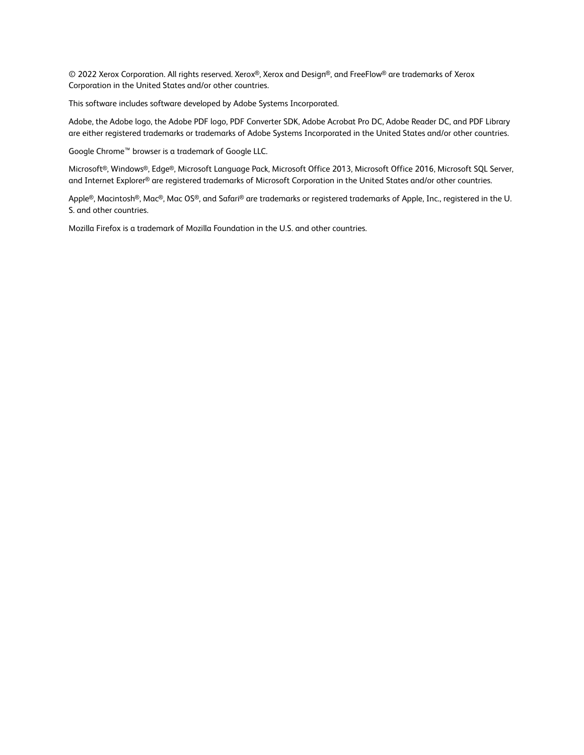© 2022 Xerox Corporation. All rights reserved. Xerox®, Xerox and Design®, and FreeFlow® are trademarks of Xerox Corporation in the United States and/or other countries.

This software includes software developed by Adobe Systems Incorporated.

Adobe, the Adobe logo, the Adobe PDF logo, PDF Converter SDK, Adobe Acrobat Pro DC, Adobe Reader DC, and PDF Library are either registered trademarks or trademarks of Adobe Systems Incorporated in the United States and/or other countries.

Google Chrome™ browser is a trademark of Google LLC.

Microsoft®, Windows®, Edge®, Microsoft Language Pack, Microsoft Office 2013, Microsoft Office 2016, Microsoft SQL Server, and Internet Explorer® are registered trademarks of Microsoft Corporation in the United States and/or other countries.

Apple®, Macintosh®, Mac®, Mac OS®, and Safari® are trademarks or registered trademarks of Apple, Inc., registered in the U. S. and other countries.

Mozilla Firefox is a trademark of Mozilla Foundation in the U.S. and other countries.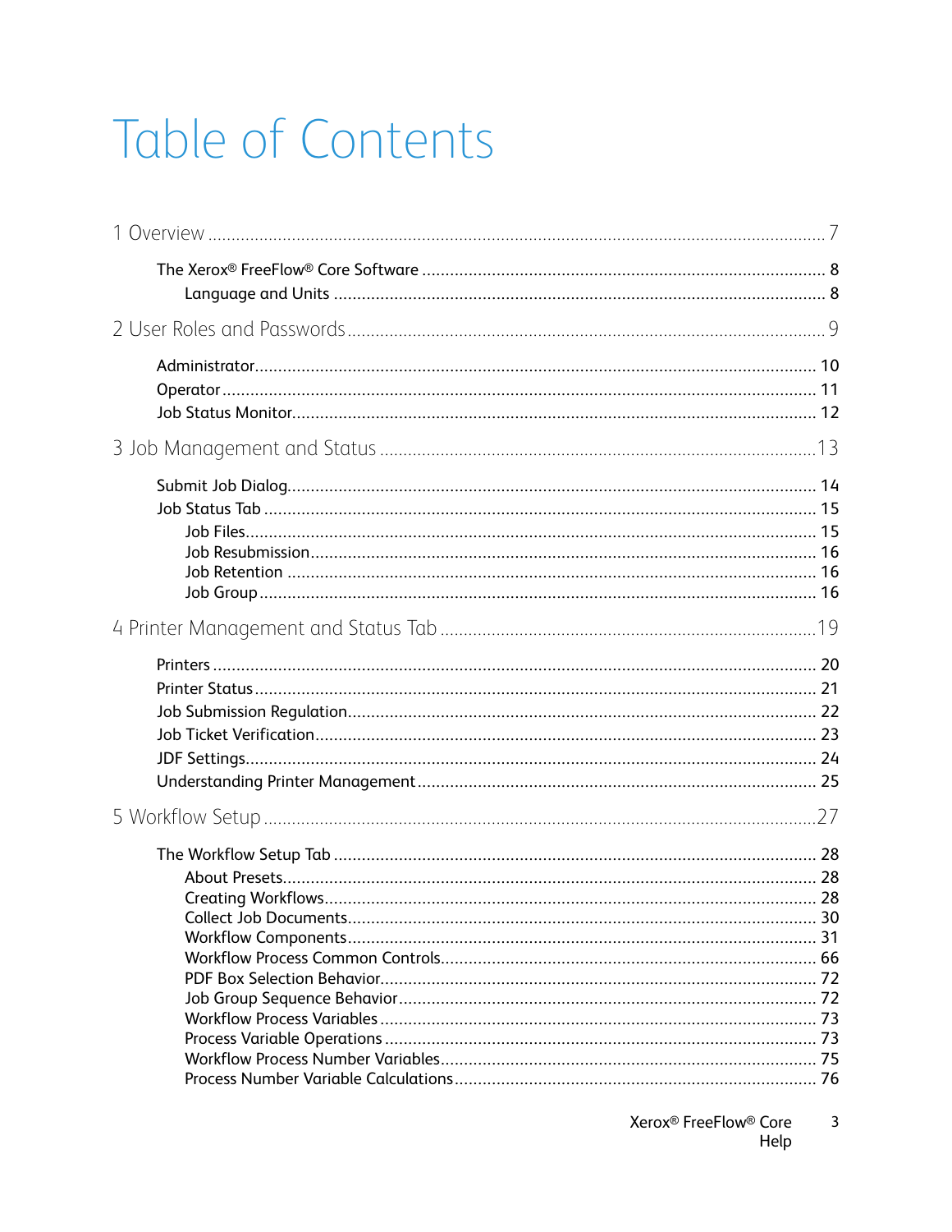# Table of Contents

1 Overview ........................................................................................................................ 7

- The Xerox® FreeFlow® Core Software ...................................................................... 8
    - Language and Units ............................................................................................ 8

2 User Roles and Passwords ........................................................................................... 9

- Administrator............................................................................................................ 10
- Operator ................................................................................................................... 11
- Job Status Monitor.................................................................................................... 12

3 Job Management and Status ....................................................................................13

- Submit Job Dialog..................................................................................................... 14
- Job Status Tab .......................................................................................................... 15
    - Job Files............................................................................................................. 15
    - Job Resubmission............................................................................................... 16
    - Job Retention ..................................................................................................... 16
    - Job Group .......................................................................................................... 16

4 Printer Management and Status Tab ........................................................................19

- Printers ..................................................................................................................... 20
- Printer Status ............................................................................................................ 21
- Job Submission Regulation........................................................................................ 22
- Job Ticket Verification............................................................................................... 23
- JDF Settings.............................................................................................................. 24
- Understanding Printer Management ......................................................................... 25

5 Workflow Setup ...........................................................................................................27

- The Workflow Setup Tab .......................................................................................... 28
    - About Presets..................................................................................................... 28
    - Creating Workflows............................................................................................ 28
    - Collect Job Documents....................................................................................... 30
    - Workflow Components....................................................................................... 31
    - Workflow Process Common Controls.................................................................. 66
    - PDF Box Selection Behavior................................................................................ 72
    - Job Group Sequence Behavior............................................................................ 72
    - Workflow Process Variables ............................................................................... 73
    - Process Variable Operations ............................................................................... 73
    - Workflow Process Number Variables.................................................................. 75
    - Process Number Variable Calculations................................................................ 76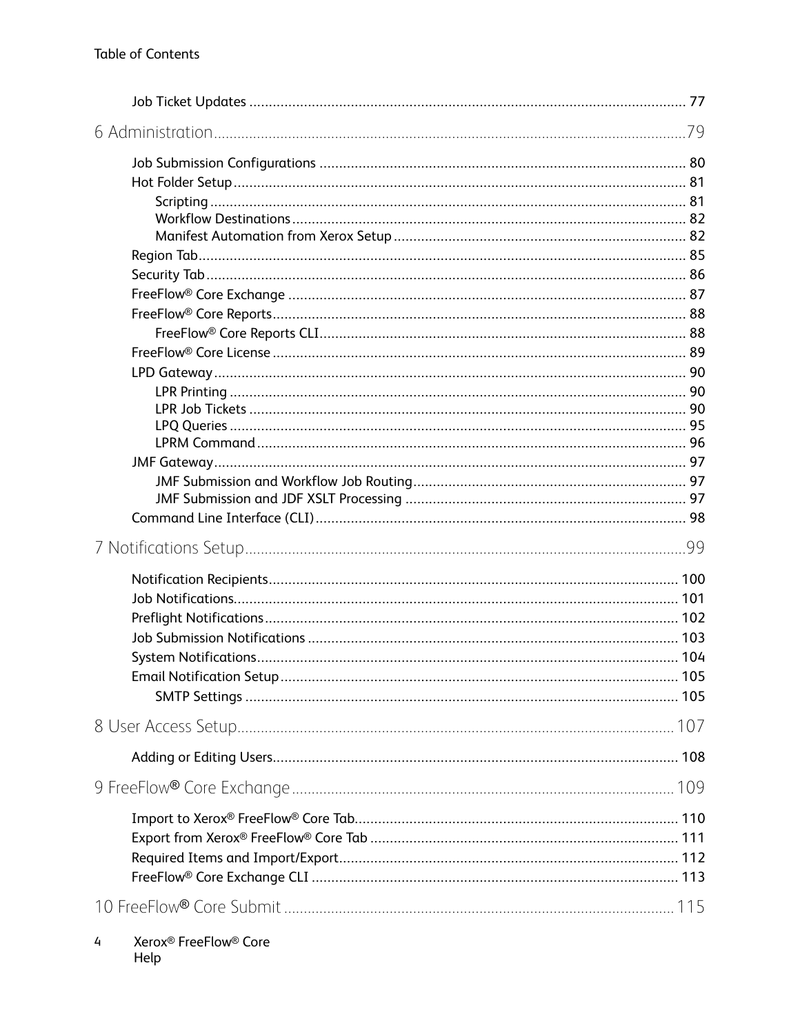- Job Ticket Updates ... 77

6 Administration ... 79

- Job Submission Configurations ... 80
- Hot Folder Setup ... 81
  - Scripting ... 81
  - Workflow Destinations ... 82
  - Manifest Automation from Xerox Setup ... 82
- Region Tab ... 85
- Security Tab ... 86
- FreeFlow® Core Exchange ... 87
- FreeFlow® Core Reports ... 88
  - FreeFlow® Core Reports CLI ... 88
- FreeFlow® Core License ... 89
- LPD Gateway ... 90
  - LPR Printing ... 90
  - LPR Job Tickets ... 90
  - LPQ Queries ... 95
  - LPRM Command ... 96
- JMF Gateway ... 97
  - JMF Submission and Workflow Job Routing ... 97
  - JMF Submission and JDF XSLT Processing ... 97
- Command Line Interface (CLI) ... 98

7 Notifications Setup ... 99

- Notification Recipients ... 100
- Job Notifications ... 101
- Preflight Notifications ... 102
- Job Submission Notifications ... 103
- System Notifications ... 104
- Email Notification Setup ... 105
  - SMTP Settings ... 105

8 User Access Setup ... 107

- Adding or Editing Users ... 108

9 FreeFlow® Core Exchange ... 109

- Import to Xerox® FreeFlow® Core Tab ... 110
- Export from Xerox® FreeFlow® Core Tab ... 111
- Required Items and Import/Export ... 112
- FreeFlow® Core Exchange CLI ... 113

10 FreeFlow® Core Submit ... 115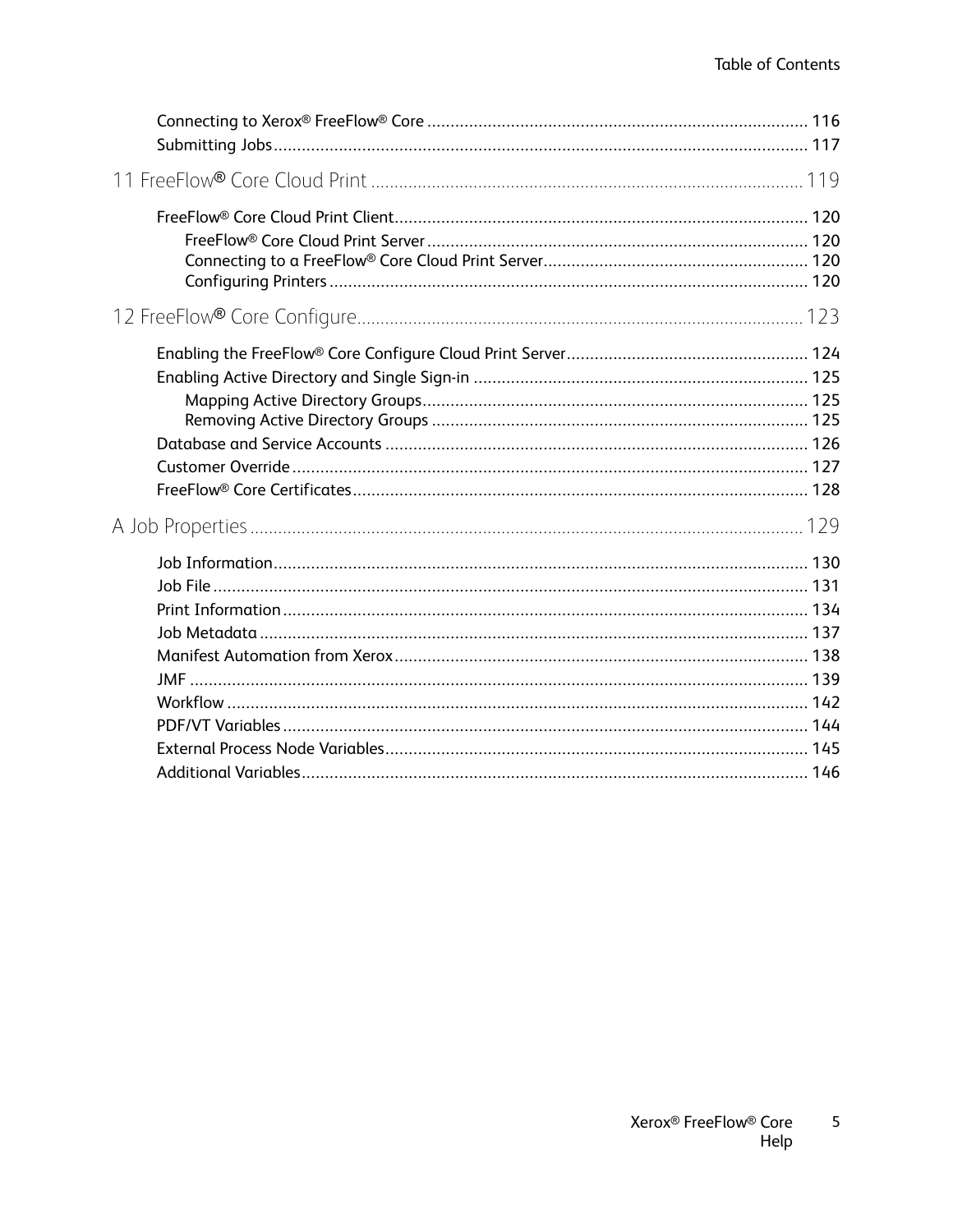- Connecting to Xerox® FreeFlow® Core ..... 116
- Submitting Jobs ..... 117

## 11 FreeFlow® Core Cloud Print ..... 119

- FreeFlow® Core Cloud Print Client ..... 120
  - FreeFlow® Core Cloud Print Server ..... 120
  - Connecting to a FreeFlow® Core Cloud Print Server ..... 120
  - Configuring Printers ..... 120

## 12 FreeFlow® Core Configure ..... 123

- Enabling the FreeFlow® Core Configure Cloud Print Server ..... 124
- Enabling Active Directory and Single Sign-in ..... 125
  - Mapping Active Directory Groups ..... 125
  - Removing Active Directory Groups ..... 125
- Database and Service Accounts ..... 126
- Customer Override ..... 127
- FreeFlow® Core Certificates ..... 128

## A Job Properties ..... 129

- Job Information ..... 130
- Job File ..... 131
- Print Information ..... 134
- Job Metadata ..... 137
- Manifest Automation from Xerox ..... 138
- JMF ..... 139
- Workflow ..... 142
- PDF/VT Variables ..... 144
- External Process Node Variables ..... 145
- Additional Variables ..... 146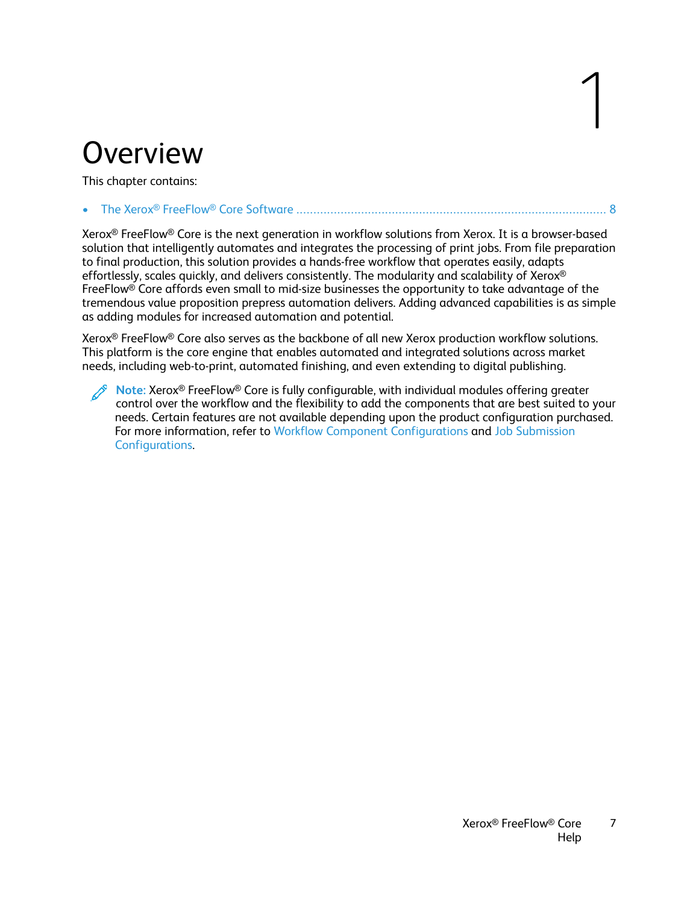# 1 Overview

This chapter contains:

- The Xerox® FreeFlow® Core Software ........................................................................................ 8

Xerox® FreeFlow® Core is the next generation in workflow solutions from Xerox. It is a browser-based solution that intelligently automates and integrates the processing of print jobs. From file preparation to final production, this solution provides a hands-free workflow that operates easily, adapts effortlessly, scales quickly, and delivers consistently. The modularity and scalability of Xerox® FreeFlow® Core affords even small to mid-size businesses the opportunity to take advantage of the tremendous value proposition prepress automation delivers. Adding advanced capabilities is as simple as adding modules for increased automation and potential.

Xerox® FreeFlow® Core also serves as the backbone of all new Xerox production workflow solutions. This platform is the core engine that enables automated and integrated solutions across market needs, including web-to-print, automated finishing, and even extending to digital publishing.

**Note:** Xerox® FreeFlow® Core is fully configurable, with individual modules offering greater control over the workflow and the flexibility to add the components that are best suited to your needs. Certain features are not available depending upon the product configuration purchased. For more information, refer to Workflow Component Configurations and Job Submission Configurations.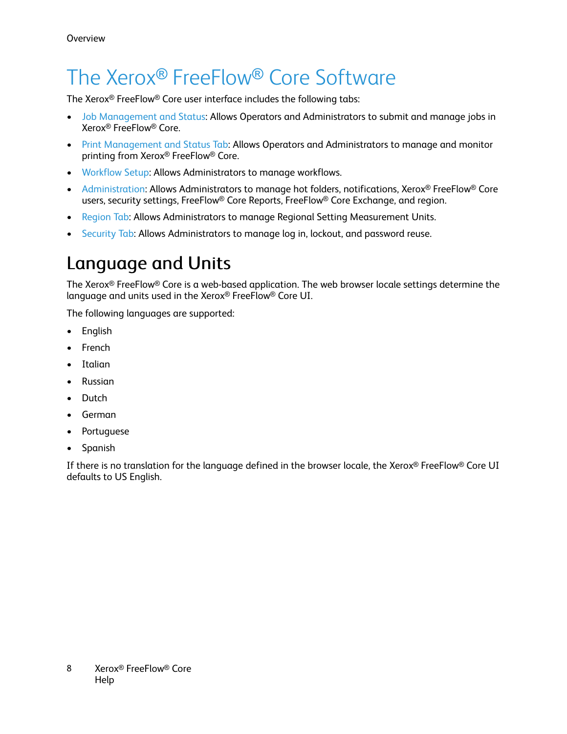# The Xerox® FreeFlow® Core Software

The Xerox® FreeFlow® Core user interface includes the following tabs:

- Job Management and Status: Allows Operators and Administrators to submit and manage jobs in Xerox® FreeFlow® Core.
- Print Management and Status Tab: Allows Operators and Administrators to manage and monitor printing from Xerox® FreeFlow® Core.
- Workflow Setup: Allows Administrators to manage workflows.
- Administration: Allows Administrators to manage hot folders, notifications, Xerox® FreeFlow® Core users, security settings, FreeFlow® Core Reports, FreeFlow® Core Exchange, and region.
- Region Tab: Allows Administrators to manage Regional Setting Measurement Units.
- Security Tab: Allows Administrators to manage log in, lockout, and password reuse.

## Language and Units

The Xerox® FreeFlow® Core is a web-based application. The web browser locale settings determine the language and units used in the Xerox® FreeFlow® Core UI.

The following languages are supported:

- English
- French
- Italian
- Russian
- Dutch
- German
- Portuguese
- Spanish

If there is no translation for the language defined in the browser locale, the Xerox® FreeFlow® Core UI defaults to US English.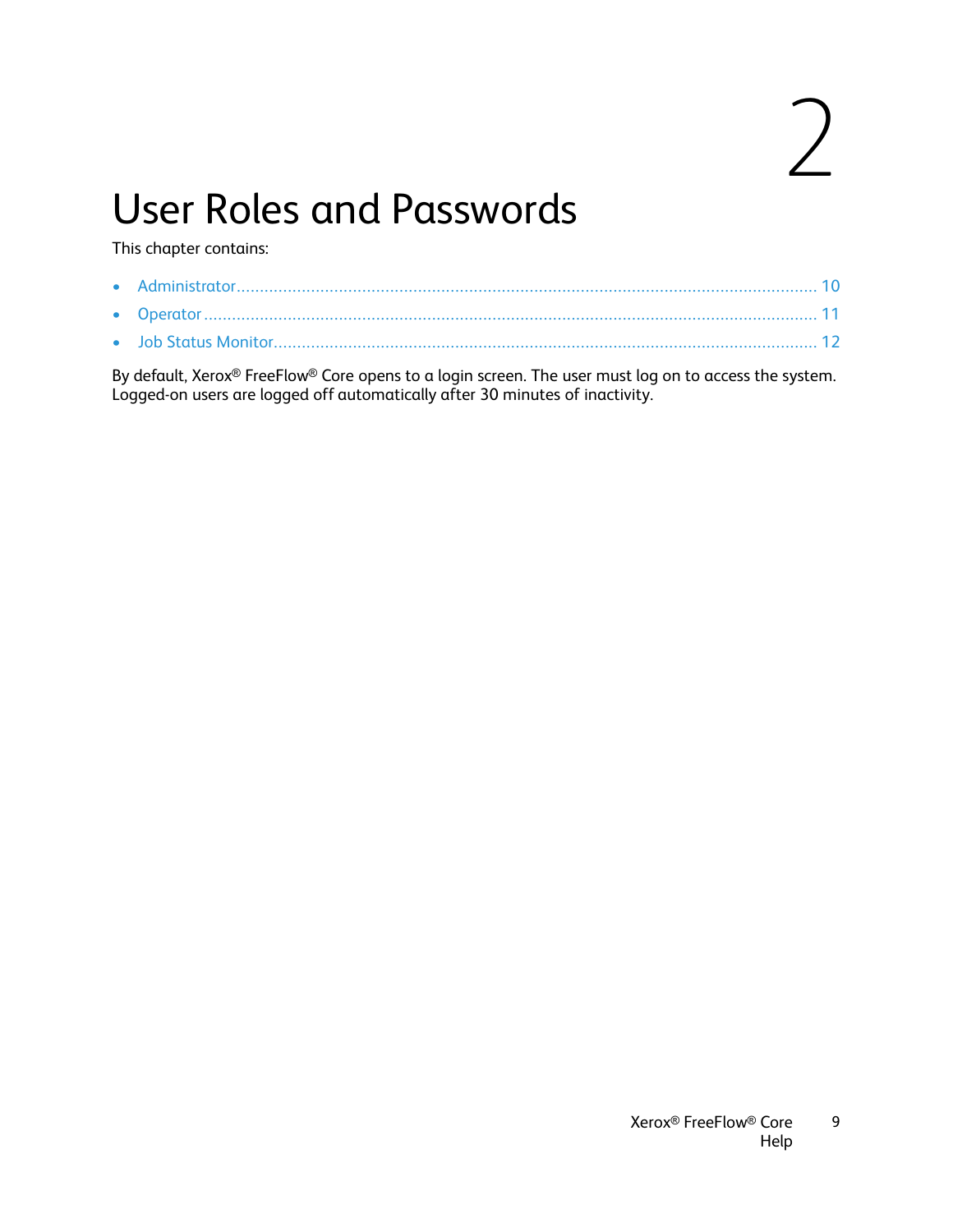# 2 User Roles and Passwords

This chapter contains:

- Administrator ........................................................................................................................ 10
- Operator ................................................................................................................................ 11
- Job Status Monitor................................................................................................................. 12

By default, Xerox® FreeFlow® Core opens to a login screen. The user must log on to access the system. Logged-on users are logged off automatically after 30 minutes of inactivity.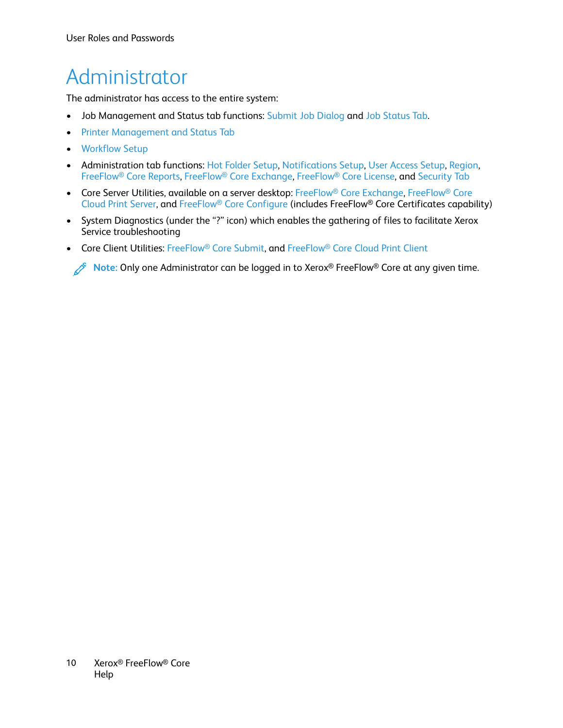# Administrator

The administrator has access to the entire system:

- Job Management and Status tab functions: Submit Job Dialog and Job Status Tab.
- Printer Management and Status Tab
- Workflow Setup
- Administration tab functions: Hot Folder Setup, Notifications Setup, User Access Setup, Region, FreeFlow® Core Reports, FreeFlow® Core Exchange, FreeFlow® Core License, and Security Tab
- Core Server Utilities, available on a server desktop: FreeFlow® Core Exchange, FreeFlow® Core Cloud Print Server, and FreeFlow® Core Configure (includes FreeFlow® Core Certificates capability)
- System Diagnostics (under the "?" icon) which enables the gathering of files to facilitate Xerox Service troubleshooting
- Core Client Utilities: FreeFlow® Core Submit, and FreeFlow® Core Cloud Print Client

**Note:** Only one Administrator can be logged in to Xerox® FreeFlow® Core at any given time.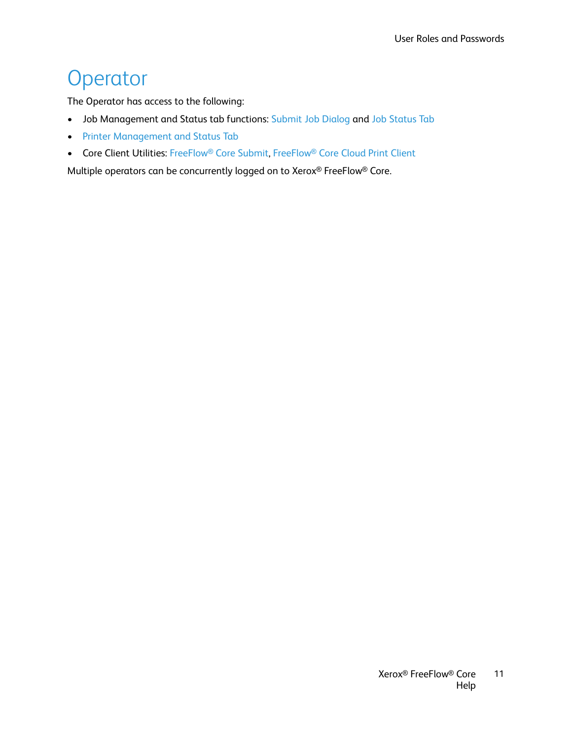# Operator

The Operator has access to the following:

- Job Management and Status tab functions: Submit Job Dialog and Job Status Tab
- Printer Management and Status Tab
- Core Client Utilities: FreeFlow® Core Submit, FreeFlow® Core Cloud Print Client

Multiple operators can be concurrently logged on to Xerox® FreeFlow® Core.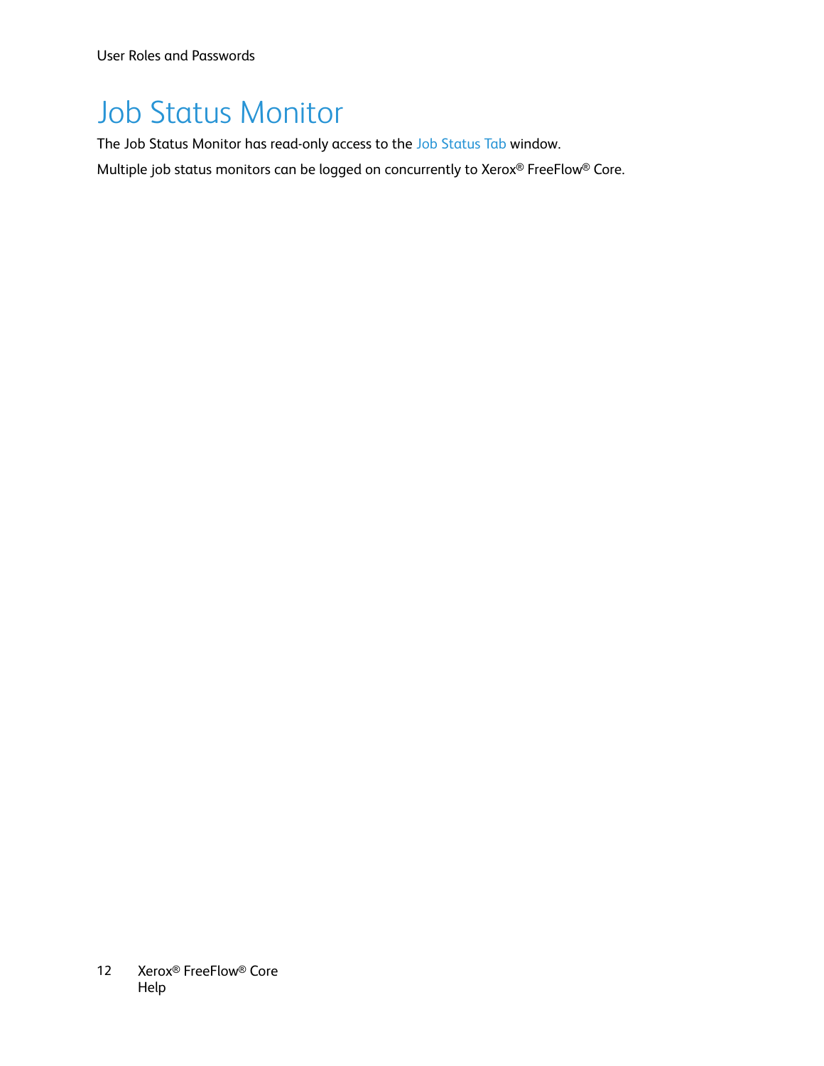# Job Status Monitor

The Job Status Monitor has read-only access to the Job Status Tab window.

Multiple job status monitors can be logged on concurrently to Xerox® FreeFlow® Core.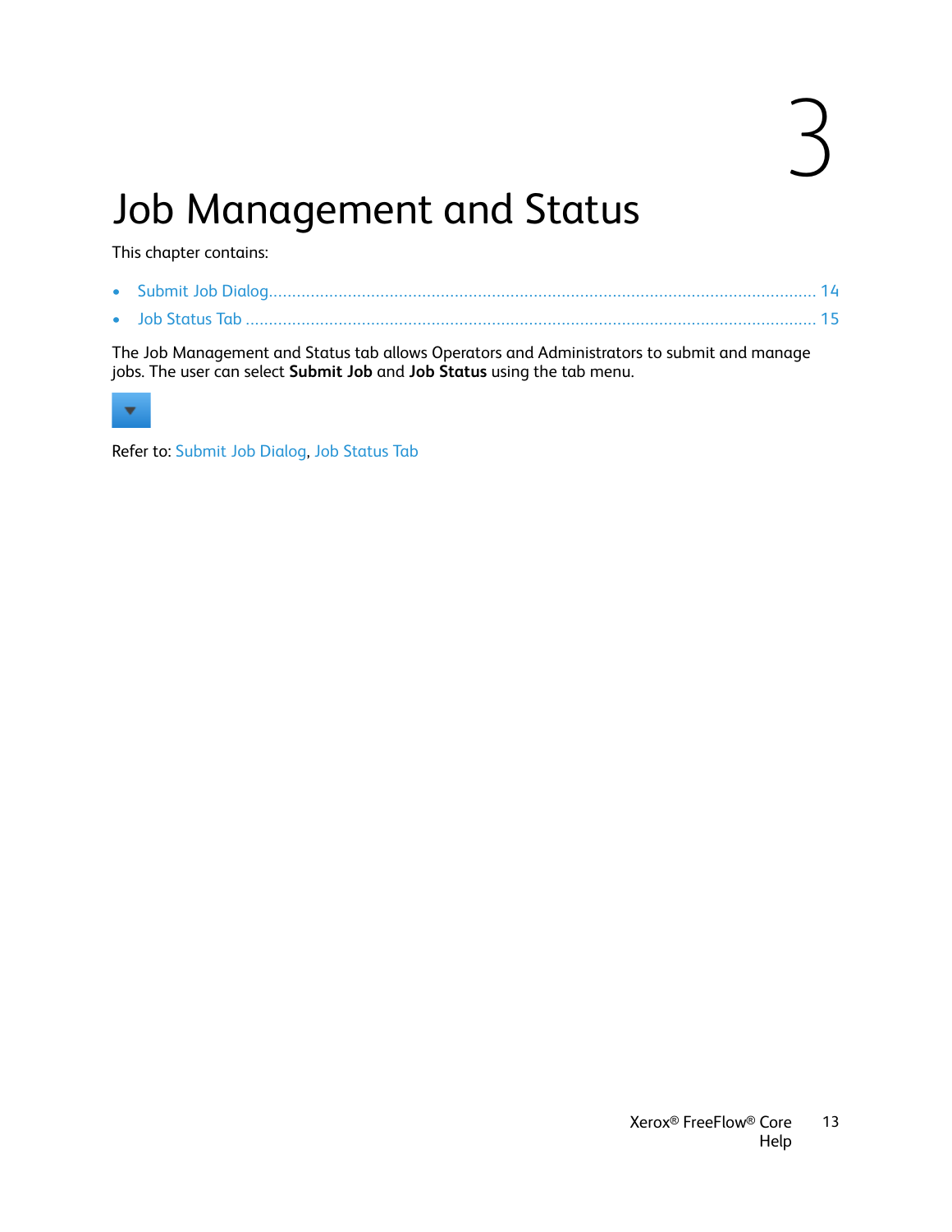# 3 Job Management and Status

This chapter contains:

- Submit Job Dialog.......................................................................................................... 14
- Job Status Tab .............................................................................................................. 15

The Job Management and Status tab allows Operators and Administrators to submit and manage jobs. The user can select **Submit Job** and **Job Status** using the tab menu.

Refer to: Submit Job Dialog, Job Status Tab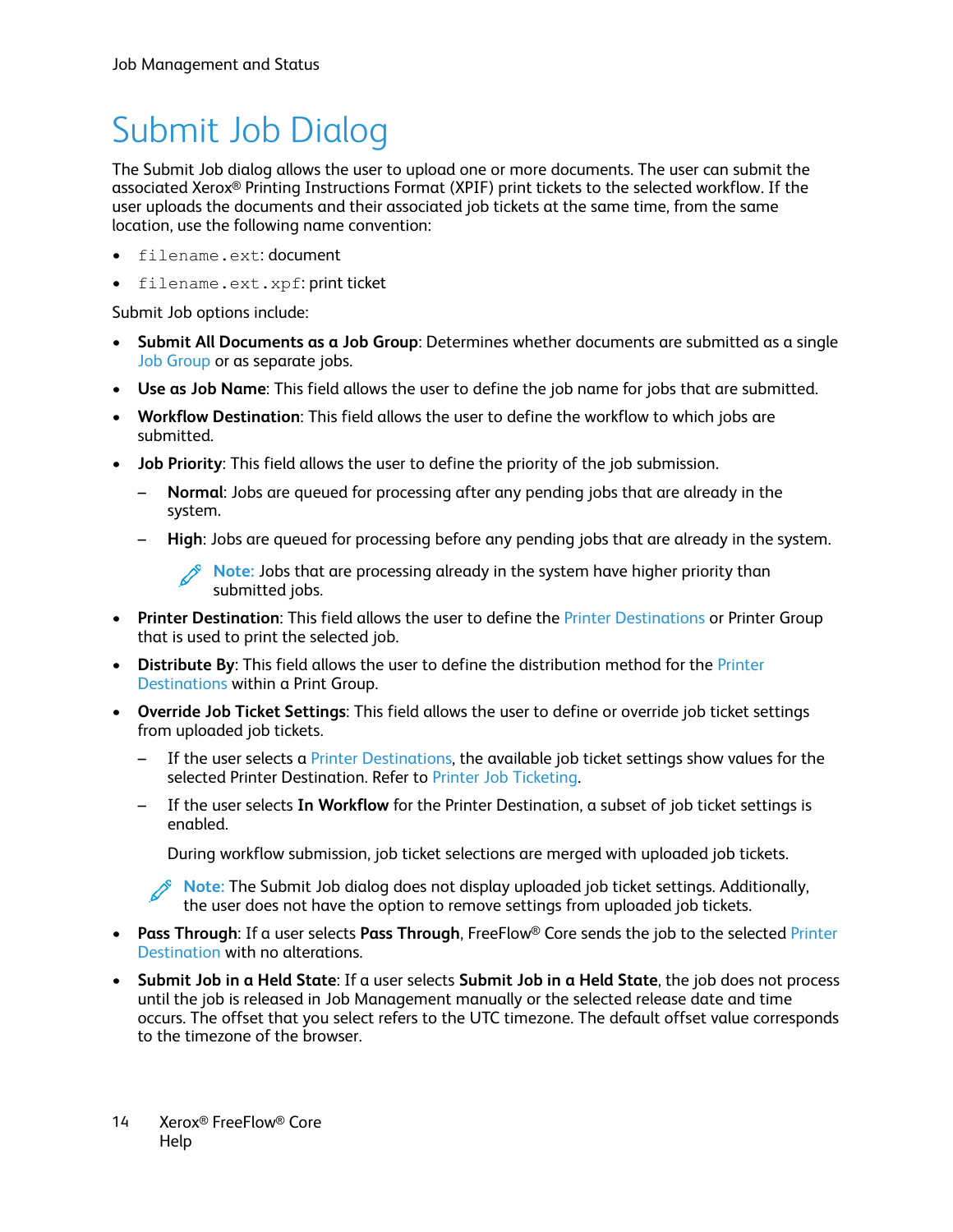# Submit Job Dialog

The Submit Job dialog allows the user to upload one or more documents. The user can submit the associated Xerox® Printing Instructions Format (XPIF) print tickets to the selected workflow. If the user uploads the documents and their associated job tickets at the same time, from the same location, use the following name convention:

- `filename.ext`: document
- `filename.ext.xpf`: print ticket

Submit Job options include:

- **Submit All Documents as a Job Group**: Determines whether documents are submitted as a single Job Group or as separate jobs.
- **Use as Job Name**: This field allows the user to define the job name for jobs that are submitted.
- **Workflow Destination**: This field allows the user to define the workflow to which jobs are submitted.
- **Job Priority**: This field allows the user to define the priority of the job submission.
  - **Normal**: Jobs are queued for processing after any pending jobs that are already in the system.
  - **High**: Jobs are queued for processing before any pending jobs that are already in the system.

    Note: Jobs that are processing already in the system have higher priority than submitted jobs.
- **Printer Destination**: This field allows the user to define the Printer Destinations or Printer Group that is used to print the selected job.
- **Distribute By**: This field allows the user to define the distribution method for the Printer Destinations within a Print Group.
- **Override Job Ticket Settings**: This field allows the user to define or override job ticket settings from uploaded job tickets.
  - If the user selects a Printer Destinations, the available job ticket settings show values for the selected Printer Destination. Refer to Printer Job Ticketing.
  - If the user selects **In Workflow** for the Printer Destination, a subset of job ticket settings is enabled.

    During workflow submission, job ticket selections are merged with uploaded job tickets.

  Note: The Submit Job dialog does not display uploaded job ticket settings. Additionally, the user does not have the option to remove settings from uploaded job tickets.
- **Pass Through**: If a user selects **Pass Through**, FreeFlow® Core sends the job to the selected Printer Destination with no alterations.
- **Submit Job in a Held State**: If a user selects **Submit Job in a Held State**, the job does not process until the job is released in Job Management manually or the selected release date and time occurs. The offset that you select refers to the UTC timezone. The default offset value corresponds to the timezone of the browser.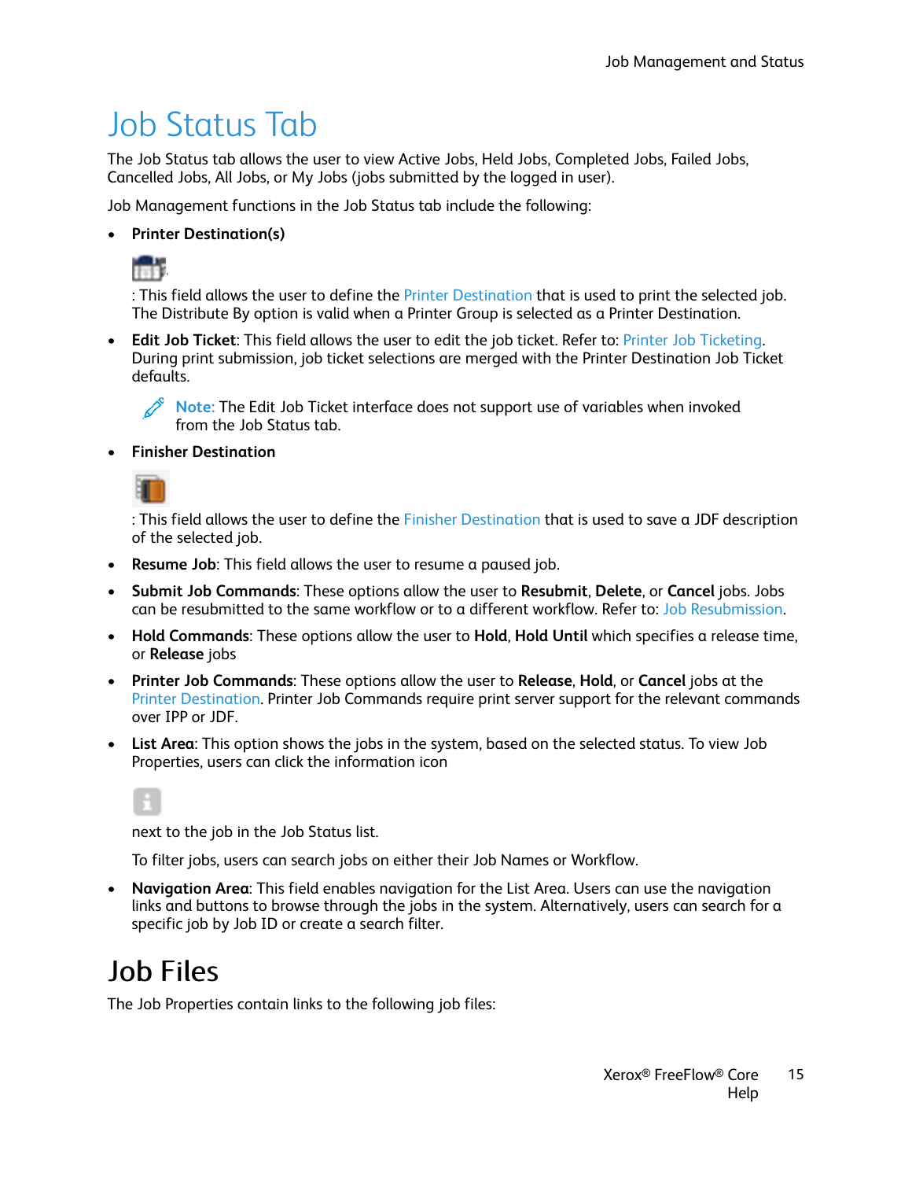# Job Status Tab

The Job Status tab allows the user to view Active Jobs, Held Jobs, Completed Jobs, Failed Jobs, Cancelled Jobs, All Jobs, or My Jobs (jobs submitted by the logged in user).

Job Management functions in the Job Status tab include the following:

- **Printer Destination(s)**

  : This field allows the user to define the Printer Destination that is used to print the selected job. The Distribute By option is valid when a Printer Group is selected as a Printer Destination.

- **Edit Job Ticket**: This field allows the user to edit the job ticket. Refer to: Printer Job Ticketing. During print submission, job ticket selections are merged with the Printer Destination Job Ticket defaults.

  Note: The Edit Job Ticket interface does not support use of variables when invoked from the Job Status tab.

- **Finisher Destination**

  : This field allows the user to define the Finisher Destination that is used to save a JDF description of the selected job.

- **Resume Job**: This field allows the user to resume a paused job.
- **Submit Job Commands**: These options allow the user to **Resubmit**, **Delete**, or **Cancel** jobs. Jobs can be resubmitted to the same workflow or to a different workflow. Refer to: Job Resubmission.
- **Hold Commands**: These options allow the user to **Hold**, **Hold Until** which specifies a release time, or **Release** jobs
- **Printer Job Commands**: These options allow the user to **Release**, **Hold**, or **Cancel** jobs at the Printer Destination. Printer Job Commands require print server support for the relevant commands over IPP or JDF.
- **List Area**: This option shows the jobs in the system, based on the selected status. To view Job Properties, users can click the information icon

  next to the job in the Job Status list.

  To filter jobs, users can search jobs on either their Job Names or Workflow.

- **Navigation Area**: This field enables navigation for the List Area. Users can use the navigation links and buttons to browse through the jobs in the system. Alternatively, users can search for a specific job by Job ID or create a search filter.

# Job Files

The Job Properties contain links to the following job files: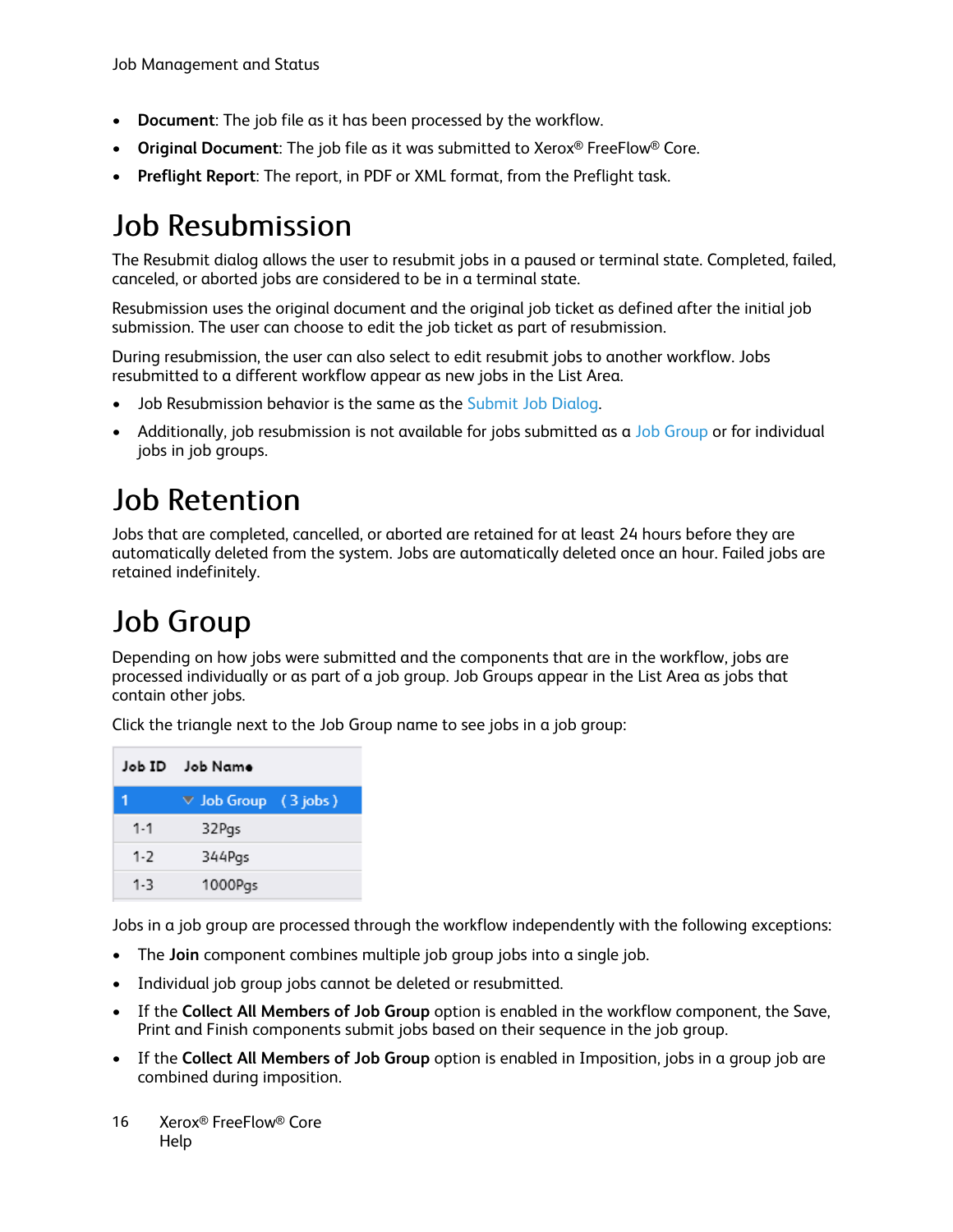- **Document**: The job file as it has been processed by the workflow.
- **Original Document**: The job file as it was submitted to Xerox® FreeFlow® Core.
- **Preflight Report**: The report, in PDF or XML format, from the Preflight task.

# Job Resubmission

The Resubmit dialog allows the user to resubmit jobs in a paused or terminal state. Completed, failed, canceled, or aborted jobs are considered to be in a terminal state.

Resubmission uses the original document and the original job ticket as defined after the initial job submission. The user can choose to edit the job ticket as part of resubmission.

During resubmission, the user can also select to edit resubmit jobs to another workflow. Jobs resubmitted to a different workflow appear as new jobs in the List Area.

- Job Resubmission behavior is the same as the Submit Job Dialog.
- Additionally, job resubmission is not available for jobs submitted as a Job Group or for individual jobs in job groups.

# Job Retention

Jobs that are completed, cancelled, or aborted are retained for at least 24 hours before they are automatically deleted from the system. Jobs are automatically deleted once an hour. Failed jobs are retained indefinitely.

# Job Group

Depending on how jobs were submitted and the components that are in the workflow, jobs are processed individually or as part of a job group. Job Groups appear in the List Area as jobs that contain other jobs.

Click the triangle next to the Job Group name to see jobs in a job group:

| Job ID | Job Name |
|---|---|
| 1 | ∨ Job Group (3 jobs) |
| 1-1 | 32Pgs |
| 1-2 | 344Pgs |
| 1-3 | 1000Pgs |

Jobs in a job group are processed through the workflow independently with the following exceptions:

- The **Join** component combines multiple job group jobs into a single job.
- Individual job group jobs cannot be deleted or resubmitted.
- If the **Collect All Members of Job Group** option is enabled in the workflow component, the Save, Print and Finish components submit jobs based on their sequence in the job group.
- If the **Collect All Members of Job Group** option is enabled in Imposition, jobs in a group job are combined during imposition.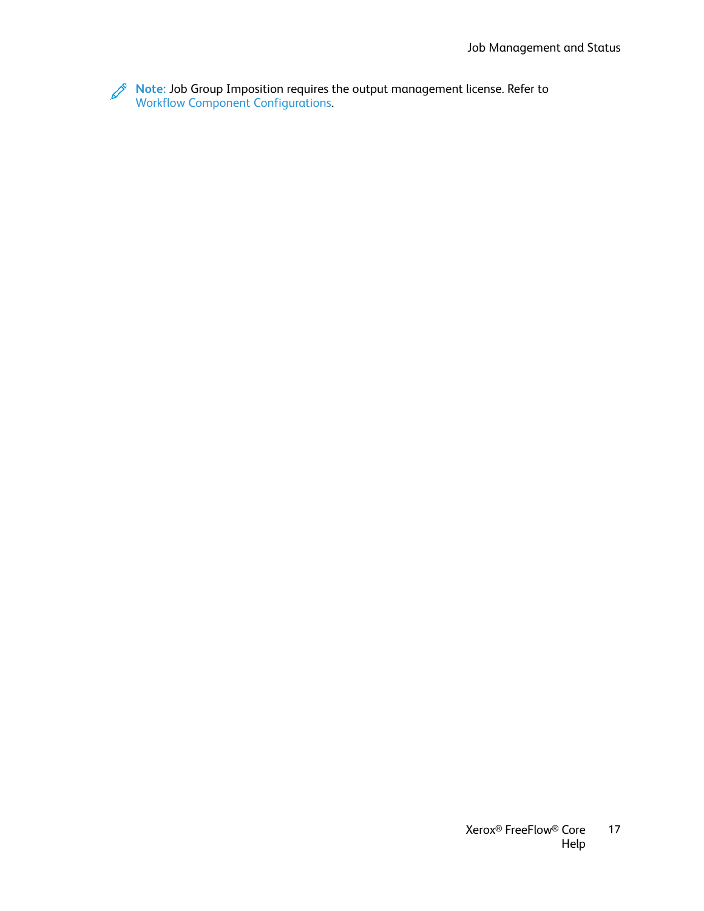**Note:** Job Group Imposition requires the output management license. Refer to Workflow Component Configurations.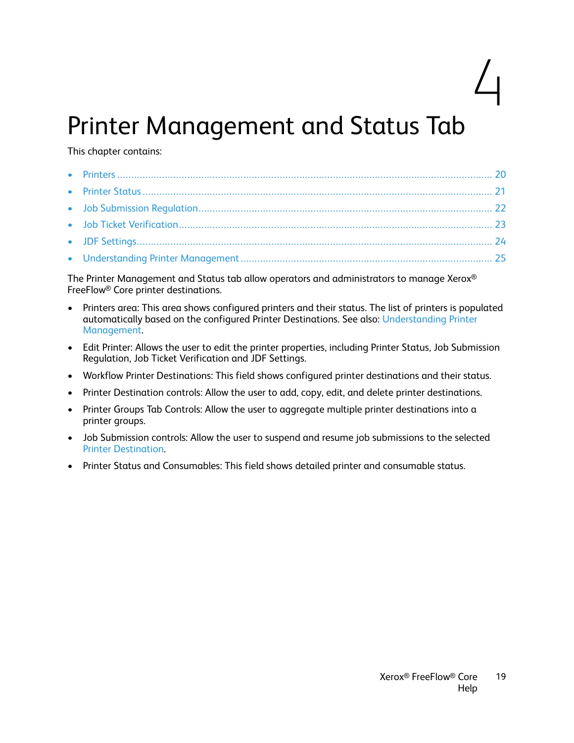# 4 Printer Management and Status Tab

This chapter contains:

- Printers ..................................................................................................................... 20
- Printer Status ........................................................................................................... 21
- Job Submission Regulation ....................................................................................... 22
- Job Ticket Verification ............................................................................................... 23
- JDF Settings ............................................................................................................. 24
- Understanding Printer Management ......................................................................... 25

The Printer Management and Status tab allow operators and administrators to manage Xerox® FreeFlow® Core printer destinations.

- Printers area: This area shows configured printers and their status. The list of printers is populated automatically based on the configured Printer Destinations. See also: Understanding Printer Management.
- Edit Printer: Allows the user to edit the printer properties, including Printer Status, Job Submission Regulation, Job Ticket Verification and JDF Settings.
- Workflow Printer Destinations: This field shows configured printer destinations and their status.
- Printer Destination controls: Allow the user to add, copy, edit, and delete printer destinations.
- Printer Groups Tab Controls: Allow the user to aggregate multiple printer destinations into a printer groups.
- Job Submission controls: Allow the user to suspend and resume job submissions to the selected Printer Destination.
- Printer Status and Consumables: This field shows detailed printer and consumable status.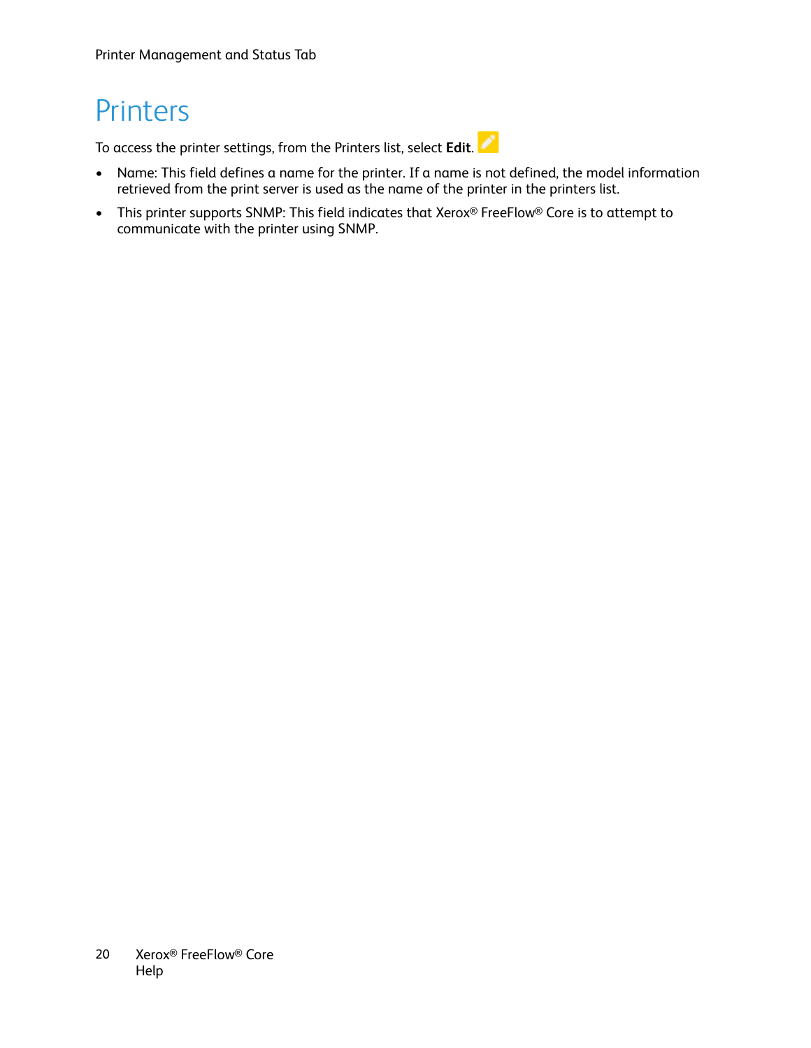# Printers

To access the printer settings, from the Printers list, select **Edit**.

- Name: This field defines a name for the printer. If a name is not defined, the model information retrieved from the print server is used as the name of the printer in the printers list.
- This printer supports SNMP: This field indicates that Xerox® FreeFlow® Core is to attempt to communicate with the printer using SNMP.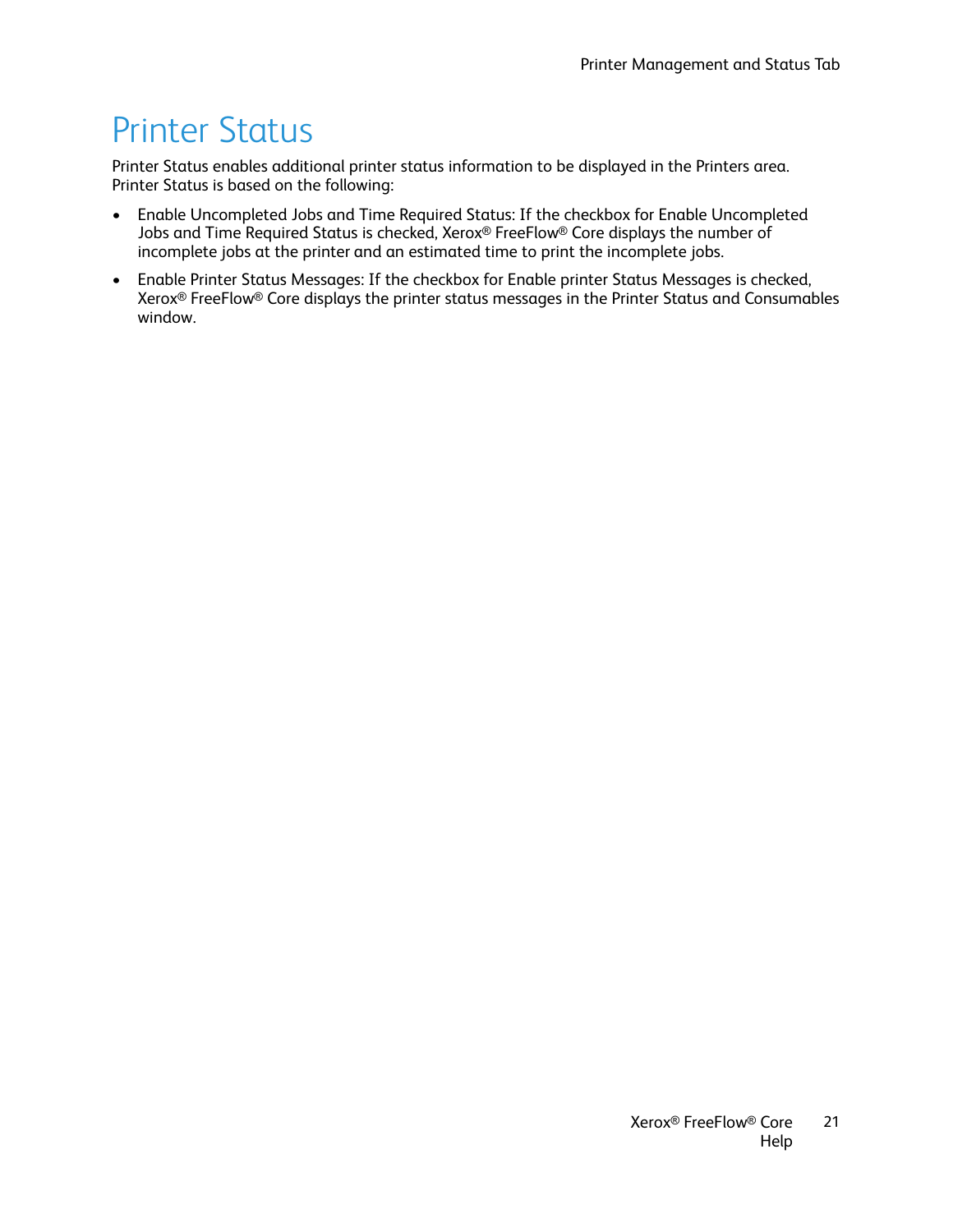# Printer Status

Printer Status enables additional printer status information to be displayed in the Printers area. Printer Status is based on the following:

- Enable Uncompleted Jobs and Time Required Status: If the checkbox for Enable Uncompleted Jobs and Time Required Status is checked, Xerox® FreeFlow® Core displays the number of incomplete jobs at the printer and an estimated time to print the incomplete jobs.
- Enable Printer Status Messages: If the checkbox for Enable printer Status Messages is checked, Xerox® FreeFlow® Core displays the printer status messages in the Printer Status and Consumables window.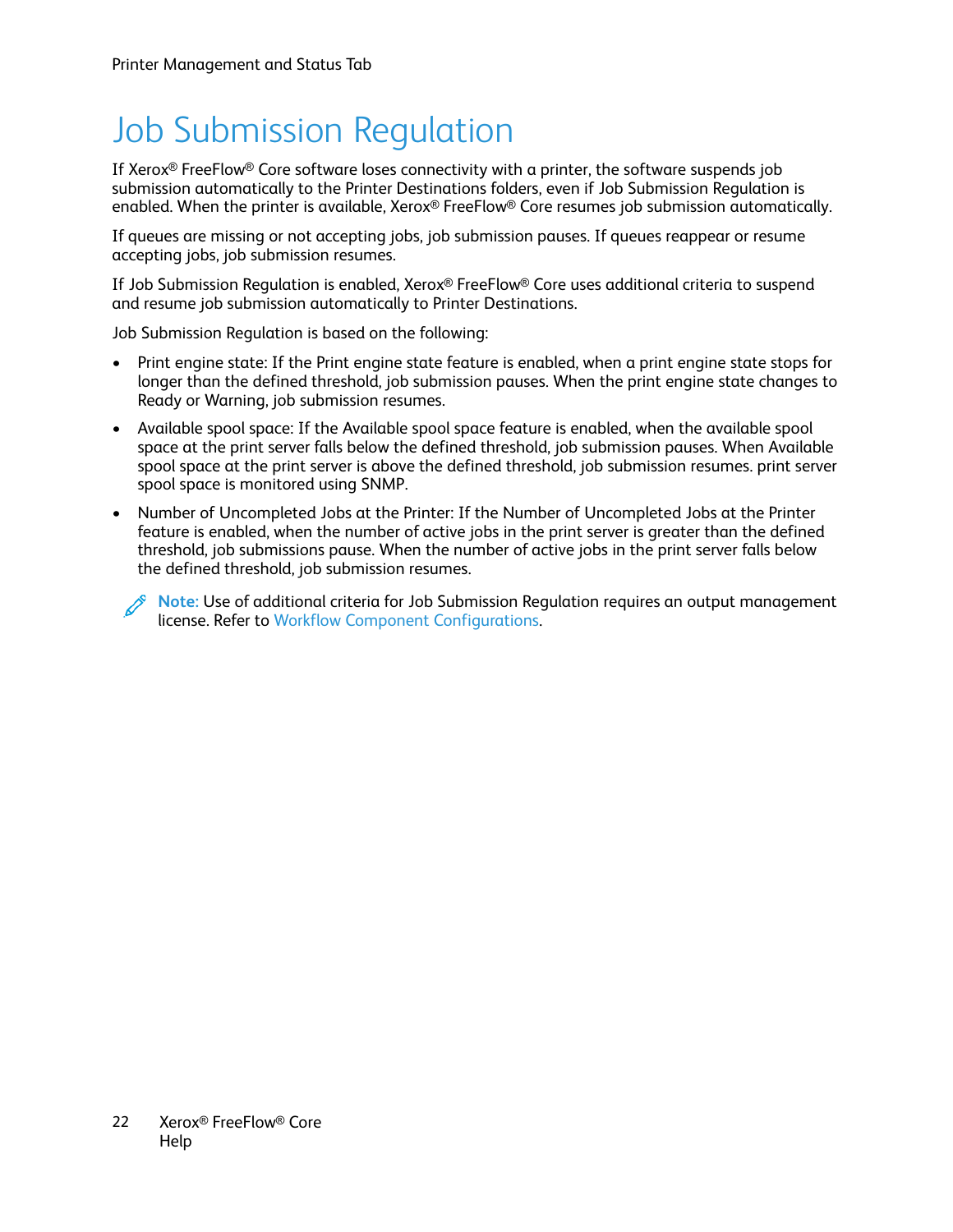# Job Submission Regulation

If Xerox® FreeFlow® Core software loses connectivity with a printer, the software suspends job submission automatically to the Printer Destinations folders, even if Job Submission Regulation is enabled. When the printer is available, Xerox® FreeFlow® Core resumes job submission automatically.

If queues are missing or not accepting jobs, job submission pauses. If queues reappear or resume accepting jobs, job submission resumes.

If Job Submission Regulation is enabled, Xerox® FreeFlow® Core uses additional criteria to suspend and resume job submission automatically to Printer Destinations.

Job Submission Regulation is based on the following:

- Print engine state: If the Print engine state feature is enabled, when a print engine state stops for longer than the defined threshold, job submission pauses. When the print engine state changes to Ready or Warning, job submission resumes.
- Available spool space: If the Available spool space feature is enabled, when the available spool space at the print server falls below the defined threshold, job submission pauses. When Available spool space at the print server is above the defined threshold, job submission resumes. print server spool space is monitored using SNMP.
- Number of Uncompleted Jobs at the Printer: If the Number of Uncompleted Jobs at the Printer feature is enabled, when the number of active jobs in the print server is greater than the defined threshold, job submissions pause. When the number of active jobs in the print server falls below the defined threshold, job submission resumes.

**Note:** Use of additional criteria for Job Submission Regulation requires an output management license. Refer to Workflow Component Configurations.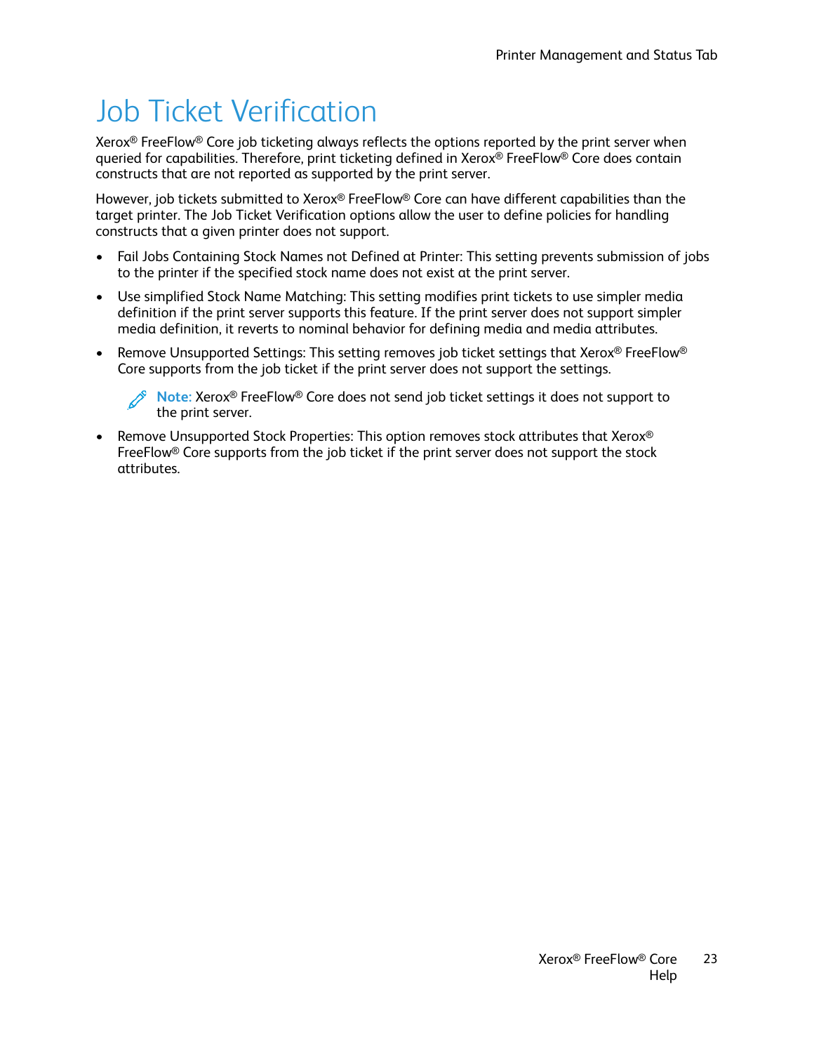# Job Ticket Verification

Xerox® FreeFlow® Core job ticketing always reflects the options reported by the print server when queried for capabilities. Therefore, print ticketing defined in Xerox® FreeFlow® Core does contain constructs that are not reported as supported by the print server.

However, job tickets submitted to Xerox® FreeFlow® Core can have different capabilities than the target printer. The Job Ticket Verification options allow the user to define policies for handling constructs that a given printer does not support.

- Fail Jobs Containing Stock Names not Defined at Printer: This setting prevents submission of jobs to the printer if the specified stock name does not exist at the print server.
- Use simplified Stock Name Matching: This setting modifies print tickets to use simpler media definition if the print server supports this feature. If the print server does not support simpler media definition, it reverts to nominal behavior for defining media and media attributes.
- Remove Unsupported Settings: This setting removes job ticket settings that Xerox® FreeFlow® Core supports from the job ticket if the print server does not support the settings.

  **Note:** Xerox® FreeFlow® Core does not send job ticket settings it does not support to the print server.

- Remove Unsupported Stock Properties: This option removes stock attributes that Xerox® FreeFlow® Core supports from the job ticket if the print server does not support the stock attributes.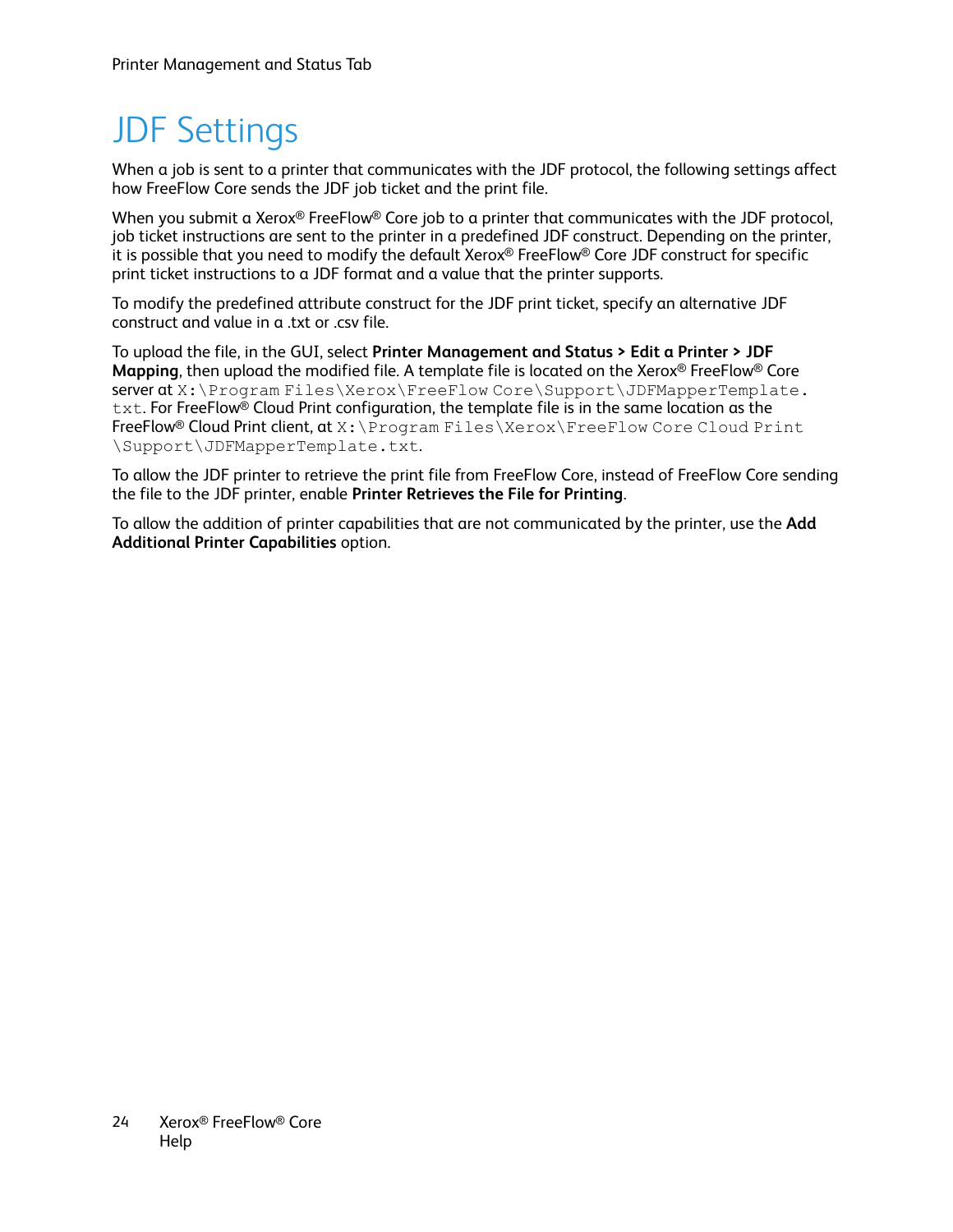# JDF Settings

When a job is sent to a printer that communicates with the JDF protocol, the following settings affect how FreeFlow Core sends the JDF job ticket and the print file.

When you submit a Xerox® FreeFlow® Core job to a printer that communicates with the JDF protocol, job ticket instructions are sent to the printer in a predefined JDF construct. Depending on the printer, it is possible that you need to modify the default Xerox® FreeFlow® Core JDF construct for specific print ticket instructions to a JDF format and a value that the printer supports.

To modify the predefined attribute construct for the JDF print ticket, specify an alternative JDF construct and value in a .txt or .csv file.

To upload the file, in the GUI, select **Printer Management and Status > Edit a Printer > JDF Mapping**, then upload the modified file. A template file is located on the Xerox® FreeFlow® Core server at `X:\Program Files\Xerox\FreeFlow Core\Support\JDFMapperTemplate.txt`. For FreeFlow® Cloud Print configuration, the template file is in the same location as the FreeFlow® Cloud Print client, at `X:\Program Files\Xerox\FreeFlow Core Cloud Print\Support\JDFMapperTemplate.txt`.

To allow the JDF printer to retrieve the print file from FreeFlow Core, instead of FreeFlow Core sending the file to the JDF printer, enable **Printer Retrieves the File for Printing**.

To allow the addition of printer capabilities that are not communicated by the printer, use the **Add Additional Printer Capabilities** option.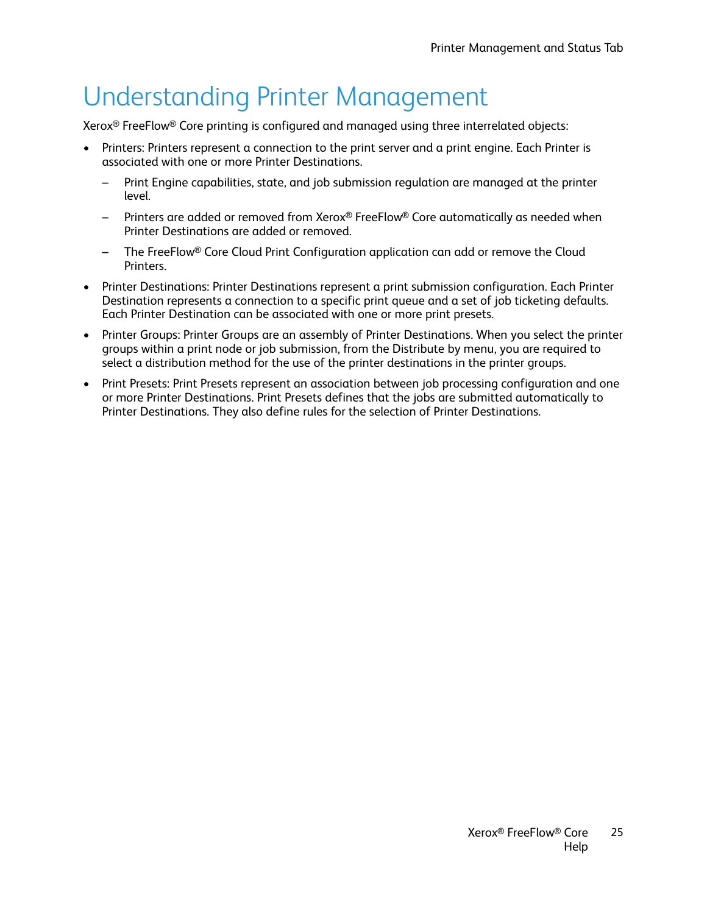# Understanding Printer Management

Xerox® FreeFlow® Core printing is configured and managed using three interrelated objects:

- Printers: Printers represent a connection to the print server and a print engine. Each Printer is associated with one or more Printer Destinations.
  - Print Engine capabilities, state, and job submission regulation are managed at the printer level.
  - Printers are added or removed from Xerox® FreeFlow® Core automatically as needed when Printer Destinations are added or removed.
  - The FreeFlow® Core Cloud Print Configuration application can add or remove the Cloud Printers.
- Printer Destinations: Printer Destinations represent a print submission configuration. Each Printer Destination represents a connection to a specific print queue and a set of job ticketing defaults. Each Printer Destination can be associated with one or more print presets.
- Printer Groups: Printer Groups are an assembly of Printer Destinations. When you select the printer groups within a print node or job submission, from the Distribute by menu, you are required to select a distribution method for the use of the printer destinations in the printer groups.
- Print Presets: Print Presets represent an association between job processing configuration and one or more Printer Destinations. Print Presets defines that the jobs are submitted automatically to Printer Destinations. They also define rules for the selection of Printer Destinations.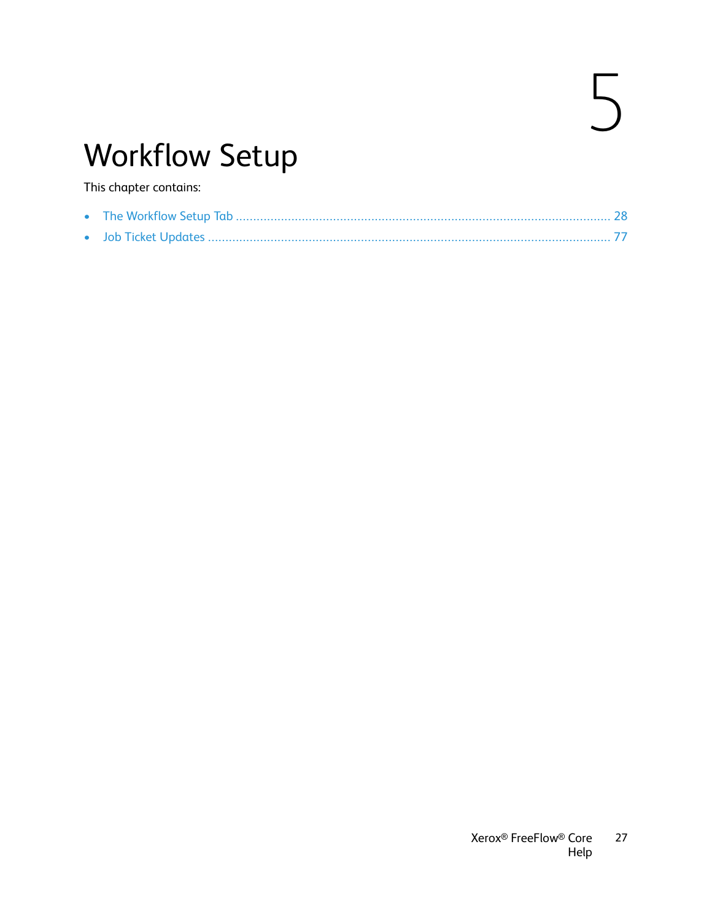# 5 Workflow Setup

This chapter contains:

- The Workflow Setup Tab ........................................................................................................ 28
- Job Ticket Updates ................................................................................................................ 77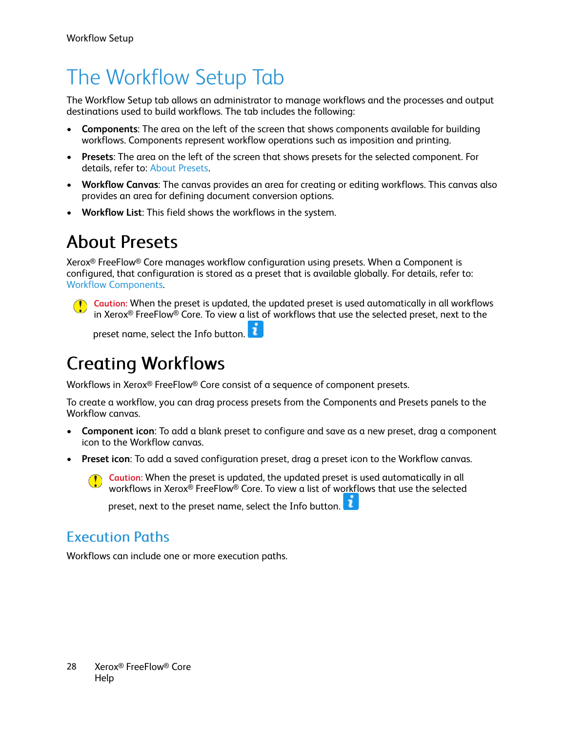# The Workflow Setup Tab

The Workflow Setup tab allows an administrator to manage workflows and the processes and output destinations used to build workflows. The tab includes the following:

- **Components**: The area on the left of the screen that shows components available for building workflows. Components represent workflow operations such as imposition and printing.
- **Presets**: The area on the left of the screen that shows presets for the selected component. For details, refer to: About Presets.
- **Workflow Canvas**: The canvas provides an area for creating or editing workflows. This canvas also provides an area for defining document conversion options.
- **Workflow List**: This field shows the workflows in the system.

## About Presets

Xerox® FreeFlow® Core manages workflow configuration using presets. When a Component is configured, that configuration is stored as a preset that is available globally. For details, refer to: Workflow Components.

> Caution: When the preset is updated, the updated preset is used automatically in all workflows in Xerox® FreeFlow® Core. To view a list of workflows that use the selected preset, next to the preset name, select the Info button.

## Creating Workflows

Workflows in Xerox® FreeFlow® Core consist of a sequence of component presets.

To create a workflow, you can drag process presets from the Components and Presets panels to the Workflow canvas.

- **Component icon**: To add a blank preset to configure and save as a new preset, drag a component icon to the Workflow canvas.
- **Preset icon**: To add a saved configuration preset, drag a preset icon to the Workflow canvas.

  > Caution: When the preset is updated, the updated preset is used automatically in all workflows in Xerox® FreeFlow® Core. To view a list of workflows that use the selected preset, next to the preset name, select the Info button.

### Execution Paths

Workflows can include one or more execution paths.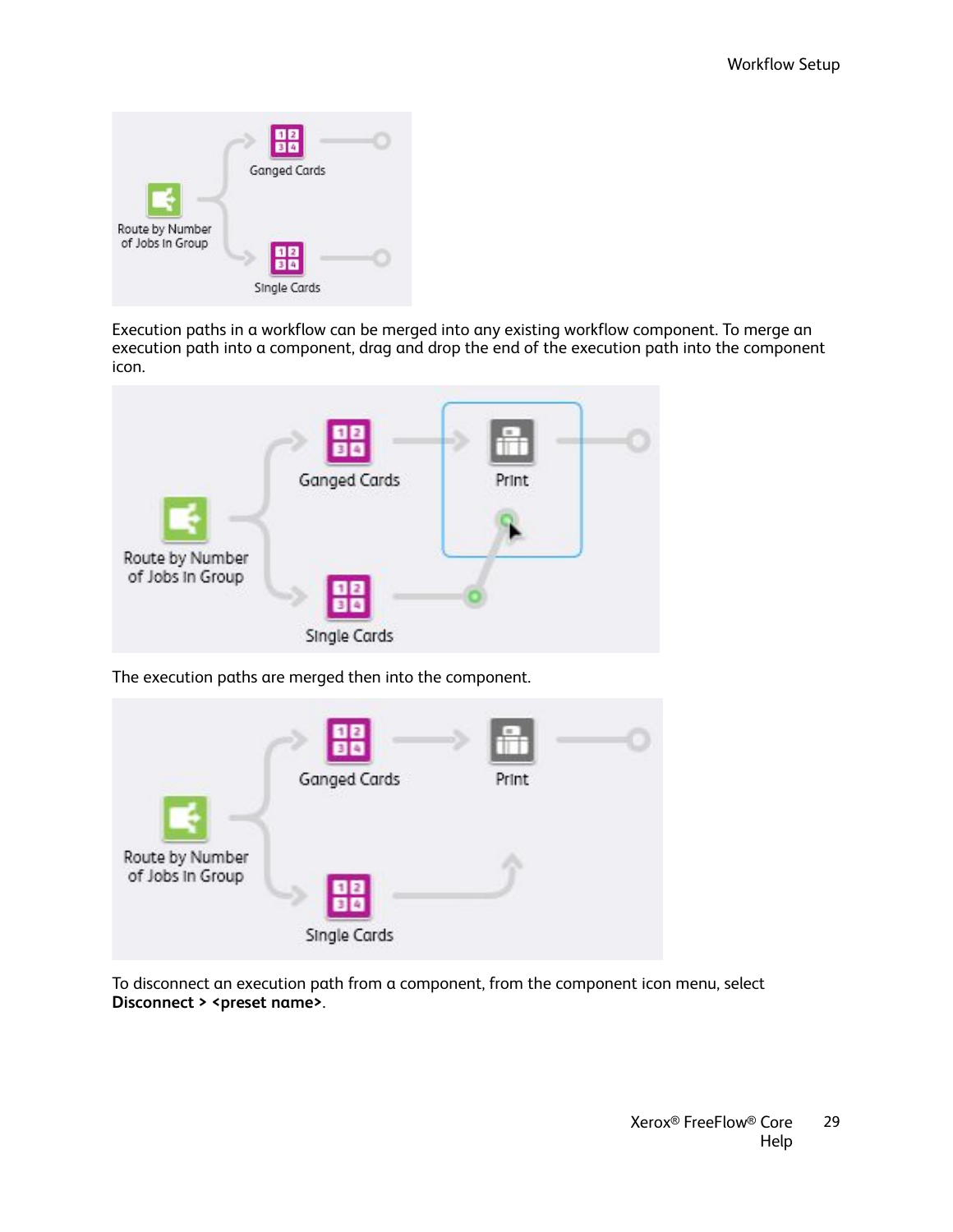Execution paths in a workflow can be merged into any existing workflow component. To merge an execution path into a component, drag and drop the end of the execution path into the component icon.

The execution paths are merged then into the component.

To disconnect an execution path from a component, from the component icon menu, select **Disconnect > <preset name>**.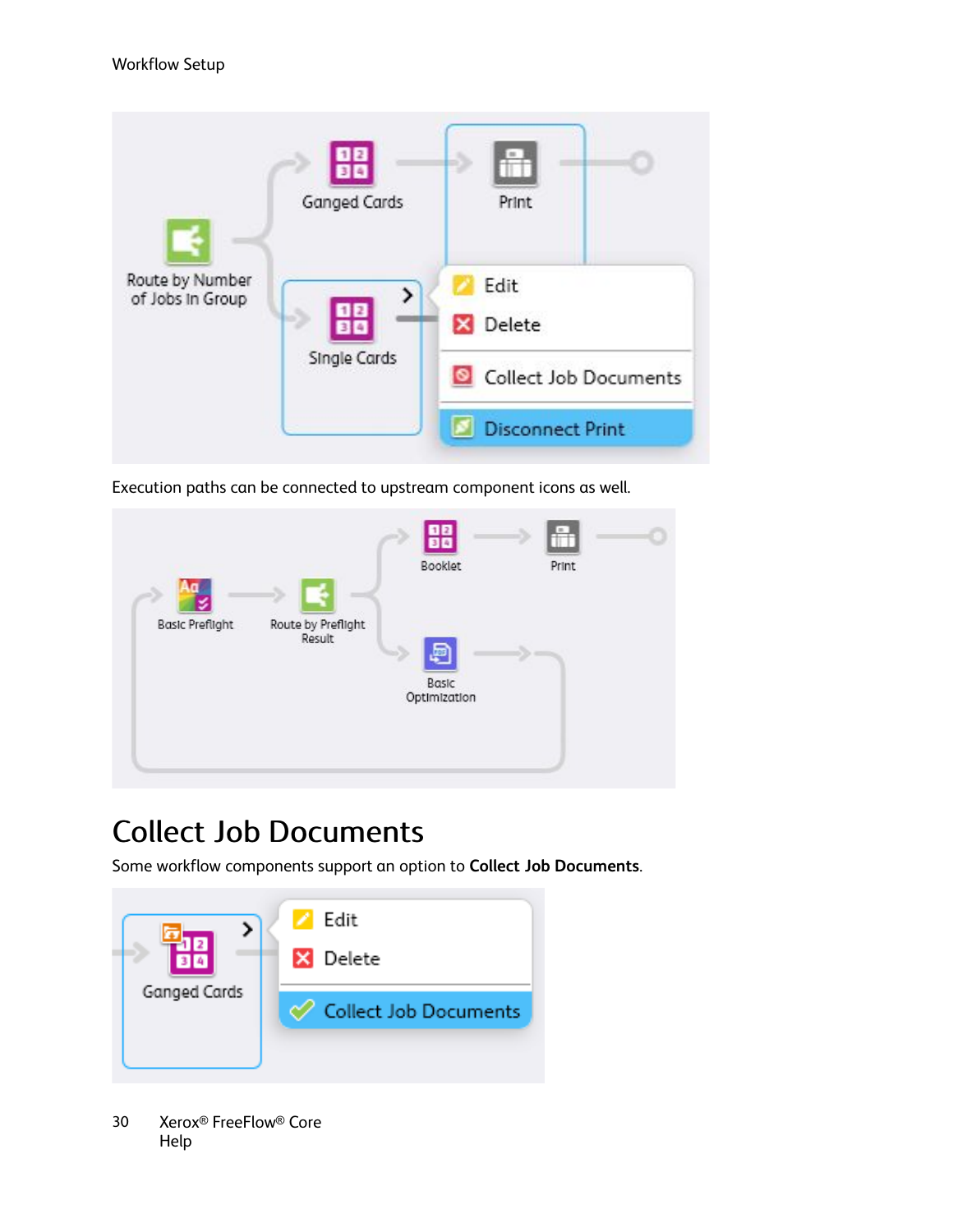Execution paths can be connected to upstream component icons as well.

## Collect Job Documents

Some workflow components support an option to **Collect Job Documents**.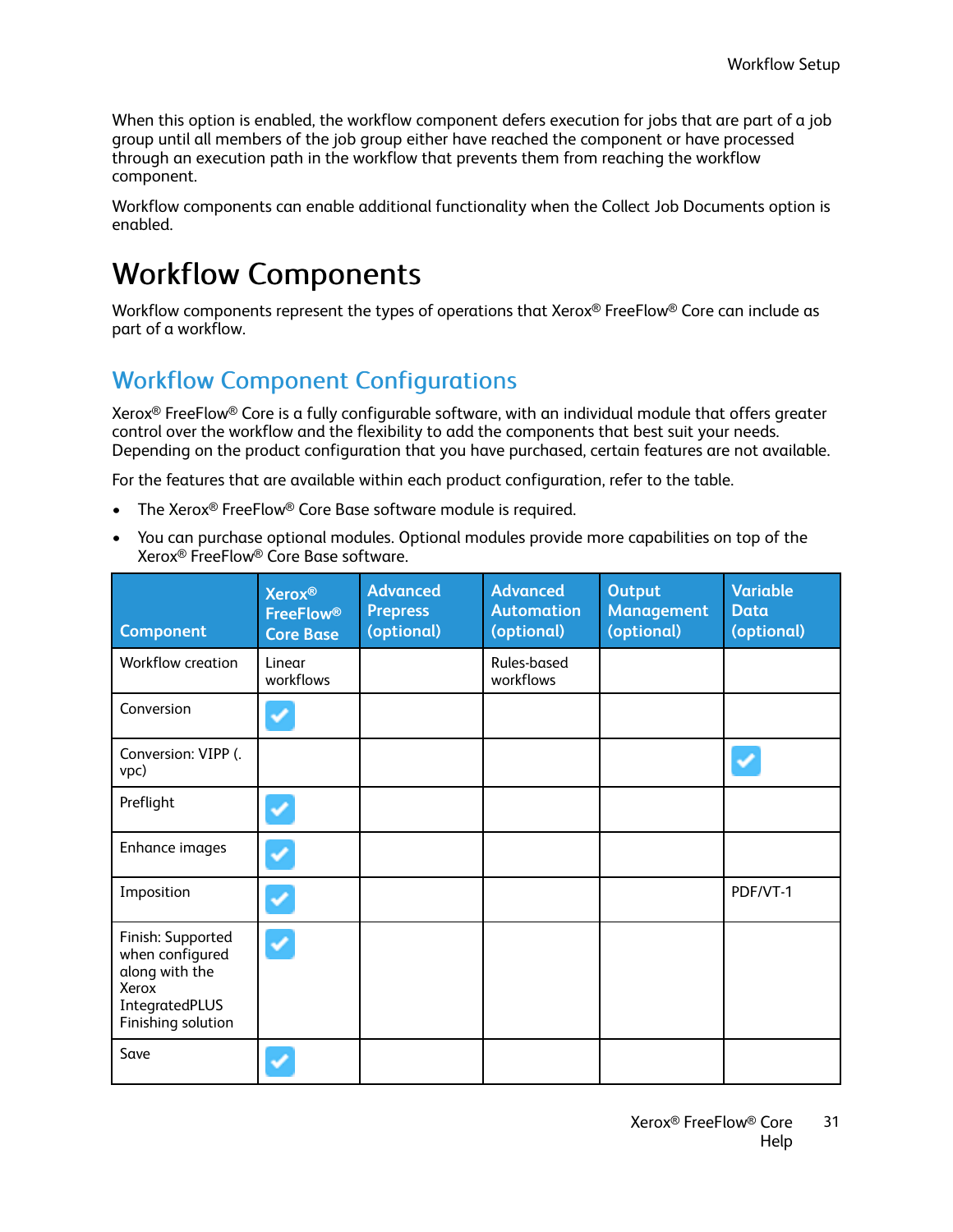When this option is enabled, the workflow component defers execution for jobs that are part of a job group until all members of the job group either have reached the component or have processed through an execution path in the workflow that prevents them from reaching the workflow component.

Workflow components can enable additional functionality when the Collect Job Documents option is enabled.

# Workflow Components

Workflow components represent the types of operations that Xerox® FreeFlow® Core can include as part of a workflow.

## Workflow Component Configurations

Xerox® FreeFlow® Core is a fully configurable software, with an individual module that offers greater control over the workflow and the flexibility to add the components that best suit your needs. Depending on the product configuration that you have purchased, certain features are not available.

For the features that are available within each product configuration, refer to the table.

- The Xerox® FreeFlow® Core Base software module is required.
- You can purchase optional modules. Optional modules provide more capabilities on top of the Xerox® FreeFlow® Core Base software.

| Component | Xerox® FreeFlow® Core Base | Advanced Prepress (optional) | Advanced Automation (optional) | Output Management (optional) | Variable Data (optional) |
|---|---|---|---|---|---|
| Workflow creation | Linear workflows | | Rules-based workflows | | |
| Conversion | ✓ | | | | |
| Conversion: VIPP (.vpc) | | | | | ✓ |
| Preflight | ✓ | | | | |
| Enhance images | ✓ | | | | |
| Imposition | ✓ | | | | PDF/VT-1 |
| Finish: Supported when configured along with the Xerox IntegratedPLUS Finishing solution | ✓ | | | | |
| Save | ✓ | | | | |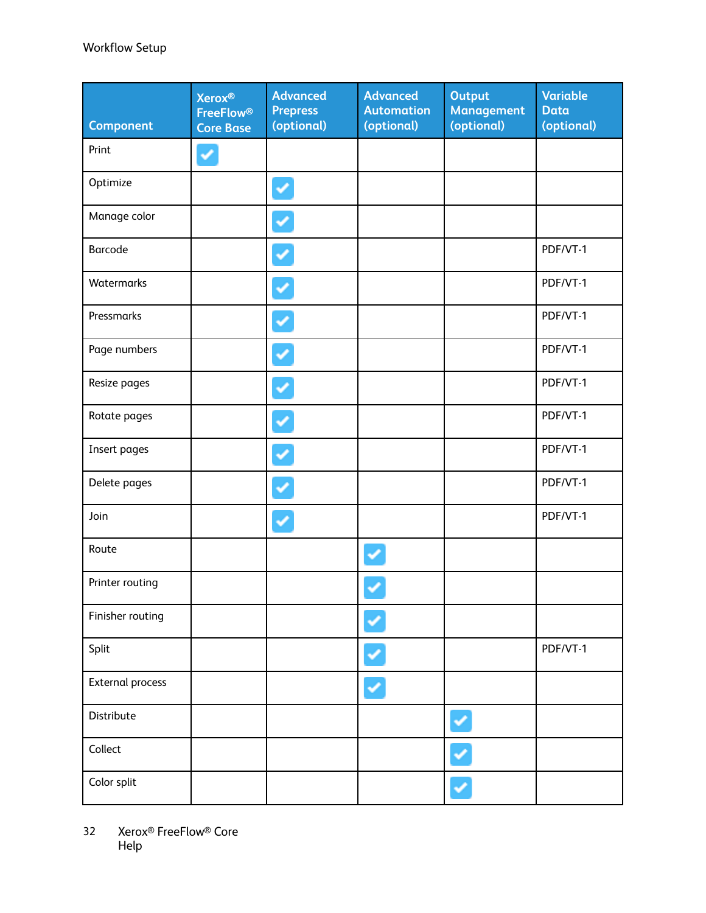| Component | Xerox® FreeFlow® Core Base | Advanced Prepress (optional) | Advanced Automation (optional) | Output Management (optional) | Variable Data (optional) |
|---|---|---|---|---|---|
| Print | ✓ | | | | |
| Optimize | | ✓ | | | |
| Manage color | | ✓ | | | |
| Barcode | | ✓ | | | PDF/VT-1 |
| Watermarks | | ✓ | | | PDF/VT-1 |
| Pressmarks | | ✓ | | | PDF/VT-1 |
| Page numbers | | ✓ | | | PDF/VT-1 |
| Resize pages | | ✓ | | | PDF/VT-1 |
| Rotate pages | | ✓ | | | PDF/VT-1 |
| Insert pages | | ✓ | | | PDF/VT-1 |
| Delete pages | | ✓ | | | PDF/VT-1 |
| Join | | ✓ | | | PDF/VT-1 |
| Route | | | ✓ | | |
| Printer routing | | | ✓ | | |
| Finisher routing | | | ✓ | | |
| Split | | | ✓ | | PDF/VT-1 |
| External process | | | ✓ | | |
| Distribute | | | | ✓ | |
| Collect | | | | ✓ | |
| Color split | | | | ✓ | |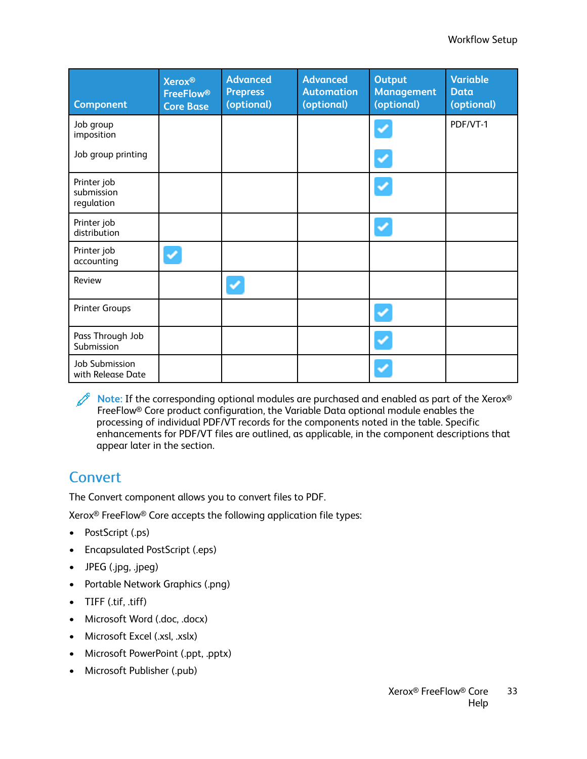| Component | Xerox® FreeFlow® Core Base | Advanced Prepress (optional) | Advanced Automation (optional) | Output Management (optional) | Variable Data (optional) |
|---|---|---|---|---|---|
| Job group imposition<br><br>Job group printing | | | | ✓<br><br>✓ | PDF/VT-1 |
| Printer job submission regulation | | | | ✓ | |
| Printer job distribution | | | | ✓ | |
| Printer job accounting | ✓ | | | | |
| Review | | ✓ | | | |
| Printer Groups | | | | ✓ | |
| Pass Through Job Submission | | | | ✓ | |
| Job Submission with Release Date | | | | ✓ | |

**Note:** If the corresponding optional modules are purchased and enabled as part of the Xerox® FreeFlow® Core product configuration, the Variable Data optional module enables the processing of individual PDF/VT records for the components noted in the table. Specific enhancements for PDF/VT files are outlined, as applicable, in the component descriptions that appear later in the section.

## Convert

The Convert component allows you to convert files to PDF.

Xerox® FreeFlow® Core accepts the following application file types:

- PostScript (.ps)
- Encapsulated PostScript (.eps)
- JPEG (.jpg, .jpeg)
- Portable Network Graphics (.png)
- TIFF (.tif, .tiff)
- Microsoft Word (.doc, .docx)
- Microsoft Excel (.xsl, .xslx)
- Microsoft PowerPoint (.ppt, .pptx)
- Microsoft Publisher (.pub)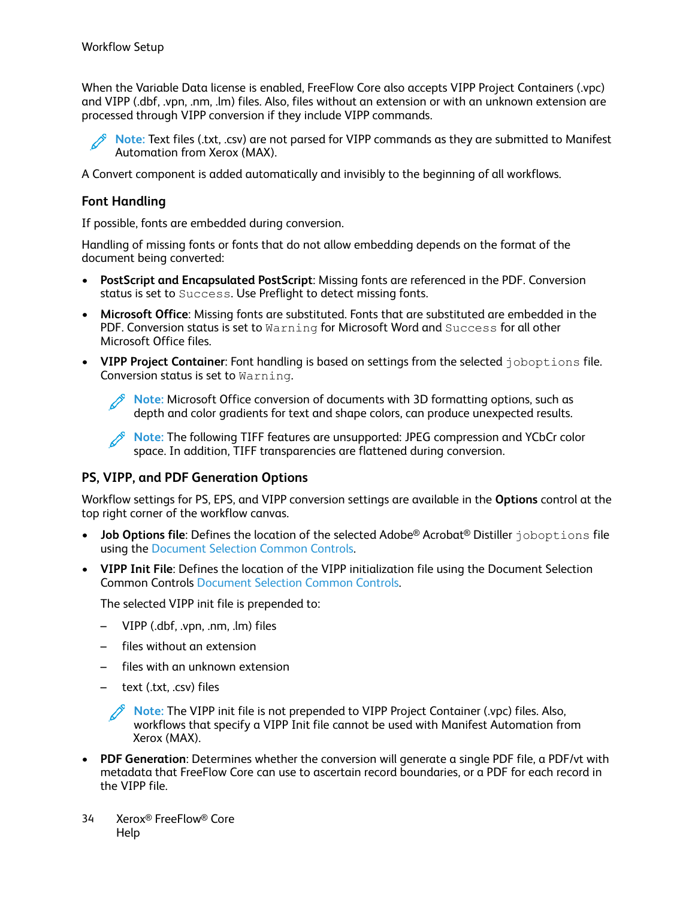When the Variable Data license is enabled, FreeFlow Core also accepts VIPP Project Containers (.vpc) and VIPP (.dbf, .vpn, .nm, .lm) files. Also, files without an extension or with an unknown extension are processed through VIPP conversion if they include VIPP commands.

**Note:** Text files (.txt, .csv) are not parsed for VIPP commands as they are submitted to Manifest Automation from Xerox (MAX).

A Convert component is added automatically and invisibly to the beginning of all workflows.

### Font Handling

If possible, fonts are embedded during conversion.

Handling of missing fonts or fonts that do not allow embedding depends on the format of the document being converted:

- **PostScript and Encapsulated PostScript**: Missing fonts are referenced in the PDF. Conversion status is set to `Success`. Use Preflight to detect missing fonts.
- **Microsoft Office**: Missing fonts are substituted. Fonts that are substituted are embedded in the PDF. Conversion status is set to `Warning` for Microsoft Word and `Success` for all other Microsoft Office files.
- **VIPP Project Container**: Font handling is based on settings from the selected `joboptions` file. Conversion status is set to `Warning`.

  **Note:** Microsoft Office conversion of documents with 3D formatting options, such as depth and color gradients for text and shape colors, can produce unexpected results.

  **Note:** The following TIFF features are unsupported: JPEG compression and YCbCr color space. In addition, TIFF transparencies are flattened during conversion.

### PS, VIPP, and PDF Generation Options

Workflow settings for PS, EPS, and VIPP conversion settings are available in the **Options** control at the top right corner of the workflow canvas.

- **Job Options file**: Defines the location of the selected Adobe® Acrobat® Distiller `joboptions` file using the Document Selection Common Controls.
- **VIPP Init File**: Defines the location of the VIPP initialization file using the Document Selection Common Controls Document Selection Common Controls.

  The selected VIPP init file is prepended to:

  - VIPP (.dbf, .vpn, .nm, .lm) files
  - files without an extension
  - files with an unknown extension
  - text (.txt, .csv) files

  **Note:** The VIPP init file is not prepended to VIPP Project Container (.vpc) files. Also, workflows that specify a VIPP Init file cannot be used with Manifest Automation from Xerox (MAX).

- **PDF Generation**: Determines whether the conversion will generate a single PDF file, a PDF/vt with metadata that FreeFlow Core can use to ascertain record boundaries, or a PDF for each record in the VIPP file.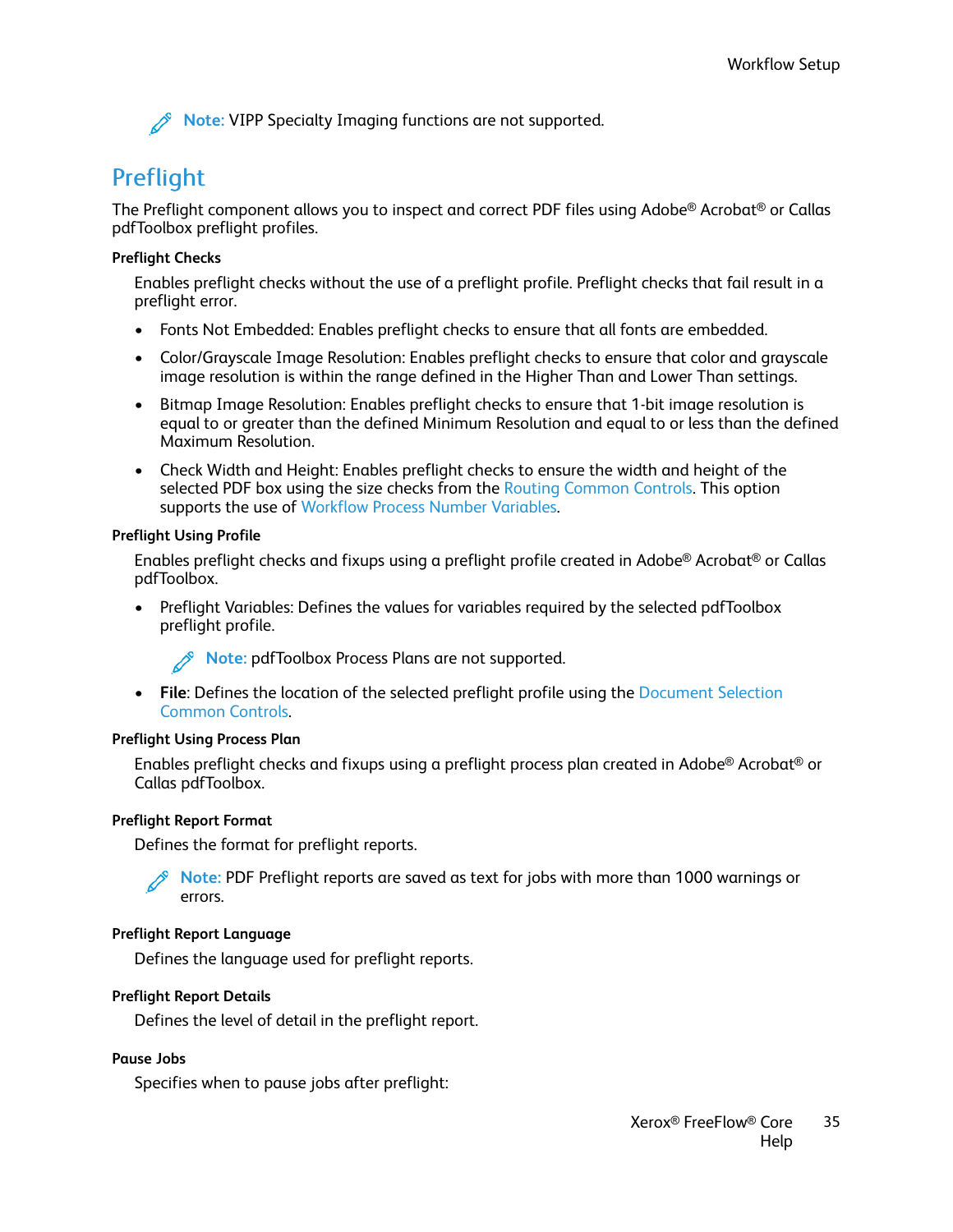**Note:** VIPP Specialty Imaging functions are not supported.

## Preflight

The Preflight component allows you to inspect and correct PDF files using Adobe® Acrobat® or Callas pdfToolbox preflight profiles.

#### Preflight Checks

Enables preflight checks without the use of a preflight profile. Preflight checks that fail result in a preflight error.

- Fonts Not Embedded: Enables preflight checks to ensure that all fonts are embedded.
- Color/Grayscale Image Resolution: Enables preflight checks to ensure that color and grayscale image resolution is within the range defined in the Higher Than and Lower Than settings.
- Bitmap Image Resolution: Enables preflight checks to ensure that 1-bit image resolution is equal to or greater than the defined Minimum Resolution and equal to or less than the defined Maximum Resolution.
- Check Width and Height: Enables preflight checks to ensure the width and height of the selected PDF box using the size checks from the Routing Common Controls. This option supports the use of Workflow Process Number Variables.

#### Preflight Using Profile

Enables preflight checks and fixups using a preflight profile created in Adobe® Acrobat® or Callas pdfToolbox.

- Preflight Variables: Defines the values for variables required by the selected pdfToolbox preflight profile.

  **Note:** pdfToolbox Process Plans are not supported.

- **File**: Defines the location of the selected preflight profile using the Document Selection Common Controls.

#### Preflight Using Process Plan

Enables preflight checks and fixups using a preflight process plan created in Adobe® Acrobat® or Callas pdfToolbox.

#### Preflight Report Format

Defines the format for preflight reports.

**Note:** PDF Preflight reports are saved as text for jobs with more than 1000 warnings or errors.

#### Preflight Report Language

Defines the language used for preflight reports.

#### Preflight Report Details

Defines the level of detail in the preflight report.

#### Pause Jobs

Specifies when to pause jobs after preflight: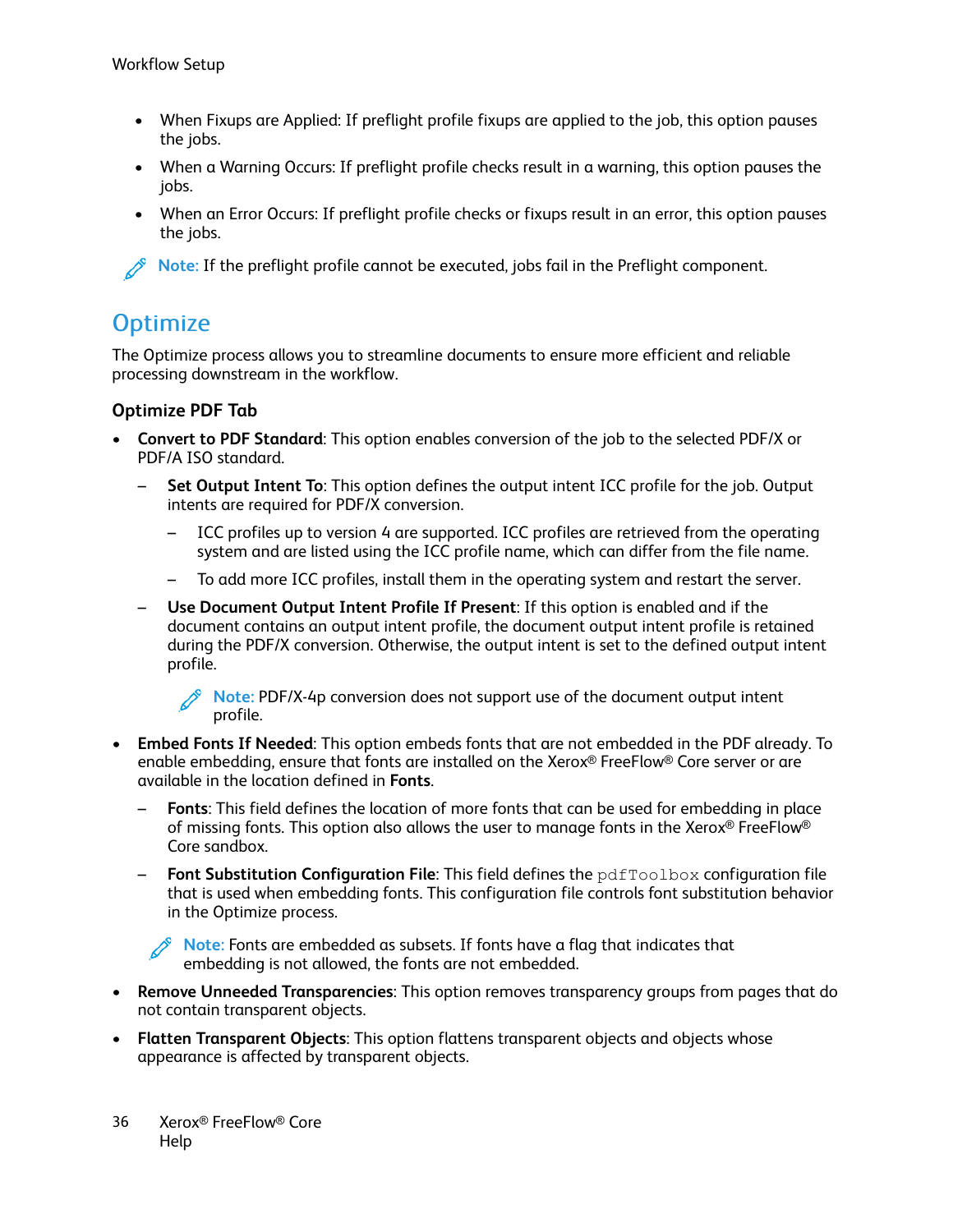- When Fixups are Applied: If preflight profile fixups are applied to the job, this option pauses the jobs.
- When a Warning Occurs: If preflight profile checks result in a warning, this option pauses the jobs.
- When an Error Occurs: If preflight profile checks or fixups result in an error, this option pauses the jobs.

> **Note:** If the preflight profile cannot be executed, jobs fail in the Preflight component.

## Optimize

The Optimize process allows you to streamline documents to ensure more efficient and reliable processing downstream in the workflow.

### Optimize PDF Tab

- **Convert to PDF Standard**: This option enables conversion of the job to the selected PDF/X or PDF/A ISO standard.
  - **Set Output Intent To**: This option defines the output intent ICC profile for the job. Output intents are required for PDF/X conversion.
    - ICC profiles up to version 4 are supported. ICC profiles are retrieved from the operating system and are listed using the ICC profile name, which can differ from the file name.
    - To add more ICC profiles, install them in the operating system and restart the server.
  - **Use Document Output Intent Profile If Present**: If this option is enabled and if the document contains an output intent profile, the document output intent profile is retained during the PDF/X conversion. Otherwise, the output intent is set to the defined output intent profile.

    > **Note:** PDF/X-4p conversion does not support use of the document output intent profile.

- **Embed Fonts If Needed**: This option embeds fonts that are not embedded in the PDF already. To enable embedding, ensure that fonts are installed on the Xerox® FreeFlow® Core server or are available in the location defined in **Fonts**.
  - **Fonts**: This field defines the location of more fonts that can be used for embedding in place of missing fonts. This option also allows the user to manage fonts in the Xerox® FreeFlow® Core sandbox.
  - **Font Substitution Configuration File**: This field defines the `pdfToolbox` configuration file that is used when embedding fonts. This configuration file controls font substitution behavior in the Optimize process.

  > **Note:** Fonts are embedded as subsets. If fonts have a flag that indicates that embedding is not allowed, the fonts are not embedded.

- **Remove Unneeded Transparencies**: This option removes transparency groups from pages that do not contain transparent objects.
- **Flatten Transparent Objects**: This option flattens transparent objects and objects whose appearance is affected by transparent objects.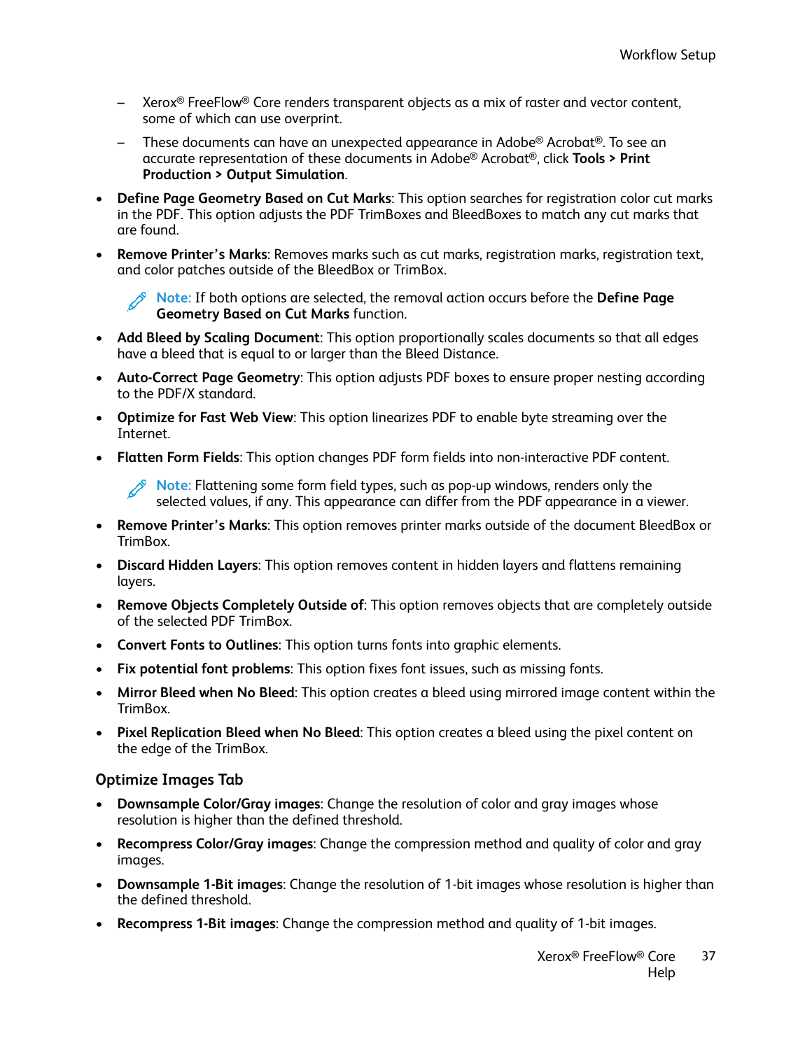- Xerox® FreeFlow® Core renders transparent objects as a mix of raster and vector content, some of which can use overprint.
  - These documents can have an unexpected appearance in Adobe® Acrobat®. To see an accurate representation of these documents in Adobe® Acrobat®, click **Tools > Print Production > Output Simulation**.
- **Define Page Geometry Based on Cut Marks**: This option searches for registration color cut marks in the PDF. This option adjusts the PDF TrimBoxes and BleedBoxes to match any cut marks that are found.
- **Remove Printer's Marks**: Removes marks such as cut marks, registration marks, registration text, and color patches outside of the BleedBox or TrimBox.

  Note: If both options are selected, the removal action occurs before the **Define Page Geometry Based on Cut Marks** function.

- **Add Bleed by Scaling Document**: This option proportionally scales documents so that all edges have a bleed that is equal to or larger than the Bleed Distance.
- **Auto-Correct Page Geometry**: This option adjusts PDF boxes to ensure proper nesting according to the PDF/X standard.
- **Optimize for Fast Web View**: This option linearizes PDF to enable byte streaming over the Internet.
- **Flatten Form Fields**: This option changes PDF form fields into non-interactive PDF content.

  Note: Flattening some form field types, such as pop-up windows, renders only the selected values, if any. This appearance can differ from the PDF appearance in a viewer.

- **Remove Printer's Marks**: This option removes printer marks outside of the document BleedBox or TrimBox.
- **Discard Hidden Layers**: This option removes content in hidden layers and flattens remaining layers.
- **Remove Objects Completely Outside of**: This option removes objects that are completely outside of the selected PDF TrimBox.
- **Convert Fonts to Outlines**: This option turns fonts into graphic elements.
- **Fix potential font problems**: This option fixes font issues, such as missing fonts.
- **Mirror Bleed when No Bleed**: This option creates a bleed using mirrored image content within the TrimBox.
- **Pixel Replication Bleed when No Bleed**: This option creates a bleed using the pixel content on the edge of the TrimBox.

### Optimize Images Tab

- **Downsample Color/Gray images**: Change the resolution of color and gray images whose resolution is higher than the defined threshold.
- **Recompress Color/Gray images**: Change the compression method and quality of color and gray images.
- **Downsample 1-Bit images**: Change the resolution of 1-bit images whose resolution is higher than the defined threshold.
- **Recompress 1-Bit images**: Change the compression method and quality of 1-bit images.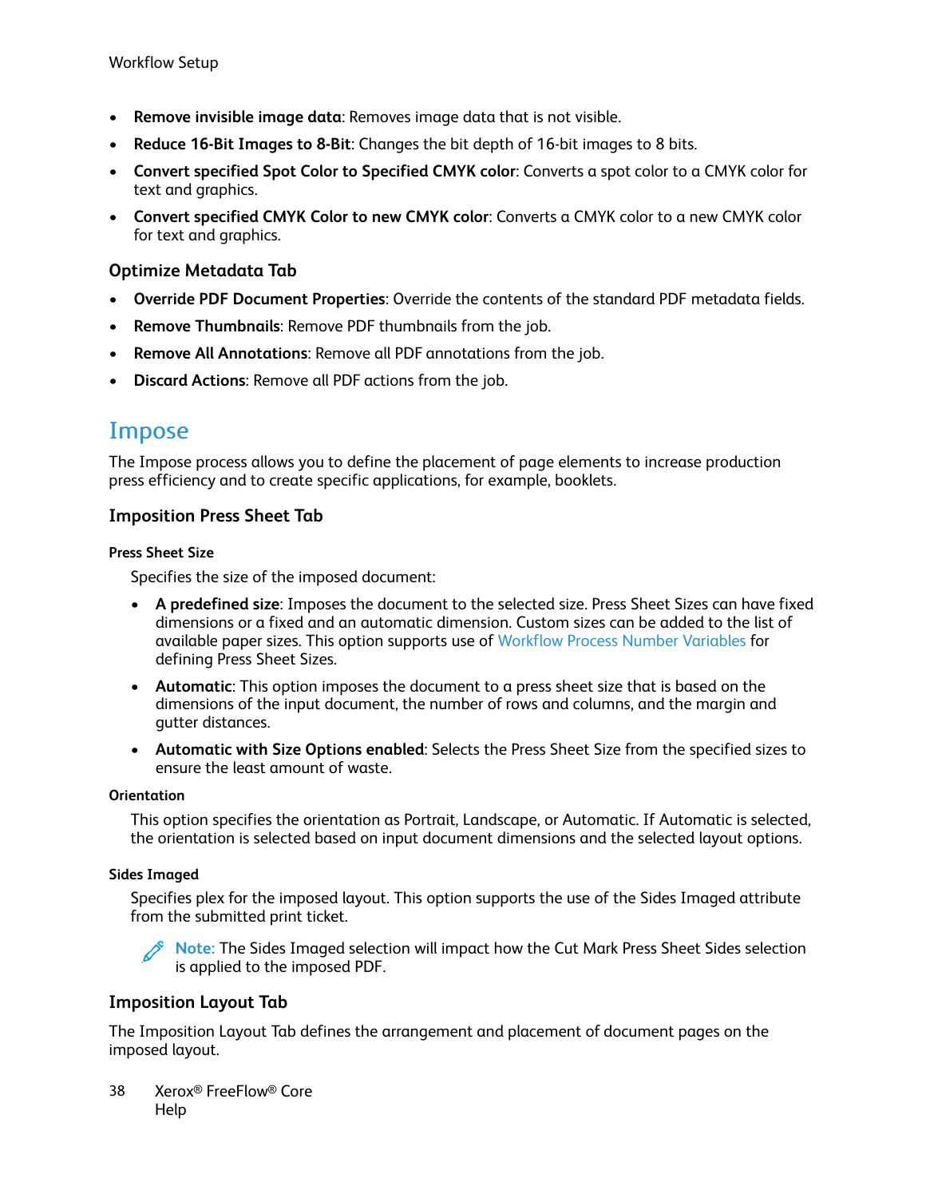- **Remove invisible image data**: Removes image data that is not visible.
- **Reduce 16-Bit Images to 8-Bit**: Changes the bit depth of 16-bit images to 8 bits.
- **Convert specified Spot Color to Specified CMYK color**: Converts a spot color to a CMYK color for text and graphics.
- **Convert specified CMYK Color to new CMYK color**: Converts a CMYK color to a new CMYK color for text and graphics.

### Optimize Metadata Tab

- **Override PDF Document Properties**: Override the contents of the standard PDF metadata fields.
- **Remove Thumbnails**: Remove PDF thumbnails from the job.
- **Remove All Annotations**: Remove all PDF annotations from the job.
- **Discard Actions**: Remove all PDF actions from the job.

## Impose

The Impose process allows you to define the placement of page elements to increase production press efficiency and to create specific applications, for example, booklets.

### Imposition Press Sheet Tab

#### Press Sheet Size

Specifies the size of the imposed document:

- **A predefined size**: Imposes the document to the selected size. Press Sheet Sizes can have fixed dimensions or a fixed and an automatic dimension. Custom sizes can be added to the list of available paper sizes. This option supports use of Workflow Process Number Variables for defining Press Sheet Sizes.
- **Automatic**: This option imposes the document to a press sheet size that is based on the dimensions of the input document, the number of rows and columns, and the margin and gutter distances.
- **Automatic with Size Options enabled**: Selects the Press Sheet Size from the specified sizes to ensure the least amount of waste.

#### Orientation

This option specifies the orientation as Portrait, Landscape, or Automatic. If Automatic is selected, the orientation is selected based on input document dimensions and the selected layout options.

#### Sides Imaged

Specifies plex for the imposed layout. This option supports the use of the Sides Imaged attribute from the submitted print ticket.

**Note:** The Sides Imaged selection will impact how the Cut Mark Press Sheet Sides selection is applied to the imposed PDF.

### Imposition Layout Tab

The Imposition Layout Tab defines the arrangement and placement of document pages on the imposed layout.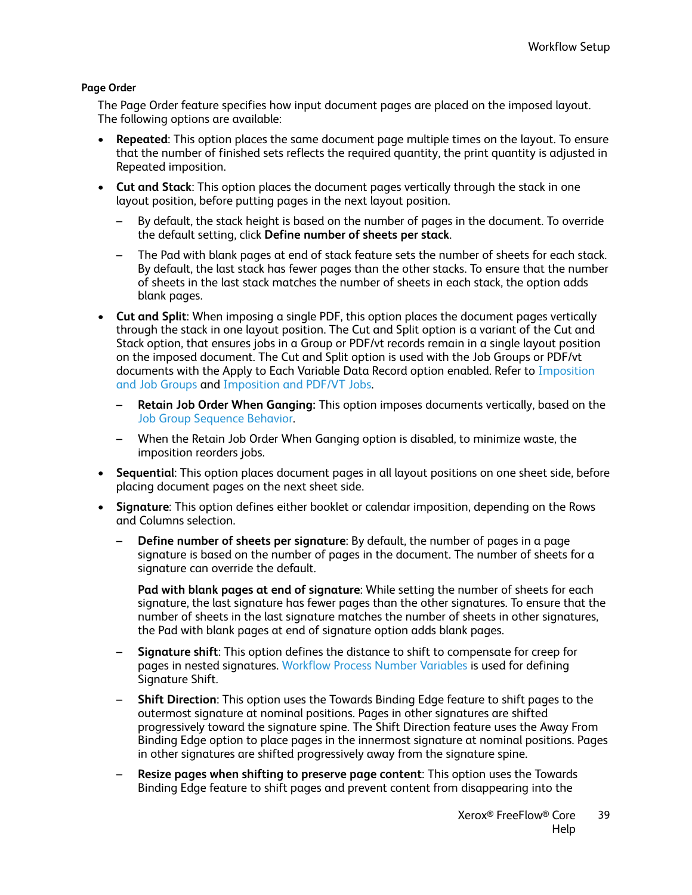#### Page Order

The Page Order feature specifies how input document pages are placed on the imposed layout. The following options are available:

- **Repeated**: This option places the same document page multiple times on the layout. To ensure that the number of finished sets reflects the required quantity, the print quantity is adjusted in Repeated imposition.
- **Cut and Stack**: This option places the document pages vertically through the stack in one layout position, before putting pages in the next layout position.
  - By default, the stack height is based on the number of pages in the document. To override the default setting, click **Define number of sheets per stack**.
  - The Pad with blank pages at end of stack feature sets the number of sheets for each stack. By default, the last stack has fewer pages than the other stacks. To ensure that the number of sheets in the last stack matches the number of sheets in each stack, the option adds blank pages.
- **Cut and Split**: When imposing a single PDF, this option places the document pages vertically through the stack in one layout position. The Cut and Split option is a variant of the Cut and Stack option, that ensures jobs in a Group or PDF/vt records remain in a single layout position on the imposed document. The Cut and Split option is used with the Job Groups or PDF/vt documents with the Apply to Each Variable Data Record option enabled. Refer to Imposition and Job Groups and Imposition and PDF/VT Jobs.
  - **Retain Job Order When Ganging:** This option imposes documents vertically, based on the Job Group Sequence Behavior.
  - When the Retain Job Order When Ganging option is disabled, to minimize waste, the imposition reorders jobs.
- **Sequential**: This option places document pages in all layout positions on one sheet side, before placing document pages on the next sheet side.
- **Signature**: This option defines either booklet or calendar imposition, depending on the Rows and Columns selection.
  - **Define number of sheets per signature**: By default, the number of pages in a page signature is based on the number of pages in the document. The number of sheets for a signature can override the default.

    **Pad with blank pages at end of signature**: While setting the number of sheets for each signature, the last signature has fewer pages than the other signatures. To ensure that the number of sheets in the last signature matches the number of sheets in other signatures, the Pad with blank pages at end of signature option adds blank pages.
  - **Signature shift**: This option defines the distance to shift to compensate for creep for pages in nested signatures. Workflow Process Number Variables is used for defining Signature Shift.
  - **Shift Direction**: This option uses the Towards Binding Edge feature to shift pages to the outermost signature at nominal positions. Pages in other signatures are shifted progressively toward the signature spine. The Shift Direction feature uses the Away From Binding Edge option to place pages in the innermost signature at nominal positions. Pages in other signatures are shifted progressively away from the signature spine.
  - **Resize pages when shifting to preserve page content**: This option uses the Towards Binding Edge feature to shift pages and prevent content from disappearing into the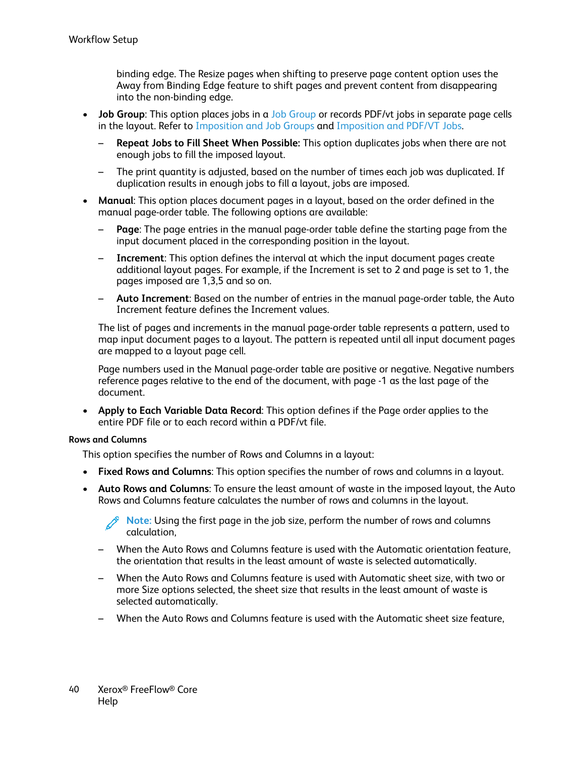binding edge. The Resize pages when shifting to preserve page content option uses the Away from Binding Edge feature to shift pages and prevent content from disappearing into the non-binding edge.

- **Job Group**: This option places jobs in a Job Group or records PDF/vt jobs in separate page cells in the layout. Refer to Imposition and Job Groups and Imposition and PDF/VT Jobs.
  - **Repeat Jobs to Fill Sheet When Possible:** This option duplicates jobs when there are not enough jobs to fill the imposed layout.
  - The print quantity is adjusted, based on the number of times each job was duplicated. If duplication results in enough jobs to fill a layout, jobs are imposed.
- **Manual**: This option places document pages in a layout, based on the order defined in the manual page-order table. The following options are available:
  - **Page**: The page entries in the manual page-order table define the starting page from the input document placed in the corresponding position in the layout.
  - **Increment**: This option defines the interval at which the input document pages create additional layout pages. For example, if the Increment is set to 2 and page is set to 1, the pages imposed are 1,3,5 and so on.
  - **Auto Increment**: Based on the number of entries in the manual page-order table, the Auto Increment feature defines the Increment values.

  The list of pages and increments in the manual page-order table represents a pattern, used to map input document pages to a layout. The pattern is repeated until all input document pages are mapped to a layout page cell.

  Page numbers used in the Manual page-order table are positive or negative. Negative numbers reference pages relative to the end of the document, with page -1 as the last page of the document.
- **Apply to Each Variable Data Record**: This option defines if the Page order applies to the entire PDF file or to each record within a PDF/vt file.

#### Rows and Columns

This option specifies the number of Rows and Columns in a layout:

- **Fixed Rows and Columns**: This option specifies the number of rows and columns in a layout.
- **Auto Rows and Columns**: To ensure the least amount of waste in the imposed layout, the Auto Rows and Columns feature calculates the number of rows and columns in the layout.

  > **Note:** Using the first page in the job size, perform the number of rows and columns calculation,

  - When the Auto Rows and Columns feature is used with the Automatic orientation feature, the orientation that results in the least amount of waste is selected automatically.
  - When the Auto Rows and Columns feature is used with Automatic sheet size, with two or more Size options selected, the sheet size that results in the least amount of waste is selected automatically.
  - When the Auto Rows and Columns feature is used with the Automatic sheet size feature,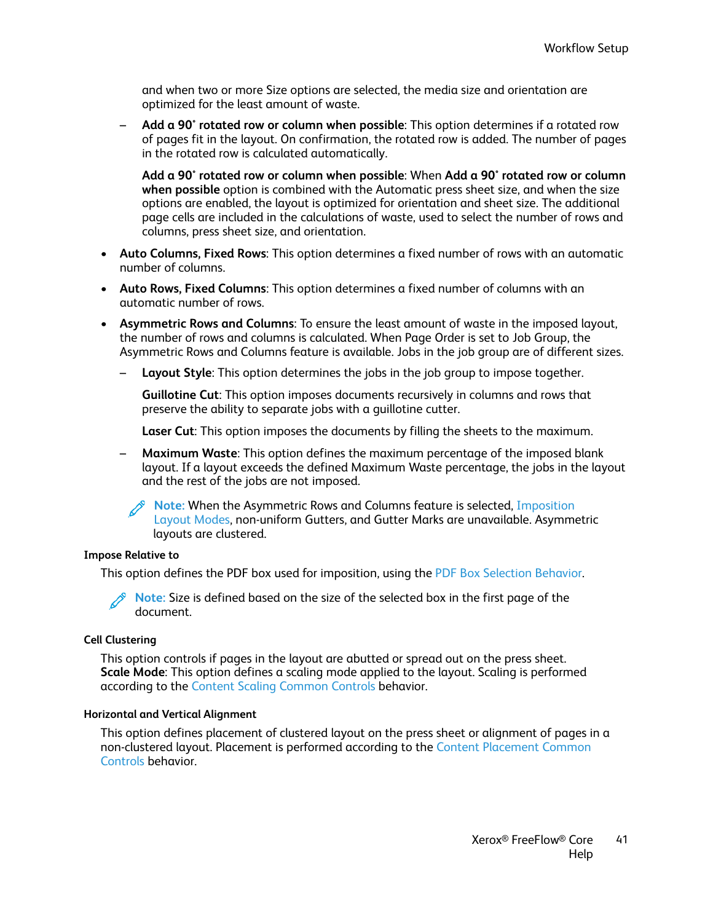and when two or more Size options are selected, the media size and orientation are optimized for the least amount of waste.

  - **Add a 90° rotated row or column when possible**: This option determines if a rotated row of pages fit in the layout. On confirmation, the rotated row is added. The number of pages in the rotated row is calculated automatically.

    **Add a 90° rotated row or column when possible**: When **Add a 90° rotated row or column when possible** option is combined with the Automatic press sheet size, and when the size options are enabled, the layout is optimized for orientation and sheet size. The additional page cells are included in the calculations of waste, used to select the number of rows and columns, press sheet size, and orientation.

- **Auto Columns, Fixed Rows**: This option determines a fixed number of rows with an automatic number of columns.
- **Auto Rows, Fixed Columns**: This option determines a fixed number of columns with an automatic number of rows.
- **Asymmetric Rows and Columns**: To ensure the least amount of waste in the imposed layout, the number of rows and columns is calculated. When Page Order is set to Job Group, the Asymmetric Rows and Columns feature is available. Jobs in the job group are of different sizes.
  - **Layout Style**: This option determines the jobs in the job group to impose together.

    **Guillotine Cut**: This option imposes documents recursively in columns and rows that preserve the ability to separate jobs with a guillotine cutter.

    **Laser Cut**: This option imposes the documents by filling the sheets to the maximum.

  - **Maximum Waste**: This option defines the maximum percentage of the imposed blank layout. If a layout exceeds the defined Maximum Waste percentage, the jobs in the layout and the rest of the jobs are not imposed.

  **Note:** When the Asymmetric Rows and Columns feature is selected, Imposition Layout Modes, non-uniform Gutters, and Gutter Marks are unavailable. Asymmetric layouts are clustered.

#### Impose Relative to

This option defines the PDF box used for imposition, using the PDF Box Selection Behavior.

**Note:** Size is defined based on the size of the selected box in the first page of the document.

#### Cell Clustering

This option controls if pages in the layout are abutted or spread out on the press sheet.
**Scale Mode**: This option defines a scaling mode applied to the layout. Scaling is performed according to the Content Scaling Common Controls behavior.

#### Horizontal and Vertical Alignment

This option defines placement of clustered layout on the press sheet or alignment of pages in a non-clustered layout. Placement is performed according to the Content Placement Common Controls behavior.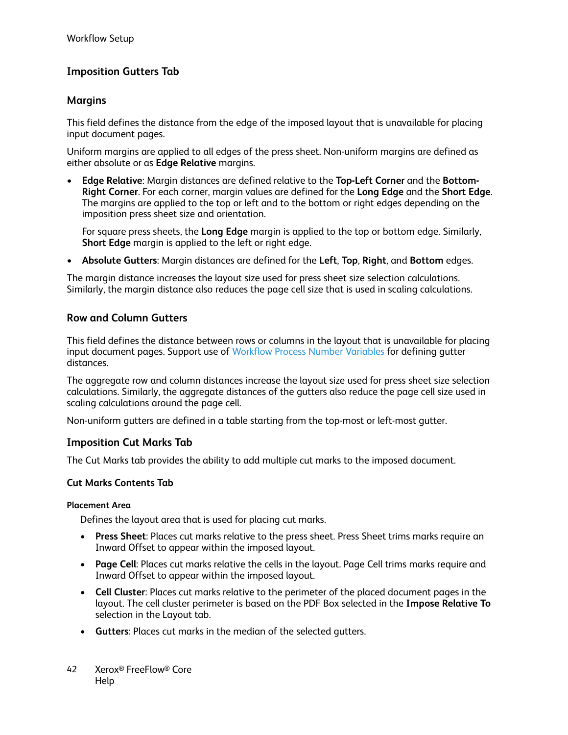### Imposition Gutters Tab

#### Margins

This field defines the distance from the edge of the imposed layout that is unavailable for placing input document pages.

Uniform margins are applied to all edges of the press sheet. Non-uniform margins are defined as either absolute or as **Edge Relative** margins.

- **Edge Relative**: Margin distances are defined relative to the **Top-Left Corner** and the **Bottom-Right Corner**. For each corner, margin values are defined for the **Long Edge** and the **Short Edge**. The margins are applied to the top or left and to the bottom or right edges depending on the imposition press sheet size and orientation.

  For square press sheets, the **Long Edge** margin is applied to the top or bottom edge. Similarly, **Short Edge** margin is applied to the left or right edge.

- **Absolute Gutters**: Margin distances are defined for the **Left**, **Top**, **Right**, and **Bottom** edges.

The margin distance increases the layout size used for press sheet size selection calculations. Similarly, the margin distance also reduces the page cell size that is used in scaling calculations.

#### Row and Column Gutters

This field defines the distance between rows or columns in the layout that is unavailable for placing input document pages. Support use of Workflow Process Number Variables for defining gutter distances.

The aggregate row and column distances increase the layout size used for press sheet size selection calculations. Similarly, the aggregate distances of the gutters also reduce the page cell size used in scaling calculations around the page cell.

Non-uniform gutters are defined in a table starting from the top-most or left-most gutter.

### Imposition Cut Marks Tab

The Cut Marks tab provides the ability to add multiple cut marks to the imposed document.

#### Cut Marks Contents Tab

##### Placement Area

Defines the layout area that is used for placing cut marks.

- **Press Sheet**: Places cut marks relative to the press sheet. Press Sheet trims marks require an Inward Offset to appear within the imposed layout.
- **Page Cell**: Places cut marks relative the cells in the layout. Page Cell trims marks require and Inward Offset to appear within the imposed layout.
- **Cell Cluster**: Places cut marks relative to the perimeter of the placed document pages in the layout. The cell cluster perimeter is based on the PDF Box selected in the **Impose Relative To** selection in the Layout tab.
- **Gutters**: Places cut marks in the median of the selected gutters.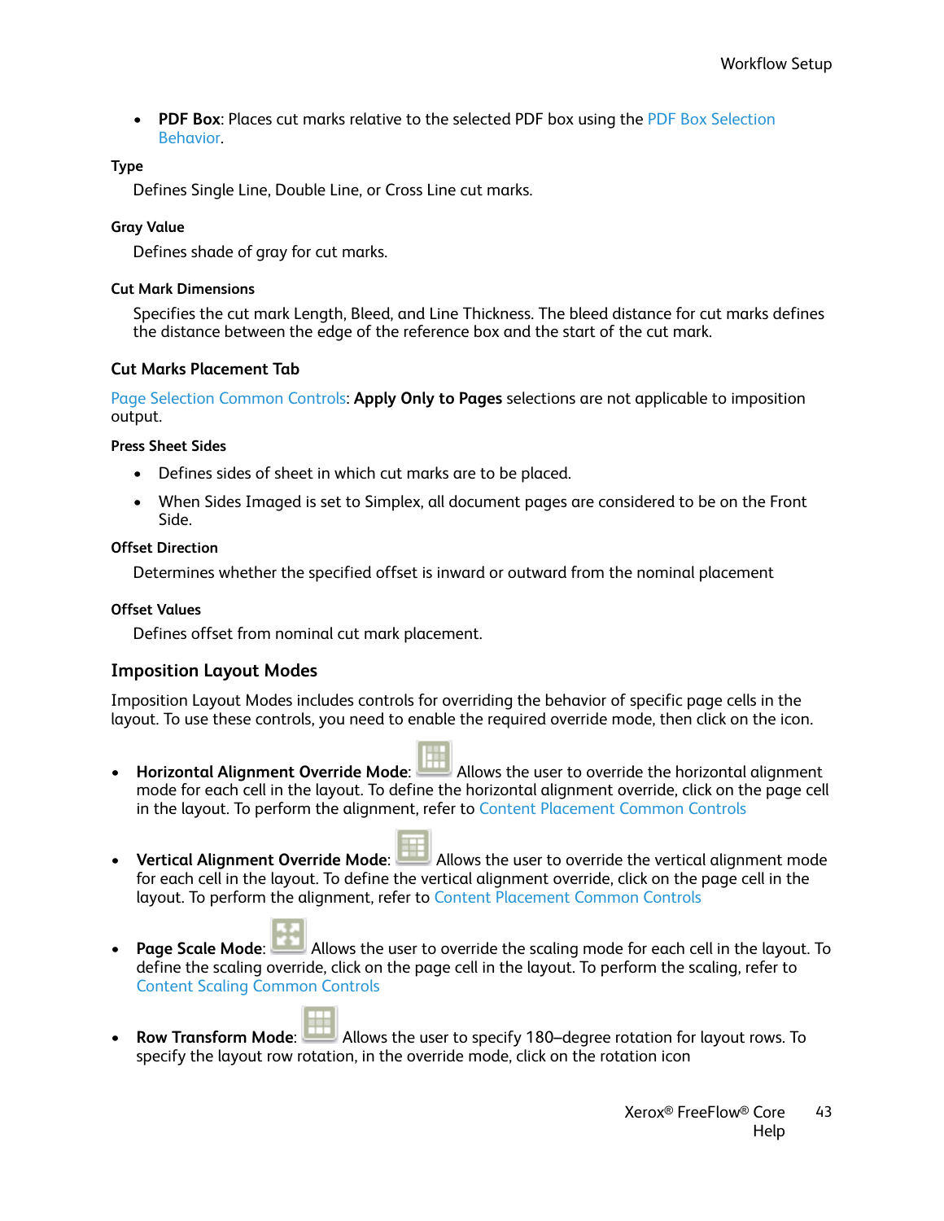- **PDF Box**: Places cut marks relative to the selected PDF box using the PDF Box Selection Behavior.

#### Type

Defines Single Line, Double Line, or Cross Line cut marks.

#### Gray Value

Defines shade of gray for cut marks.

#### Cut Mark Dimensions

Specifies the cut mark Length, Bleed, and Line Thickness. The bleed distance for cut marks defines the distance between the edge of the reference box and the start of the cut mark.

### Cut Marks Placement Tab

Page Selection Common Controls: **Apply Only to Pages** selections are not applicable to imposition output.

#### Press Sheet Sides

- Defines sides of sheet in which cut marks are to be placed.
- When Sides Imaged is set to Simplex, all document pages are considered to be on the Front Side.

#### Offset Direction

Determines whether the specified offset is inward or outward from the nominal placement

#### Offset Values

Defines offset from nominal cut mark placement.

## Imposition Layout Modes

Imposition Layout Modes includes controls for overriding the behavior of specific page cells in the layout. To use these controls, you need to enable the required override mode, then click on the icon.

- **Horizontal Alignment Override Mode**: Allows the user to override the horizontal alignment mode for each cell in the layout. To define the horizontal alignment override, click on the page cell in the layout. To perform the alignment, refer to Content Placement Common Controls
- **Vertical Alignment Override Mode**: Allows the user to override the vertical alignment mode for each cell in the layout. To define the vertical alignment override, click on the page cell in the layout. To perform the alignment, refer to Content Placement Common Controls
- **Page Scale Mode**: Allows the user to override the scaling mode for each cell in the layout. To define the scaling override, click on the page cell in the layout. To perform the scaling, refer to Content Scaling Common Controls
- **Row Transform Mode**: Allows the user to specify 180–degree rotation for layout rows. To specify the layout row rotation, in the override mode, click on the rotation icon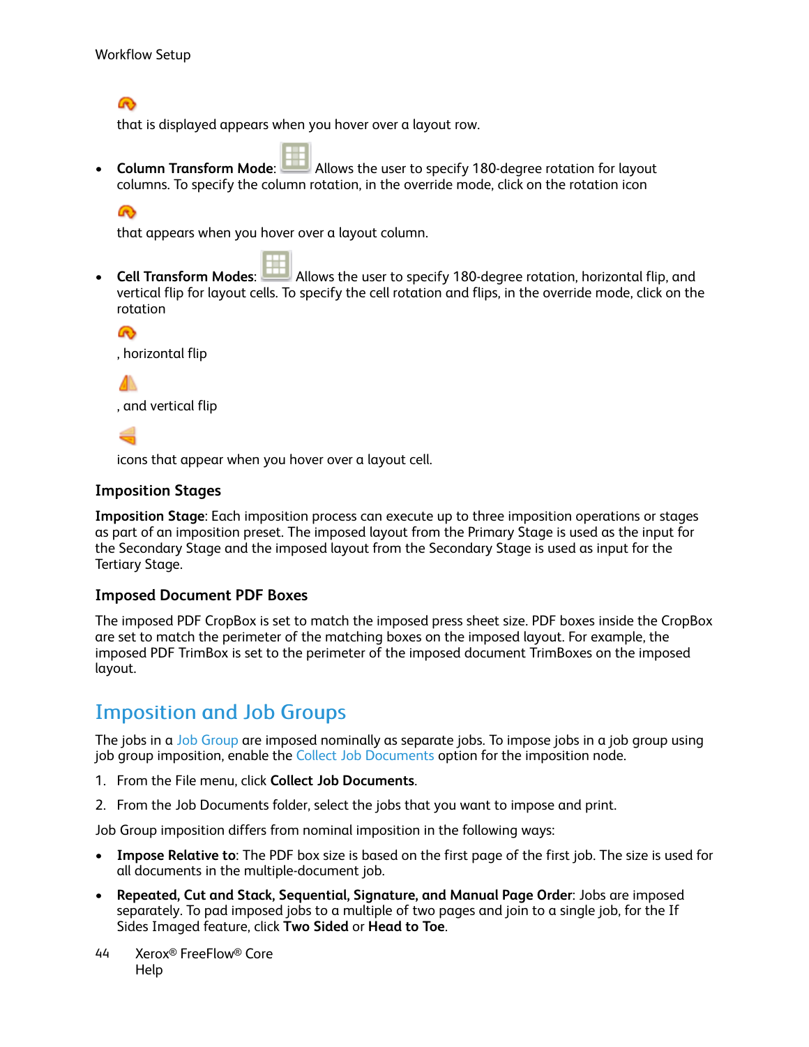that is displayed appears when you hover over a layout row.

- **Column Transform Mode**: Allows the user to specify 180-degree rotation for layout columns. To specify the column rotation, in the override mode, click on the rotation icon

  that appears when you hover over a layout column.

- **Cell Transform Modes**: Allows the user to specify 180-degree rotation, horizontal flip, and vertical flip for layout cells. To specify the cell rotation and flips, in the override mode, click on the rotation

  , horizontal flip

  , and vertical flip

  icons that appear when you hover over a layout cell.

### Imposition Stages

**Imposition Stage**: Each imposition process can execute up to three imposition operations or stages as part of an imposition preset. The imposed layout from the Primary Stage is used as the input for the Secondary Stage and the imposed layout from the Secondary Stage is used as input for the Tertiary Stage.

### Imposed Document PDF Boxes

The imposed PDF CropBox is set to match the imposed press sheet size. PDF boxes inside the CropBox are set to match the perimeter of the matching boxes on the imposed layout. For example, the imposed PDF TrimBox is set to the perimeter of the imposed document TrimBoxes on the imposed layout.

## Imposition and Job Groups

The jobs in a Job Group are imposed nominally as separate jobs. To impose jobs in a job group using job group imposition, enable the Collect Job Documents option for the imposition node.

1. From the File menu, click **Collect Job Documents**.
2. From the Job Documents folder, select the jobs that you want to impose and print.

Job Group imposition differs from nominal imposition in the following ways:

- **Impose Relative to**: The PDF box size is based on the first page of the first job. The size is used for all documents in the multiple-document job.
- **Repeated, Cut and Stack, Sequential, Signature, and Manual Page Order**: Jobs are imposed separately. To pad imposed jobs to a multiple of two pages and join to a single job, for the If Sides Imaged feature, click **Two Sided** or **Head to Toe**.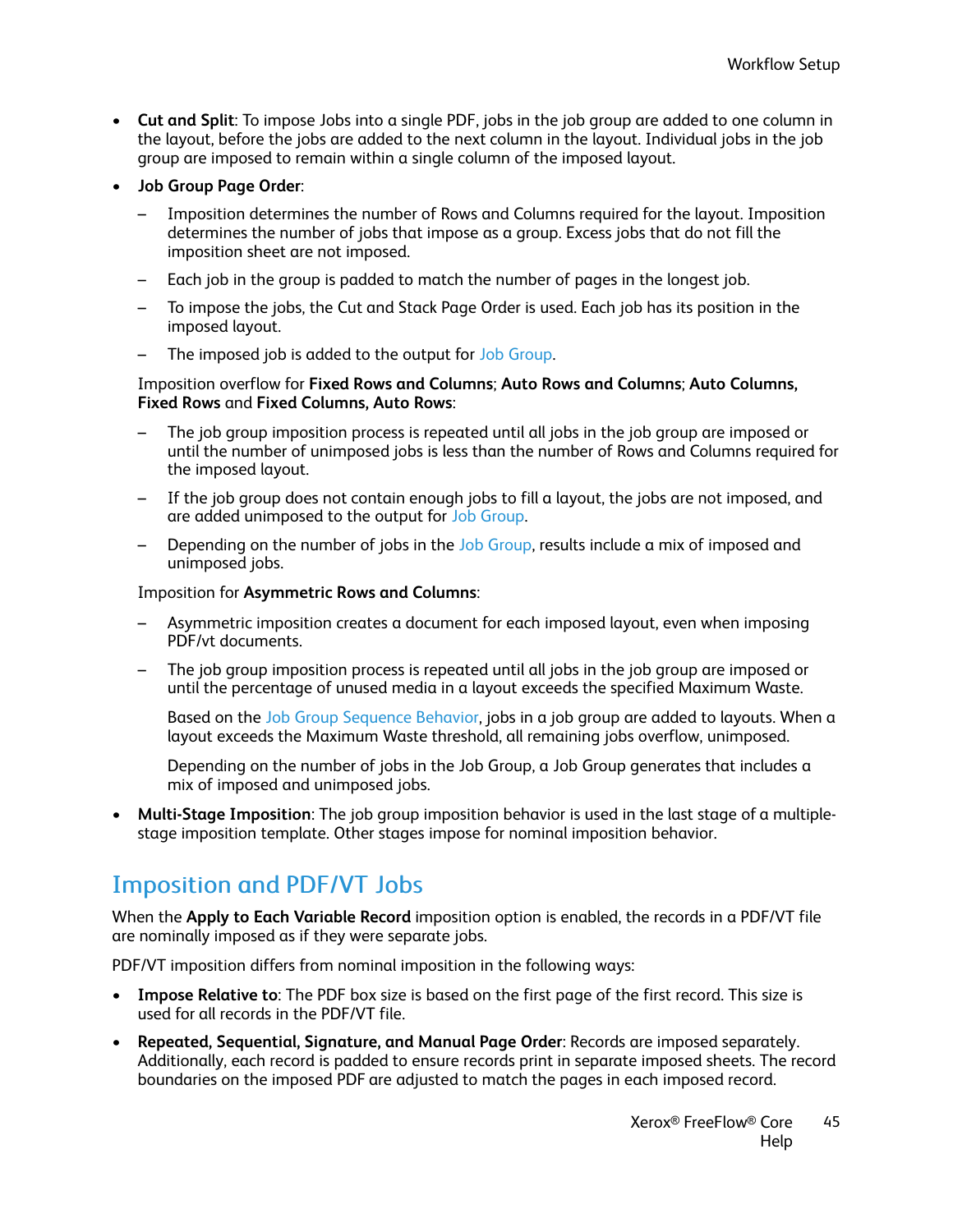- **Cut and Split**: To impose Jobs into a single PDF, jobs in the job group are added to one column in the layout, before the jobs are added to the next column in the layout. Individual jobs in the job group are imposed to remain within a single column of the imposed layout.
- **Job Group Page Order**:
  - Imposition determines the number of Rows and Columns required for the layout. Imposition determines the number of jobs that impose as a group. Excess jobs that do not fill the imposition sheet are not imposed.
  - Each job in the group is padded to match the number of pages in the longest job.
  - To impose the jobs, the Cut and Stack Page Order is used. Each job has its position in the imposed layout.
  - The imposed job is added to the output for Job Group.

  Imposition overflow for **Fixed Rows and Columns**; **Auto Rows and Columns**; **Auto Columns, Fixed Rows** and **Fixed Columns, Auto Rows**:

  - The job group imposition process is repeated until all jobs in the job group are imposed or until the number of unimposed jobs is less than the number of Rows and Columns required for the imposed layout.
  - If the job group does not contain enough jobs to fill a layout, the jobs are not imposed, and are added unimposed to the output for Job Group.
  - Depending on the number of jobs in the Job Group, results include a mix of imposed and unimposed jobs.

  Imposition for **Asymmetric Rows and Columns**:

  - Asymmetric imposition creates a document for each imposed layout, even when imposing PDF/vt documents.
  - The job group imposition process is repeated until all jobs in the job group are imposed or until the percentage of unused media in a layout exceeds the specified Maximum Waste.

    Based on the Job Group Sequence Behavior, jobs in a job group are added to layouts. When a layout exceeds the Maximum Waste threshold, all remaining jobs overflow, unimposed.

    Depending on the number of jobs in the Job Group, a Job Group generates that includes a mix of imposed and unimposed jobs.
- **Multi-Stage Imposition**: The job group imposition behavior is used in the last stage of a multiple-stage imposition template. Other stages impose for nominal imposition behavior.

## Imposition and PDF/VT Jobs

When the **Apply to Each Variable Record** imposition option is enabled, the records in a PDF/VT file are nominally imposed as if they were separate jobs.

PDF/VT imposition differs from nominal imposition in the following ways:

- **Impose Relative to**: The PDF box size is based on the first page of the first record. This size is used for all records in the PDF/VT file.
- **Repeated, Sequential, Signature, and Manual Page Order**: Records are imposed separately. Additionally, each record is padded to ensure records print in separate imposed sheets. The record boundaries on the imposed PDF are adjusted to match the pages in each imposed record.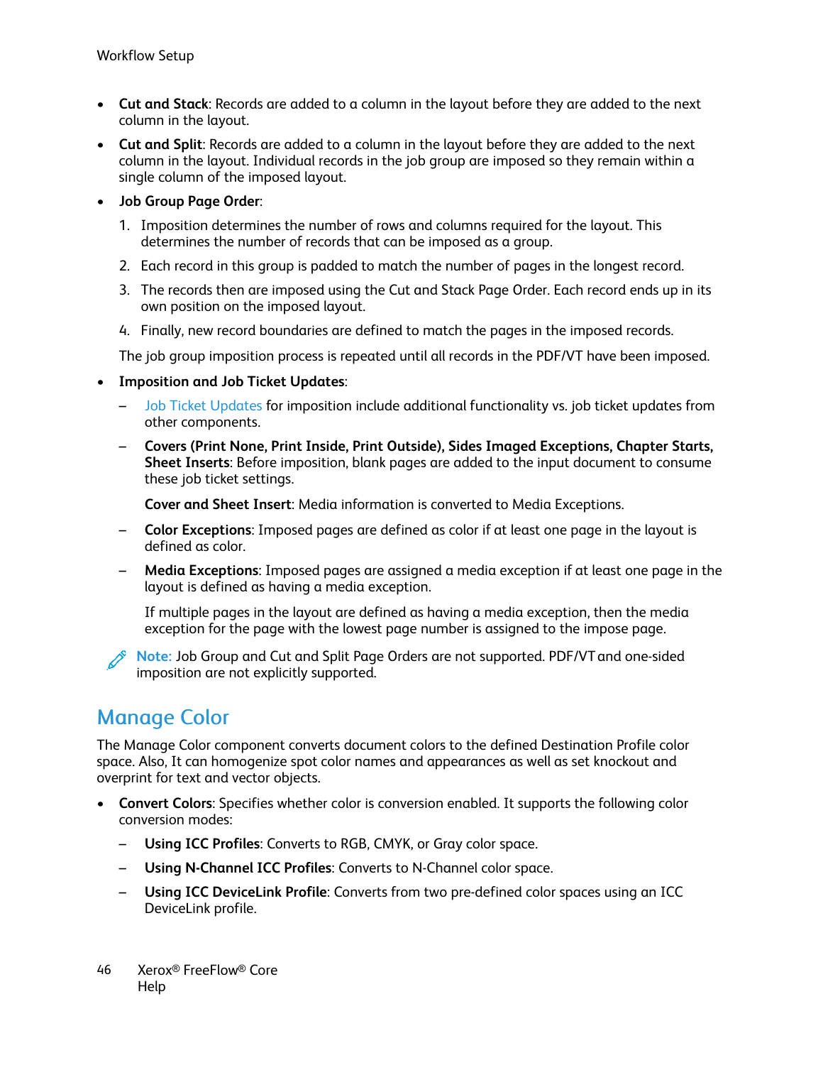- **Cut and Stack**: Records are added to a column in the layout before they are added to the next column in the layout.
- **Cut and Split**: Records are added to a column in the layout before they are added to the next column in the layout. Individual records in the job group are imposed so they remain within a single column of the imposed layout.
- **Job Group Page Order**:
  1. Imposition determines the number of rows and columns required for the layout. This determines the number of records that can be imposed as a group.
  2. Each record in this group is padded to match the number of pages in the longest record.
  3. The records then are imposed using the Cut and Stack Page Order. Each record ends up in its own position on the imposed layout.
  4. Finally, new record boundaries are defined to match the pages in the imposed records.

  The job group imposition process is repeated until all records in the PDF/VT have been imposed.
- **Imposition and Job Ticket Updates**:
  - Job Ticket Updates for imposition include additional functionality vs. job ticket updates from other components.
  - **Covers (Print None, Print Inside, Print Outside), Sides Imaged Exceptions, Chapter Starts, Sheet Inserts**: Before imposition, blank pages are added to the input document to consume these job ticket settings.

    **Cover and Sheet Insert**: Media information is converted to Media Exceptions.
  - **Color Exceptions**: Imposed pages are defined as color if at least one page in the layout is defined as color.
  - **Media Exceptions**: Imposed pages are assigned a media exception if at least one page in the layout is defined as having a media exception.

    If multiple pages in the layout are defined as having a media exception, then the media exception for the page with the lowest page number is assigned to the impose page.

**Note:** Job Group and Cut and Split Page Orders are not supported. PDF/VT and one-sided imposition are not explicitly supported.

## Manage Color

The Manage Color component converts document colors to the defined Destination Profile color space. Also, It can homogenize spot color names and appearances as well as set knockout and overprint for text and vector objects.

- **Convert Colors**: Specifies whether color is conversion enabled. It supports the following color conversion modes:
  - **Using ICC Profiles**: Converts to RGB, CMYK, or Gray color space.
  - **Using N-Channel ICC Profiles**: Converts to N-Channel color space.
  - **Using ICC DeviceLink Profile**: Converts from two pre-defined color spaces using an ICC DeviceLink profile.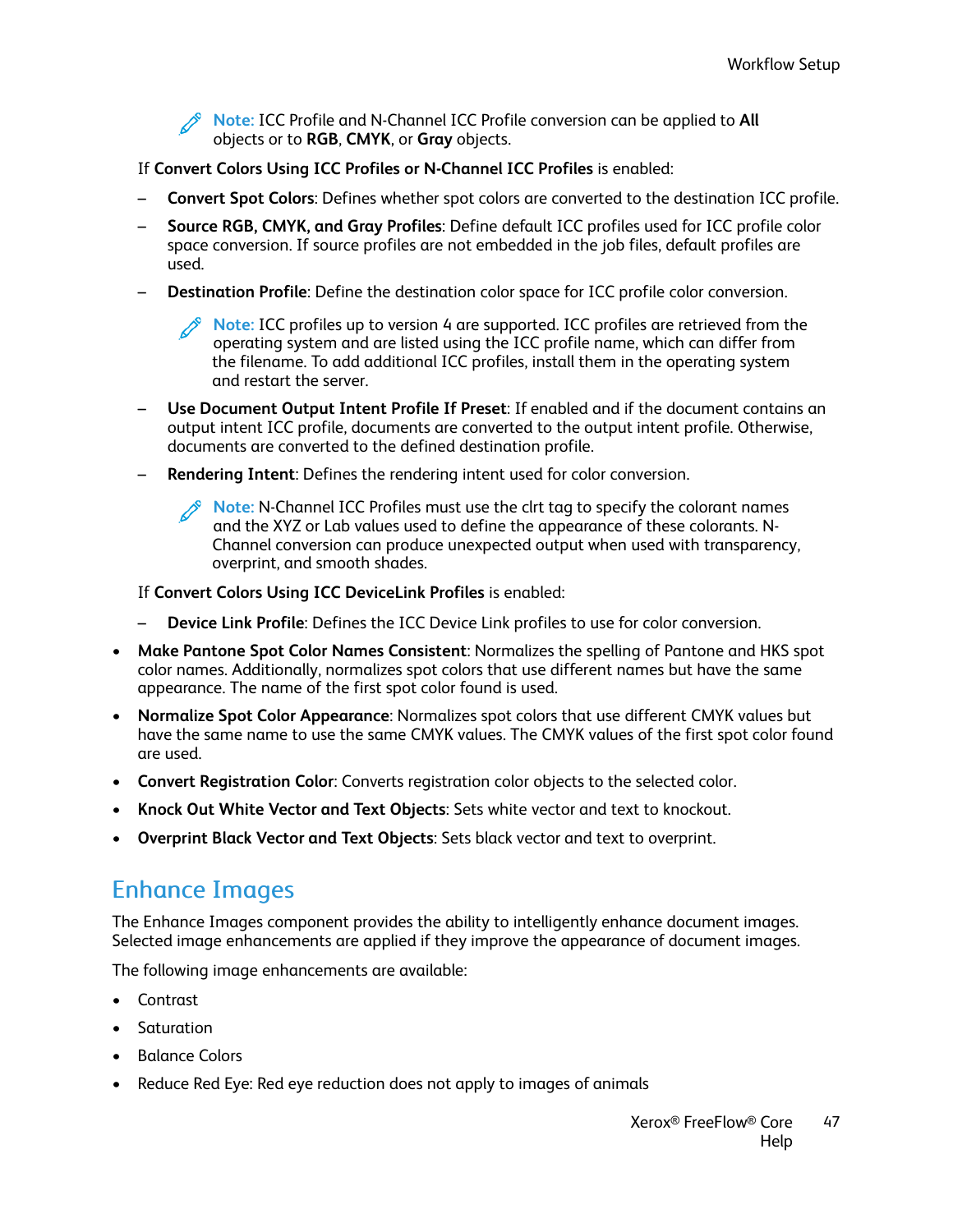> **Note:** ICC Profile and N-Channel ICC Profile conversion can be applied to **All** objects or to **RGB**, **CMYK**, or **Gray** objects.

If **Convert Colors Using ICC Profiles or N-Channel ICC Profiles** is enabled:

- **Convert Spot Colors**: Defines whether spot colors are converted to the destination ICC profile.
- **Source RGB, CMYK, and Gray Profiles**: Define default ICC profiles used for ICC profile color space conversion. If source profiles are not embedded in the job files, default profiles are used.
- **Destination Profile**: Define the destination color space for ICC profile color conversion.

  > **Note:** ICC profiles up to version 4 are supported. ICC profiles are retrieved from the operating system and are listed using the ICC profile name, which can differ from the filename. To add additional ICC profiles, install them in the operating system and restart the server.

- **Use Document Output Intent Profile If Preset**: If enabled and if the document contains an output intent ICC profile, documents are converted to the output intent profile. Otherwise, documents are converted to the defined destination profile.
- **Rendering Intent**: Defines the rendering intent used for color conversion.

  > **Note:** N-Channel ICC Profiles must use the clrt tag to specify the colorant names and the XYZ or Lab values used to define the appearance of these colorants. N-Channel conversion can produce unexpected output when used with transparency, overprint, and smooth shades.

If **Convert Colors Using ICC DeviceLink Profiles** is enabled:

- **Device Link Profile**: Defines the ICC Device Link profiles to use for color conversion.

- **Make Pantone Spot Color Names Consistent**: Normalizes the spelling of Pantone and HKS spot color names. Additionally, normalizes spot colors that use different names but have the same appearance. The name of the first spot color found is used.
- **Normalize Spot Color Appearance**: Normalizes spot colors that use different CMYK values but have the same name to use the same CMYK values. The CMYK values of the first spot color found are used.
- **Convert Registration Color**: Converts registration color objects to the selected color.
- **Knock Out White Vector and Text Objects**: Sets white vector and text to knockout.
- **Overprint Black Vector and Text Objects**: Sets black vector and text to overprint.

## Enhance Images

The Enhance Images component provides the ability to intelligently enhance document images. Selected image enhancements are applied if they improve the appearance of document images.

The following image enhancements are available:

- Contrast
- Saturation
- Balance Colors
- Reduce Red Eye: Red eye reduction does not apply to images of animals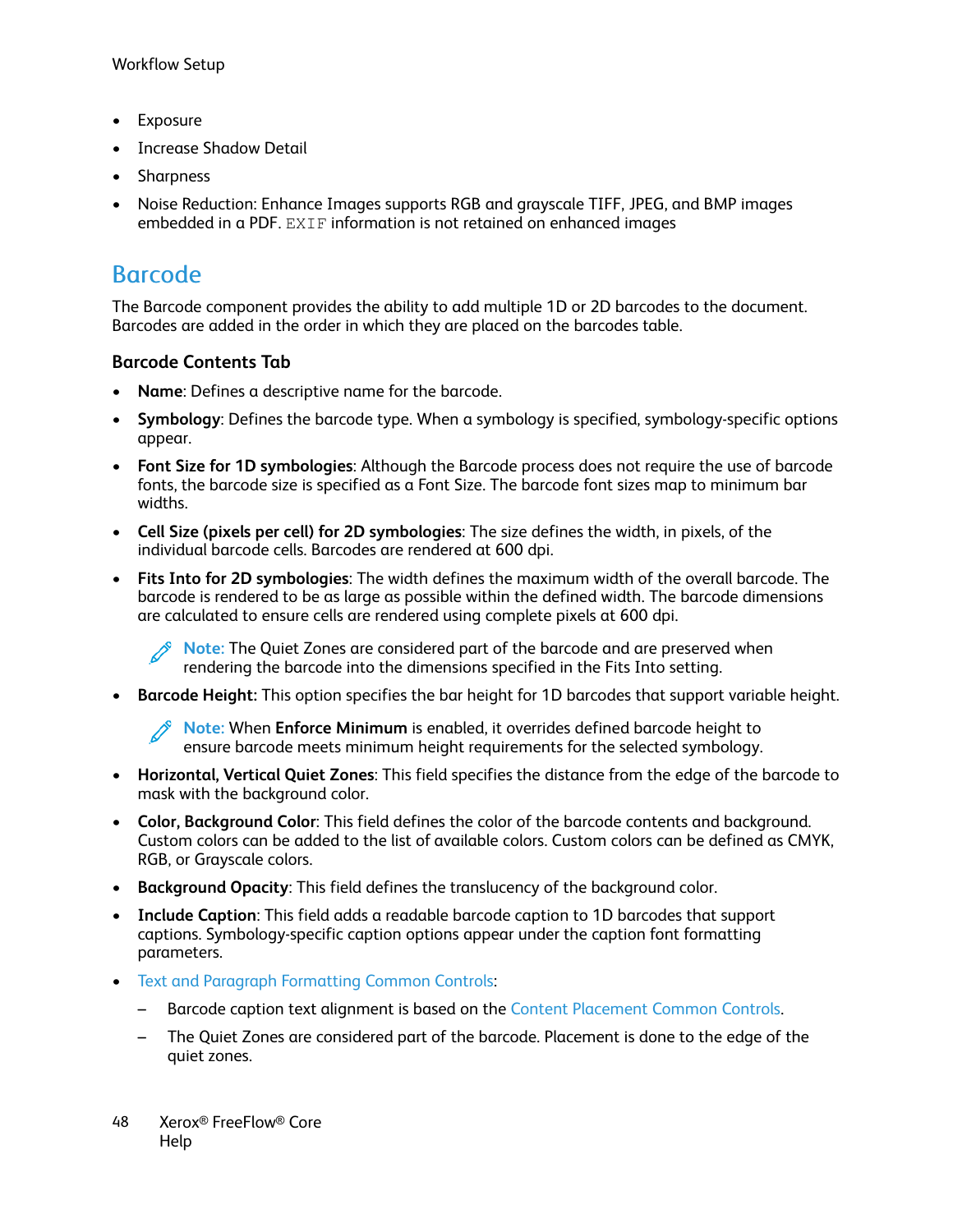- Exposure
- Increase Shadow Detail
- Sharpness
- Noise Reduction: Enhance Images supports RGB and grayscale TIFF, JPEG, and BMP images embedded in a PDF. `EXIF` information is not retained on enhanced images

## Barcode

The Barcode component provides the ability to add multiple 1D or 2D barcodes to the document. Barcodes are added in the order in which they are placed on the barcodes table.

### Barcode Contents Tab

- **Name**: Defines a descriptive name for the barcode.
- **Symbology**: Defines the barcode type. When a symbology is specified, symbology-specific options appear.
- **Font Size for 1D symbologies**: Although the Barcode process does not require the use of barcode fonts, the barcode size is specified as a Font Size. The barcode font sizes map to minimum bar widths.
- **Cell Size (pixels per cell) for 2D symbologies**: The size defines the width, in pixels, of the individual barcode cells. Barcodes are rendered at 600 dpi.
- **Fits Into for 2D symbologies**: The width defines the maximum width of the overall barcode. The barcode is rendered to be as large as possible within the defined width. The barcode dimensions are calculated to ensure cells are rendered using complete pixels at 600 dpi.

  Note: The Quiet Zones are considered part of the barcode and are preserved when rendering the barcode into the dimensions specified in the Fits Into setting.

- **Barcode Height:** This option specifies the bar height for 1D barcodes that support variable height.

  Note: When **Enforce Minimum** is enabled, it overrides defined barcode height to ensure barcode meets minimum height requirements for the selected symbology.

- **Horizontal, Vertical Quiet Zones**: This field specifies the distance from the edge of the barcode to mask with the background color.
- **Color, Background Color**: This field defines the color of the barcode contents and background. Custom colors can be added to the list of available colors. Custom colors can be defined as CMYK, RGB, or Grayscale colors.
- **Background Opacity**: This field defines the translucency of the background color.
- **Include Caption**: This field adds a readable barcode caption to 1D barcodes that support captions. Symbology-specific caption options appear under the caption font formatting parameters.
- Text and Paragraph Formatting Common Controls:
  - Barcode caption text alignment is based on the Content Placement Common Controls.
  - The Quiet Zones are considered part of the barcode. Placement is done to the edge of the quiet zones.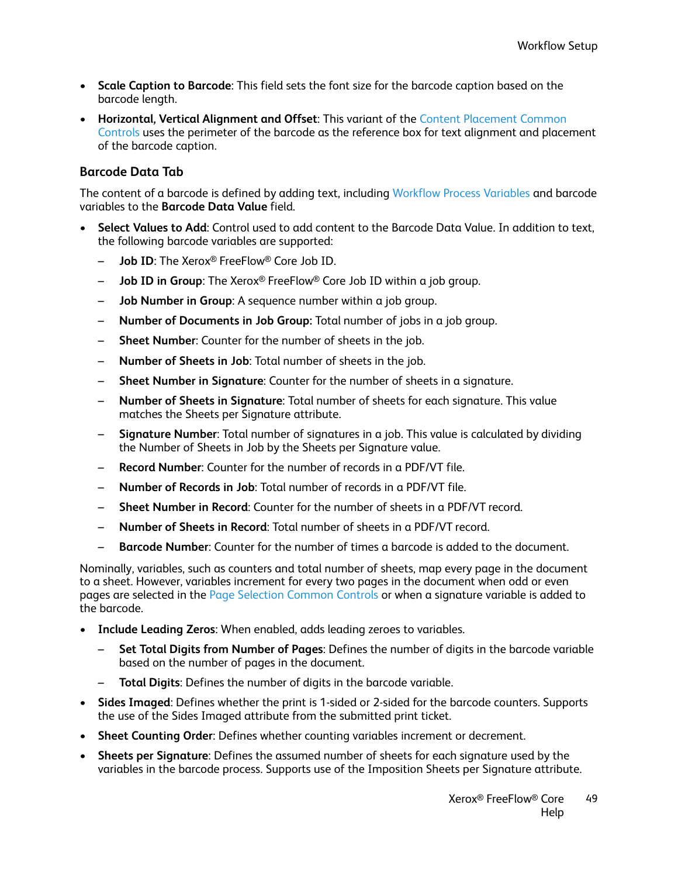- **Scale Caption to Barcode**: This field sets the font size for the barcode caption based on the barcode length.
- **Horizontal, Vertical Alignment and Offset**: This variant of the Content Placement Common Controls uses the perimeter of the barcode as the reference box for text alignment and placement of the barcode caption.

### Barcode Data Tab

The content of a barcode is defined by adding text, including Workflow Process Variables and barcode variables to the **Barcode Data Value** field.

- **Select Values to Add**: Control used to add content to the Barcode Data Value. In addition to text, the following barcode variables are supported:
  - **Job ID**: The Xerox® FreeFlow® Core Job ID.
  - **Job ID in Group**: The Xerox® FreeFlow® Core Job ID within a job group.
  - **Job Number in Group**: A sequence number within a job group.
  - **Number of Documents in Job Group:** Total number of jobs in a job group.
  - **Sheet Number**: Counter for the number of sheets in the job.
  - **Number of Sheets in Job**: Total number of sheets in the job.
  - **Sheet Number in Signature**: Counter for the number of sheets in a signature.
  - **Number of Sheets in Signature**: Total number of sheets for each signature. This value matches the Sheets per Signature attribute.
  - **Signature Number**: Total number of signatures in a job. This value is calculated by dividing the Number of Sheets in Job by the Sheets per Signature value.
  - **Record Number**: Counter for the number of records in a PDF/VT file.
  - **Number of Records in Job**: Total number of records in a PDF/VT file.
  - **Sheet Number in Record**: Counter for the number of sheets in a PDF/VT record.
  - **Number of Sheets in Record**: Total number of sheets in a PDF/VT record.
  - **Barcode Number**: Counter for the number of times a barcode is added to the document.

Nominally, variables, such as counters and total number of sheets, map every page in the document to a sheet. However, variables increment for every two pages in the document when odd or even pages are selected in the Page Selection Common Controls or when a signature variable is added to the barcode.

- **Include Leading Zeros**: When enabled, adds leading zeroes to variables.
  - **Set Total Digits from Number of Pages**: Defines the number of digits in the barcode variable based on the number of pages in the document.
  - **Total Digits**: Defines the number of digits in the barcode variable.
- **Sides Imaged**: Defines whether the print is 1-sided or 2-sided for the barcode counters. Supports the use of the Sides Imaged attribute from the submitted print ticket.
- **Sheet Counting Order**: Defines whether counting variables increment or decrement.
- **Sheets per Signature**: Defines the assumed number of sheets for each signature used by the variables in the barcode process. Supports use of the Imposition Sheets per Signature attribute.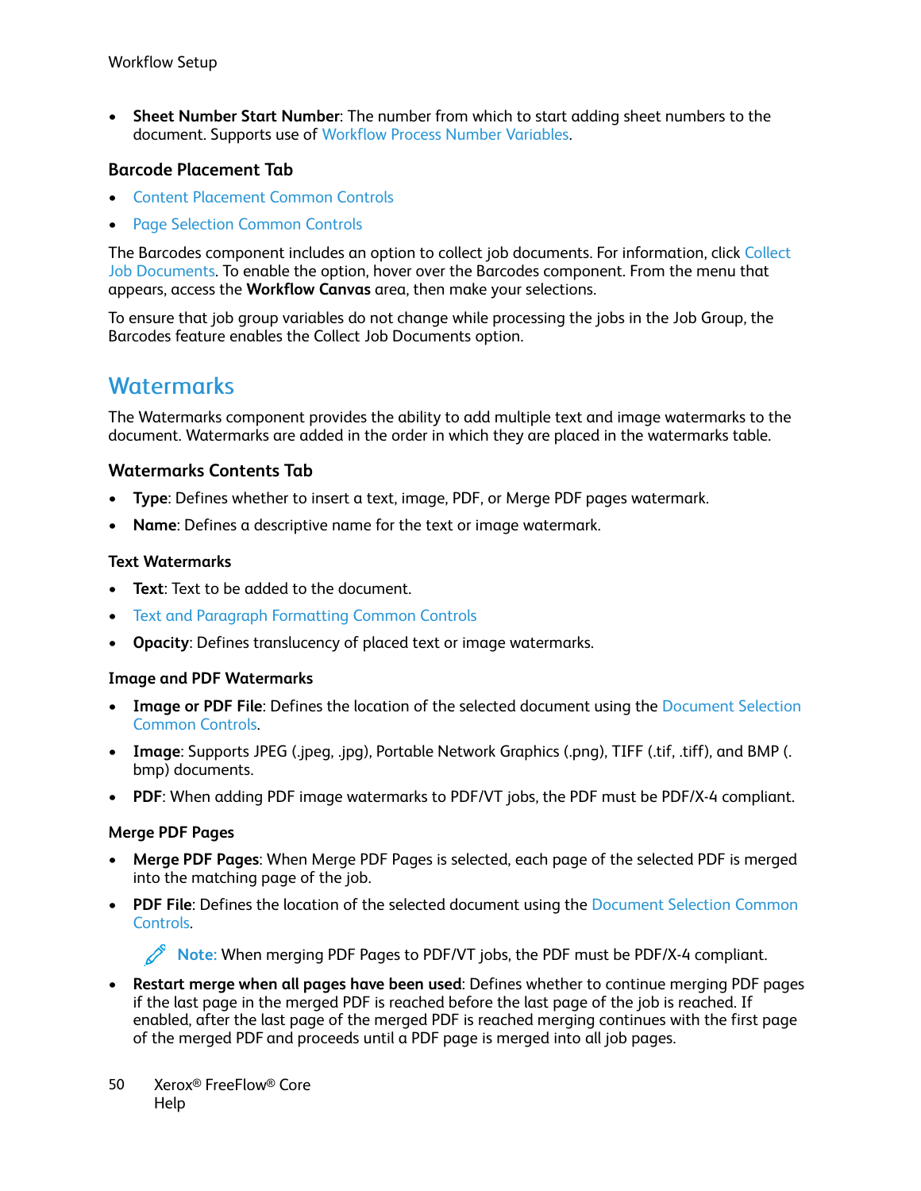- **Sheet Number Start Number**: The number from which to start adding sheet numbers to the document. Supports use of Workflow Process Number Variables.

### Barcode Placement Tab

- Content Placement Common Controls
- Page Selection Common Controls

The Barcodes component includes an option to collect job documents. For information, click Collect Job Documents. To enable the option, hover over the Barcodes component. From the menu that appears, access the **Workflow Canvas** area, then make your selections.

To ensure that job group variables do not change while processing the jobs in the Job Group, the Barcodes feature enables the Collect Job Documents option.

## Watermarks

The Watermarks component provides the ability to add multiple text and image watermarks to the document. Watermarks are added in the order in which they are placed in the watermarks table.

### Watermarks Contents Tab

- **Type**: Defines whether to insert a text, image, PDF, or Merge PDF pages watermark.
- **Name**: Defines a descriptive name for the text or image watermark.

#### Text Watermarks

- **Text**: Text to be added to the document.
- Text and Paragraph Formatting Common Controls
- **Opacity**: Defines translucency of placed text or image watermarks.

#### Image and PDF Watermarks

- **Image or PDF File**: Defines the location of the selected document using the Document Selection Common Controls.
- **Image**: Supports JPEG (.jpeg, .jpg), Portable Network Graphics (.png), TIFF (.tif, .tiff), and BMP (.bmp) documents.
- **PDF**: When adding PDF image watermarks to PDF/VT jobs, the PDF must be PDF/X-4 compliant.

#### Merge PDF Pages

- **Merge PDF Pages**: When Merge PDF Pages is selected, each page of the selected PDF is merged into the matching page of the job.
- **PDF File**: Defines the location of the selected document using the Document Selection Common Controls.

  **Note:** When merging PDF Pages to PDF/VT jobs, the PDF must be PDF/X-4 compliant.

- **Restart merge when all pages have been used**: Defines whether to continue merging PDF pages if the last page in the merged PDF is reached before the last page of the job is reached. If enabled, after the last page of the merged PDF is reached merging continues with the first page of the merged PDF and proceeds until a PDF page is merged into all job pages.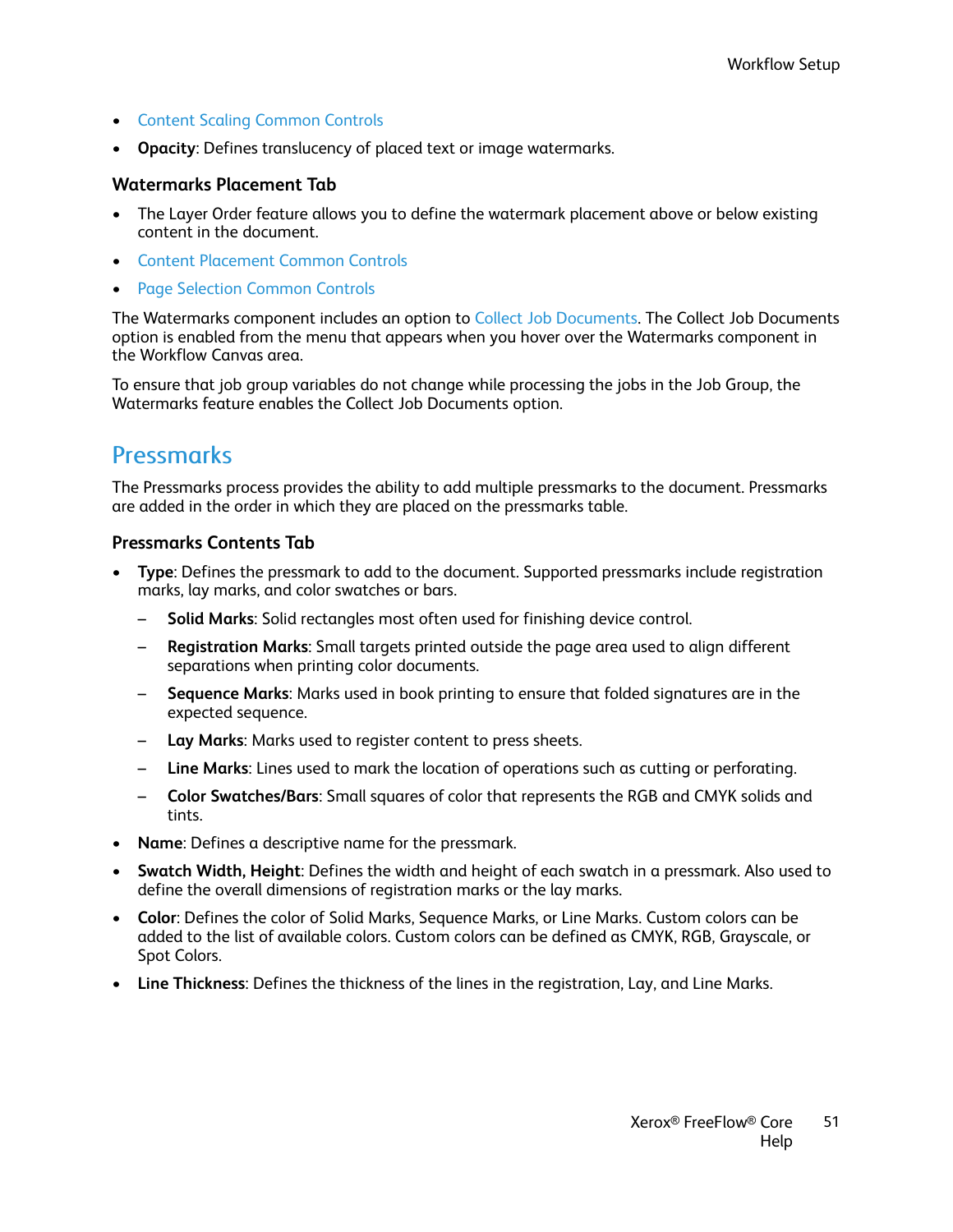- Content Scaling Common Controls
- **Opacity**: Defines translucency of placed text or image watermarks.

### Watermarks Placement Tab

- The Layer Order feature allows you to define the watermark placement above or below existing content in the document.
- Content Placement Common Controls
- Page Selection Common Controls

The Watermarks component includes an option to Collect Job Documents. The Collect Job Documents option is enabled from the menu that appears when you hover over the Watermarks component in the Workflow Canvas area.

To ensure that job group variables do not change while processing the jobs in the Job Group, the Watermarks feature enables the Collect Job Documents option.

## Pressmarks

The Pressmarks process provides the ability to add multiple pressmarks to the document. Pressmarks are added in the order in which they are placed on the pressmarks table.

### Pressmarks Contents Tab

- **Type**: Defines the pressmark to add to the document. Supported pressmarks include registration marks, lay marks, and color swatches or bars.
  - **Solid Marks**: Solid rectangles most often used for finishing device control.
  - **Registration Marks**: Small targets printed outside the page area used to align different separations when printing color documents.
  - **Sequence Marks**: Marks used in book printing to ensure that folded signatures are in the expected sequence.
  - **Lay Marks**: Marks used to register content to press sheets.
  - **Line Marks**: Lines used to mark the location of operations such as cutting or perforating.
  - **Color Swatches/Bars**: Small squares of color that represents the RGB and CMYK solids and tints.
- **Name**: Defines a descriptive name for the pressmark.
- **Swatch Width, Height**: Defines the width and height of each swatch in a pressmark. Also used to define the overall dimensions of registration marks or the lay marks.
- **Color**: Defines the color of Solid Marks, Sequence Marks, or Line Marks. Custom colors can be added to the list of available colors. Custom colors can be defined as CMYK, RGB, Grayscale, or Spot Colors.
- **Line Thickness**: Defines the thickness of the lines in the registration, Lay, and Line Marks.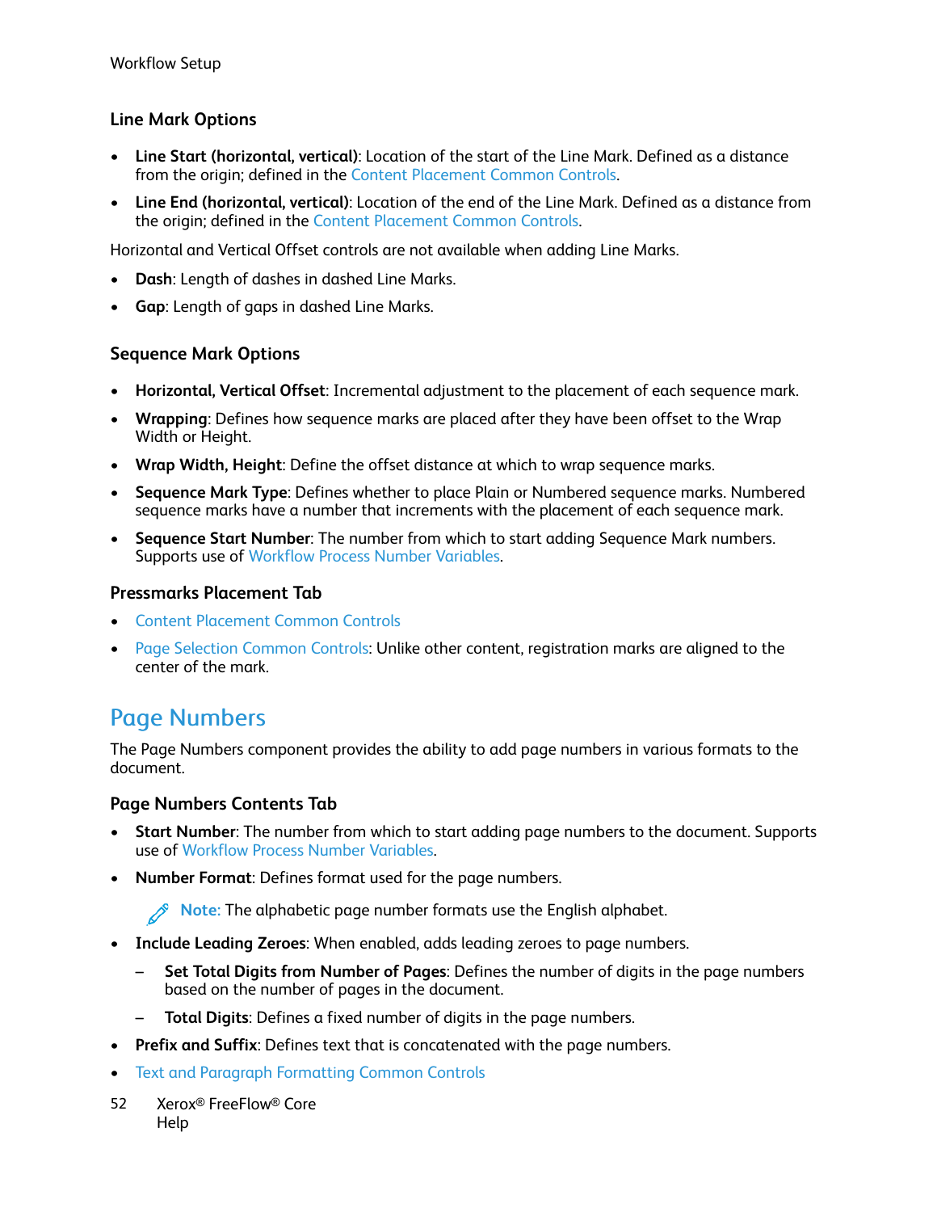### Line Mark Options

- **Line Start (horizontal, vertical)**: Location of the start of the Line Mark. Defined as a distance from the origin; defined in the Content Placement Common Controls.
- **Line End (horizontal, vertical)**: Location of the end of the Line Mark. Defined as a distance from the origin; defined in the Content Placement Common Controls.

Horizontal and Vertical Offset controls are not available when adding Line Marks.

- **Dash**: Length of dashes in dashed Line Marks.
- **Gap**: Length of gaps in dashed Line Marks.

### Sequence Mark Options

- **Horizontal, Vertical Offset**: Incremental adjustment to the placement of each sequence mark.
- **Wrapping**: Defines how sequence marks are placed after they have been offset to the Wrap Width or Height.
- **Wrap Width, Height**: Define the offset distance at which to wrap sequence marks.
- **Sequence Mark Type**: Defines whether to place Plain or Numbered sequence marks. Numbered sequence marks have a number that increments with the placement of each sequence mark.
- **Sequence Start Number**: The number from which to start adding Sequence Mark numbers. Supports use of Workflow Process Number Variables.

### Pressmarks Placement Tab

- Content Placement Common Controls
- Page Selection Common Controls: Unlike other content, registration marks are aligned to the center of the mark.

## Page Numbers

The Page Numbers component provides the ability to add page numbers in various formats to the document.

### Page Numbers Contents Tab

- **Start Number**: The number from which to start adding page numbers to the document. Supports use of Workflow Process Number Variables.
- **Number Format**: Defines format used for the page numbers.

  Note: The alphabetic page number formats use the English alphabet.

- **Include Leading Zeroes**: When enabled, adds leading zeroes to page numbers.
  - **Set Total Digits from Number of Pages**: Defines the number of digits in the page numbers based on the number of pages in the document.
  - **Total Digits**: Defines a fixed number of digits in the page numbers.
- **Prefix and Suffix**: Defines text that is concatenated with the page numbers.
- Text and Paragraph Formatting Common Controls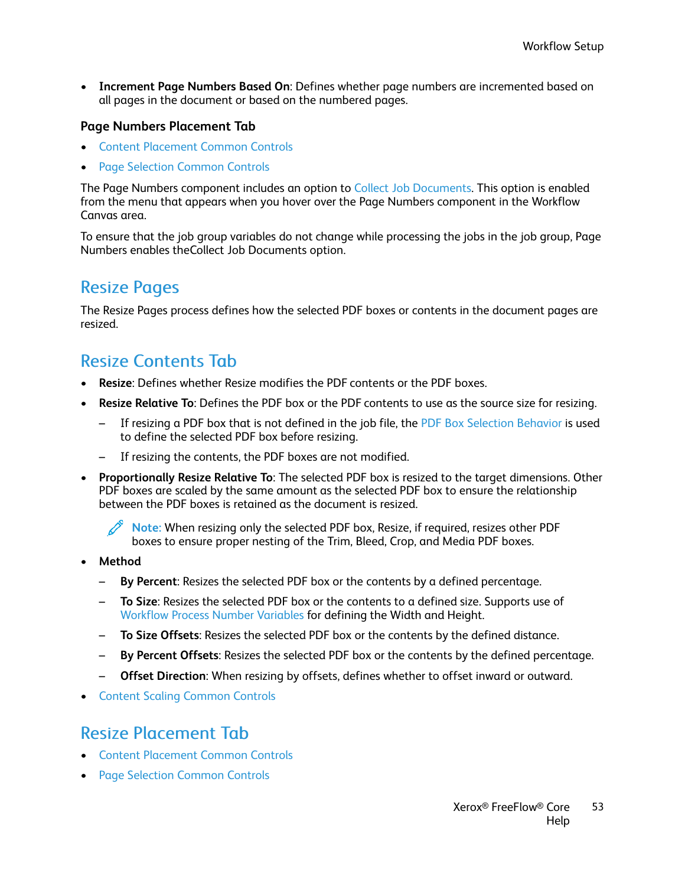- **Increment Page Numbers Based On**: Defines whether page numbers are incremented based on all pages in the document or based on the numbered pages.

### Page Numbers Placement Tab

- Content Placement Common Controls
- Page Selection Common Controls

The Page Numbers component includes an option to Collect Job Documents. This option is enabled from the menu that appears when you hover over the Page Numbers component in the Workflow Canvas area.

To ensure that the job group variables do not change while processing the jobs in the job group, Page Numbers enables theCollect Job Documents option.

## Resize Pages

The Resize Pages process defines how the selected PDF boxes or contents in the document pages are resized.

## Resize Contents Tab

- **Resize**: Defines whether Resize modifies the PDF contents or the PDF boxes.
- **Resize Relative To**: Defines the PDF box or the PDF contents to use as the source size for resizing.
  - If resizing a PDF box that is not defined in the job file, the PDF Box Selection Behavior is used to define the selected PDF box before resizing.
  - If resizing the contents, the PDF boxes are not modified.
- **Proportionally Resize Relative To**: The selected PDF box is resized to the target dimensions. Other PDF boxes are scaled by the same amount as the selected PDF box to ensure the relationship between the PDF boxes is retained as the document is resized.

  **Note:** When resizing only the selected PDF box, Resize, if required, resizes other PDF boxes to ensure proper nesting of the Trim, Bleed, Crop, and Media PDF boxes.

- **Method**
  - **By Percent**: Resizes the selected PDF box or the contents by a defined percentage.
  - **To Size**: Resizes the selected PDF box or the contents to a defined size. Supports use of Workflow Process Number Variables for defining the Width and Height.
  - **To Size Offsets**: Resizes the selected PDF box or the contents by the defined distance.
  - **By Percent Offsets**: Resizes the selected PDF box or the contents by the defined percentage.
  - **Offset Direction**: When resizing by offsets, defines whether to offset inward or outward.
- Content Scaling Common Controls

## Resize Placement Tab

- Content Placement Common Controls
- Page Selection Common Controls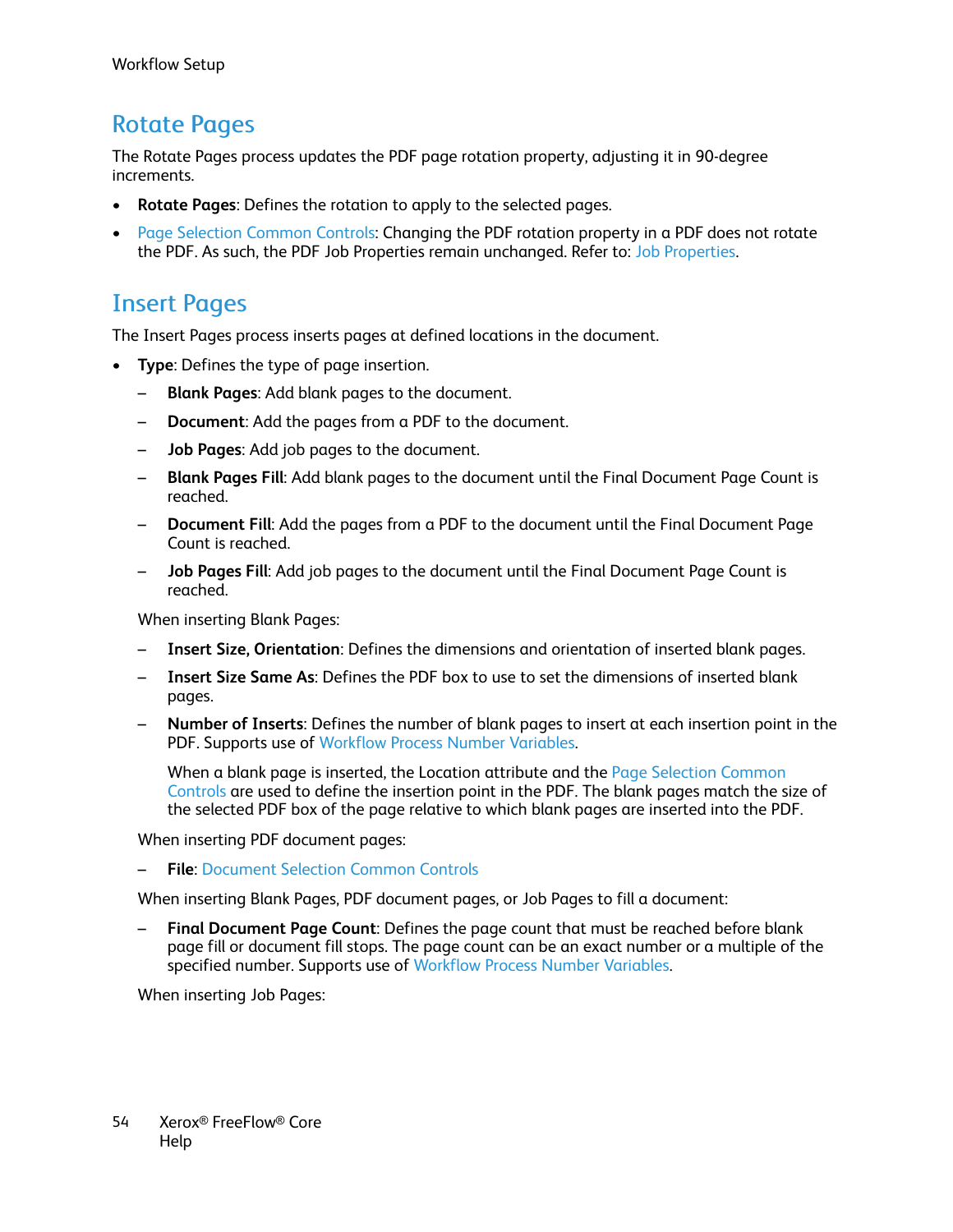## Rotate Pages

The Rotate Pages process updates the PDF page rotation property, adjusting it in 90-degree increments.

- **Rotate Pages**: Defines the rotation to apply to the selected pages.
- Page Selection Common Controls: Changing the PDF rotation property in a PDF does not rotate the PDF. As such, the PDF Job Properties remain unchanged. Refer to: Job Properties.

## Insert Pages

The Insert Pages process inserts pages at defined locations in the document.

- **Type**: Defines the type of page insertion.
  - **Blank Pages**: Add blank pages to the document.
  - **Document**: Add the pages from a PDF to the document.
  - **Job Pages**: Add job pages to the document.
  - **Blank Pages Fill**: Add blank pages to the document until the Final Document Page Count is reached.
  - **Document Fill**: Add the pages from a PDF to the document until the Final Document Page Count is reached.
  - **Job Pages Fill**: Add job pages to the document until the Final Document Page Count is reached.

  When inserting Blank Pages:

  - **Insert Size, Orientation**: Defines the dimensions and orientation of inserted blank pages.
  - **Insert Size Same As**: Defines the PDF box to use to set the dimensions of inserted blank pages.
  - **Number of Inserts**: Defines the number of blank pages to insert at each insertion point in the PDF. Supports use of Workflow Process Number Variables.

    When a blank page is inserted, the Location attribute and the Page Selection Common Controls are used to define the insertion point in the PDF. The blank pages match the size of the selected PDF box of the page relative to which blank pages are inserted into the PDF.

  When inserting PDF document pages:

  - **File**: Document Selection Common Controls

  When inserting Blank Pages, PDF document pages, or Job Pages to fill a document:

  - **Final Document Page Count**: Defines the page count that must be reached before blank page fill or document fill stops. The page count can be an exact number or a multiple of the specified number. Supports use of Workflow Process Number Variables.

  When inserting Job Pages: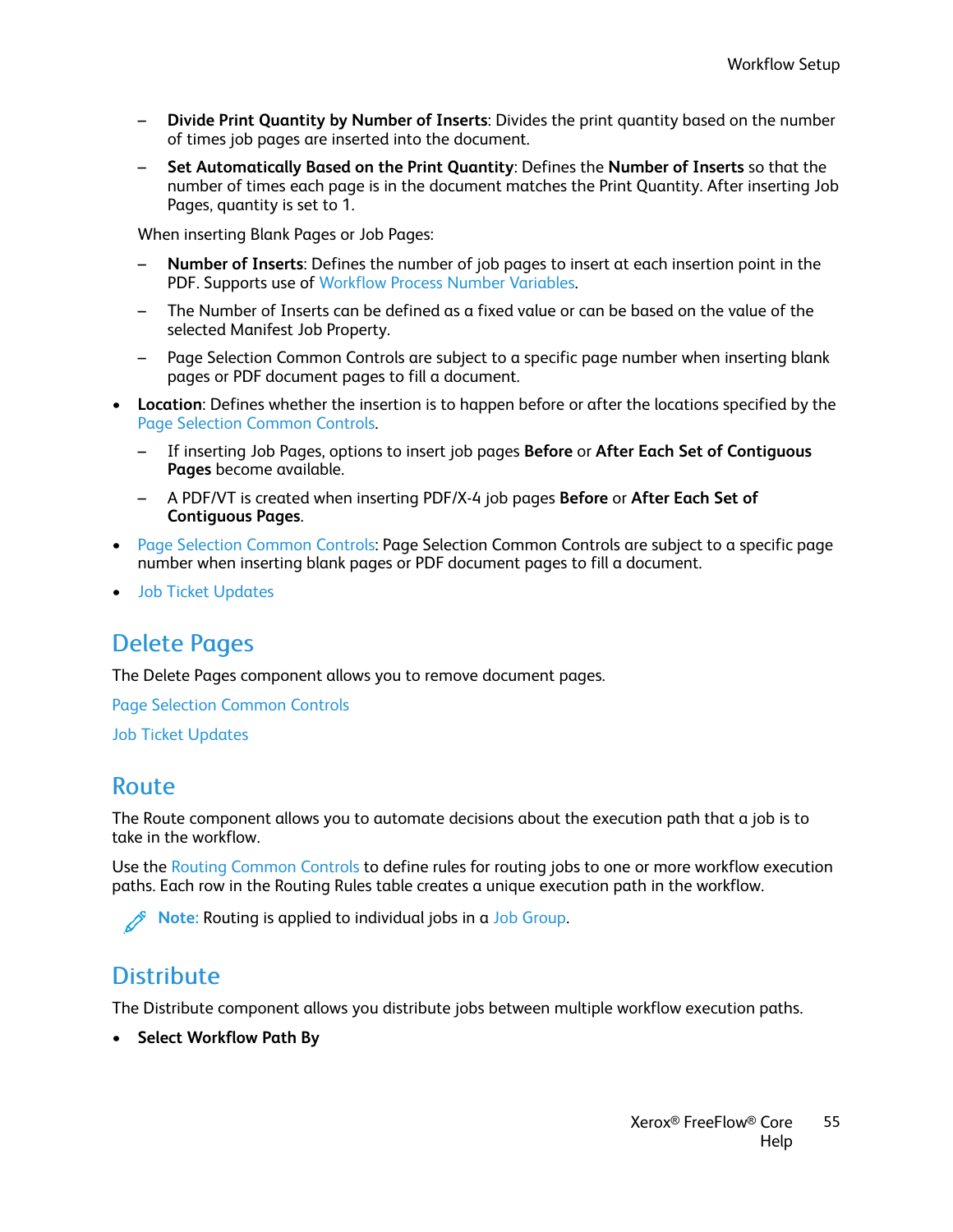- **Divide Print Quantity by Number of Inserts**: Divides the print quantity based on the number of times job pages are inserted into the document.
  - **Set Automatically Based on the Print Quantity**: Defines the **Number of Inserts** so that the number of times each page is in the document matches the Print Quantity. After inserting Job Pages, quantity is set to 1.

  When inserting Blank Pages or Job Pages:

  - **Number of Inserts**: Defines the number of job pages to insert at each insertion point in the PDF. Supports use of Workflow Process Number Variables.
  - The Number of Inserts can be defined as a fixed value or can be based on the value of the selected Manifest Job Property.
  - Page Selection Common Controls are subject to a specific page number when inserting blank pages or PDF document pages to fill a document.

- **Location**: Defines whether the insertion is to happen before or after the locations specified by the Page Selection Common Controls.
  - If inserting Job Pages, options to insert job pages **Before** or **After Each Set of Contiguous Pages** become available.
  - A PDF/VT is created when inserting PDF/X-4 job pages **Before** or **After Each Set of Contiguous Pages**.
- Page Selection Common Controls: Page Selection Common Controls are subject to a specific page number when inserting blank pages or PDF document pages to fill a document.
- Job Ticket Updates

## Delete Pages

The Delete Pages component allows you to remove document pages.

Page Selection Common Controls

Job Ticket Updates

## Route

The Route component allows you to automate decisions about the execution path that a job is to take in the workflow.

Use the Routing Common Controls to define rules for routing jobs to one or more workflow execution paths. Each row in the Routing Rules table creates a unique execution path in the workflow.

**Note:** Routing is applied to individual jobs in a Job Group.

## Distribute

The Distribute component allows you distribute jobs between multiple workflow execution paths.

- **Select Workflow Path By**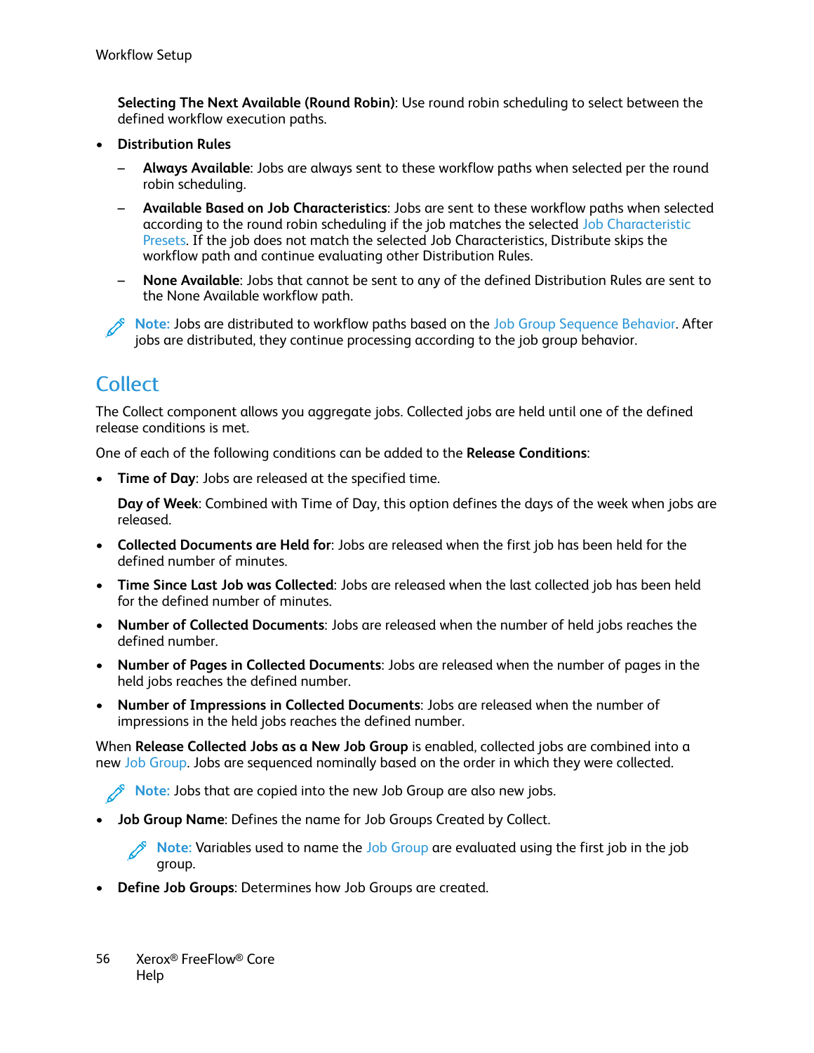**Selecting The Next Available (Round Robin)**: Use round robin scheduling to select between the defined workflow execution paths.

- **Distribution Rules**
  - **Always Available**: Jobs are always sent to these workflow paths when selected per the round robin scheduling.
  - **Available Based on Job Characteristics**: Jobs are sent to these workflow paths when selected according to the round robin scheduling if the job matches the selected Job Characteristic Presets. If the job does not match the selected Job Characteristics, Distribute skips the workflow path and continue evaluating other Distribution Rules.
  - **None Available**: Jobs that cannot be sent to any of the defined Distribution Rules are sent to the None Available workflow path.

Note: Jobs are distributed to workflow paths based on the Job Group Sequence Behavior. After jobs are distributed, they continue processing according to the job group behavior.

## Collect

The Collect component allows you aggregate jobs. Collected jobs are held until one of the defined release conditions is met.

One of each of the following conditions can be added to the **Release Conditions**:

- **Time of Day**: Jobs are released at the specified time.

  **Day of Week**: Combined with Time of Day, this option defines the days of the week when jobs are released.
- **Collected Documents are Held for**: Jobs are released when the first job has been held for the defined number of minutes.
- **Time Since Last Job was Collected**: Jobs are released when the last collected job has been held for the defined number of minutes.
- **Number of Collected Documents**: Jobs are released when the number of held jobs reaches the defined number.
- **Number of Pages in Collected Documents**: Jobs are released when the number of pages in the held jobs reaches the defined number.
- **Number of Impressions in Collected Documents**: Jobs are released when the number of impressions in the held jobs reaches the defined number.

When **Release Collected Jobs as a New Job Group** is enabled, collected jobs are combined into a new Job Group. Jobs are sequenced nominally based on the order in which they were collected.

Note: Jobs that are copied into the new Job Group are also new jobs.

- **Job Group Name**: Defines the name for Job Groups Created by Collect.

  Note: Variables used to name the Job Group are evaluated using the first job in the job group.
- **Define Job Groups**: Determines how Job Groups are created.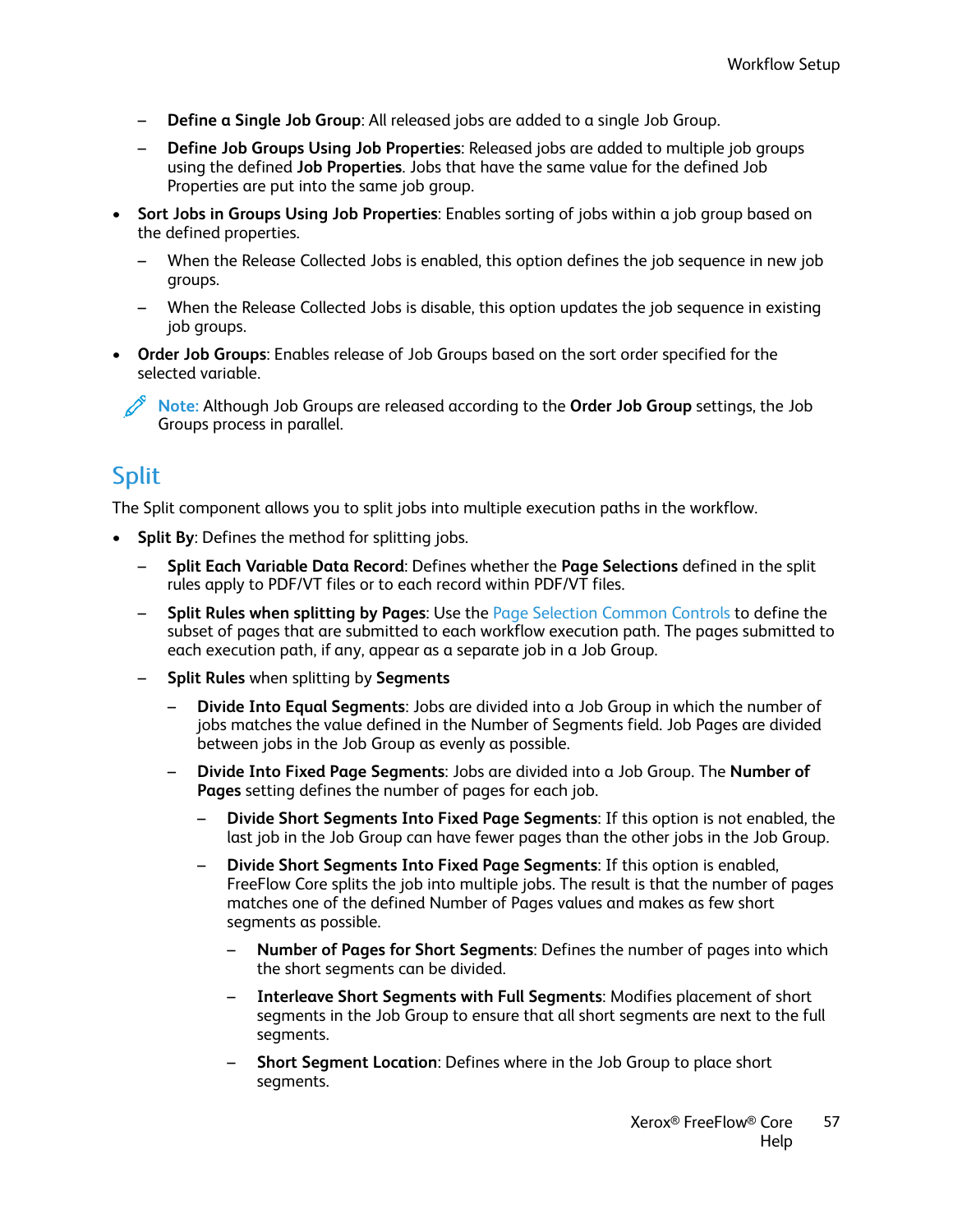- **Define a Single Job Group**: All released jobs are added to a single Job Group.
  - **Define Job Groups Using Job Properties**: Released jobs are added to multiple job groups using the defined **Job Properties**. Jobs that have the same value for the defined Job Properties are put into the same job group.
- **Sort Jobs in Groups Using Job Properties**: Enables sorting of jobs within a job group based on the defined properties.
  - When the Release Collected Jobs is enabled, this option defines the job sequence in new job groups.
  - When the Release Collected Jobs is disable, this option updates the job sequence in existing job groups.
- **Order Job Groups**: Enables release of Job Groups based on the sort order specified for the selected variable.

**Note:** Although Job Groups are released according to the **Order Job Group** settings, the Job Groups process in parallel.

## Split

The Split component allows you to split jobs into multiple execution paths in the workflow.

- **Split By**: Defines the method for splitting jobs.
  - **Split Each Variable Data Record**: Defines whether the **Page Selections** defined in the split rules apply to PDF/VT files or to each record within PDF/VT files.
  - **Split Rules when splitting by Pages**: Use the Page Selection Common Controls to define the subset of pages that are submitted to each workflow execution path. The pages submitted to each execution path, if any, appear as a separate job in a Job Group.
  - **Split Rules** when splitting by **Segments**
    - **Divide Into Equal Segments**: Jobs are divided into a Job Group in which the number of jobs matches the value defined in the Number of Segments field. Job Pages are divided between jobs in the Job Group as evenly as possible.
    - **Divide Into Fixed Page Segments**: Jobs are divided into a Job Group. The **Number of Pages** setting defines the number of pages for each job.
      - **Divide Short Segments Into Fixed Page Segments**: If this option is not enabled, the last job in the Job Group can have fewer pages than the other jobs in the Job Group.
      - **Divide Short Segments Into Fixed Page Segments**: If this option is enabled, FreeFlow Core splits the job into multiple jobs. The result is that the number of pages matches one of the defined Number of Pages values and makes as few short segments as possible.
        - **Number of Pages for Short Segments**: Defines the number of pages into which the short segments can be divided.
        - **Interleave Short Segments with Full Segments**: Modifies placement of short segments in the Job Group to ensure that all short segments are next to the full segments.
        - **Short Segment Location**: Defines where in the Job Group to place short segments.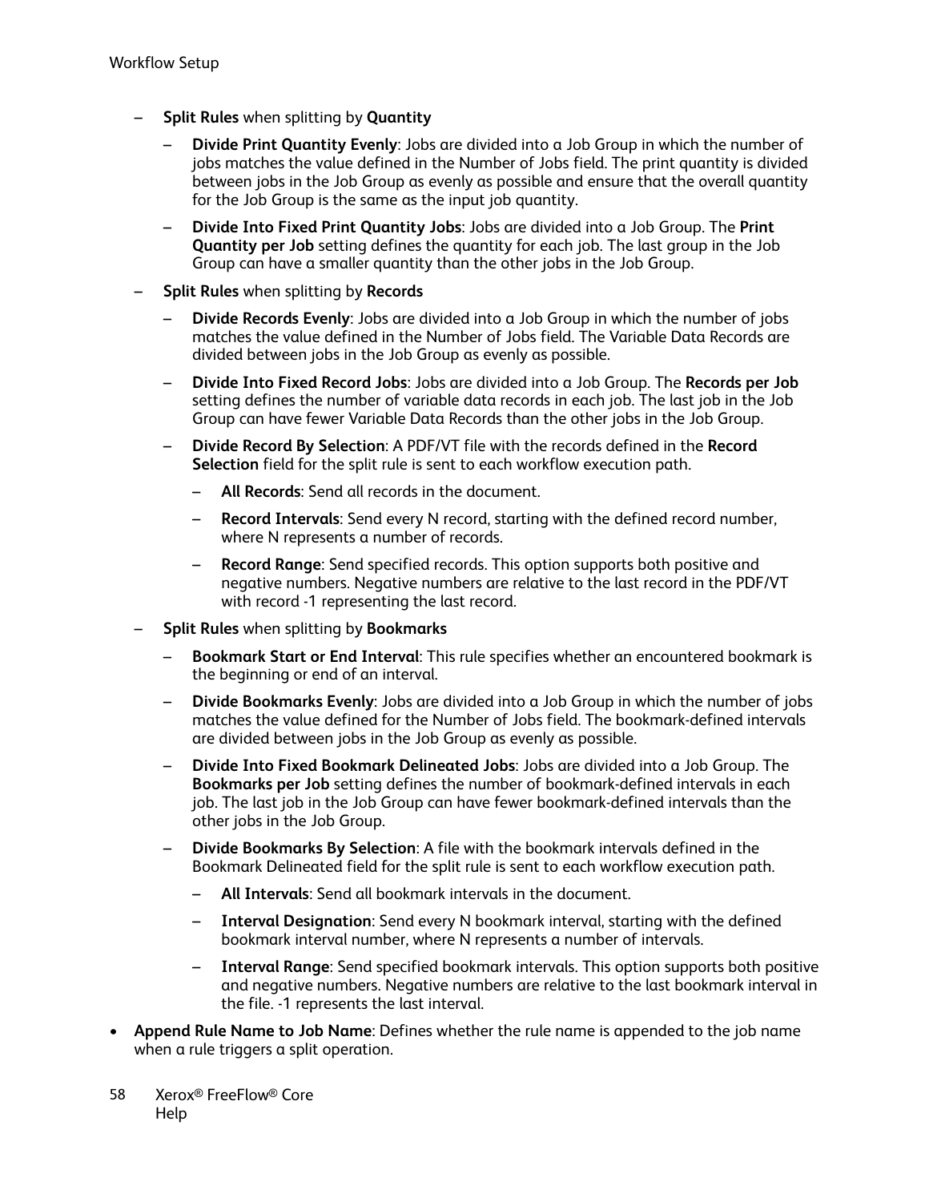- **Split Rules** when splitting by **Quantity**
  - **Divide Print Quantity Evenly**: Jobs are divided into a Job Group in which the number of jobs matches the value defined in the Number of Jobs field. The print quantity is divided between jobs in the Job Group as evenly as possible and ensure that the overall quantity for the Job Group is the same as the input job quantity.
  - **Divide Into Fixed Print Quantity Jobs**: Jobs are divided into a Job Group. The **Print Quantity per Job** setting defines the quantity for each job. The last group in the Job Group can have a smaller quantity than the other jobs in the Job Group.
- **Split Rules** when splitting by **Records**
  - **Divide Records Evenly**: Jobs are divided into a Job Group in which the number of jobs matches the value defined in the Number of Jobs field. The Variable Data Records are divided between jobs in the Job Group as evenly as possible.
  - **Divide Into Fixed Record Jobs**: Jobs are divided into a Job Group. The **Records per Job** setting defines the number of variable data records in each job. The last job in the Job Group can have fewer Variable Data Records than the other jobs in the Job Group.
  - **Divide Record By Selection**: A PDF/VT file with the records defined in the **Record Selection** field for the split rule is sent to each workflow execution path.
    - **All Records**: Send all records in the document.
    - **Record Intervals**: Send every N record, starting with the defined record number, where N represents a number of records.
    - **Record Range**: Send specified records. This option supports both positive and negative numbers. Negative numbers are relative to the last record in the PDF/VT with record -1 representing the last record.
- **Split Rules** when splitting by **Bookmarks**
  - **Bookmark Start or End Interval**: This rule specifies whether an encountered bookmark is the beginning or end of an interval.
  - **Divide Bookmarks Evenly**: Jobs are divided into a Job Group in which the number of jobs matches the value defined for the Number of Jobs field. The bookmark-defined intervals are divided between jobs in the Job Group as evenly as possible.
  - **Divide Into Fixed Bookmark Delineated Jobs**: Jobs are divided into a Job Group. The **Bookmarks per Job** setting defines the number of bookmark-defined intervals in each job. The last job in the Job Group can have fewer bookmark-defined intervals than the other jobs in the Job Group.
  - **Divide Bookmarks By Selection**: A file with the bookmark intervals defined in the Bookmark Delineated field for the split rule is sent to each workflow execution path.
    - **All Intervals**: Send all bookmark intervals in the document.
    - **Interval Designation**: Send every N bookmark interval, starting with the defined bookmark interval number, where N represents a number of intervals.
    - **Interval Range**: Send specified bookmark intervals. This option supports both positive and negative numbers. Negative numbers are relative to the last bookmark interval in the file. -1 represents the last interval.

- **Append Rule Name to Job Name**: Defines whether the rule name is appended to the job name when a rule triggers a split operation.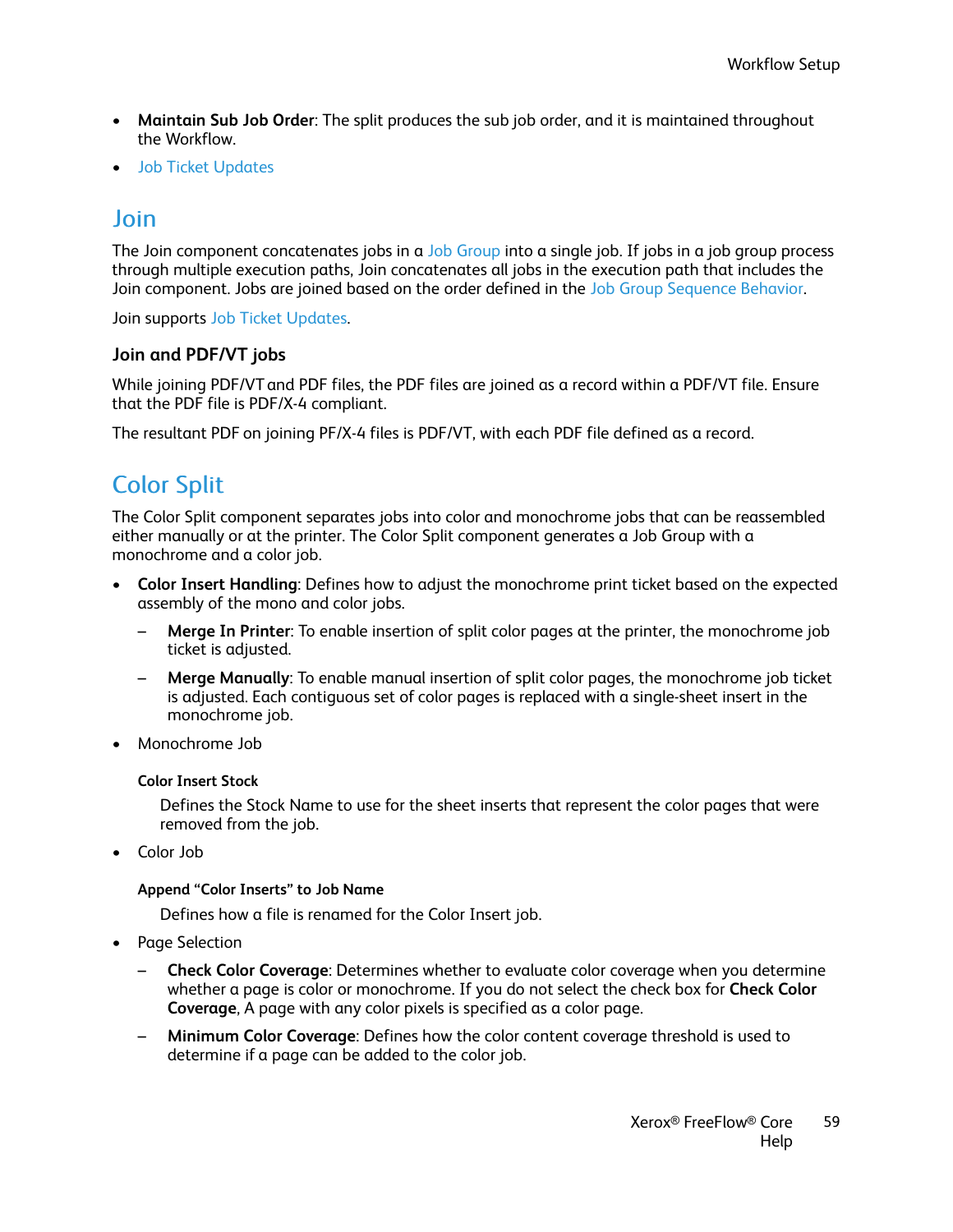- **Maintain Sub Job Order**: The split produces the sub job order, and it is maintained throughout the Workflow.
- Job Ticket Updates

## Join

The Join component concatenates jobs in a Job Group into a single job. If jobs in a job group process through multiple execution paths, Join concatenates all jobs in the execution path that includes the Join component. Jobs are joined based on the order defined in the Job Group Sequence Behavior.

Join supports Job Ticket Updates.

### Join and PDF/VT jobs

While joining PDF/VT and PDF files, the PDF files are joined as a record within a PDF/VT file. Ensure that the PDF file is PDF/X-4 compliant.

The resultant PDF on joining PF/X-4 files is PDF/VT, with each PDF file defined as a record.

## Color Split

The Color Split component separates jobs into color and monochrome jobs that can be reassembled either manually or at the printer. The Color Split component generates a Job Group with a monochrome and a color job.

- **Color Insert Handling**: Defines how to adjust the monochrome print ticket based on the expected assembly of the mono and color jobs.
  - **Merge In Printer**: To enable insertion of split color pages at the printer, the monochrome job ticket is adjusted.
  - **Merge Manually**: To enable manual insertion of split color pages, the monochrome job ticket is adjusted. Each contiguous set of color pages is replaced with a single-sheet insert in the monochrome job.
- Monochrome Job

  **Color Insert Stock**

  Defines the Stock Name to use for the sheet inserts that represent the color pages that were removed from the job.
- Color Job

  **Append “Color Inserts” to Job Name**

  Defines how a file is renamed for the Color Insert job.
- Page Selection
  - **Check Color Coverage**: Determines whether to evaluate color coverage when you determine whether a page is color or monochrome. If you do not select the check box for **Check Color Coverage**, A page with any color pixels is specified as a color page.
  - **Minimum Color Coverage**: Defines how the color content coverage threshold is used to determine if a page can be added to the color job.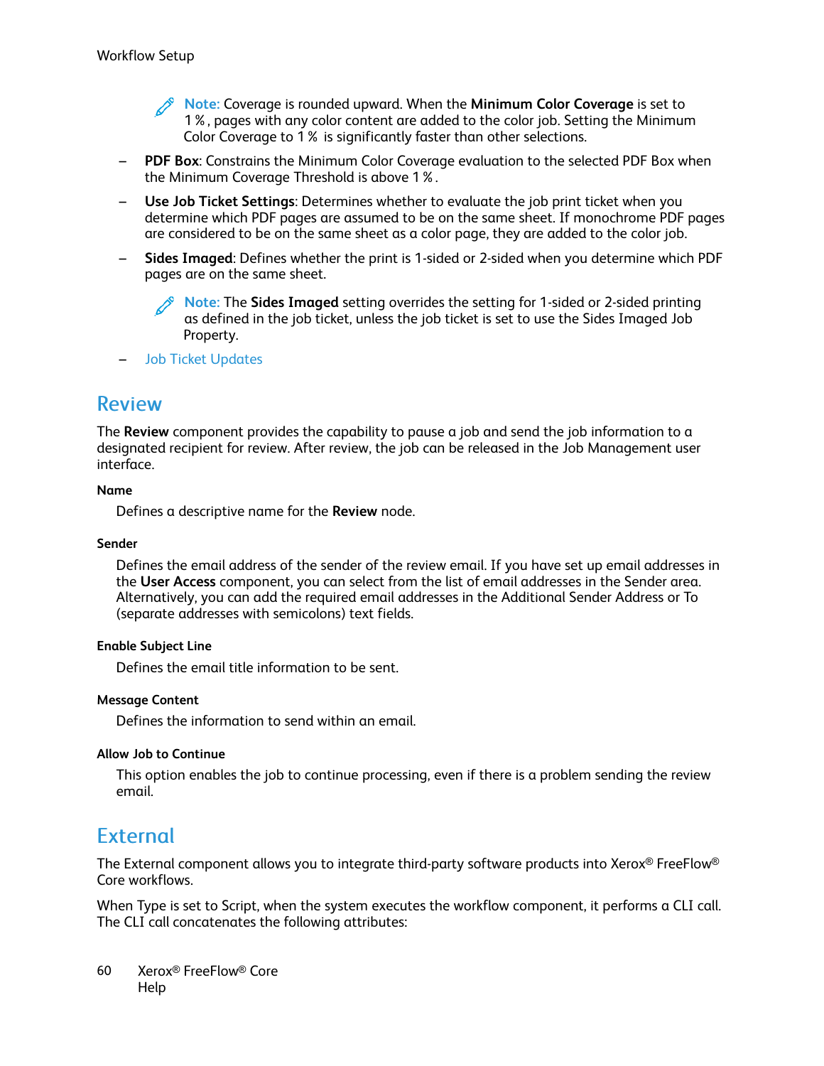> **Note:** Coverage is rounded upward. When the **Minimum Color Coverage** is set to 1 %, pages with any color content are added to the color job. Setting the Minimum Color Coverage to 1 % is significantly faster than other selections.

- **PDF Box**: Constrains the Minimum Color Coverage evaluation to the selected PDF Box when the Minimum Coverage Threshold is above 1 %.
- **Use Job Ticket Settings**: Determines whether to evaluate the job print ticket when you determine which PDF pages are assumed to be on the same sheet. If monochrome PDF pages are considered to be on the same sheet as a color page, they are added to the color job.
- **Sides Imaged**: Defines whether the print is 1-sided or 2-sided when you determine which PDF pages are on the same sheet.

  > **Note:** The **Sides Imaged** setting overrides the setting for 1-sided or 2-sided printing as defined in the job ticket, unless the job ticket is set to use the Sides Imaged Job Property.

- Job Ticket Updates

## Review

The **Review** component provides the capability to pause a job and send the job information to a designated recipient for review. After review, the job can be released in the Job Management user interface.

**Name**

Defines a descriptive name for the **Review** node.

**Sender**

Defines the email address of the sender of the review email. If you have set up email addresses in the **User Access** component, you can select from the list of email addresses in the Sender area. Alternatively, you can add the required email addresses in the Additional Sender Address or To (separate addresses with semicolons) text fields.

**Enable Subject Line**

Defines the email title information to be sent.

**Message Content**

Defines the information to send within an email.

**Allow Job to Continue**

This option enables the job to continue processing, even if there is a problem sending the review email.

## External

The External component allows you to integrate third-party software products into Xerox® FreeFlow® Core workflows.

When Type is set to Script, when the system executes the workflow component, it performs a CLI call. The CLI call concatenates the following attributes: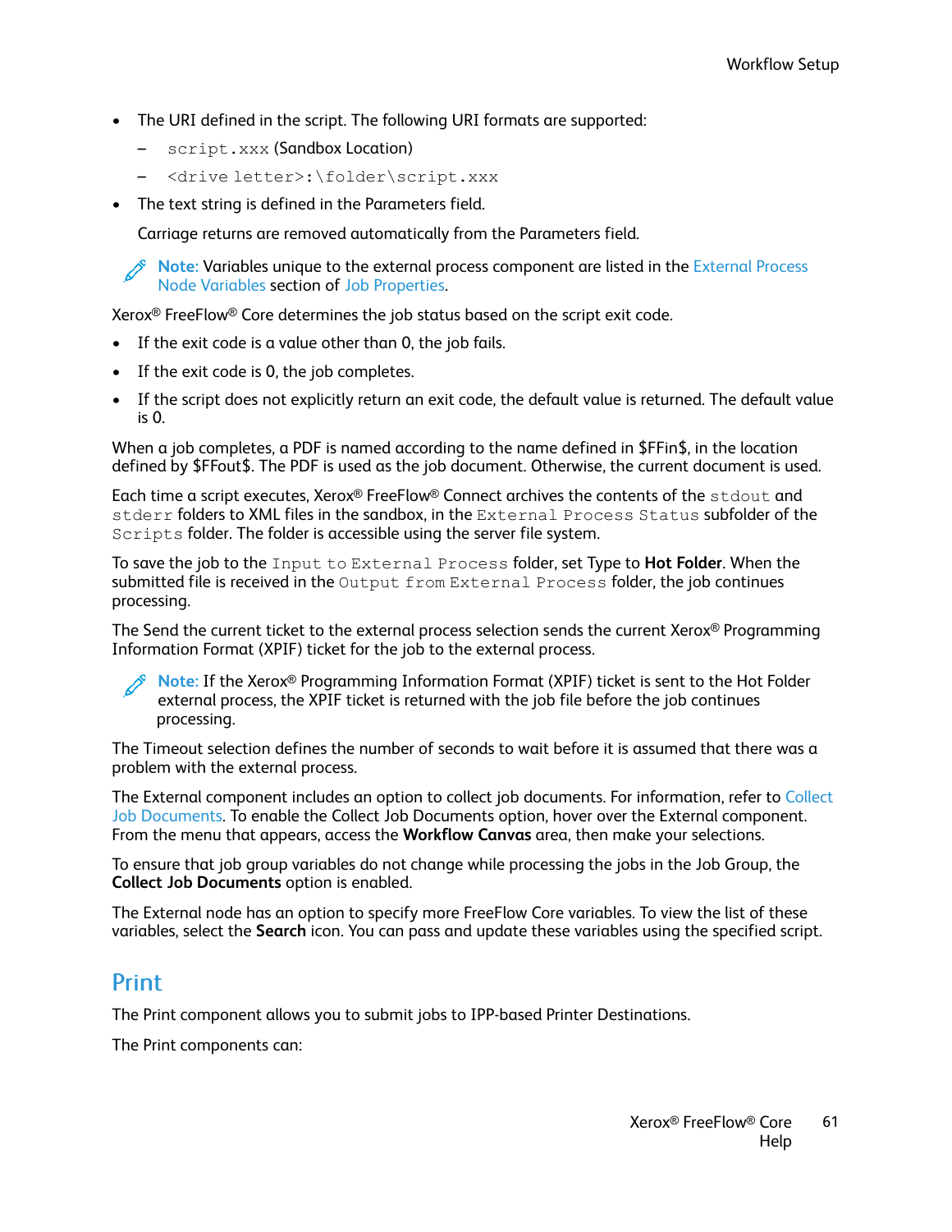- The URI defined in the script. The following URI formats are supported:
  - `script.xxx` (Sandbox Location)
  - `<drive letter>:\folder\script.xxx`
- The text string is defined in the Parameters field.

  Carriage returns are removed automatically from the Parameters field.

> **Note:** Variables unique to the external process component are listed in the External Process Node Variables section of Job Properties.

Xerox® FreeFlow® Core determines the job status based on the script exit code.

- If the exit code is a value other than 0, the job fails.
- If the exit code is 0, the job completes.
- If the script does not explicitly return an exit code, the default value is returned. The default value is 0.

When a job completes, a PDF is named according to the name defined in $FFin$, in the location defined by $FFout$. The PDF is used as the job document. Otherwise, the current document is used.

Each time a script executes, Xerox® FreeFlow® Connect archives the contents of the `stdout` and `stderr` folders to XML files in the sandbox, in the `External Process Status` subfolder of the `Scripts` folder. The folder is accessible using the server file system.

To save the job to the `Input to External Process` folder, set Type to **Hot Folder**. When the submitted file is received in the `Output from External Process` folder, the job continues processing.

The Send the current ticket to the external process selection sends the current Xerox® Programming Information Format (XPIF) ticket for the job to the external process.

> **Note:** If the Xerox® Programming Information Format (XPIF) ticket is sent to the Hot Folder external process, the XPIF ticket is returned with the job file before the job continues processing.

The Timeout selection defines the number of seconds to wait before it is assumed that there was a problem with the external process.

The External component includes an option to collect job documents. For information, refer to Collect Job Documents. To enable the Collect Job Documents option, hover over the External component. From the menu that appears, access the **Workflow Canvas** area, then make your selections.

To ensure that job group variables do not change while processing the jobs in the Job Group, the **Collect Job Documents** option is enabled.

The External node has an option to specify more FreeFlow Core variables. To view the list of these variables, select the **Search** icon. You can pass and update these variables using the specified script.

## Print

The Print component allows you to submit jobs to IPP-based Printer Destinations.

The Print components can: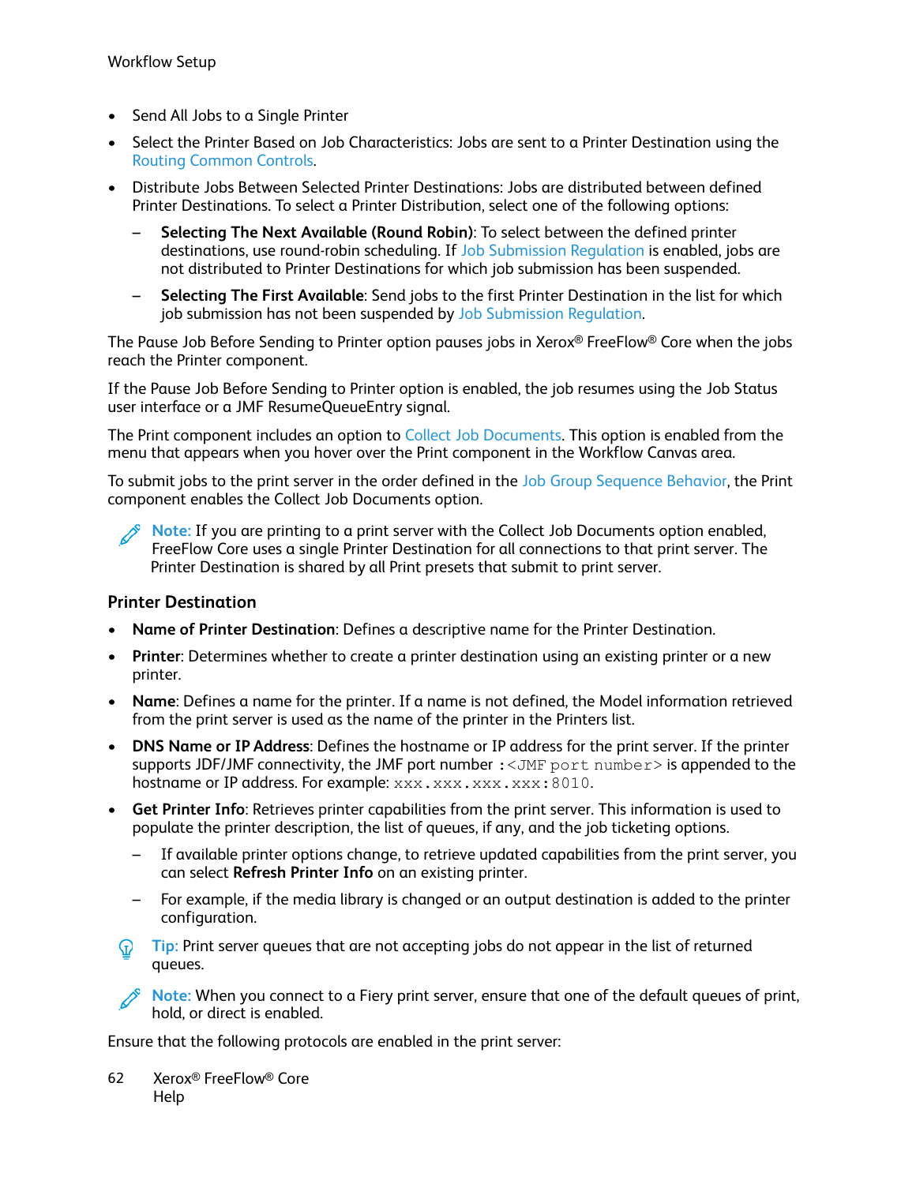- Send All Jobs to a Single Printer
- Select the Printer Based on Job Characteristics: Jobs are sent to a Printer Destination using the Routing Common Controls.
- Distribute Jobs Between Selected Printer Destinations: Jobs are distributed between defined Printer Destinations. To select a Printer Distribution, select one of the following options:
  - **Selecting The Next Available (Round Robin)**: To select between the defined printer destinations, use round-robin scheduling. If Job Submission Regulation is enabled, jobs are not distributed to Printer Destinations for which job submission has been suspended.
  - **Selecting The First Available**: Send jobs to the first Printer Destination in the list for which job submission has not been suspended by Job Submission Regulation.

The Pause Job Before Sending to Printer option pauses jobs in Xerox® FreeFlow® Core when the jobs reach the Printer component.

If the Pause Job Before Sending to Printer option is enabled, the job resumes using the Job Status user interface or a JMF ResumeQueueEntry signal.

The Print component includes an option to Collect Job Documents. This option is enabled from the menu that appears when you hover over the Print component in the Workflow Canvas area.

To submit jobs to the print server in the order defined in the Job Group Sequence Behavior, the Print component enables the Collect Job Documents option.

Note: If you are printing to a print server with the Collect Job Documents option enabled, FreeFlow Core uses a single Printer Destination for all connections to that print server. The Printer Destination is shared by all Print presets that submit to print server.

### Printer Destination

- **Name of Printer Destination**: Defines a descriptive name for the Printer Destination.
- **Printer**: Determines whether to create a printer destination using an existing printer or a new printer.
- **Name**: Defines a name for the printer. If a name is not defined, the Model information retrieved from the print server is used as the name of the printer in the Printers list.
- **DNS Name or IP Address**: Defines the hostname or IP address for the print server. If the printer supports JDF/JMF connectivity, the JMF port number `:<JMF port number>` is appended to the hostname or IP address. For example: `xxx.xxx.xxx.xxx:8010`.
- **Get Printer Info**: Retrieves printer capabilities from the print server. This information is used to populate the printer description, the list of queues, if any, and the job ticketing options.
  - If available printer options change, to retrieve updated capabilities from the print server, you can select **Refresh Printer Info** on an existing printer.
  - For example, if the media library is changed or an output destination is added to the printer configuration.

Tip: Print server queues that are not accepting jobs do not appear in the list of returned queues.

Note: When you connect to a Fiery print server, ensure that one of the default queues of print, hold, or direct is enabled.

Ensure that the following protocols are enabled in the print server: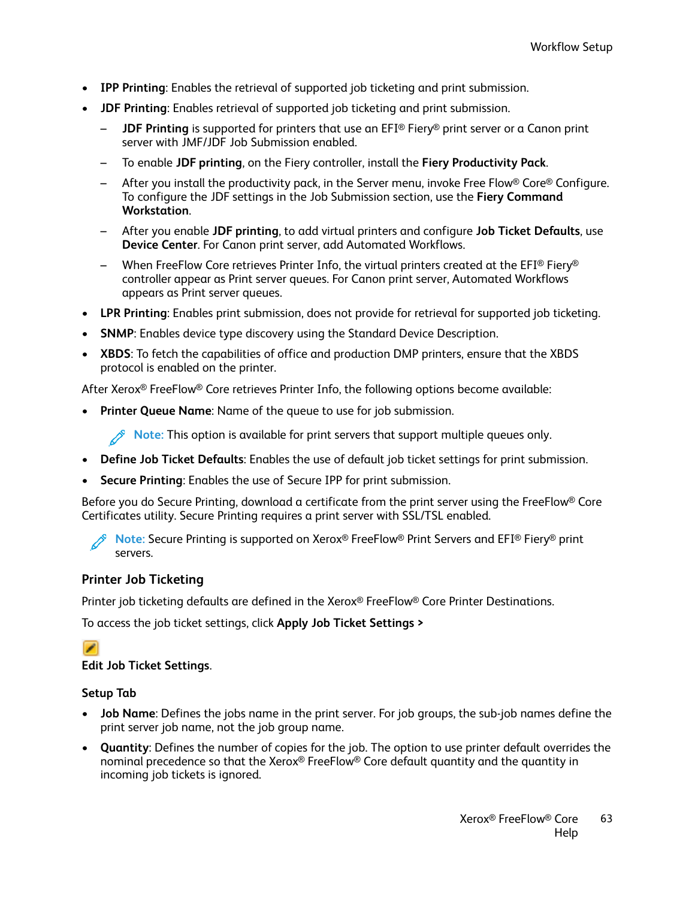- **IPP Printing**: Enables the retrieval of supported job ticketing and print submission.
- **JDF Printing**: Enables retrieval of supported job ticketing and print submission.
  - **JDF Printing** is supported for printers that use an EFI® Fiery® print server or a Canon print server with JMF/JDF Job Submission enabled.
  - To enable **JDF printing**, on the Fiery controller, install the **Fiery Productivity Pack**.
  - After you install the productivity pack, in the Server menu, invoke Free Flow® Core® Configure. To configure the JDF settings in the Job Submission section, use the **Fiery Command Workstation**.
  - After you enable **JDF printing**, to add virtual printers and configure **Job Ticket Defaults**, use **Device Center**. For Canon print server, add Automated Workflows.
  - When FreeFlow Core retrieves Printer Info, the virtual printers created at the EFI® Fiery® controller appear as Print server queues. For Canon print server, Automated Workflows appears as Print server queues.
- **LPR Printing**: Enables print submission, does not provide for retrieval for supported job ticketing.
- **SNMP**: Enables device type discovery using the Standard Device Description.
- **XBDS**: To fetch the capabilities of office and production DMP printers, ensure that the XBDS protocol is enabled on the printer.

After Xerox® FreeFlow® Core retrieves Printer Info, the following options become available:

- **Printer Queue Name**: Name of the queue to use for job submission.

  Note: This option is available for print servers that support multiple queues only.

- **Define Job Ticket Defaults**: Enables the use of default job ticket settings for print submission.
- **Secure Printing**: Enables the use of Secure IPP for print submission.

Before you do Secure Printing, download a certificate from the print server using the FreeFlow® Core Certificates utility. Secure Printing requires a print server with SSL/TSL enabled.

Note: Secure Printing is supported on Xerox® FreeFlow® Print Servers and EFI® Fiery® print servers.

## Printer Job Ticketing

Printer job ticketing defaults are defined in the Xerox® FreeFlow® Core Printer Destinations.

To access the job ticket settings, click **Apply Job Ticket Settings >**

**Edit Job Ticket Settings**.

### Setup Tab

- **Job Name**: Defines the jobs name in the print server. For job groups, the sub-job names define the print server job name, not the job group name.
- **Quantity**: Defines the number of copies for the job. The option to use printer default overrides the nominal precedence so that the Xerox® FreeFlow® Core default quantity and the quantity in incoming job tickets is ignored.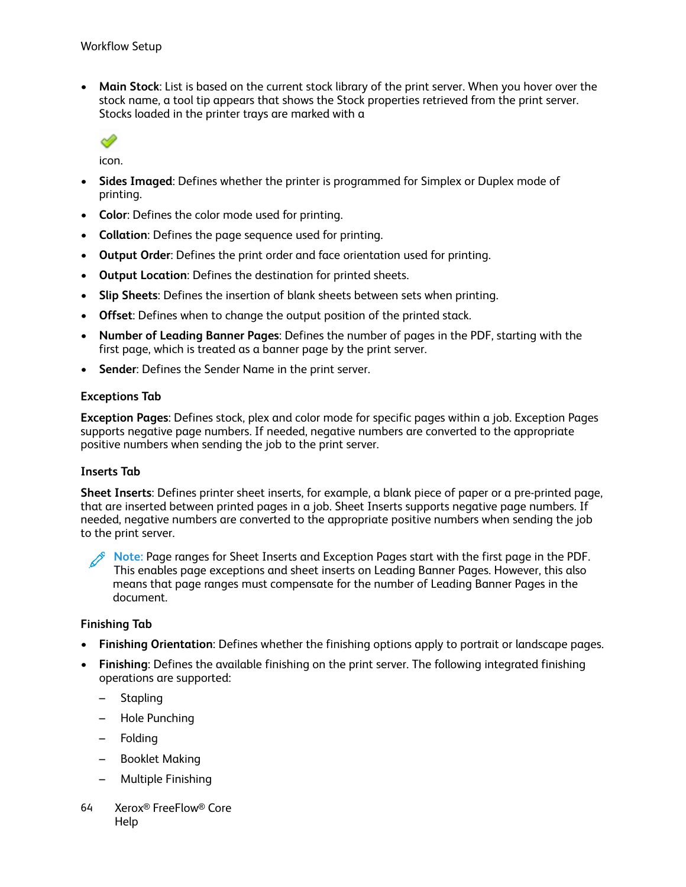- **Main Stock**: List is based on the current stock library of the print server. When you hover over the stock name, a tool tip appears that shows the Stock properties retrieved from the print server. Stocks loaded in the printer trays are marked with a

  icon.
- **Sides Imaged**: Defines whether the printer is programmed for Simplex or Duplex mode of printing.
- **Color**: Defines the color mode used for printing.
- **Collation**: Defines the page sequence used for printing.
- **Output Order**: Defines the print order and face orientation used for printing.
- **Output Location**: Defines the destination for printed sheets.
- **Slip Sheets**: Defines the insertion of blank sheets between sets when printing.
- **Offset**: Defines when to change the output position of the printed stack.
- **Number of Leading Banner Pages**: Defines the number of pages in the PDF, starting with the first page, which is treated as a banner page by the print server.
- **Sender**: Defines the Sender Name in the print server.

#### Exceptions Tab

**Exception Pages**: Defines stock, plex and color mode for specific pages within a job. Exception Pages supports negative page numbers. If needed, negative numbers are converted to the appropriate positive numbers when sending the job to the print server.

#### Inserts Tab

**Sheet Inserts**: Defines printer sheet inserts, for example, a blank piece of paper or a pre-printed page, that are inserted between printed pages in a job. Sheet Inserts supports negative page numbers. If needed, negative numbers are converted to the appropriate positive numbers when sending the job to the print server.

> **Note:** Page ranges for Sheet Inserts and Exception Pages start with the first page in the PDF. This enables page exceptions and sheet inserts on Leading Banner Pages. However, this also means that page ranges must compensate for the number of Leading Banner Pages in the document.

#### Finishing Tab

- **Finishing Orientation**: Defines whether the finishing options apply to portrait or landscape pages.
- **Finishing**: Defines the available finishing on the print server. The following integrated finishing operations are supported:
  - Stapling
  - Hole Punching
  - Folding
  - Booklet Making
  - Multiple Finishing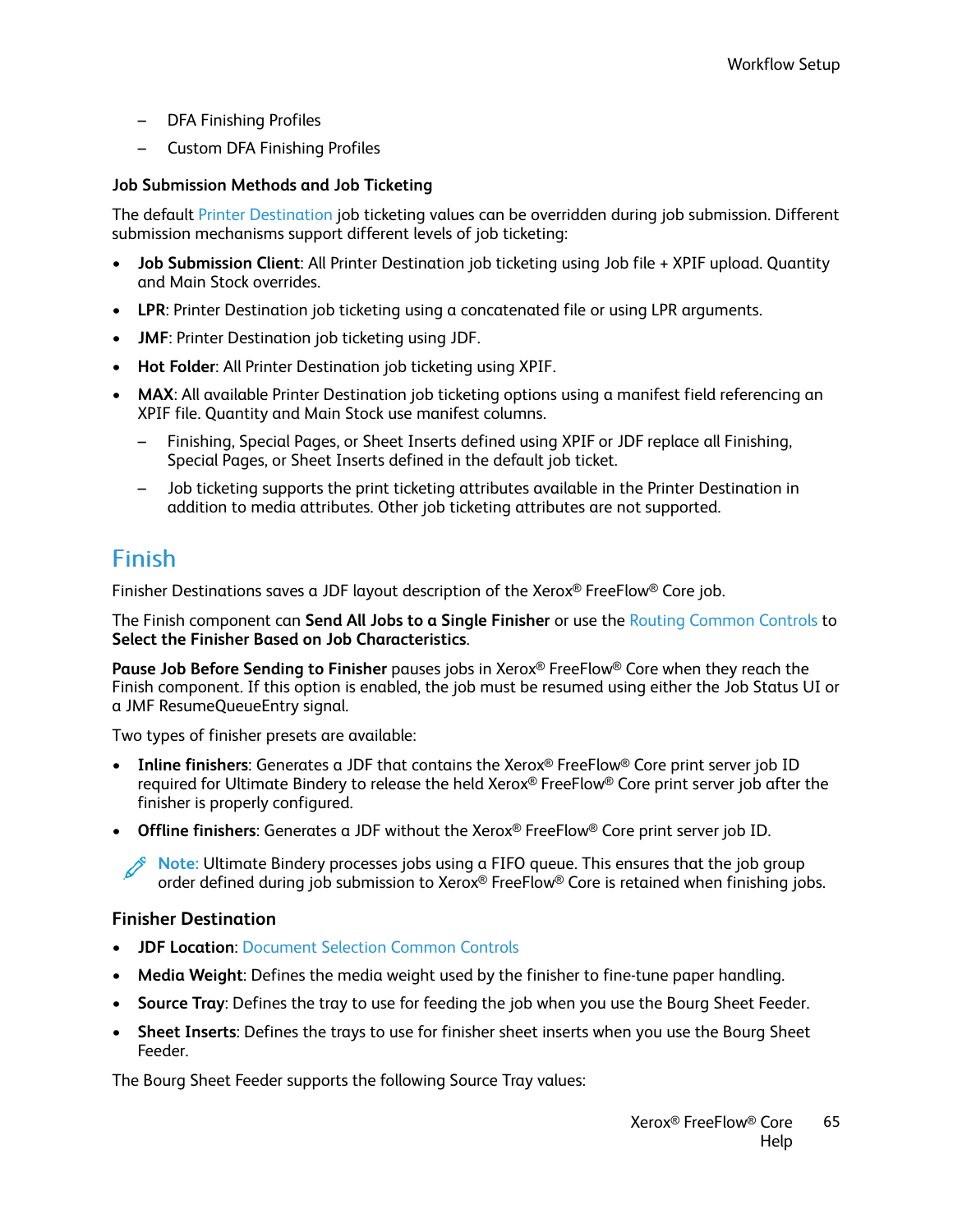- DFA Finishing Profiles
- Custom DFA Finishing Profiles

**Job Submission Methods and Job Ticketing**

The default Printer Destination job ticketing values can be overridden during job submission. Different submission mechanisms support different levels of job ticketing:

- **Job Submission Client**: All Printer Destination job ticketing using Job file + XPIF upload. Quantity and Main Stock overrides.
- **LPR**: Printer Destination job ticketing using a concatenated file or using LPR arguments.
- **JMF**: Printer Destination job ticketing using JDF.
- **Hot Folder**: All Printer Destination job ticketing using XPIF.
- **MAX**: All available Printer Destination job ticketing options using a manifest field referencing an XPIF file. Quantity and Main Stock use manifest columns.
  - Finishing, Special Pages, or Sheet Inserts defined using XPIF or JDF replace all Finishing, Special Pages, or Sheet Inserts defined in the default job ticket.
  - Job ticketing supports the print ticketing attributes available in the Printer Destination in addition to media attributes. Other job ticketing attributes are not supported.

## Finish

Finisher Destinations saves a JDF layout description of the Xerox® FreeFlow® Core job.

The Finish component can **Send All Jobs to a Single Finisher** or use the Routing Common Controls to **Select the Finisher Based on Job Characteristics**.

**Pause Job Before Sending to Finisher** pauses jobs in Xerox® FreeFlow® Core when they reach the Finish component. If this option is enabled, the job must be resumed using either the Job Status UI or a JMF ResumeQueueEntry signal.

Two types of finisher presets are available:

- **Inline finishers**: Generates a JDF that contains the Xerox® FreeFlow® Core print server job ID required for Ultimate Bindery to release the held Xerox® FreeFlow® Core print server job after the finisher is properly configured.
- **Offline finishers**: Generates a JDF without the Xerox® FreeFlow® Core print server job ID.

**Note:** Ultimate Bindery processes jobs using a FIFO queue. This ensures that the job group order defined during job submission to Xerox® FreeFlow® Core is retained when finishing jobs.

### Finisher Destination

- **JDF Location**: Document Selection Common Controls
- **Media Weight**: Defines the media weight used by the finisher to fine-tune paper handling.
- **Source Tray**: Defines the tray to use for feeding the job when you use the Bourg Sheet Feeder.
- **Sheet Inserts**: Defines the trays to use for finisher sheet inserts when you use the Bourg Sheet Feeder.

The Bourg Sheet Feeder supports the following Source Tray values: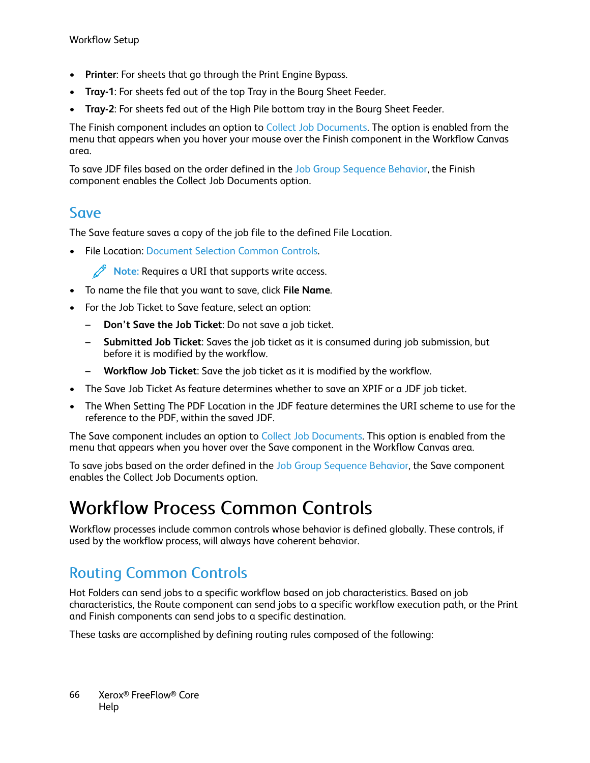- **Printer**: For sheets that go through the Print Engine Bypass.
- **Tray-1**: For sheets fed out of the top Tray in the Bourg Sheet Feeder.
- **Tray-2**: For sheets fed out of the High Pile bottom tray in the Bourg Sheet Feeder.

The Finish component includes an option to Collect Job Documents. The option is enabled from the menu that appears when you hover your mouse over the Finish component in the Workflow Canvas area.

To save JDF files based on the order defined in the Job Group Sequence Behavior, the Finish component enables the Collect Job Documents option.

## Save

The Save feature saves a copy of the job file to the defined File Location.

- File Location: Document Selection Common Controls.

  **Note:** Requires a URI that supports write access.

- To name the file that you want to save, click **File Name**.
- For the Job Ticket to Save feature, select an option:
  - **Don't Save the Job Ticket**: Do not save a job ticket.
  - **Submitted Job Ticket**: Saves the job ticket as it is consumed during job submission, but before it is modified by the workflow.
  - **Workflow Job Ticket**: Save the job ticket as it is modified by the workflow.
- The Save Job Ticket As feature determines whether to save an XPIF or a JDF job ticket.
- The When Setting The PDF Location in the JDF feature determines the URI scheme to use for the reference to the PDF, within the saved JDF.

The Save component includes an option to Collect Job Documents. This option is enabled from the menu that appears when you hover over the Save component in the Workflow Canvas area.

To save jobs based on the order defined in the Job Group Sequence Behavior, the Save component enables the Collect Job Documents option.

# Workflow Process Common Controls

Workflow processes include common controls whose behavior is defined globally. These controls, if used by the workflow process, will always have coherent behavior.

## Routing Common Controls

Hot Folders can send jobs to a specific workflow based on job characteristics. Based on job characteristics, the Route component can send jobs to a specific workflow execution path, or the Print and Finish components can send jobs to a specific destination.

These tasks are accomplished by defining routing rules composed of the following: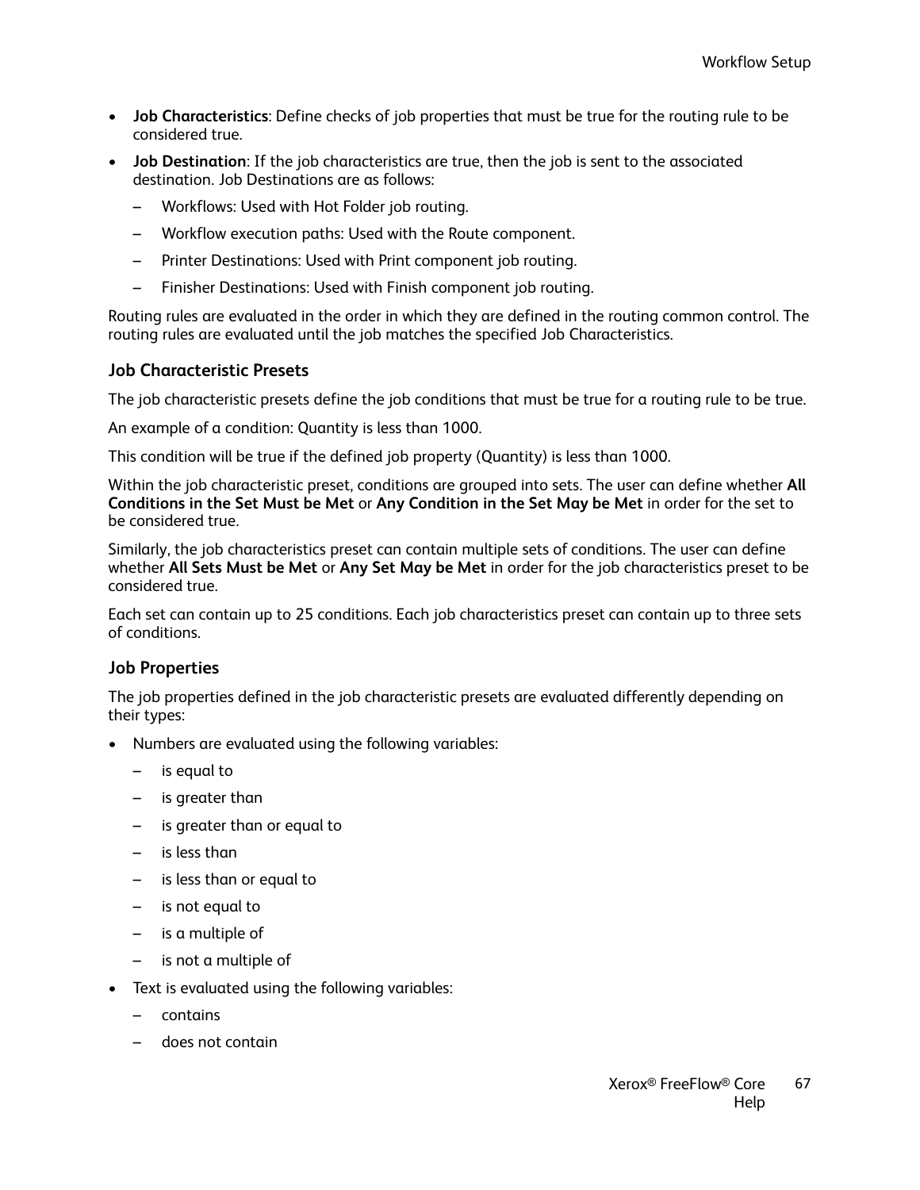- **Job Characteristics**: Define checks of job properties that must be true for the routing rule to be considered true.
- **Job Destination**: If the job characteristics are true, then the job is sent to the associated destination. Job Destinations are as follows:
  - Workflows: Used with Hot Folder job routing.
  - Workflow execution paths: Used with the Route component.
  - Printer Destinations: Used with Print component job routing.
  - Finisher Destinations: Used with Finish component job routing.

Routing rules are evaluated in the order in which they are defined in the routing common control. The routing rules are evaluated until the job matches the specified Job Characteristics.

### Job Characteristic Presets

The job characteristic presets define the job conditions that must be true for a routing rule to be true.

An example of a condition: Quantity is less than 1000.

This condition will be true if the defined job property (Quantity) is less than 1000.

Within the job characteristic preset, conditions are grouped into sets. The user can define whether **All Conditions in the Set Must be Met** or **Any Condition in the Set May be Met** in order for the set to be considered true.

Similarly, the job characteristics preset can contain multiple sets of conditions. The user can define whether **All Sets Must be Met** or **Any Set May be Met** in order for the job characteristics preset to be considered true.

Each set can contain up to 25 conditions. Each job characteristics preset can contain up to three sets of conditions.

### Job Properties

The job properties defined in the job characteristic presets are evaluated differently depending on their types:

- Numbers are evaluated using the following variables:
  - is equal to
  - is greater than
  - is greater than or equal to
  - is less than
  - is less than or equal to
  - is not equal to
  - is a multiple of
  - is not a multiple of
- Text is evaluated using the following variables:
  - contains
  - does not contain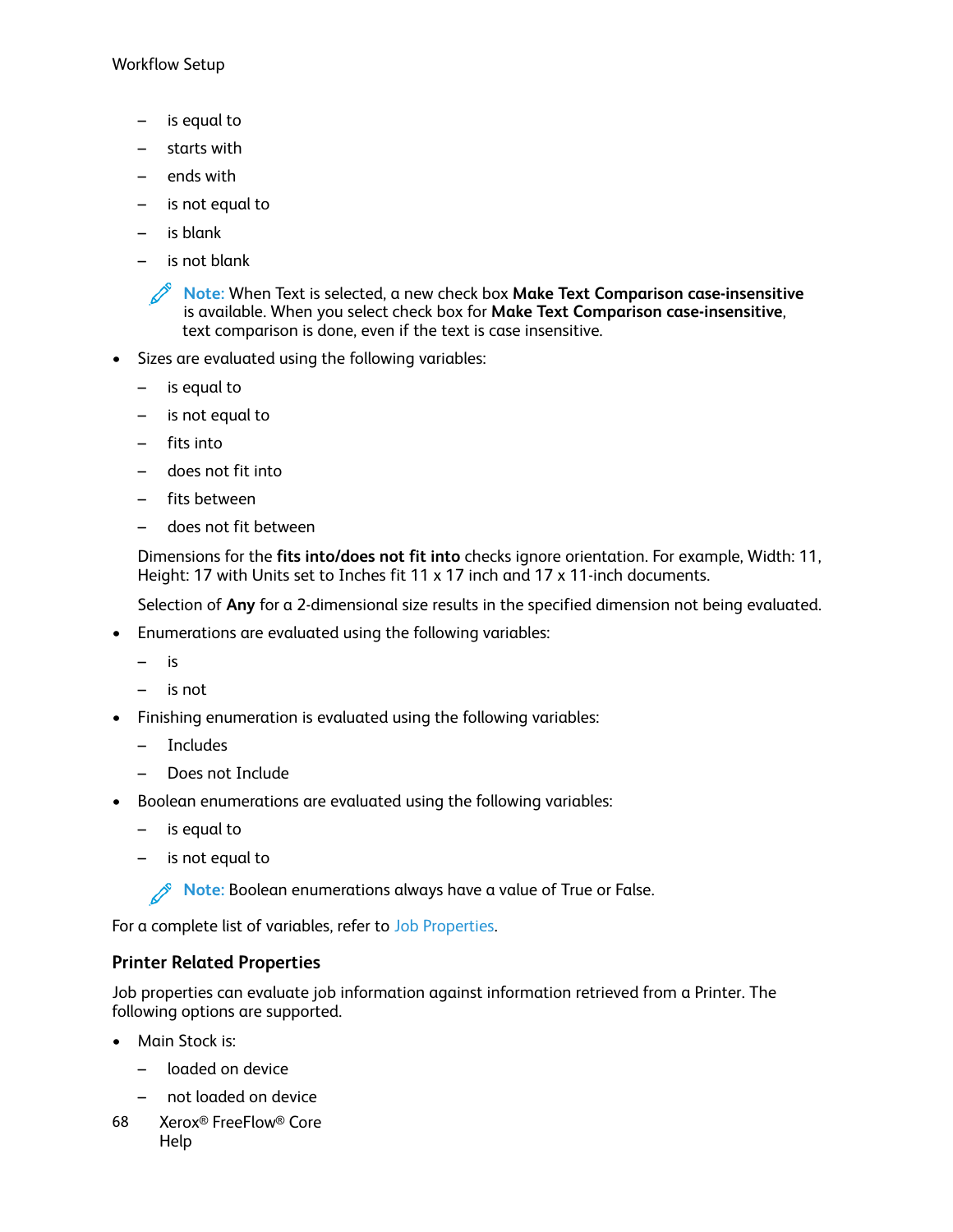- is equal to
  - starts with
  - ends with
  - is not equal to
  - is blank
  - is not blank

  **Note:** When Text is selected, a new check box **Make Text Comparison case-insensitive** is available. When you select check box for **Make Text Comparison case-insensitive**, text comparison is done, even if the text is case insensitive.

- Sizes are evaluated using the following variables:
  - is equal to
  - is not equal to
  - fits into
  - does not fit into
  - fits between
  - does not fit between

  Dimensions for the **fits into/does not fit into** checks ignore orientation. For example, Width: 11, Height: 17 with Units set to Inches fit 11 x 17 inch and 17 x 11-inch documents.

  Selection of **Any** for a 2-dimensional size results in the specified dimension not being evaluated.

- Enumerations are evaluated using the following variables:
  - is
  - is not
- Finishing enumeration is evaluated using the following variables:
  - Includes
  - Does not Include
- Boolean enumerations are evaluated using the following variables:
  - is equal to
  - is not equal to

  **Note:** Boolean enumerations always have a value of True or False.

For a complete list of variables, refer to Job Properties.

### Printer Related Properties

Job properties can evaluate job information against information retrieved from a Printer. The following options are supported.

- Main Stock is:
  - loaded on device
  - not loaded on device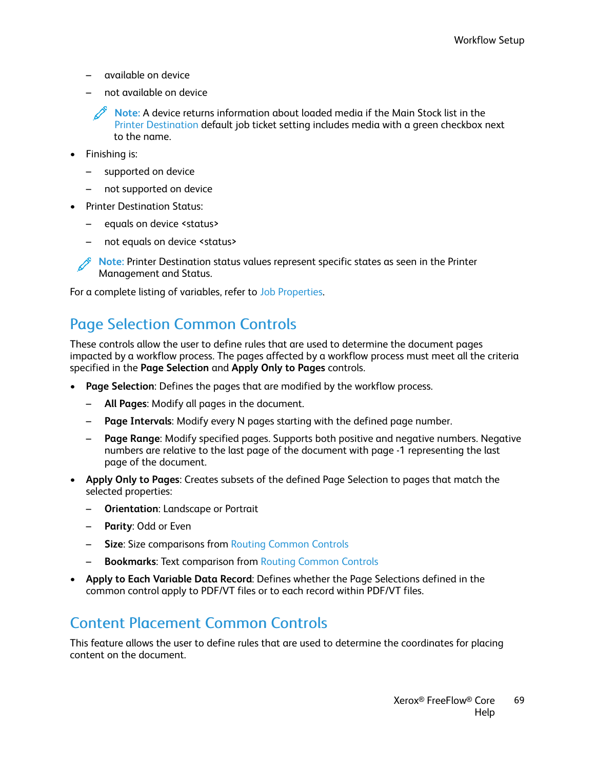- available on device
  - not available on device

  > **Note:** A device returns information about loaded media if the Main Stock list in the Printer Destination default job ticket setting includes media with a green checkbox next to the name.

- Finishing is:
  - supported on device
  - not supported on device
- Printer Destination Status:
  - equals on device <status>
  - not equals on device <status>

> **Note:** Printer Destination status values represent specific states as seen in the Printer Management and Status.

For a complete listing of variables, refer to Job Properties.

## Page Selection Common Controls

These controls allow the user to define rules that are used to determine the document pages impacted by a workflow process. The pages affected by a workflow process must meet all the criteria specified in the **Page Selection** and **Apply Only to Pages** controls.

- **Page Selection**: Defines the pages that are modified by the workflow process.
  - **All Pages**: Modify all pages in the document.
  - **Page Intervals**: Modify every N pages starting with the defined page number.
  - **Page Range**: Modify specified pages. Supports both positive and negative numbers. Negative numbers are relative to the last page of the document with page -1 representing the last page of the document.
- **Apply Only to Pages**: Creates subsets of the defined Page Selection to pages that match the selected properties:
  - **Orientation**: Landscape or Portrait
  - **Parity**: Odd or Even
  - **Size**: Size comparisons from Routing Common Controls
  - **Bookmarks**: Text comparison from Routing Common Controls
- **Apply to Each Variable Data Record**: Defines whether the Page Selections defined in the common control apply to PDF/VT files or to each record within PDF/VT files.

## Content Placement Common Controls

This feature allows the user to define rules that are used to determine the coordinates for placing content on the document.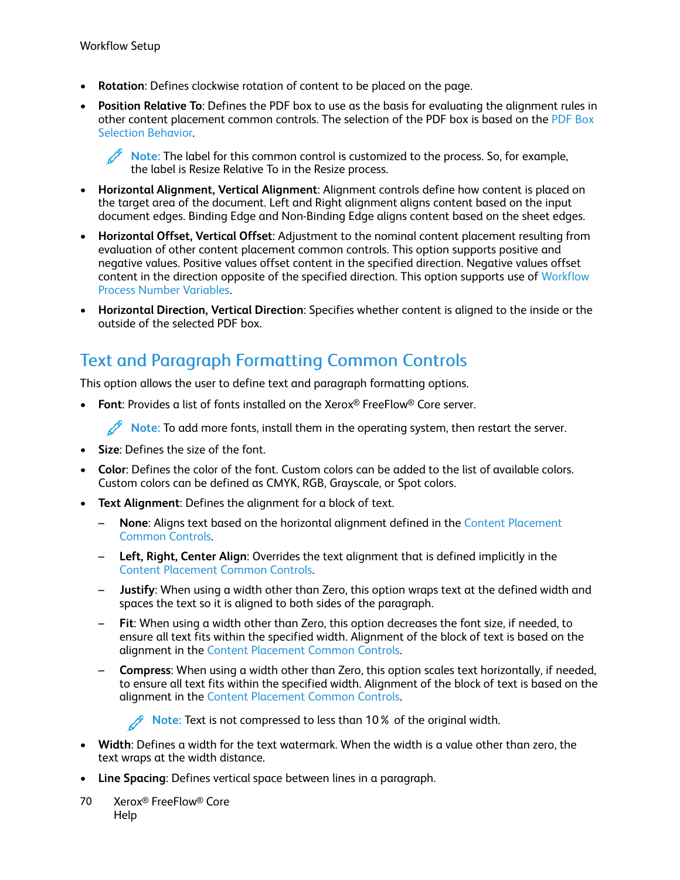- **Rotation**: Defines clockwise rotation of content to be placed on the page.
- **Position Relative To**: Defines the PDF box to use as the basis for evaluating the alignment rules in other content placement common controls. The selection of the PDF box is based on the PDF Box Selection Behavior.

  **Note:** The label for this common control is customized to the process. So, for example, the label is Resize Relative To in the Resize process.

- **Horizontal Alignment, Vertical Alignment**: Alignment controls define how content is placed on the target area of the document. Left and Right alignment aligns content based on the input document edges. Binding Edge and Non-Binding Edge aligns content based on the sheet edges.
- **Horizontal Offset, Vertical Offset**: Adjustment to the nominal content placement resulting from evaluation of other content placement common controls. This option supports positive and negative values. Positive values offset content in the specified direction. Negative values offset content in the direction opposite of the specified direction. This option supports use of Workflow Process Number Variables.
- **Horizontal Direction, Vertical Direction**: Specifies whether content is aligned to the inside or the outside of the selected PDF box.

## Text and Paragraph Formatting Common Controls

This option allows the user to define text and paragraph formatting options.

- **Font**: Provides a list of fonts installed on the Xerox® FreeFlow® Core server.

  **Note:** To add more fonts, install them in the operating system, then restart the server.

- **Size**: Defines the size of the font.
- **Color**: Defines the color of the font. Custom colors can be added to the list of available colors. Custom colors can be defined as CMYK, RGB, Grayscale, or Spot colors.
- **Text Alignment**: Defines the alignment for a block of text.
  - **None**: Aligns text based on the horizontal alignment defined in the Content Placement Common Controls.
  - **Left, Right, Center Align**: Overrides the text alignment that is defined implicitly in the Content Placement Common Controls.
  - **Justify**: When using a width other than Zero, this option wraps text at the defined width and spaces the text so it is aligned to both sides of the paragraph.
  - **Fit**: When using a width other than Zero, this option decreases the font size, if needed, to ensure all text fits within the specified width. Alignment of the block of text is based on the alignment in the Content Placement Common Controls.
  - **Compress**: When using a width other than Zero, this option scales text horizontally, if needed, to ensure all text fits within the specified width. Alignment of the block of text is based on the alignment in the Content Placement Common Controls.

    **Note:** Text is not compressed to less than 10% of the original width.

- **Width**: Defines a width for the text watermark. When the width is a value other than zero, the text wraps at the width distance.
- **Line Spacing**: Defines vertical space between lines in a paragraph.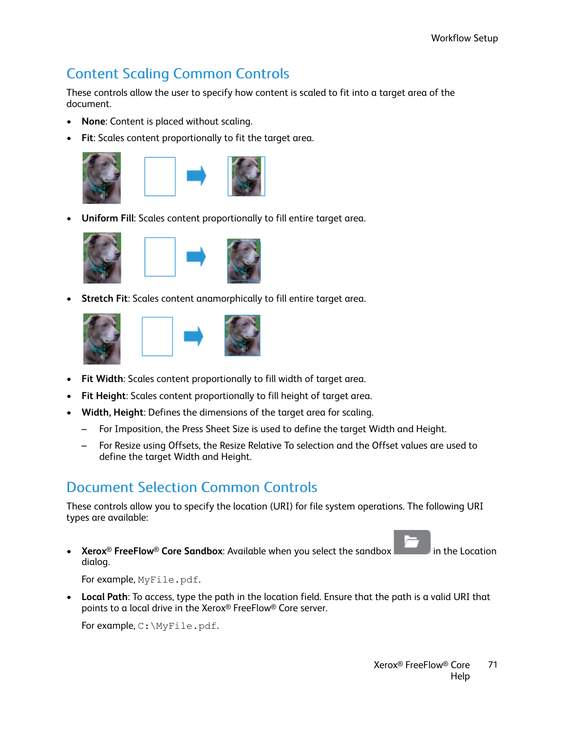## Content Scaling Common Controls

These controls allow the user to specify how content is scaled to fit into a target area of the document.

- **None**: Content is placed without scaling.
- **Fit**: Scales content proportionally to fit the target area.
- **Uniform Fill**: Scales content proportionally to fill entire target area.
- **Stretch Fit**: Scales content anamorphically to fill entire target area.
- **Fit Width**: Scales content proportionally to fill width of target area.
- **Fit Height**: Scales content proportionally to fill height of target area.
- **Width, Height**: Defines the dimensions of the target area for scaling.
  - For Imposition, the Press Sheet Size is used to define the target Width and Height.
  - For Resize using Offsets, the Resize Relative To selection and the Offset values are used to define the target Width and Height.

## Document Selection Common Controls

These controls allow you to specify the location (URI) for file system operations. The following URI types are available:

- **Xerox® FreeFlow® Core Sandbox**: Available when you select the sandbox in the Location dialog.

  For example, `MyFile.pdf`.

- **Local Path**: To access, type the path in the location field. Ensure that the path is a valid URI that points to a local drive in the Xerox® FreeFlow® Core server.

  For example, `C:\MyFile.pdf`.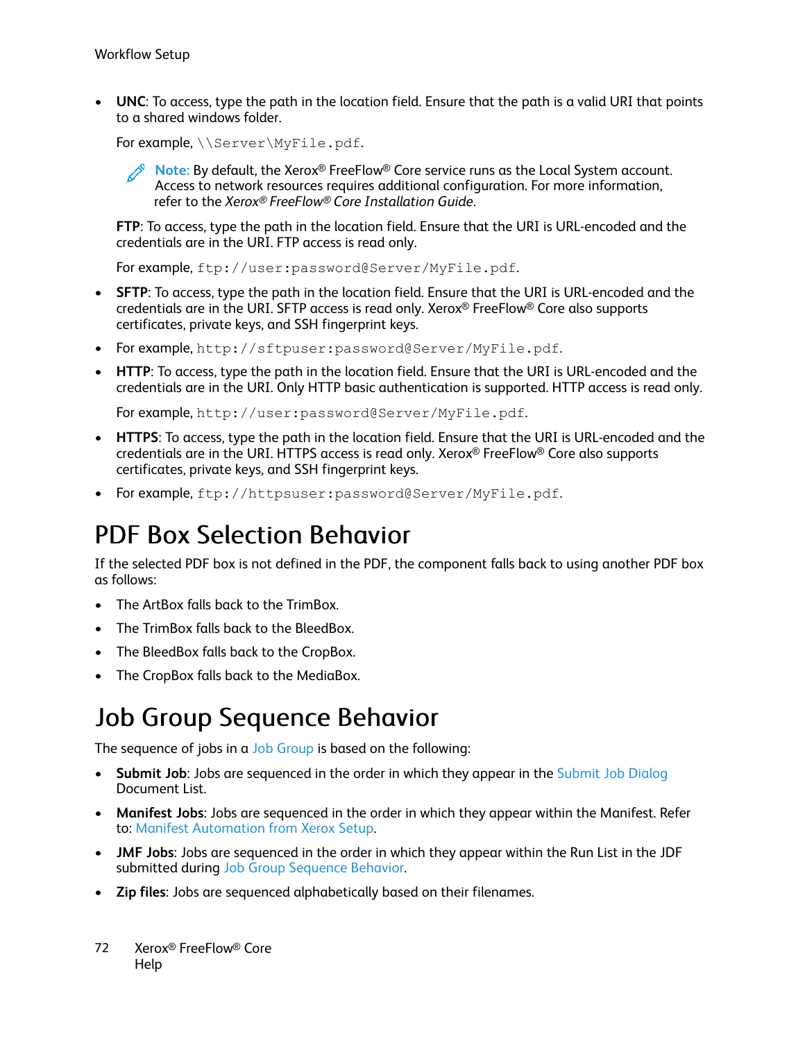- **UNC**: To access, type the path in the location field. Ensure that the path is a valid URI that points to a shared windows folder.

  For example, `\\Server\MyFile.pdf`.

  > **Note:** By default, the Xerox® FreeFlow® Core service runs as the Local System account. Access to network resources requires additional configuration. For more information, refer to the *Xerox® FreeFlow® Core Installation Guide*.

  **FTP**: To access, type the path in the location field. Ensure that the URI is URL-encoded and the credentials are in the URI. FTP access is read only.

  For example, `ftp://user:password@Server/MyFile.pdf`.

- **SFTP**: To access, type the path in the location field. Ensure that the URI is URL-encoded and the credentials are in the URI. SFTP access is read only. Xerox® FreeFlow® Core also supports certificates, private keys, and SSH fingerprint keys.
- For example, `http://sftpuser:password@Server/MyFile.pdf`.
- **HTTP**: To access, type the path in the location field. Ensure that the URI is URL-encoded and the credentials are in the URI. Only HTTP basic authentication is supported. HTTP access is read only.

  For example, `http://user:password@Server/MyFile.pdf`.

- **HTTPS**: To access, type the path in the location field. Ensure that the URI is URL-encoded and the credentials are in the URI. HTTPS access is read only. Xerox® FreeFlow® Core also supports certificates, private keys, and SSH fingerprint keys.
- For example, `ftp://httpsuser:password@Server/MyFile.pdf`.

# PDF Box Selection Behavior

If the selected PDF box is not defined in the PDF, the component falls back to using another PDF box as follows:

- The ArtBox falls back to the TrimBox.
- The TrimBox falls back to the BleedBox.
- The BleedBox falls back to the CropBox.
- The CropBox falls back to the MediaBox.

# Job Group Sequence Behavior

The sequence of jobs in a Job Group is based on the following:

- **Submit Job**: Jobs are sequenced in the order in which they appear in the Submit Job Dialog Document List.
- **Manifest Jobs**: Jobs are sequenced in the order in which they appear within the Manifest. Refer to: Manifest Automation from Xerox Setup.
- **JMF Jobs**: Jobs are sequenced in the order in which they appear within the Run List in the JDF submitted during Job Group Sequence Behavior.
- **Zip files**: Jobs are sequenced alphabetically based on their filenames.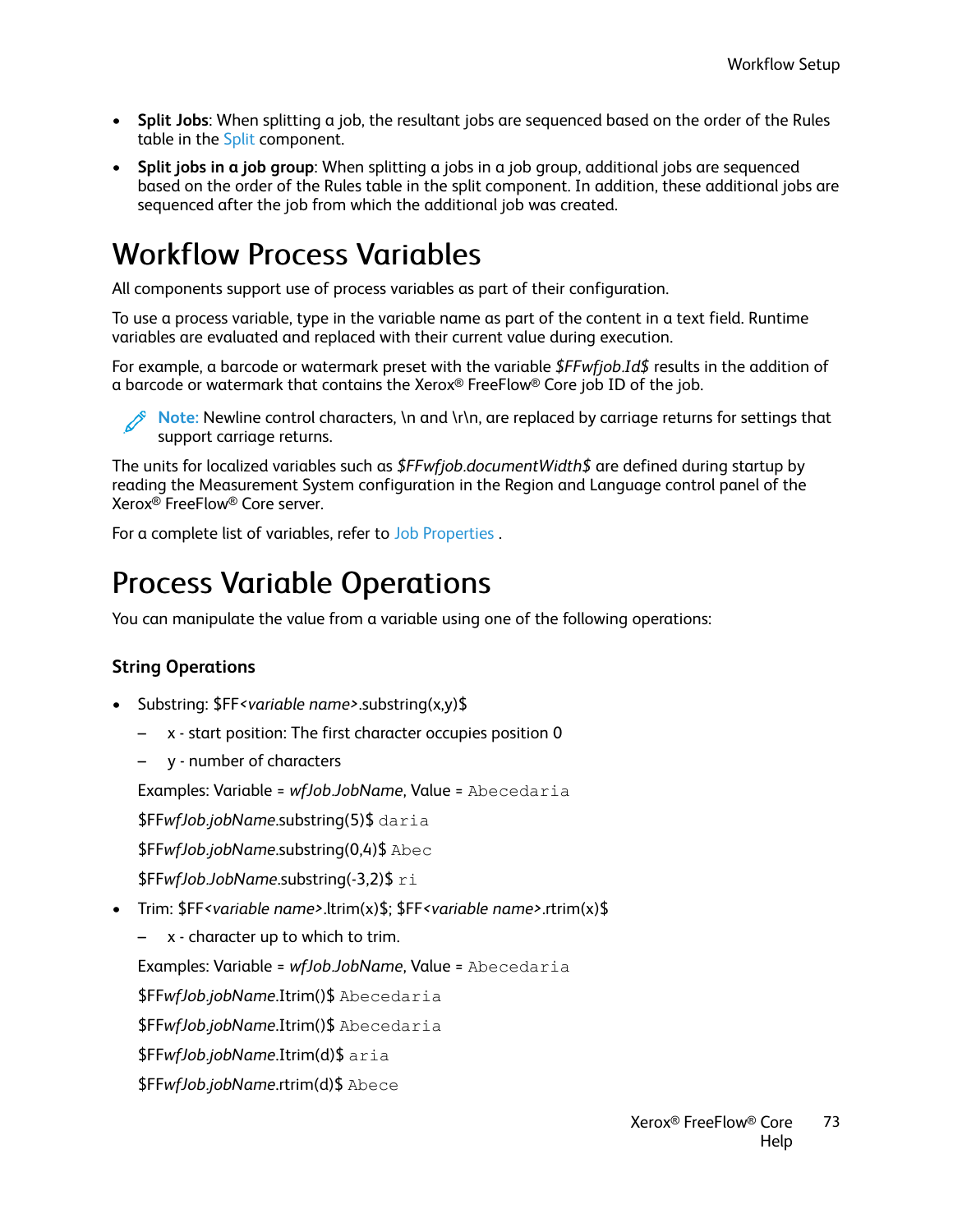- **Split Jobs**: When splitting a job, the resultant jobs are sequenced based on the order of the Rules table in the Split component.
- **Split jobs in a job group**: When splitting a jobs in a job group, additional jobs are sequenced based on the order of the Rules table in the split component. In addition, these additional jobs are sequenced after the job from which the additional job was created.

# Workflow Process Variables

All components support use of process variables as part of their configuration.

To use a process variable, type in the variable name as part of the content in a text field. Runtime variables are evaluated and replaced with their current value during execution.

For example, a barcode or watermark preset with the variable *$FFwfjob.Id$* results in the addition of a barcode or watermark that contains the Xerox® FreeFlow® Core job ID of the job.

> **Note:** Newline control characters, \n and \r\n, are replaced by carriage returns for settings that support carriage returns.

The units for localized variables such as *$FFwfjob.documentWidth$* are defined during startup by reading the Measurement System configuration in the Region and Language control panel of the Xerox® FreeFlow® Core server.

For a complete list of variables, refer to Job Properties .

# Process Variable Operations

You can manipulate the value from a variable using one of the following operations:

### String Operations

- Substring: $FF<*variable name*>.substring(x,y)$
  - x - start position: The first character occupies position 0
  - y - number of characters

  Examples: Variable = *wfJob.JobName*, Value = `Abecedaria`

  $FF*wfJob.jobName*.substring(5)$ `daria`

  $FF*wfJob.jobName*.substring(0,4)$ `Abec`

  $FF*wfJob.JobName*.substring(-3,2)$ `ri`

- Trim: $FF<*variable name*>.ltrim(x)$; $FF<*variable name*>.rtrim(x)$
  - x - character up to which to trim.

  Examples: Variable = *wfJob.JobName*, Value = `Abecedaria`

  $FF*wfJob.jobName*.ltrim()$ `Abecedaria`

  $FF*wfJob.jobName*.ltrim()$ `Abecedaria`

  $FF*wfJob.jobName*.ltrim(d)$ `aria`

  $FF*wfJob.jobName*.rtrim(d)$ `Abece`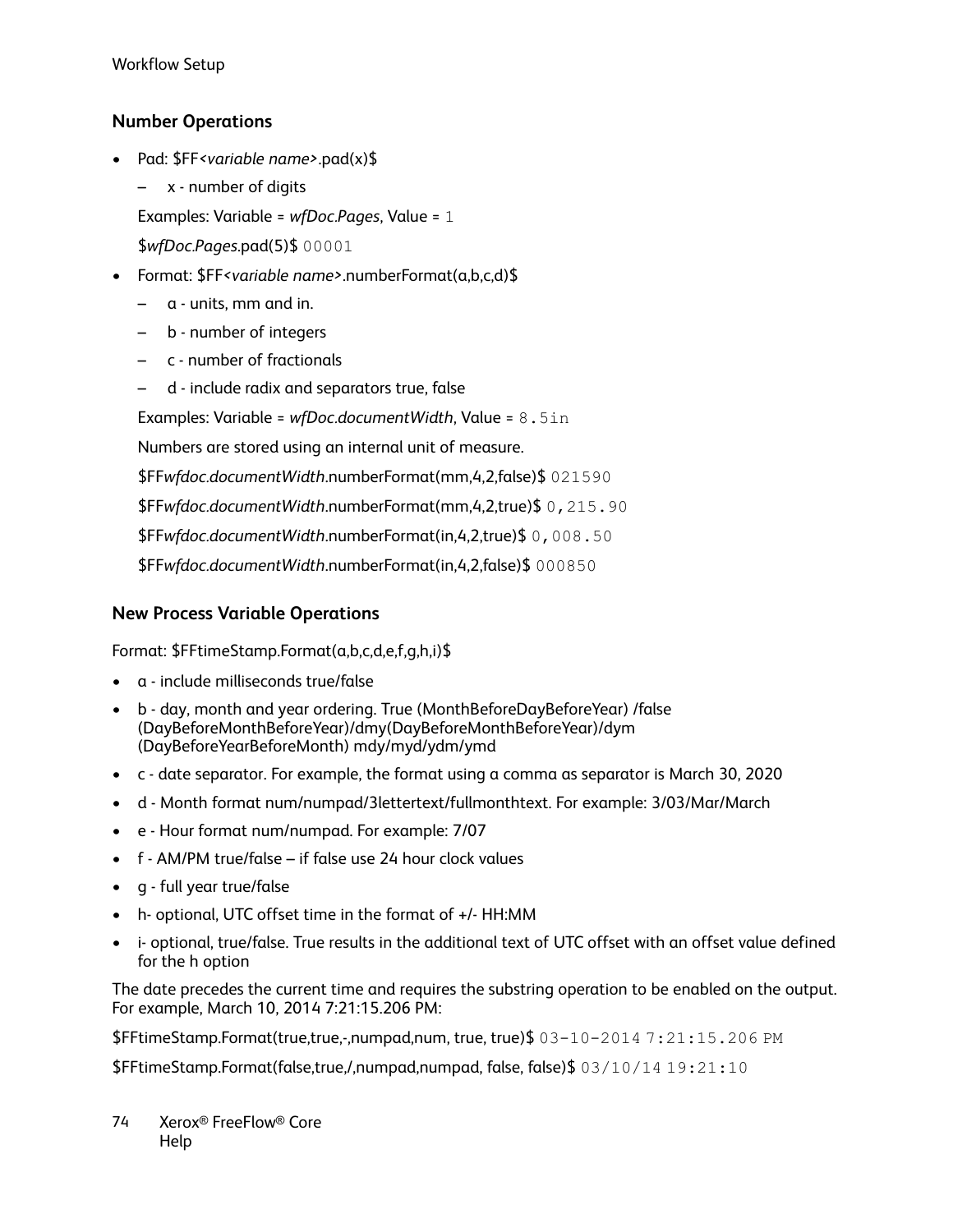### Number Operations

- Pad: $FF<*variable name*>.pad(x)$
  - – x - number of digits

  Examples: Variable = *wfDoc.Pages*, Value = `1`

  $*wfDoc.Pages*.pad(5)$ `00001`
- Format: $FF<*variable name*>.numberFormat(a,b,c,d)$
  - – a - units, mm and in.
  - – b - number of integers
  - – c - number of fractionals
  - – d - include radix and separators true, false

  Examples: Variable = *wfDoc.documentWidth*, Value = `8.5in`

  Numbers are stored using an internal unit of measure.

  $FF*wfdoc.documentWidth*.numberFormat(mm,4,2,false)$ `021590`

  $FF*wfdoc.documentWidth*.numberFormat(mm,4,2,true)$ `0,215.90`

  $FF*wfdoc.documentWidth*.numberFormat(in,4,2,true)$ `0,008.50`

  $FF*wfdoc.documentWidth*.numberFormat(in,4,2,false)$ `000850`

### New Process Variable Operations

Format: $FFtimeStamp.Format(a,b,c,d,e,f,g,h,i)$

- a - include milliseconds true/false
- b - day, month and year ordering. True (MonthBeforeDayBeforeYear) /false (DayBeforeMonthBeforeYear)/dmy(DayBeforeMonthBeforeYear)/dym (DayBeforeYearBeforeMonth) mdy/myd/ydm/ymd
- c - date separator. For example, the format using a comma as separator is March 30, 2020
- d - Month format num/numpad/3lettertext/fullmonthtext. For example: 3/03/Mar/March
- e - Hour format num/numpad. For example: 7/07
- f - AM/PM true/false – if false use 24 hour clock values
- g - full year true/false
- h- optional, UTC offset time in the format of +/- HH:MM
- i- optional, true/false. True results in the additional text of UTC offset with an offset value defined for the h option

The date precedes the current time and requires the substring operation to be enabled on the output. For example, March 10, 2014 7:21:15.206 PM:

$FFtimeStamp.Format(true,true,-,numpad,num, true, true)$ `03-10-2014 7:21:15.206 PM`

$FFtimeStamp.Format(false,true,/,numpad,numpad, false, false)$ `03/10/14 19:21:10`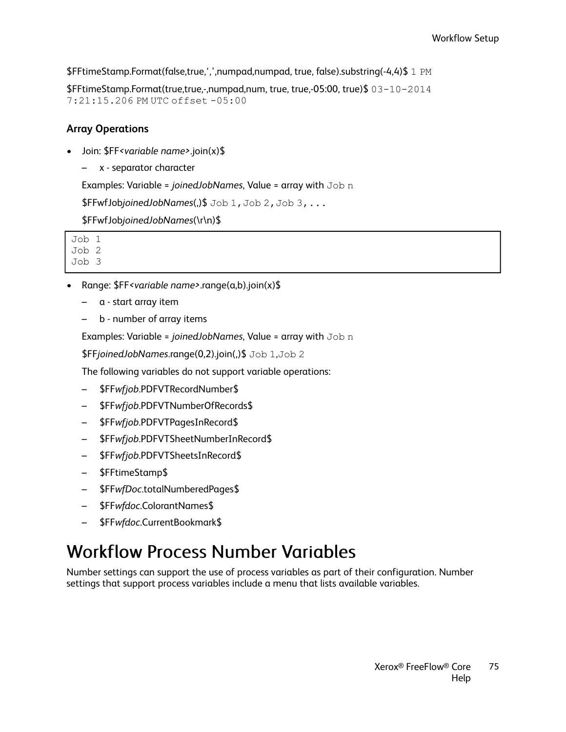$FFtimeStamp.Format(false,true,',',numpad,numpad, true, false).substring(-4,4)$ `1 PM`

$FFtimeStamp.Format(true,true,-,numpad,num, true, true,-05:00, true)$ `03-10-2014 7:21:15.206 PM UTC offset -05:00`

### Array Operations

- Join: $FF<*variable name*>.join(x)$
  - x - separator character

  Examples: Variable = *joinedJobNames*, Value = array with `Job n`

  $FFwfJob*joinedJobNames*(,)$ `Job 1,Job 2,Job 3,...`

  $FFwfJob*joinedJobNames*(\r\n)$

```
Job 1
Job 2
Job 3
```

- Range: $FF<*variable name*>.range(a,b).join(x)$
  - a - start array item
  - b - number of array items

  Examples: Variable = *joinedJobNames*, Value = array with `Job n`

  $FF*joinedJobNames*.range(0,2).join(,)$ `Job 1,Job 2`

  The following variables do not support variable operations:

  - $FF*wfjob*.PDFVTRecordNumber$
  - $FF*wfjob*.PDFVTNumberOfRecords$
  - $FF*wfjob*.PDFVTPagesInRecord$
  - $FF*wfjob*.PDFVTSheetNumberInRecord$
  - $FF*wfjob*.PDFVTSheetsInRecord$
  - $FFtimeStamp$
  - $FF*wfDoc*.totalNumberedPages$
  - $FF*wfdoc*.ColorantNames$
  - $FF*wfdoc*.CurrentBookmark$

# Workflow Process Number Variables

Number settings can support the use of process variables as part of their configuration. Number settings that support process variables include a menu that lists available variables.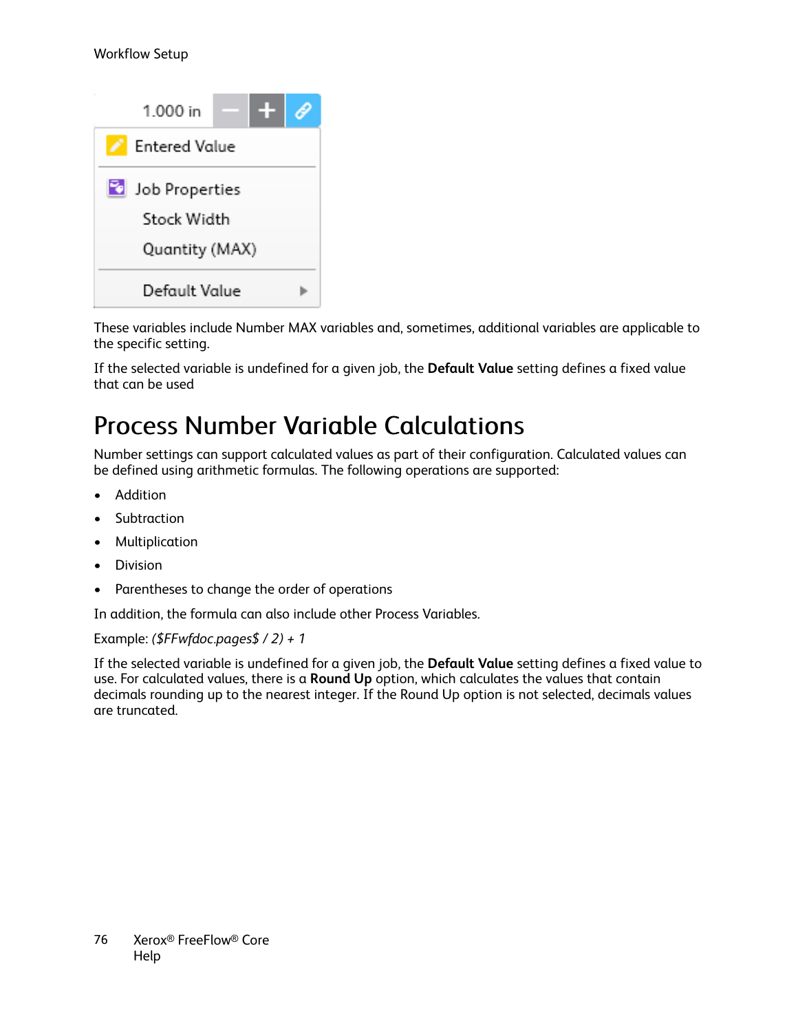1.000 in

Entered Value

Job Properties

Stock Width

Quantity (MAX)

Default Value

These variables include Number MAX variables and, sometimes, additional variables are applicable to the specific setting.

If the selected variable is undefined for a given job, the **Default Value** setting defines a fixed value that can be used

# Process Number Variable Calculations

Number settings can support calculated values as part of their configuration. Calculated values can be defined using arithmetic formulas. The following operations are supported:

- Addition
- Subtraction
- Multiplication
- Division
- Parentheses to change the order of operations

In addition, the formula can also include other Process Variables.

Example: *($FFwfdoc.pages$ / 2) + 1*

If the selected variable is undefined for a given job, the **Default Value** setting defines a fixed value to use. For calculated values, there is a **Round Up** option, which calculates the values that contain decimals rounding up to the nearest integer. If the Round Up option is not selected, decimals values are truncated.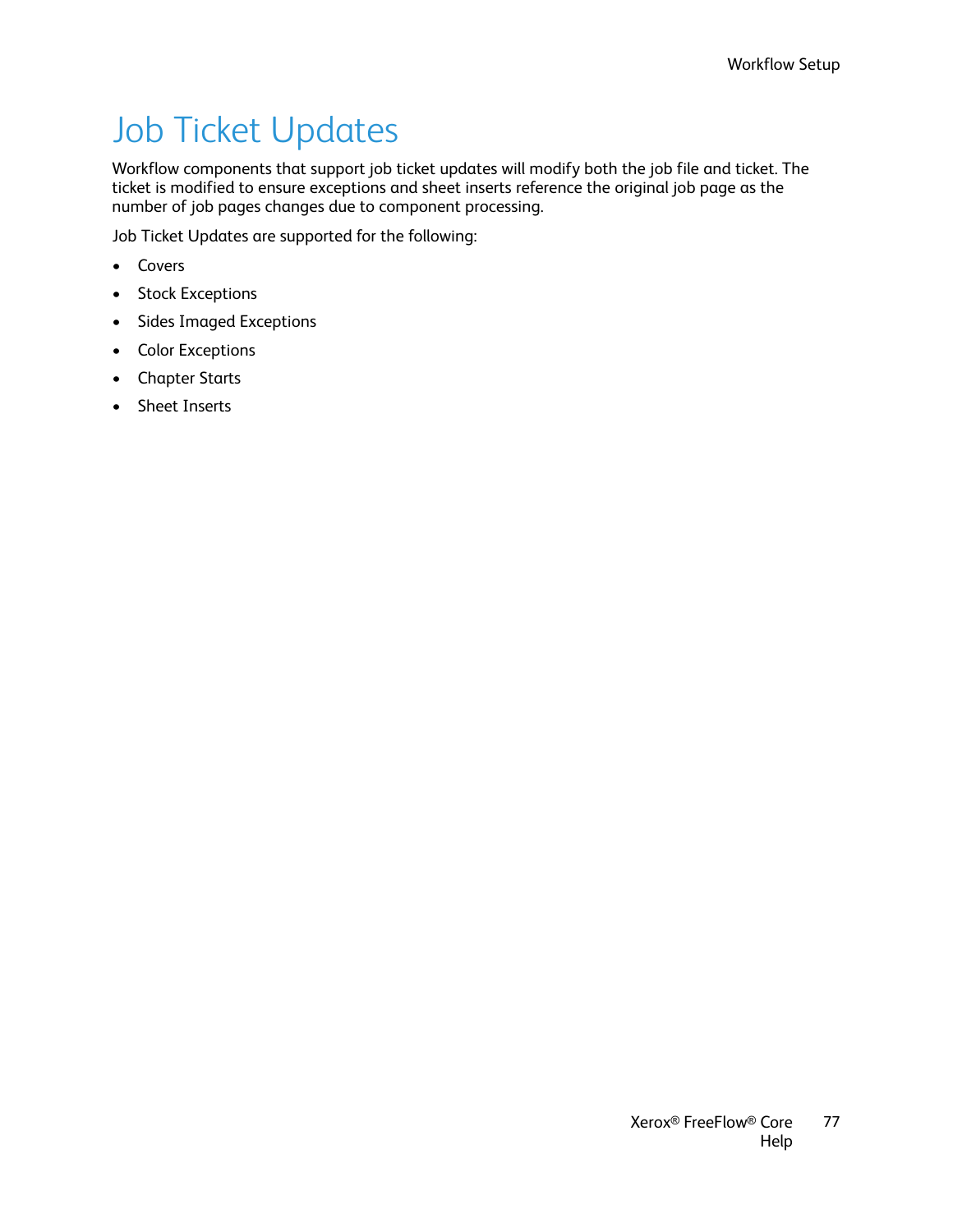# Job Ticket Updates

Workflow components that support job ticket updates will modify both the job file and ticket. The ticket is modified to ensure exceptions and sheet inserts reference the original job page as the number of job pages changes due to component processing.

Job Ticket Updates are supported for the following:

- Covers
- Stock Exceptions
- Sides Imaged Exceptions
- Color Exceptions
- Chapter Starts
- Sheet Inserts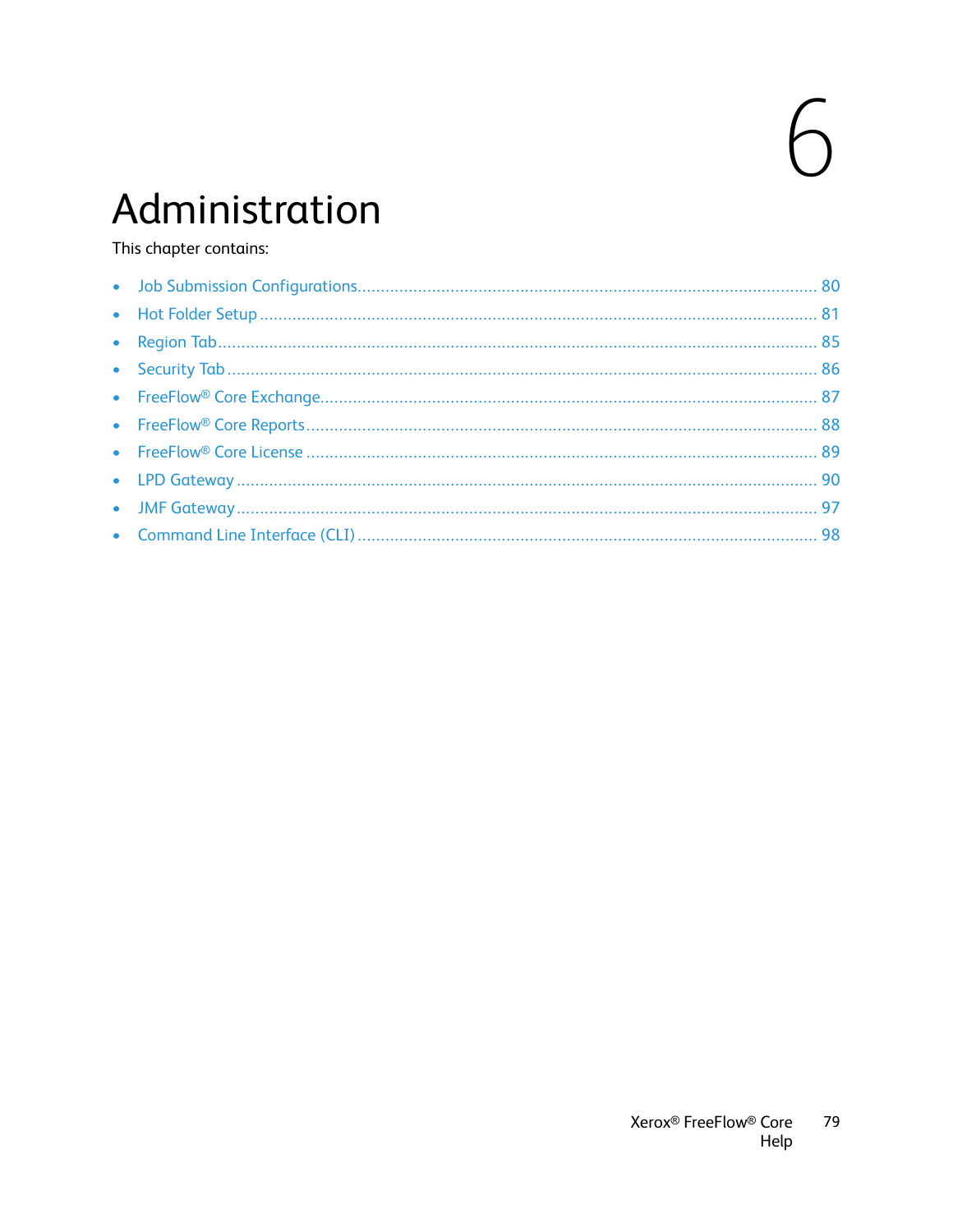# 6 Administration

This chapter contains:

- Job Submission Configurations ..... 80
- Hot Folder Setup ..... 81
- Region Tab ..... 85
- Security Tab ..... 86
- FreeFlow® Core Exchange ..... 87
- FreeFlow® Core Reports ..... 88
- FreeFlow® Core License ..... 89
- LPD Gateway ..... 90
- JMF Gateway ..... 97
- Command Line Interface (CLI) ..... 98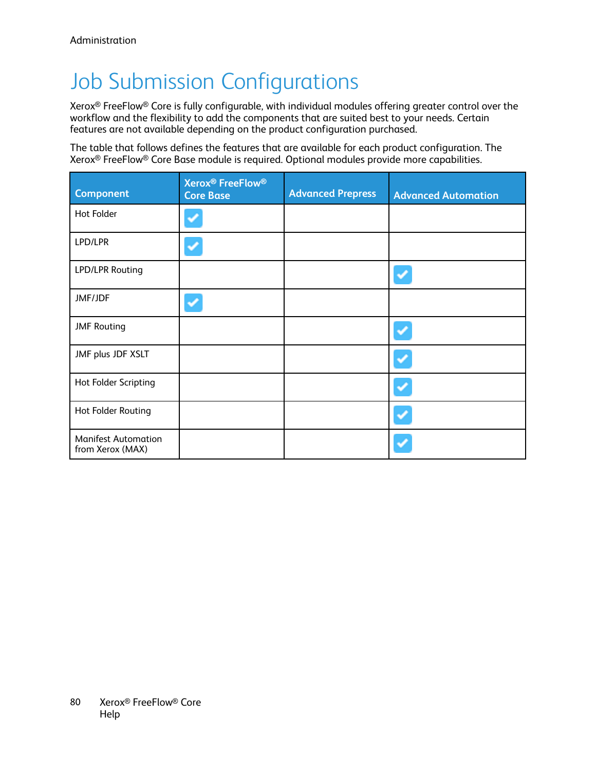# Job Submission Configurations

Xerox® FreeFlow® Core is fully configurable, with individual modules offering greater control over the workflow and the flexibility to add the components that are suited best to your needs. Certain features are not available depending on the product configuration purchased.

The table that follows defines the features that are available for each product configuration. The Xerox® FreeFlow® Core Base module is required. Optional modules provide more capabilities.

| Component | Xerox® FreeFlow® Core Base | Advanced Prepress | Advanced Automation |
|---|---|---|---|
| Hot Folder | ✓ | | |
| LPD/LPR | ✓ | | |
| LPD/LPR Routing | | | ✓ |
| JMF/JDF | ✓ | | |
| JMF Routing | | | ✓ |
| JMF plus JDF XSLT | | | ✓ |
| Hot Folder Scripting | | | ✓ |
| Hot Folder Routing | | | ✓ |
| Manifest Automation from Xerox (MAX) | | | ✓ |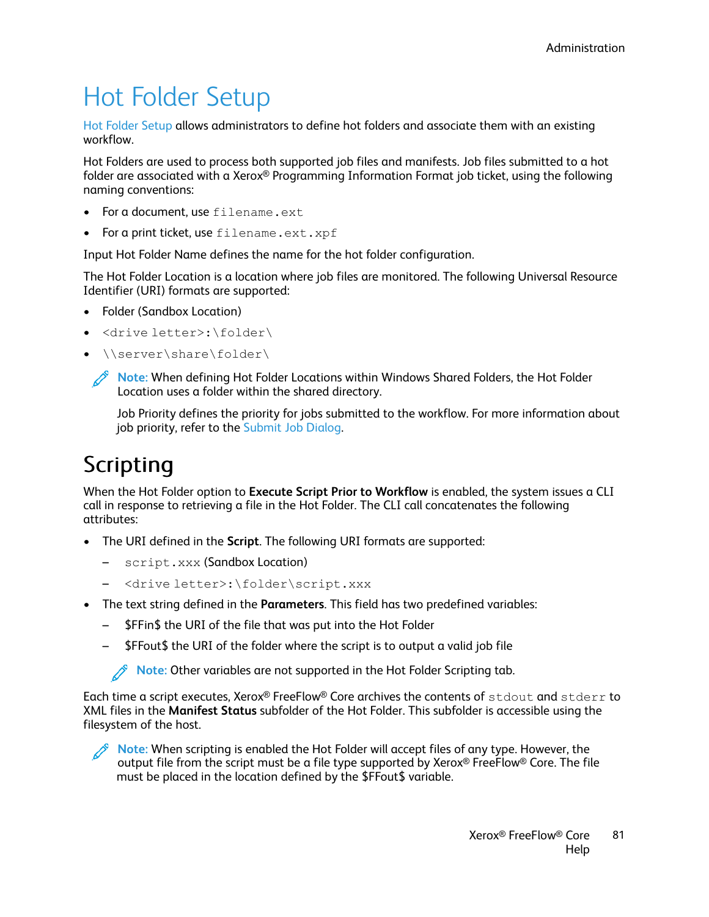# Hot Folder Setup

Hot Folder Setup allows administrators to define hot folders and associate them with an existing workflow.

Hot Folders are used to process both supported job files and manifests. Job files submitted to a hot folder are associated with a Xerox® Programming Information Format job ticket, using the following naming conventions:

- For a document, use `filename.ext`
- For a print ticket, use `filename.ext.xpf`

Input Hot Folder Name defines the name for the hot folder configuration.

The Hot Folder Location is a location where job files are monitored. The following Universal Resource Identifier (URI) formats are supported:

- Folder (Sandbox Location)
- `<drive letter>:\folder\`
- `\\server\share\folder\`

> **Note:** When defining Hot Folder Locations within Windows Shared Folders, the Hot Folder Location uses a folder within the shared directory.
>
> Job Priority defines the priority for jobs submitted to the workflow. For more information about job priority, refer to the Submit Job Dialog.

## Scripting

When the Hot Folder option to **Execute Script Prior to Workflow** is enabled, the system issues a CLI call in response to retrieving a file in the Hot Folder. The CLI call concatenates the following attributes:

- The URI defined in the **Script**. The following URI formats are supported:
  - `script.xxx` (Sandbox Location)
  - `<drive letter>:\folder\script.xxx`
- The text string defined in the **Parameters**. This field has two predefined variables:
  - $FFin$ the URI of the file that was put into the Hot Folder
  - $FFout$ the URI of the folder where the script is to output a valid job file

  > **Note:** Other variables are not supported in the Hot Folder Scripting tab.

Each time a script executes, Xerox® FreeFlow® Core archives the contents of `stdout` and `stderr` to XML files in the **Manifest Status** subfolder of the Hot Folder. This subfolder is accessible using the filesystem of the host.

> **Note:** When scripting is enabled the Hot Folder will accept files of any type. However, the output file from the script must be a file type supported by Xerox® FreeFlow® Core. The file must be placed in the location defined by the $FFout$ variable.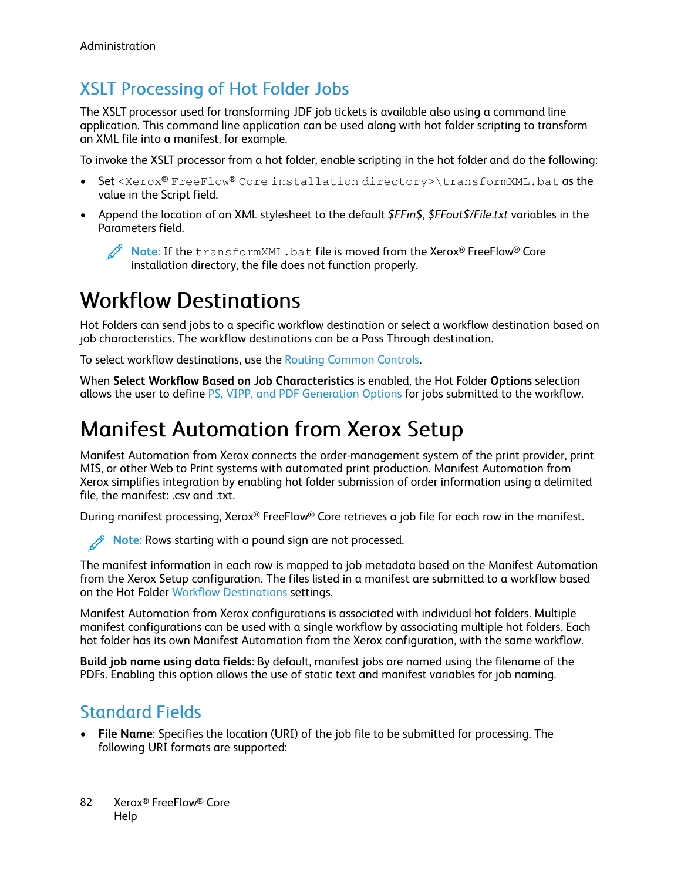## XSLT Processing of Hot Folder Jobs

The XSLT processor used for transforming JDF job tickets is available also using a command line application. This command line application can be used along with hot folder scripting to transform an XML file into a manifest, for example.

To invoke the XSLT processor from a hot folder, enable scripting in the hot folder and do the following:

- Set `<Xerox® FreeFlow® Core installation directory>\transformXML.bat` as the value in the Script field.
- Append the location of an XML stylesheet to the default *$FFin$*, *$FFout$/File.txt* variables in the Parameters field.

  **Note:** If the `transformXML.bat` file is moved from the Xerox® FreeFlow® Core installation directory, the file does not function properly.

# Workflow Destinations

Hot Folders can send jobs to a specific workflow destination or select a workflow destination based on job characteristics. The workflow destinations can be a Pass Through destination.

To select workflow destinations, use the Routing Common Controls.

When **Select Workflow Based on Job Characteristics** is enabled, the Hot Folder **Options** selection allows the user to define PS, VIPP, and PDF Generation Options for jobs submitted to the workflow.

# Manifest Automation from Xerox Setup

Manifest Automation from Xerox connects the order-management system of the print provider, print MIS, or other Web to Print systems with automated print production. Manifest Automation from Xerox simplifies integration by enabling hot folder submission of order information using a delimited file, the manifest: .csv and .txt.

During manifest processing, Xerox® FreeFlow® Core retrieves a job file for each row in the manifest.

**Note:** Rows starting with a pound sign are not processed.

The manifest information in each row is mapped to job metadata based on the Manifest Automation from the Xerox Setup configuration. The files listed in a manifest are submitted to a workflow based on the Hot Folder Workflow Destinations settings.

Manifest Automation from Xerox configurations is associated with individual hot folders. Multiple manifest configurations can be used with a single workflow by associating multiple hot folders. Each hot folder has its own Manifest Automation from the Xerox configuration, with the same workflow.

**Build job name using data fields**: By default, manifest jobs are named using the filename of the PDFs. Enabling this option allows the use of static text and manifest variables for job naming.

## Standard Fields

- **File Name**: Specifies the location (URI) of the job file to be submitted for processing. The following URI formats are supported: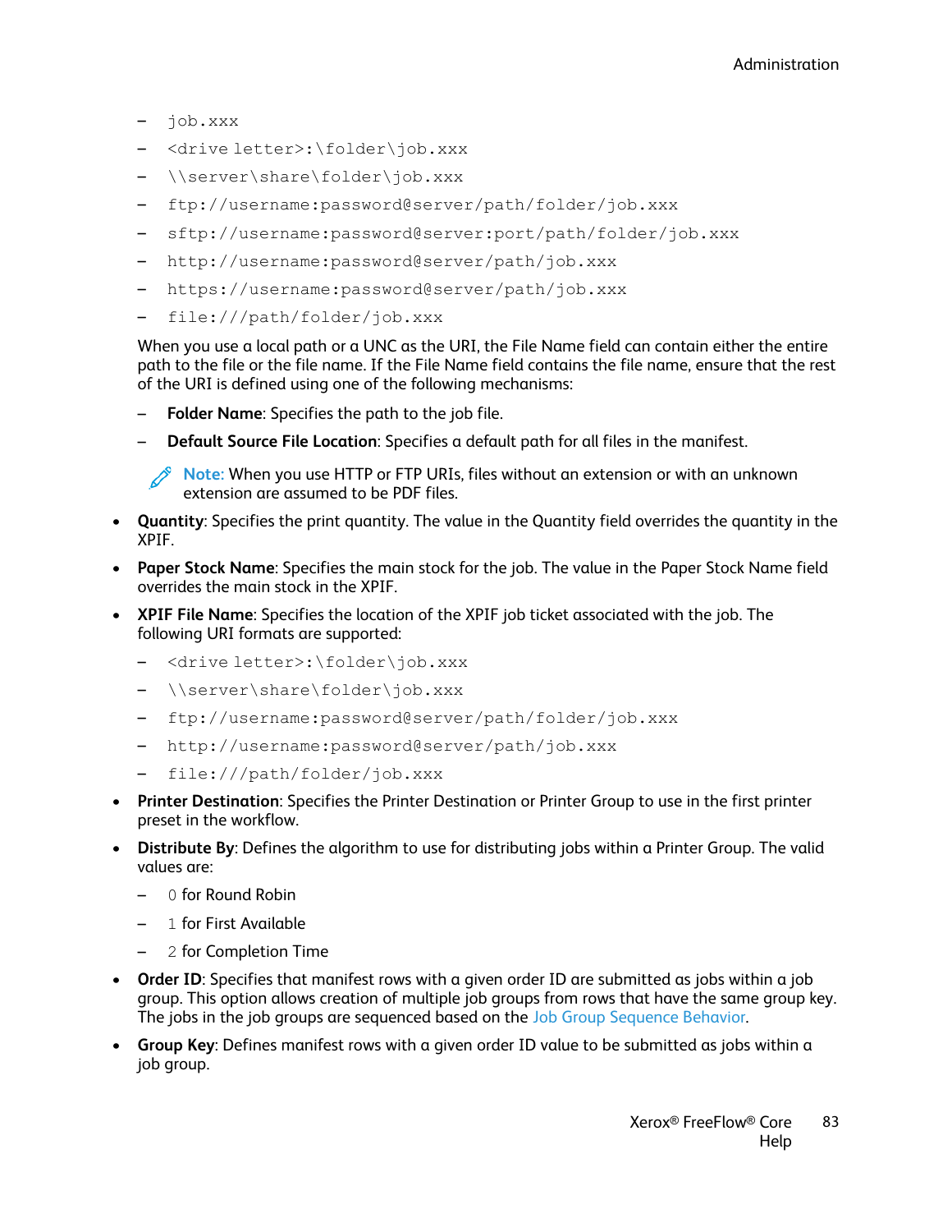- `job.xxx`
- `<drive letter>:\folder\job.xxx`
- `\\server\share\folder\job.xxx`
- `ftp://username:password@server/path/folder/job.xxx`
- `sftp://username:password@server:port/path/folder/job.xxx`
- `http://username:password@server/path/job.xxx`
- `https://username:password@server/path/job.xxx`
- `file:///path/folder/job.xxx`

When you use a local path or a UNC as the URI, the File Name field can contain either the entire path to the file or the file name. If the File Name field contains the file name, ensure that the rest of the URI is defined using one of the following mechanisms:

- **Folder Name**: Specifies the path to the job file.
- **Default Source File Location**: Specifies a default path for all files in the manifest.

> **Note:** When you use HTTP or FTP URIs, files without an extension or with an unknown extension are assumed to be PDF files.

- **Quantity**: Specifies the print quantity. The value in the Quantity field overrides the quantity in the XPIF.
- **Paper Stock Name**: Specifies the main stock for the job. The value in the Paper Stock Name field overrides the main stock in the XPIF.
- **XPIF File Name**: Specifies the location of the XPIF job ticket associated with the job. The following URI formats are supported:
  - `<drive letter>:\folder\job.xxx`
  - `\\server\share\folder\job.xxx`
  - `ftp://username:password@server/path/folder/job.xxx`
  - `http://username:password@server/path/job.xxx`
  - `file:///path/folder/job.xxx`
- **Printer Destination**: Specifies the Printer Destination or Printer Group to use in the first printer preset in the workflow.
- **Distribute By**: Defines the algorithm to use for distributing jobs within a Printer Group. The valid values are:
  - `0` for Round Robin
  - `1` for First Available
  - `2` for Completion Time
- **Order ID**: Specifies that manifest rows with a given order ID are submitted as jobs within a job group. This option allows creation of multiple job groups from rows that have the same group key. The jobs in the job groups are sequenced based on the Job Group Sequence Behavior.
- **Group Key**: Defines manifest rows with a given order ID value to be submitted as jobs within a job group.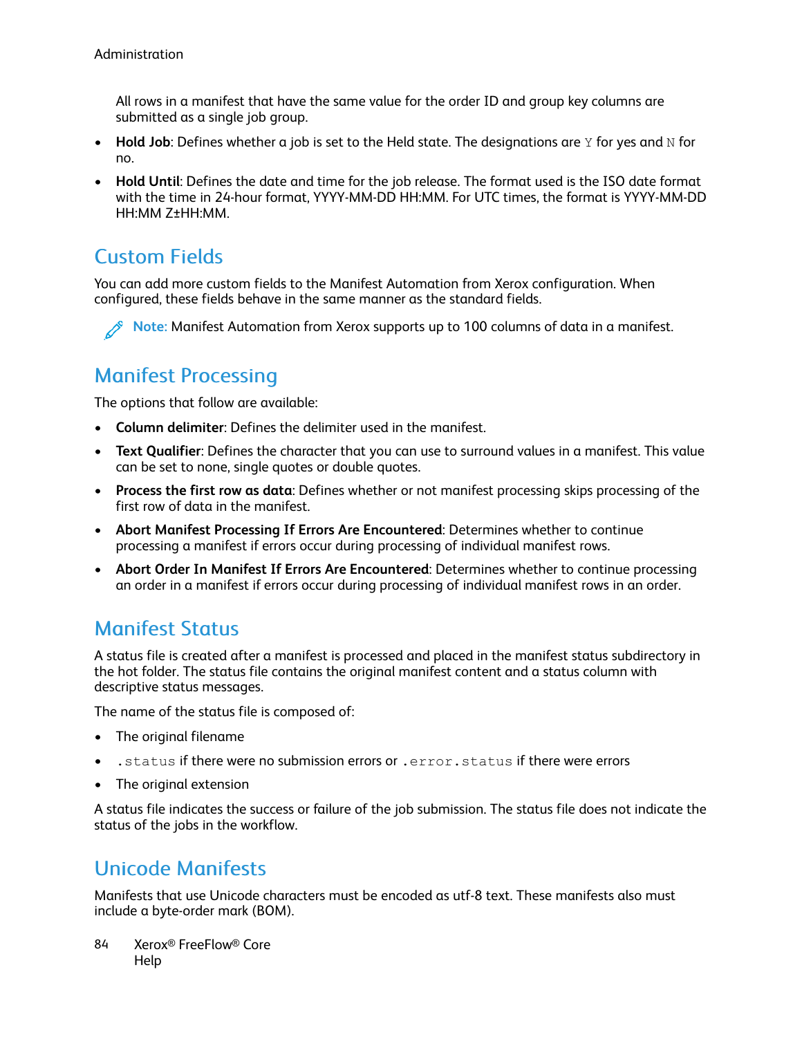All rows in a manifest that have the same value for the order ID and group key columns are submitted as a single job group.

- **Hold Job**: Defines whether a job is set to the Held state. The designations are `Y` for yes and `N` for no.
- **Hold Until**: Defines the date and time for the job release. The format used is the ISO date format with the time in 24-hour format, YYYY-MM-DD HH:MM. For UTC times, the format is YYYY-MM-DD HH:MM Z±HH:MM.

## Custom Fields

You can add more custom fields to the Manifest Automation from Xerox configuration. When configured, these fields behave in the same manner as the standard fields.

**Note:** Manifest Automation from Xerox supports up to 100 columns of data in a manifest.

## Manifest Processing

The options that follow are available:

- **Column delimiter**: Defines the delimiter used in the manifest.
- **Text Qualifier**: Defines the character that you can use to surround values in a manifest. This value can be set to none, single quotes or double quotes.
- **Process the first row as data**: Defines whether or not manifest processing skips processing of the first row of data in the manifest.
- **Abort Manifest Processing If Errors Are Encountered**: Determines whether to continue processing a manifest if errors occur during processing of individual manifest rows.
- **Abort Order In Manifest If Errors Are Encountered**: Determines whether to continue processing an order in a manifest if errors occur during processing of individual manifest rows in an order.

## Manifest Status

A status file is created after a manifest is processed and placed in the manifest status subdirectory in the hot folder. The status file contains the original manifest content and a status column with descriptive status messages.

The name of the status file is composed of:

- The original filename
- `.status` if there were no submission errors or `.error.status` if there were errors
- The original extension

A status file indicates the success or failure of the job submission. The status file does not indicate the status of the jobs in the workflow.

## Unicode Manifests

Manifests that use Unicode characters must be encoded as utf-8 text. These manifests also must include a byte-order mark (BOM).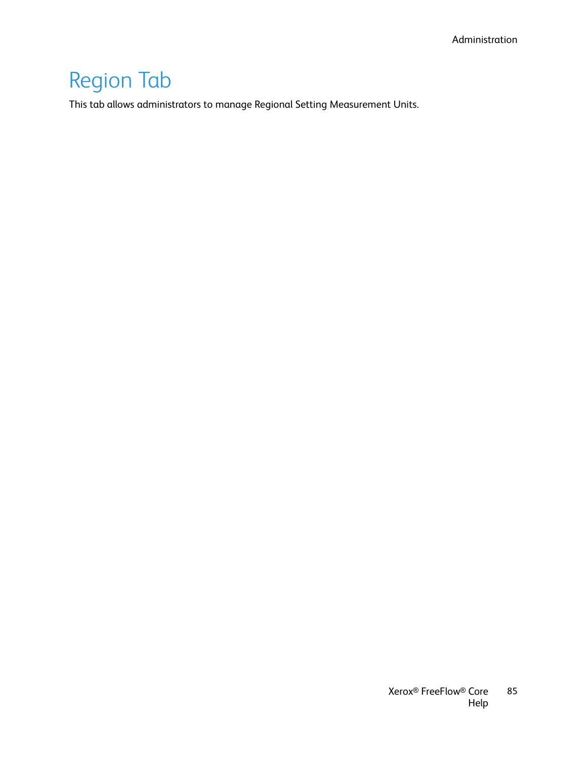# Region Tab

This tab allows administrators to manage Regional Setting Measurement Units.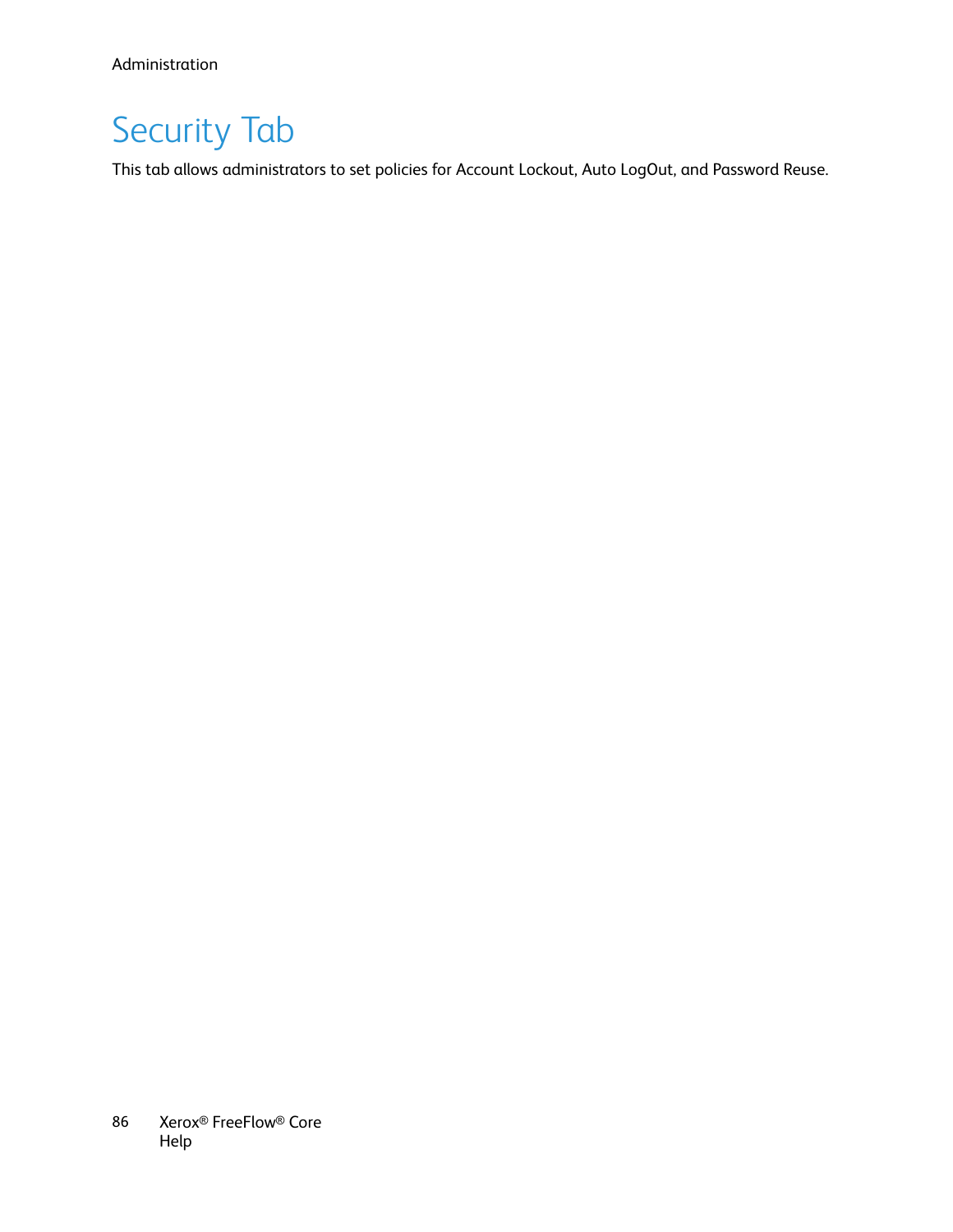# Security Tab

This tab allows administrators to set policies for Account Lockout, Auto LogOut, and Password Reuse.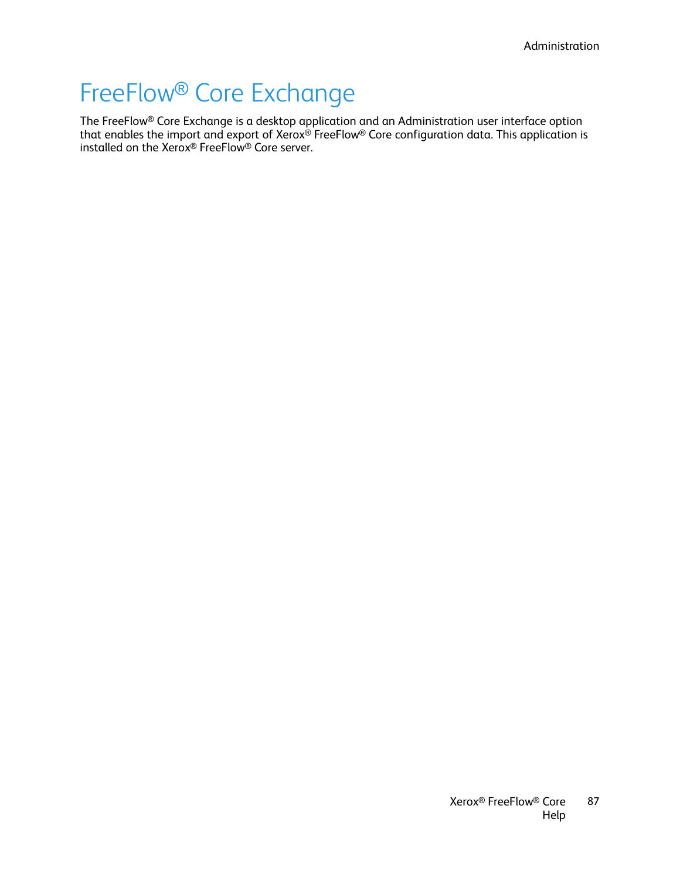# FreeFlow® Core Exchange

The FreeFlow® Core Exchange is a desktop application and an Administration user interface option that enables the import and export of Xerox® FreeFlow® Core configuration data. This application is installed on the Xerox® FreeFlow® Core server.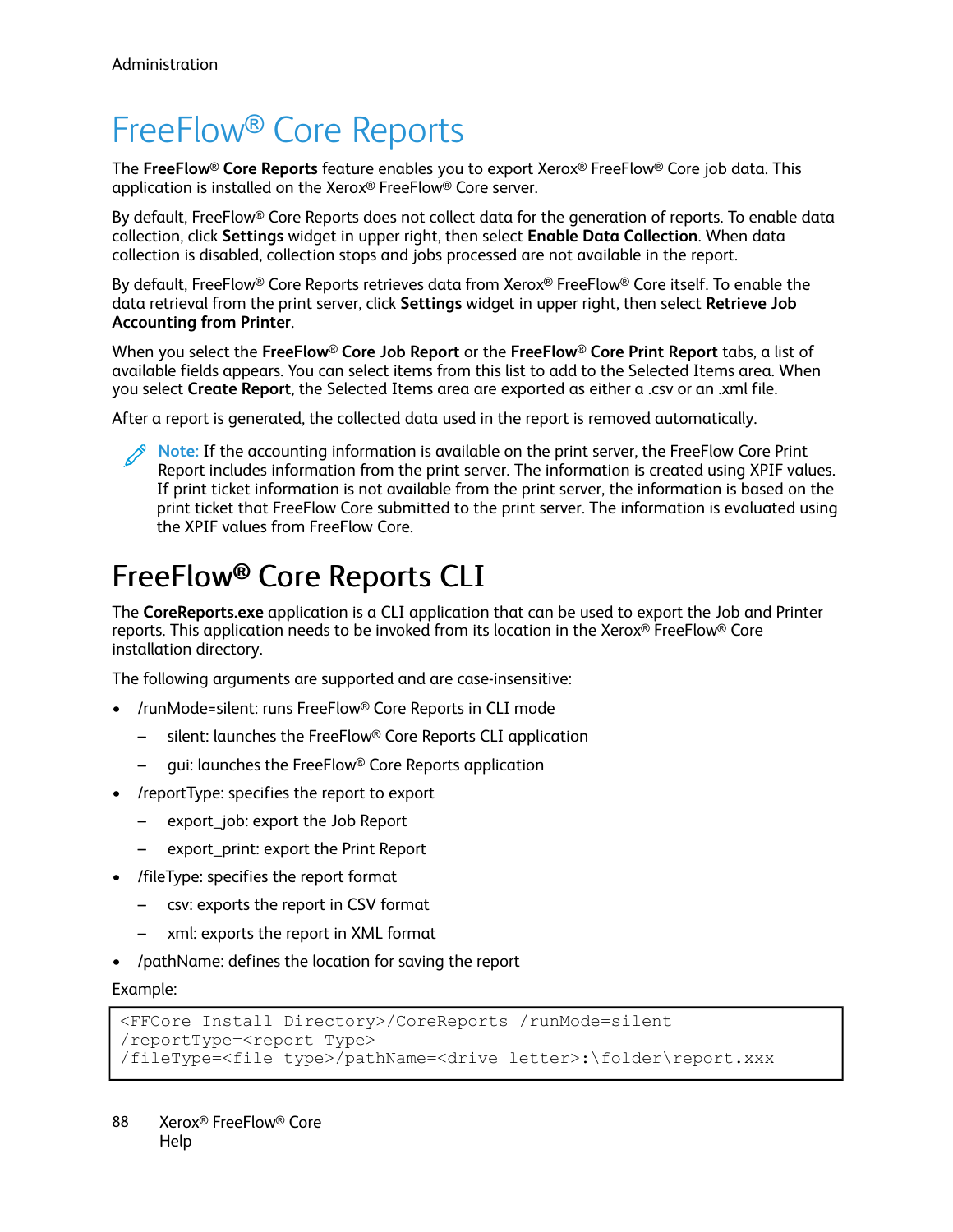# FreeFlow® Core Reports

The **FreeFlow® Core Reports** feature enables you to export Xerox® FreeFlow® Core job data. This application is installed on the Xerox® FreeFlow® Core server.

By default, FreeFlow® Core Reports does not collect data for the generation of reports. To enable data collection, click **Settings** widget in upper right, then select **Enable Data Collection**. When data collection is disabled, collection stops and jobs processed are not available in the report.

By default, FreeFlow® Core Reports retrieves data from Xerox® FreeFlow® Core itself. To enable the data retrieval from the print server, click **Settings** widget in upper right, then select **Retrieve Job Accounting from Printer**.

When you select the **FreeFlow® Core Job Report** or the **FreeFlow® Core Print Report** tabs, a list of available fields appears. You can select items from this list to add to the Selected Items area. When you select **Create Report**, the Selected Items area are exported as either a .csv or an .xml file.

After a report is generated, the collected data used in the report is removed automatically.

**Note:** If the accounting information is available on the print server, the FreeFlow Core Print Report includes information from the print server. The information is created using XPIF values. If print ticket information is not available from the print server, the information is based on the print ticket that FreeFlow Core submitted to the print server. The information is evaluated using the XPIF values from FreeFlow Core.

## FreeFlow® Core Reports CLI

The **CoreReports.exe** application is a CLI application that can be used to export the Job and Printer reports. This application needs to be invoked from its location in the Xerox® FreeFlow® Core installation directory.

The following arguments are supported and are case-insensitive:

- /runMode=silent: runs FreeFlow® Core Reports in CLI mode
  - silent: launches the FreeFlow® Core Reports CLI application
  - gui: launches the FreeFlow® Core Reports application
- /reportType: specifies the report to export
  - export_job: export the Job Report
  - export_print: export the Print Report
- /fileType: specifies the report format
  - csv: exports the report in CSV format
  - xml: exports the report in XML format
- /pathName: defines the location for saving the report

Example:

```
<FFCore Install Directory>/CoreReports /runMode=silent
/reportType=<report Type>
/fileType=<file type>/pathName=<drive letter>:\folder\report.xxx
```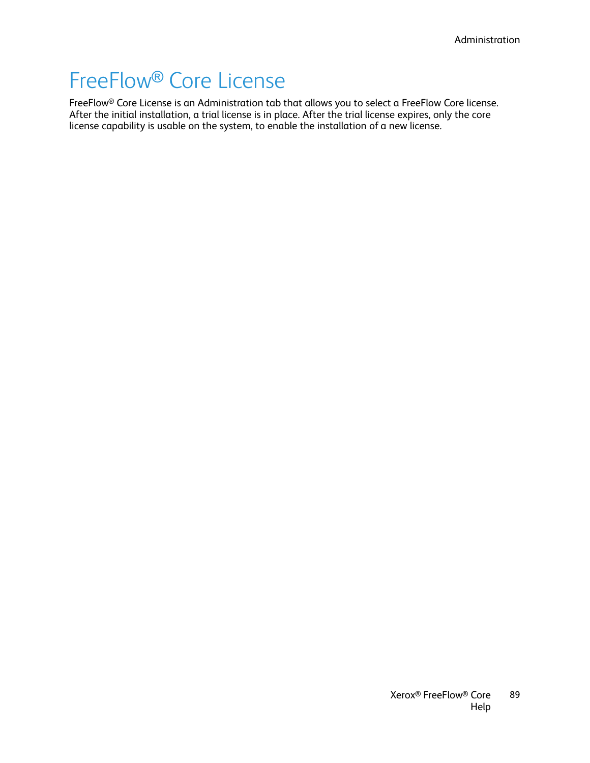# FreeFlow® Core License

FreeFlow® Core License is an Administration tab that allows you to select a FreeFlow Core license. After the initial installation, a trial license is in place. After the trial license expires, only the core license capability is usable on the system, to enable the installation of a new license.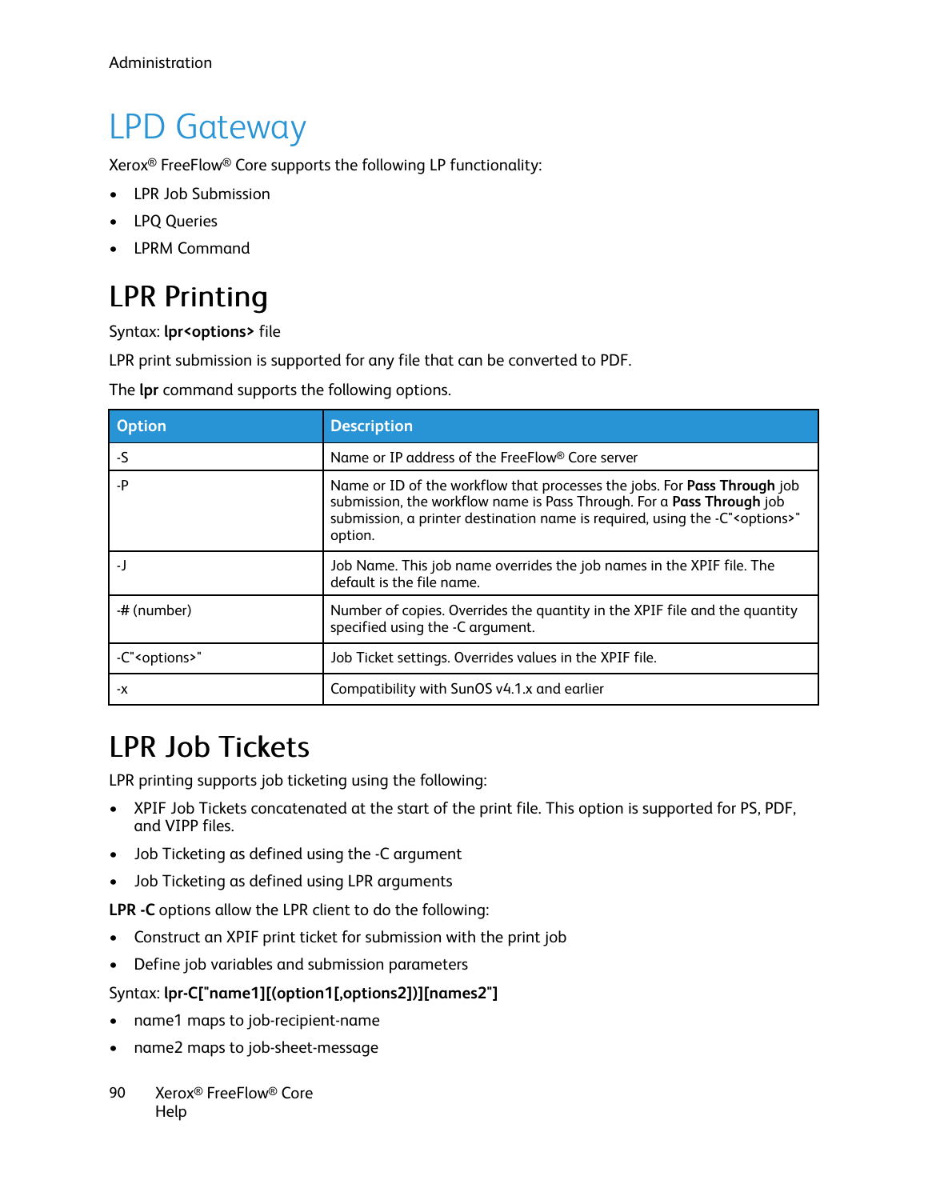# LPD Gateway

Xerox® FreeFlow® Core supports the following LP functionality:

- LPR Job Submission
- LPQ Queries
- LPRM Command

## LPR Printing

Syntax: **lpr<options>** file

LPR print submission is supported for any file that can be converted to PDF.

The **lpr** command supports the following options.

| Option | Description |
| --- | --- |
| -S | Name or IP address of the FreeFlow® Core server |
| -P | Name or ID of the workflow that processes the jobs. For **Pass Through** job submission, the workflow name is Pass Through. For a **Pass Through** job submission, a printer destination name is required, using the -C"<options>" option. |
| -J | Job Name. This job name overrides the job names in the XPIF file. The default is the file name. |
| -# (number) | Number of copies. Overrides the quantity in the XPIF file and the quantity specified using the -C argument. |
| -C"<options>" | Job Ticket settings. Overrides values in the XPIF file. |
| -x | Compatibility with SunOS v4.1.x and earlier |

## LPR Job Tickets

LPR printing supports job ticketing using the following:

- XPIF Job Tickets concatenated at the start of the print file. This option is supported for PS, PDF, and VIPP files.
- Job Ticketing as defined using the -C argument
- Job Ticketing as defined using LPR arguments

**LPR -C** options allow the LPR client to do the following:

- Construct an XPIF print ticket for submission with the print job
- Define job variables and submission parameters

Syntax: **lpr-C["name1][(option1[,options2])][names2"]**

- name1 maps to job-recipient-name
- name2 maps to job-sheet-message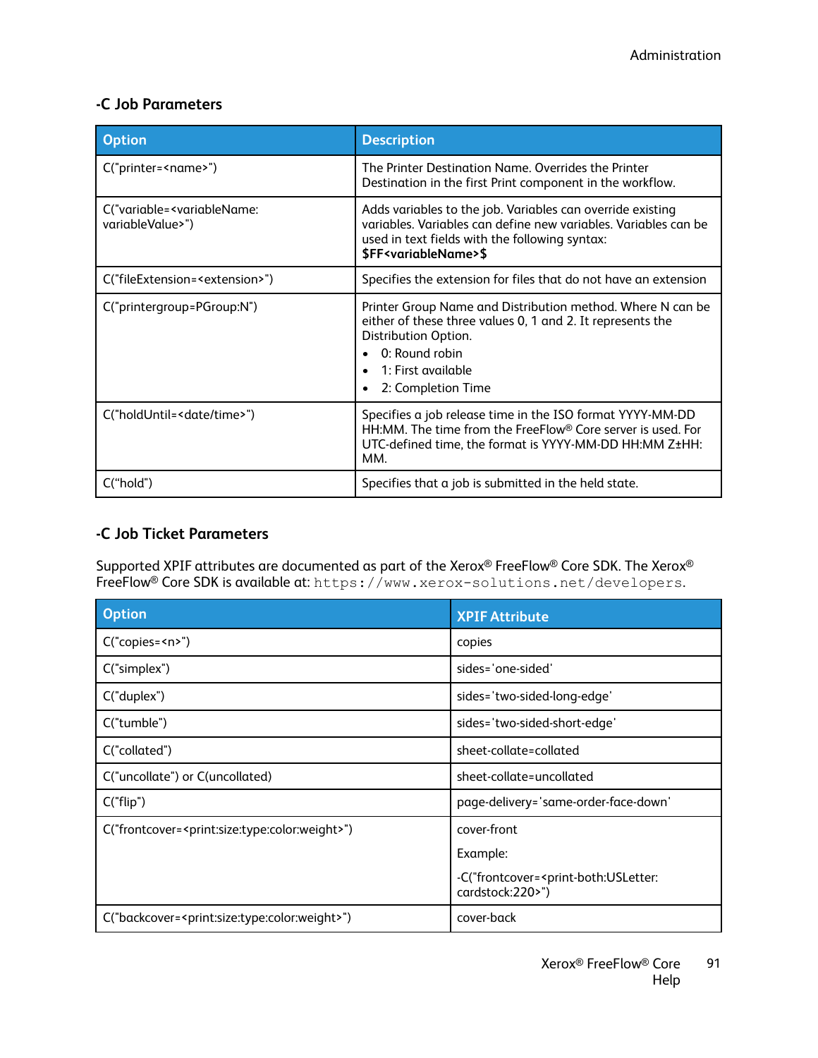### -C Job Parameters

| Option | Description |
| --- | --- |
| C("printer=<name>") | The Printer Destination Name. Overrides the Printer Destination in the first Print component in the workflow. |
| C("variable=<variableName: variableValue>") | Adds variables to the job. Variables can override existing variables. Variables can define new variables. Variables can be used in text fields with the following syntax: **$FF<variableName>$** |
| C("fileExtension=<extension>") | Specifies the extension for files that do not have an extension |
| C("printergroup=PGroup:N") | Printer Group Name and Distribution method. Where N can be either of these three values 0, 1 and 2. It represents the Distribution Option.<br>• 0: Round robin<br>• 1: First available<br>• 2: Completion Time |
| C("holdUntil=<date/time>") | Specifies a job release time in the ISO format YYYY-MM-DD HH:MM. The time from the FreeFlow® Core server is used. For UTC-defined time, the format is YYYY-MM-DD HH:MM Z±HH: MM. |
| C("hold") | Specifies that a job is submitted in the held state. |

### -C Job Ticket Parameters

Supported XPIF attributes are documented as part of the Xerox® FreeFlow® Core SDK. The Xerox® FreeFlow® Core SDK is available at: `https://www.xerox-solutions.net/developers`.

| Option | XPIF Attribute |
| --- | --- |
| C("copies=<n>") | copies |
| C("simplex") | sides='one-sided' |
| C("duplex") | sides='two-sided-long-edge' |
| C("tumble") | sides='two-sided-short-edge' |
| C("collated") | sheet-collate=collated |
| C("uncollate") or C(uncollated) | sheet-collate=uncollated |
| C("flip") | page-delivery='same-order-face-down' |
| C("frontcover=<print:size:type:color:weight>") | cover-front<br>Example:<br>-C("frontcover=<print-both:USLetter: cardstock:220>") |
| C("backcover=<print:size:type:color:weight>") | cover-back |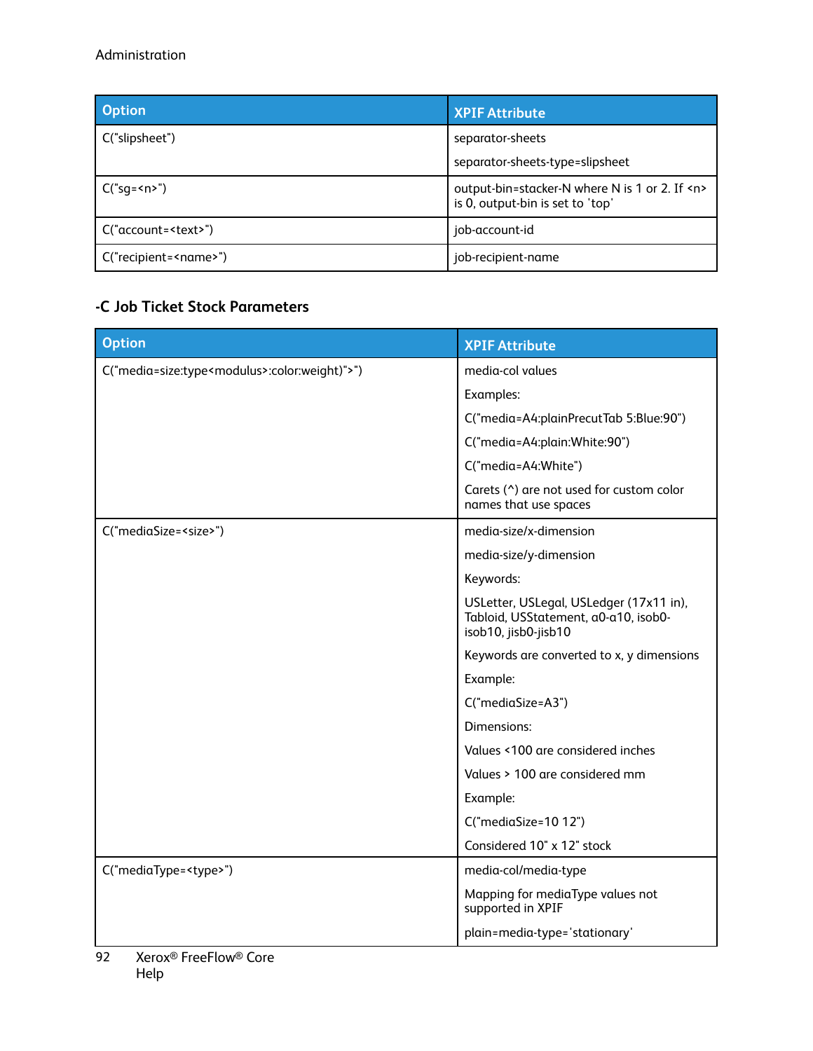| Option | XPIF Attribute |
| --- | --- |
| C("slipsheet") | separator-sheets<br><br>separator-sheets-type=slipsheet |
| C("sg=<n>") | output-bin=stacker-N where N is 1 or 2. If <n> is 0, output-bin is set to 'top' |
| C("account=<text>") | job-account-id |
| C("recipient=<name>") | job-recipient-name |

### -C Job Ticket Stock Parameters

| Option | XPIF Attribute |
| --- | --- |
| C("media=size:type<modulus>:color:weight)">") | media-col values<br><br>Examples:<br><br>C("media=A4:plainPrecutTab 5:Blue:90")<br><br>C("media=A4:plain:White:90")<br><br>C("media=A4:White")<br><br>Carets (^) are not used for custom color names that use spaces |
| C("mediaSize=<size>") | media-size/x-dimension<br><br>media-size/y-dimension<br><br>Keywords:<br><br>USLetter, USLegal, USLedger (17x11 in), Tabloid, USStatement, a0-a10, isob0-isob10, jisb0-jisb10<br><br>Keywords are converted to x, y dimensions<br><br>Example:<br><br>C("mediaSize=A3")<br><br>Dimensions:<br><br>Values <100 are considered inches<br><br>Values > 100 are considered mm<br><br>Example:<br><br>C("mediaSize=10 12")<br><br>Considered 10" x 12" stock |
| C("mediaType=<type>") | media-col/media-type<br><br>Mapping for mediaType values not supported in XPIF<br><br>plain=media-type='stationary' |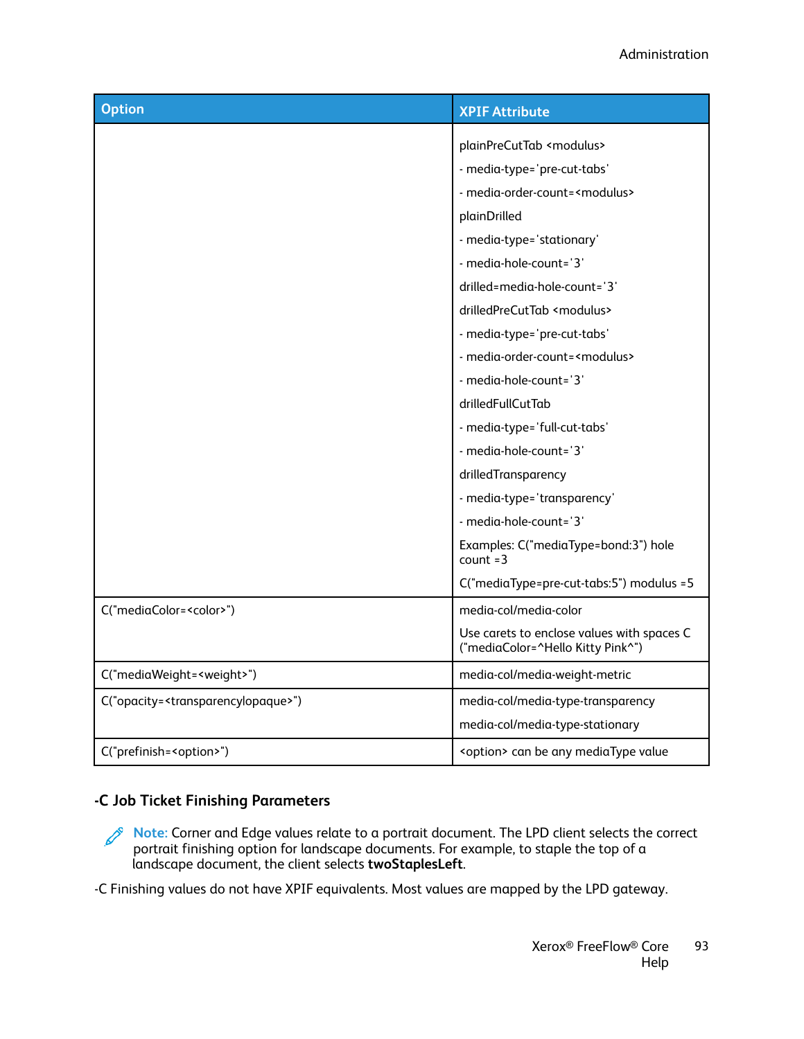| Option | XPIF Attribute |
|---|---|
| | plainPreCutTab <modulus><br>- media-type='pre-cut-tabs'<br>- media-order-count=<modulus><br>plainDrilled<br>- media-type='stationary'<br>- media-hole-count='3'<br>drilled=media-hole-count='3'<br>drilledPreCutTab <modulus><br>- media-type='pre-cut-tabs'<br>- media-order-count=<modulus><br>- media-hole-count='3'<br>drilledFullCutTab<br>- media-type='full-cut-tabs'<br>- media-hole-count='3'<br>drilledTransparency<br>- media-type='transparency'<br>- media-hole-count='3'<br>Examples: C("mediaType=bond:3") hole count =3<br>C("mediaType=pre-cut-tabs:5") modulus =5 |
| C("mediaColor=<color>") | media-col/media-color<br>Use carets to enclose values with spaces C ("mediaColor=^Hello Kitty Pink^") |
| C("mediaWeight=<weight>") | media-col/media-weight-metric |
| C("opacity=<transparencylopaque>") | media-col/media-type-transparency<br>media-col/media-type-stationary |
| C("prefinish=<option>") | <option> can be any mediaType value |

### -C Job Ticket Finishing Parameters

**Note:** Corner and Edge values relate to a portrait document. The LPD client selects the correct portrait finishing option for landscape documents. For example, to staple the top of a landscape document, the client selects **twoStaplesLeft**.

-C Finishing values do not have XPIF equivalents. Most values are mapped by the LPD gateway.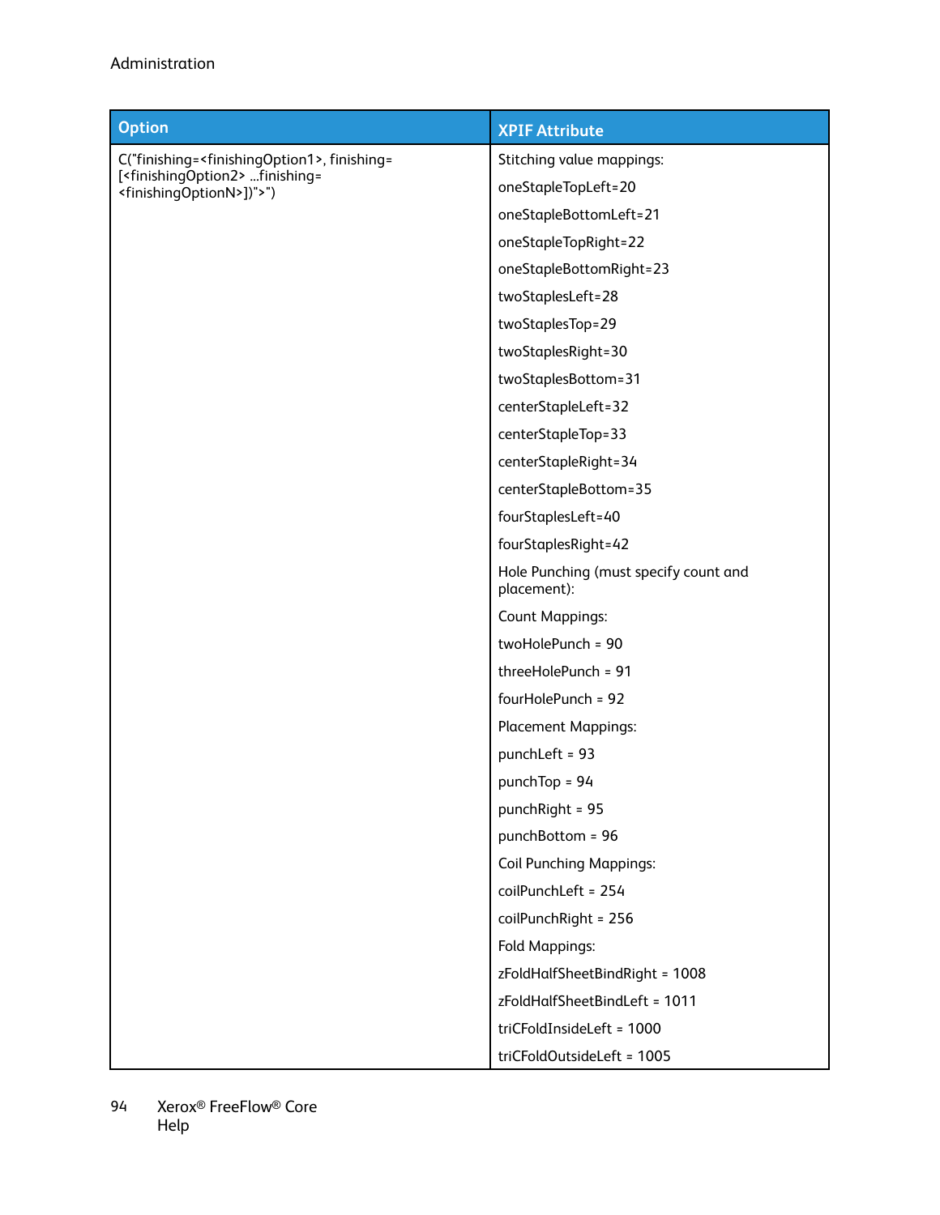| Option | XPIF Attribute |
|---|---|
| C("finishing=<finishingOption1>, finishing=[<finishingOption2> ...finishing=<finishingOptionN>])">") | Stitching value mappings:<br>oneStapleTopLeft=20<br>oneStapleBottomLeft=21<br>oneStapleTopRight=22<br>oneStapleBottomRight=23<br>twoStaplesLeft=28<br>twoStaplesTop=29<br>twoStaplesRight=30<br>twoStaplesBottom=31<br>centerStapleLeft=32<br>centerStapleTop=33<br>centerStapleRight=34<br>centerStapleBottom=35<br>fourStaplesLeft=40<br>fourStaplesRight=42<br>Hole Punching (must specify count and placement):<br>Count Mappings:<br>twoHolePunch = 90<br>threeHolePunch = 91<br>fourHolePunch = 92<br>Placement Mappings:<br>punchLeft = 93<br>punchTop = 94<br>punchRight = 95<br>punchBottom = 96<br>Coil Punching Mappings:<br>coilPunchLeft = 254<br>coilPunchRight = 256<br>Fold Mappings:<br>zFoldHalfSheetBindRight = 1008<br>zFoldHalfSheetBindLeft = 1011<br>triCFoldInsideLeft = 1000<br>triCFoldOutsideLeft = 1005 |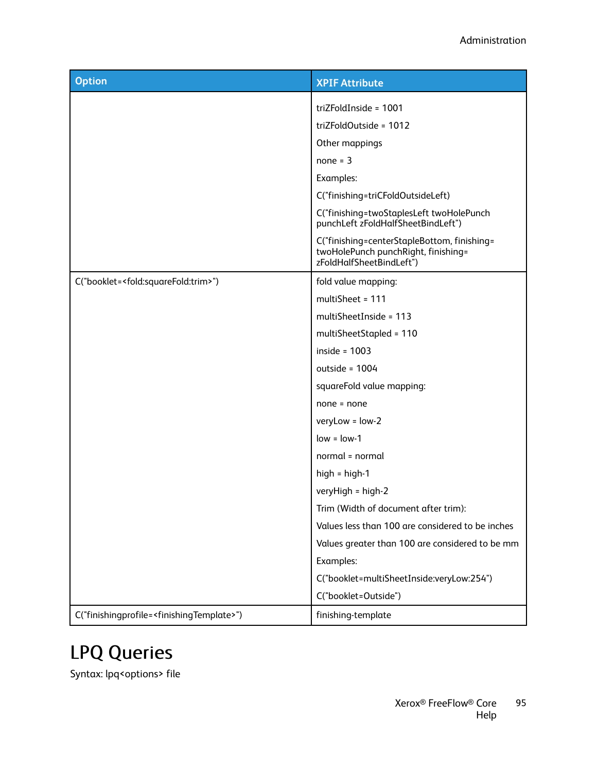| Option | XPIF Attribute |
| --- | --- |
| | triZFoldInside = 1001<br>triZFoldOutside = 1012<br>Other mappings<br>none = 3<br>Examples:<br>C("finishing=triCFoldOutsideLeft)<br>C("finishing=twoStaplesLeft twoHolePunch punchLeft zFoldHalfSheetBindLeft")<br>C("finishing=centerStapleBottom, finishing= twoHolePunch punchRight, finishing= zFoldHalfSheetBindLeft") |
| C("booklet=<fold:squareFold:trim>") | fold value mapping:<br>multiSheet = 111<br>multiSheetInside = 113<br>multiSheetStapled = 110<br>inside = 1003<br>outside = 1004<br>squareFold value mapping:<br>none = none<br>veryLow = low-2<br>low = low-1<br>normal = normal<br>high = high-1<br>veryHigh = high-2<br>Trim (Width of document after trim):<br>Values less than 100 are considered to be inches<br>Values greater than 100 are considered to be mm<br>Examples:<br>C("booklet=multiSheetInside:veryLow:254")<br>C("booklet=Outside") |
| C("finishingprofile=<finishingTemplate>") | finishing-template |

# LPQ Queries

Syntax: lpq<options> file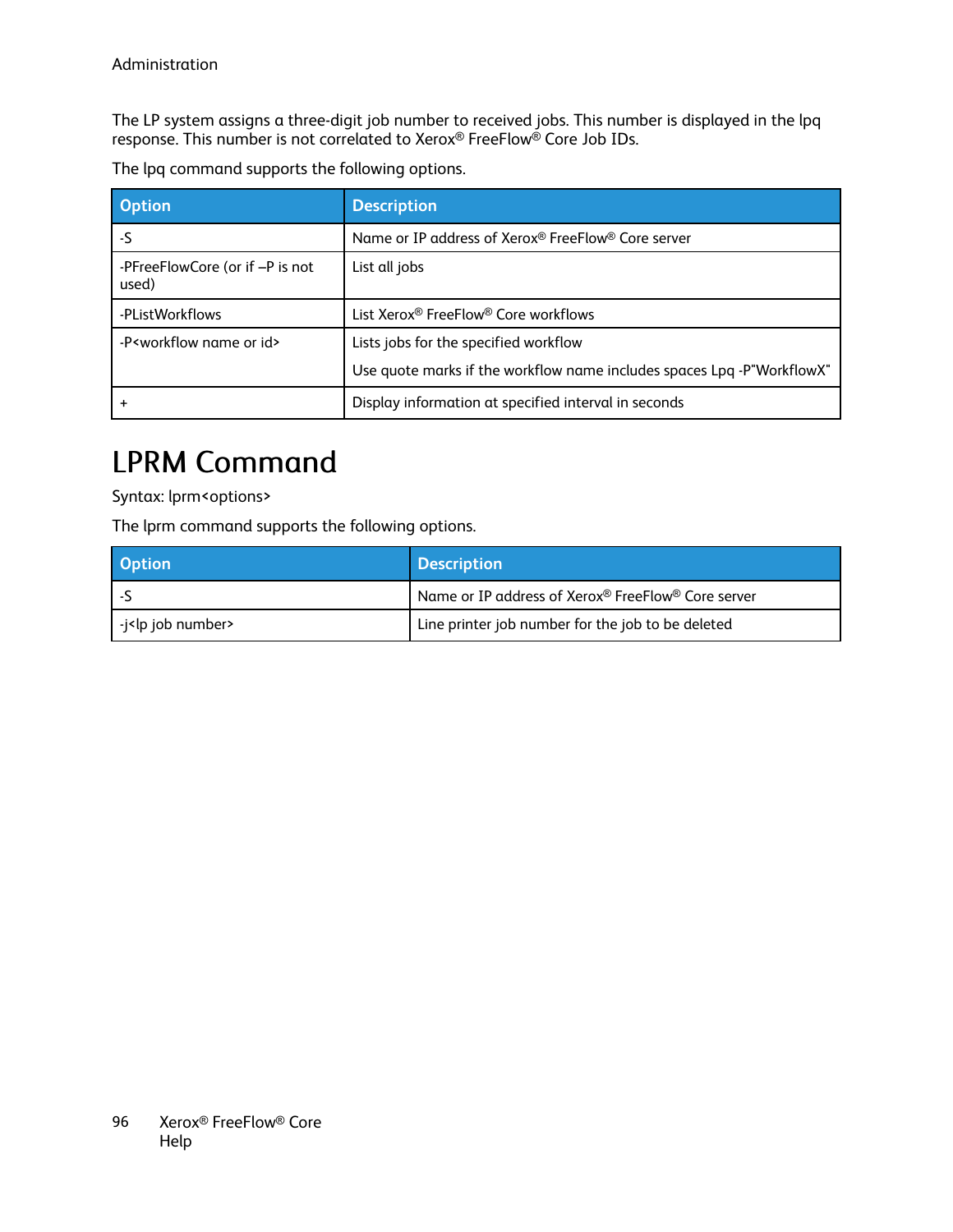The LP system assigns a three-digit job number to received jobs. This number is displayed in the lpq response. This number is not correlated to Xerox® FreeFlow® Core Job IDs.

The lpq command supports the following options.

| Option | Description |
|---|---|
| -S | Name or IP address of Xerox® FreeFlow® Core server |
| -PFreeFlowCore (or if –P is not used) | List all jobs |
| -PListWorkflows | List Xerox® FreeFlow® Core workflows |
| -P<workflow name or id> | Lists jobs for the specified workflow<br><br>Use quote marks if the workflow name includes spaces Lpq -P"WorkflowX" |
| + | Display information at specified interval in seconds |

# LPRM Command

Syntax: lprm<options>

The lprm command supports the following options.

| Option | Description |
|---|---|
| -S | Name or IP address of Xerox® FreeFlow® Core server |
| -j<lp job number> | Line printer job number for the job to be deleted |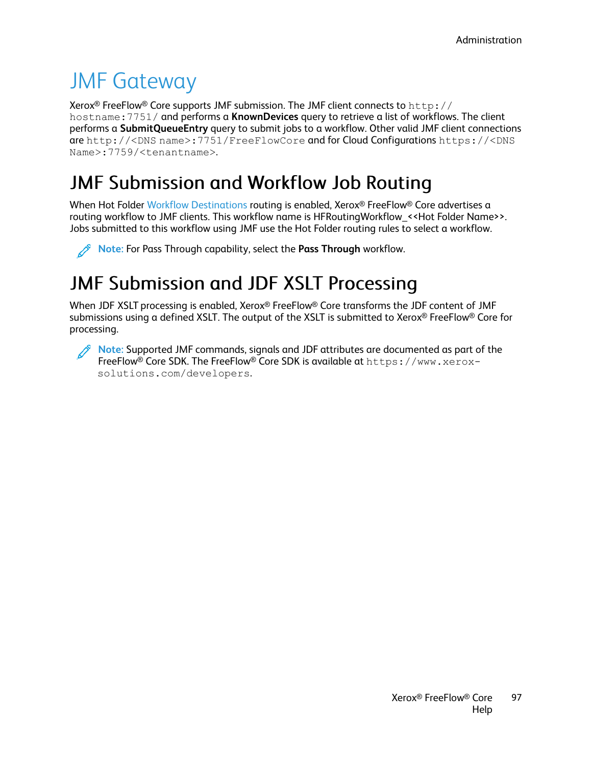# JMF Gateway

Xerox® FreeFlow® Core supports JMF submission. The JMF client connects to `http://hostname:7751/` and performs a **KnownDevices** query to retrieve a list of workflows. The client performs a **SubmitQueueEntry** query to submit jobs to a workflow. Other valid JMF client connections are `http://<DNS name>:7751/FreeFlowCore` and for Cloud Configurations `https://<DNS Name>:7759/<tenantname>`.

## JMF Submission and Workflow Job Routing

When Hot Folder Workflow Destinations routing is enabled, Xerox® FreeFlow® Core advertises a routing workflow to JMF clients. This workflow name is HFRoutingWorkflow_<<Hot Folder Name>>. Jobs submitted to this workflow using JMF use the Hot Folder routing rules to select a workflow.

**Note:** For Pass Through capability, select the **Pass Through** workflow.

## JMF Submission and JDF XSLT Processing

When JDF XSLT processing is enabled, Xerox® FreeFlow® Core transforms the JDF content of JMF submissions using a defined XSLT. The output of the XSLT is submitted to Xerox® FreeFlow® Core for processing.

**Note:** Supported JMF commands, signals and JDF attributes are documented as part of the FreeFlow® Core SDK. The FreeFlow® Core SDK is available at `https://www.xerox-solutions.com/developers`.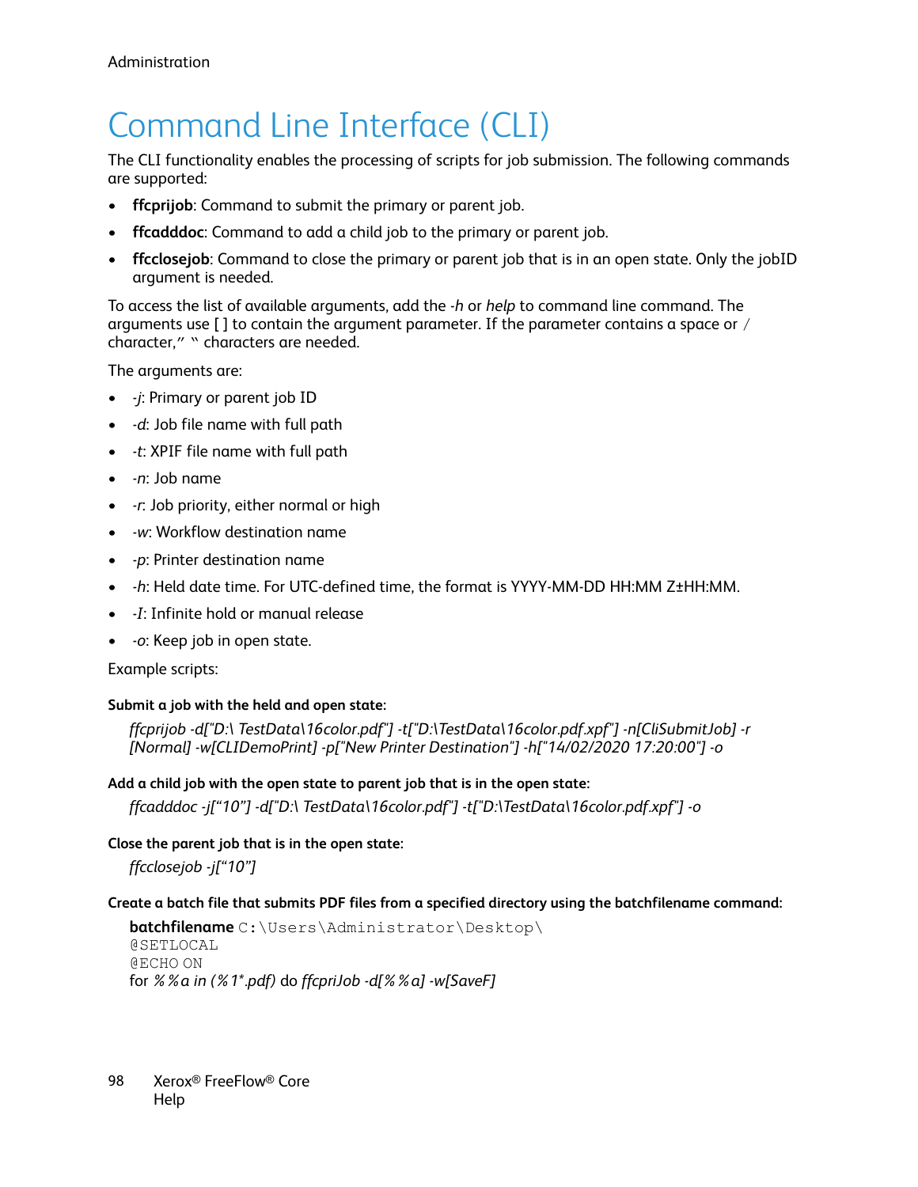Administration

# Command Line Interface (CLI)

The CLI functionality enables the processing of scripts for job submission. The following commands are supported:

- **ffcprijob**: Command to submit the primary or parent job.
- **ffcadddoc**: Command to add a child job to the primary or parent job.
- **ffcclosejob**: Command to close the primary or parent job that is in an open state. Only the jobID argument is needed.

To access the list of available arguments, add the *-h* or *help* to command line command. The arguments use [ ] to contain the argument parameter. If the parameter contains a space or / character," " characters are needed.

The arguments are:

- *-j*: Primary or parent job ID
- *-d*: Job file name with full path
- *-t*: XPIF file name with full path
- *-n*: Job name
- *-r*: Job priority, either normal or high
- *-w*: Workflow destination name
- *-p*: Printer destination name
- *-h*: Held date time. For UTC-defined time, the format is YYYY-MM-DD HH:MM Z±HH:MM.
- *-I*: Infinite hold or manual release
- *-o*: Keep job in open state.

Example scripts:

**Submit a job with the held and open state:**

*ffcprijob -d["D:\ TestData\16color.pdf"] -t["D:\TestData\16color.pdf.xpf"] -n[CliSubmitJob] -r [Normal] -w[CLIDemoPrint] -p["New Printer Destination"] -h["14/02/2020 17:20:00"] -o*

**Add a child job with the open state to parent job that is in the open state:**

*ffcadddoc -j["10"] -d["D:\ TestData\16color.pdf"] -t["D:\TestData\16color.pdf.xpf"] -o*

**Close the parent job that is in the open state:**

*ffcclosejob -j["10"]*

**Create a batch file that submits PDF files from a specified directory using the batchfilename command:**

**batchfilename** C:\Users\Administrator\Desktop\
@SETLOCAL
@ECHO ON
for *%%a in (%1*.pdf)* do *ffcpriJob -d[%%a] -w[SaveF]*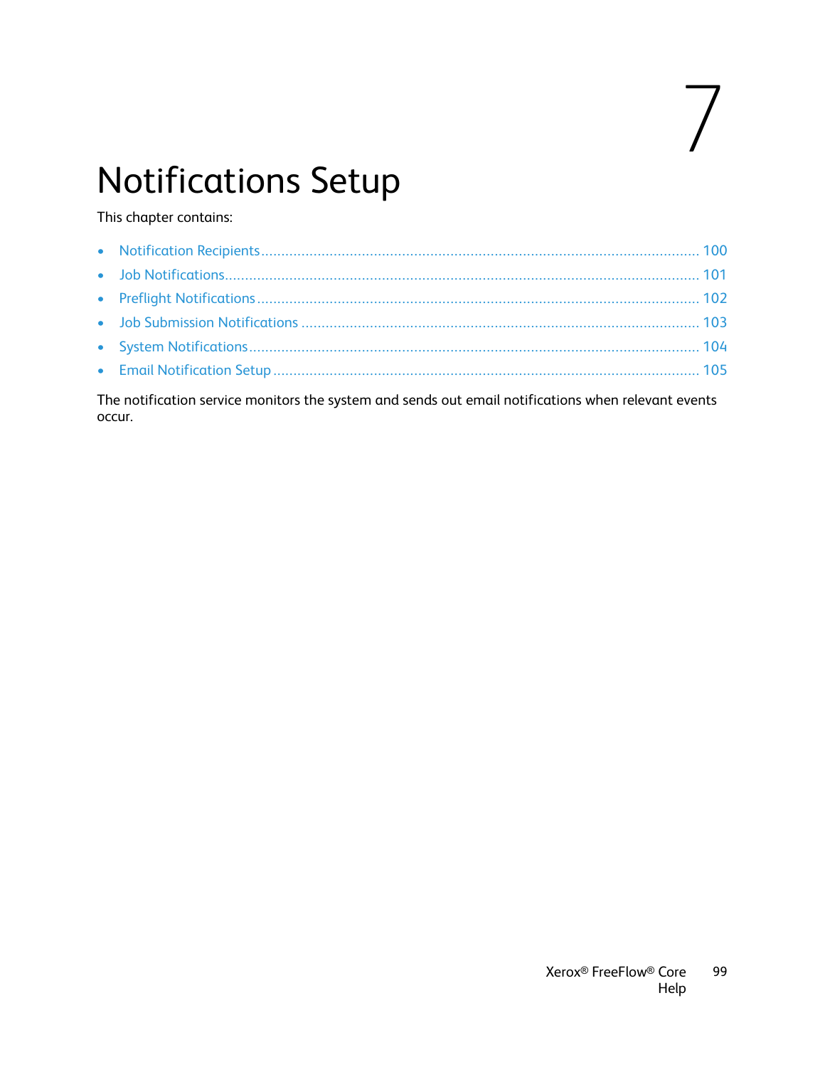# 7 Notifications Setup

This chapter contains:

- Notification Recipients ........................................................................................................ 100
- Job Notifications.................................................................................................................. 101
- Preflight Notifications ......................................................................................................... 102
- Job Submission Notifications ............................................................................................... 103
- System Notifications............................................................................................................. 104
- Email Notification Setup ...................................................................................................... 105

The notification service monitors the system and sends out email notifications when relevant events occur.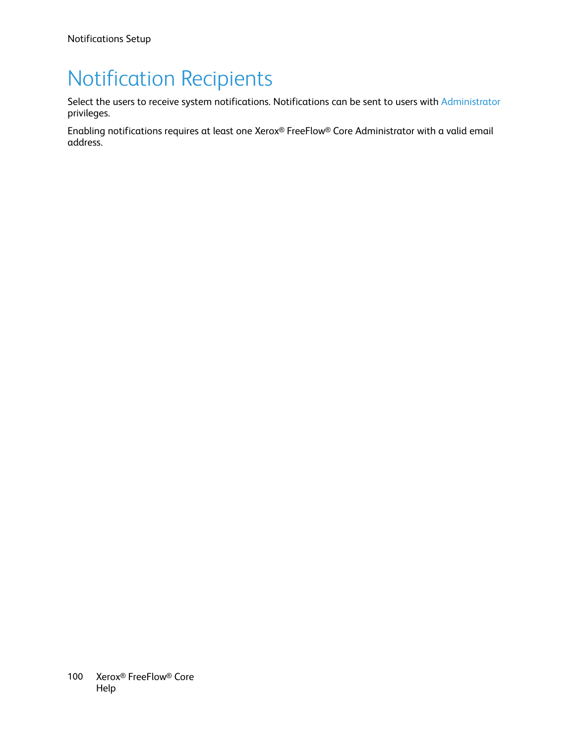# Notification Recipients

Select the users to receive system notifications. Notifications can be sent to users with Administrator privileges.

Enabling notifications requires at least one Xerox® FreeFlow® Core Administrator with a valid email address.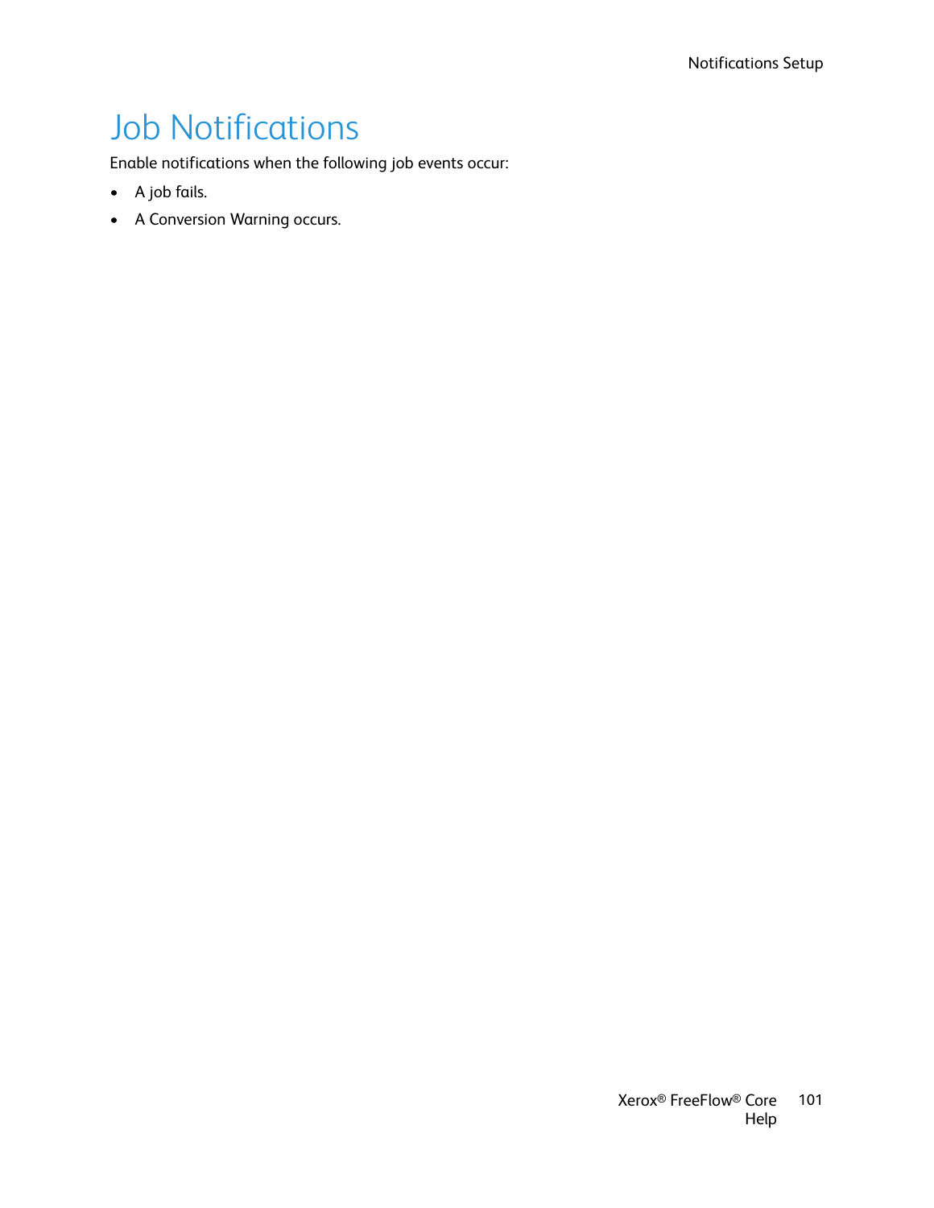# Job Notifications

Enable notifications when the following job events occur:

- A job fails.
- A Conversion Warning occurs.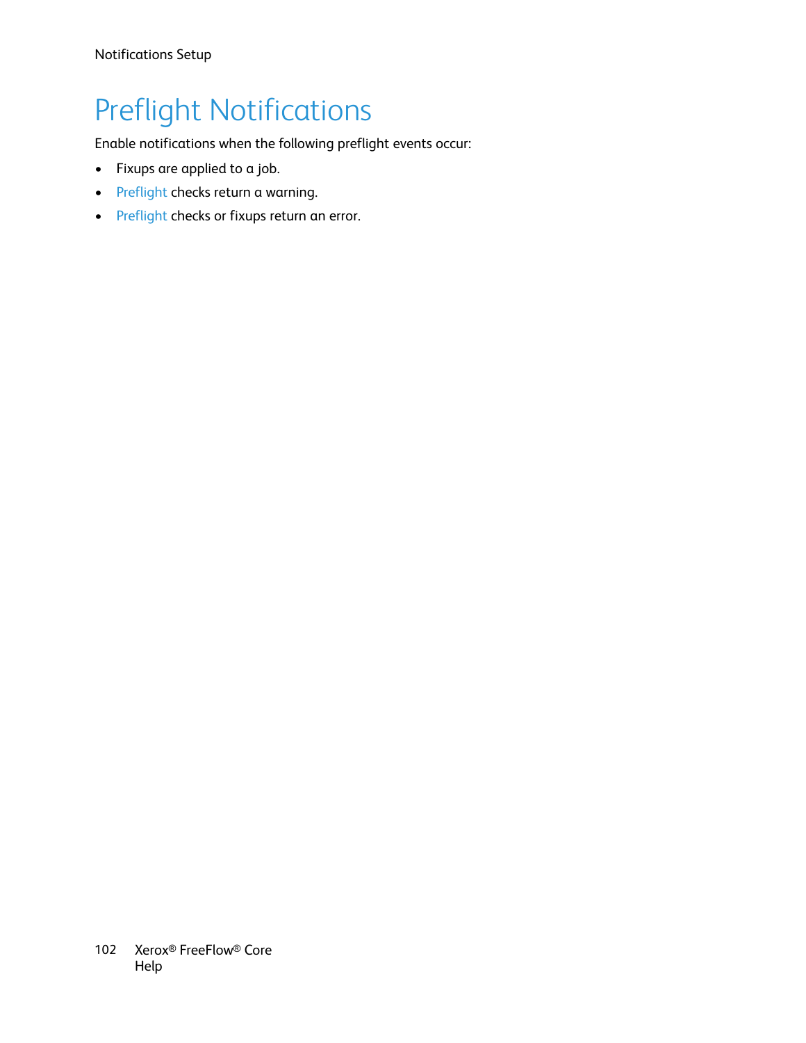# Preflight Notifications

Enable notifications when the following preflight events occur:

- Fixups are applied to a job.
- Preflight checks return a warning.
- Preflight checks or fixups return an error.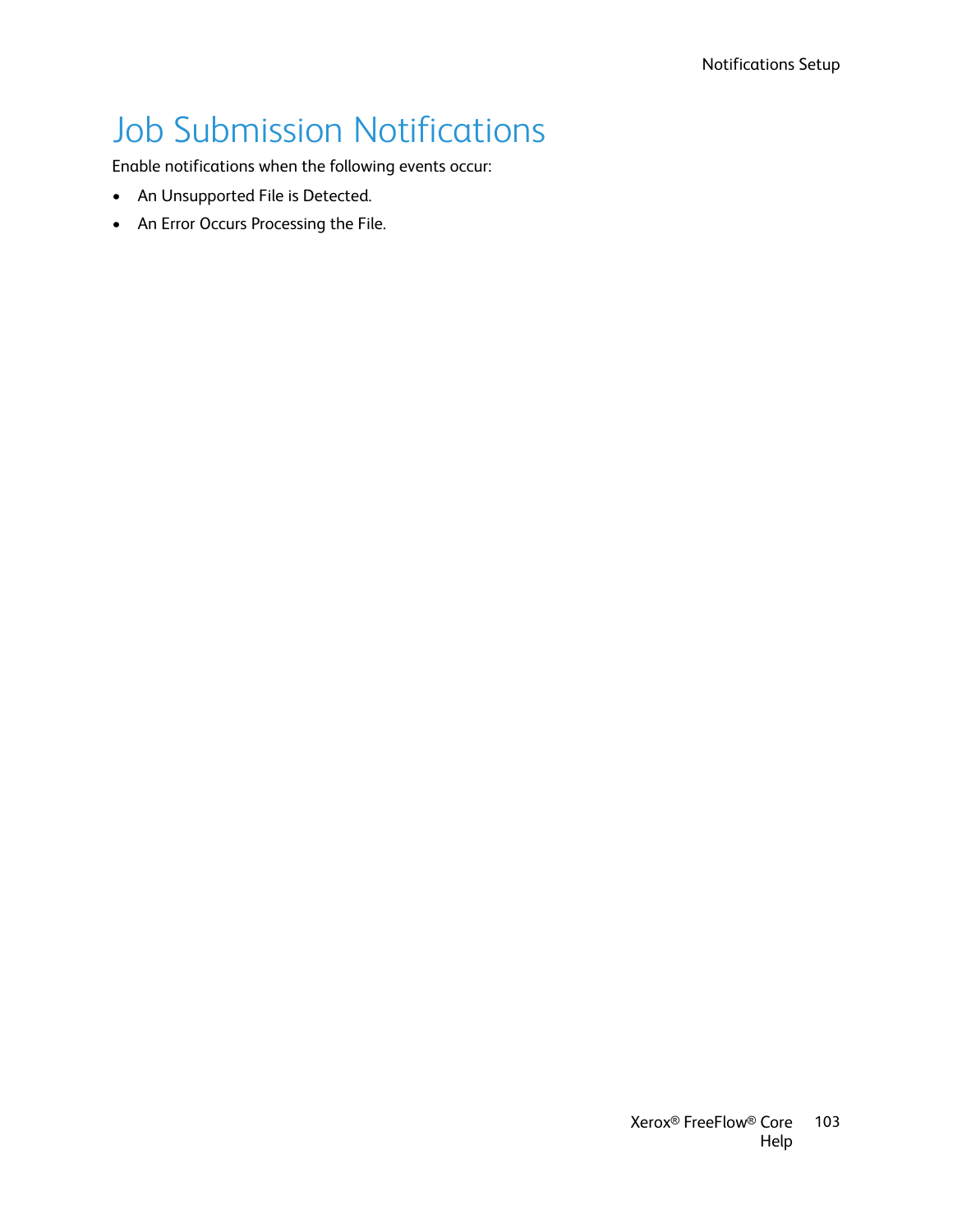# Job Submission Notifications

Enable notifications when the following events occur:

- An Unsupported File is Detected.
- An Error Occurs Processing the File.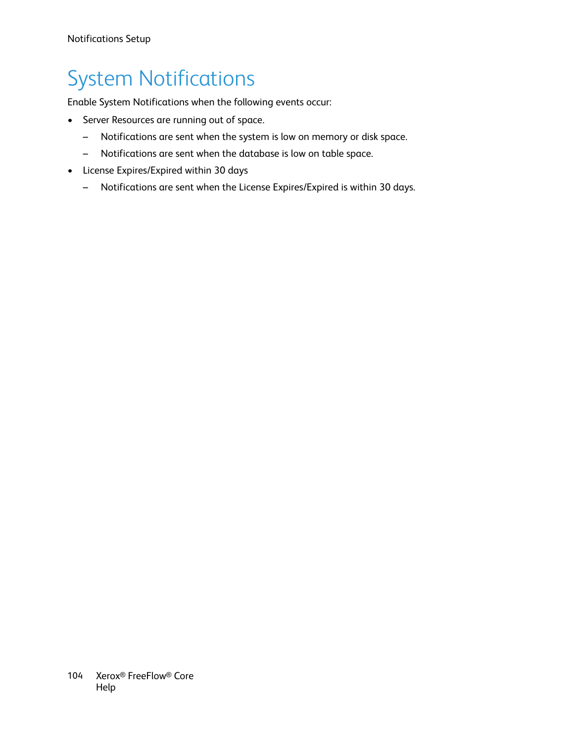# System Notifications

Enable System Notifications when the following events occur:

- Server Resources are running out of space.
  - Notifications are sent when the system is low on memory or disk space.
  - Notifications are sent when the database is low on table space.
- License Expires/Expired within 30 days
  - Notifications are sent when the License Expires/Expired is within 30 days.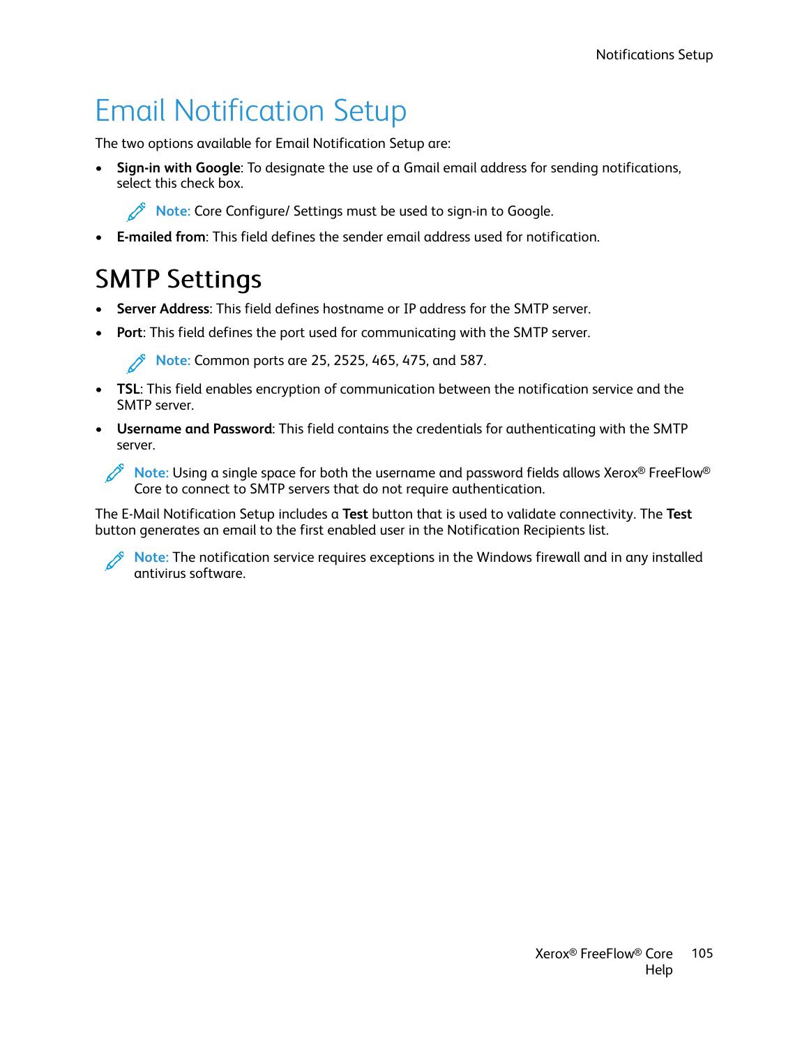# Email Notification Setup

The two options available for Email Notification Setup are:

- **Sign-in with Google**: To designate the use of a Gmail email address for sending notifications, select this check box.

  **Note:** Core Configure/ Settings must be used to sign-in to Google.

- **E-mailed from**: This field defines the sender email address used for notification.

## SMTP Settings

- **Server Address**: This field defines hostname or IP address for the SMTP server.
- **Port**: This field defines the port used for communicating with the SMTP server.

  **Note:** Common ports are 25, 2525, 465, 475, and 587.

- **TSL**: This field enables encryption of communication between the notification service and the SMTP server.
- **Username and Password**: This field contains the credentials for authenticating with the SMTP server.

**Note:** Using a single space for both the username and password fields allows Xerox® FreeFlow® Core to connect to SMTP servers that do not require authentication.

The E-Mail Notification Setup includes a **Test** button that is used to validate connectivity. The **Test** button generates an email to the first enabled user in the Notification Recipients list.

**Note:** The notification service requires exceptions in the Windows firewall and in any installed antivirus software.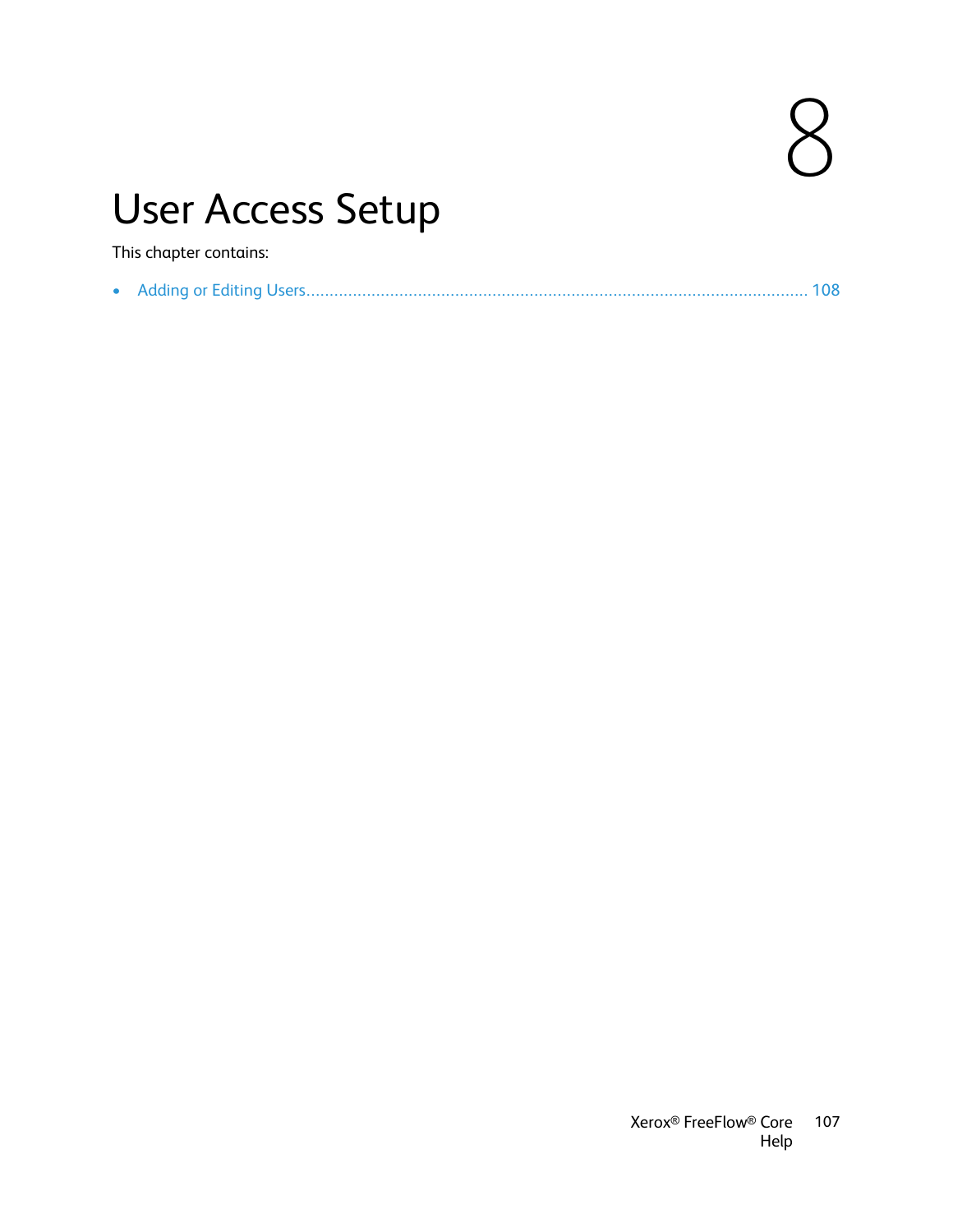# 8 User Access Setup

This chapter contains:

- Adding or Editing Users ........................................................................................................ 108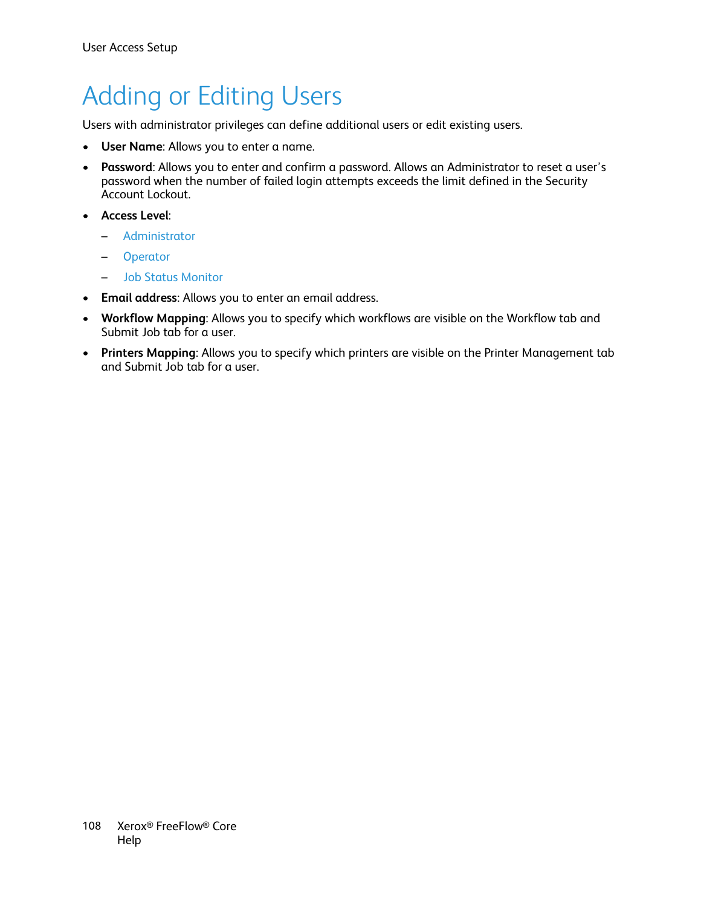# Adding or Editing Users

Users with administrator privileges can define additional users or edit existing users.

- **User Name**: Allows you to enter a name.
- **Password**: Allows you to enter and confirm a password. Allows an Administrator to reset a user's password when the number of failed login attempts exceeds the limit defined in the Security Account Lockout.
- **Access Level**:
  - Administrator
  - Operator
  - Job Status Monitor
- **Email address**: Allows you to enter an email address.
- **Workflow Mapping**: Allows you to specify which workflows are visible on the Workflow tab and Submit Job tab for a user.
- **Printers Mapping**: Allows you to specify which printers are visible on the Printer Management tab and Submit Job tab for a user.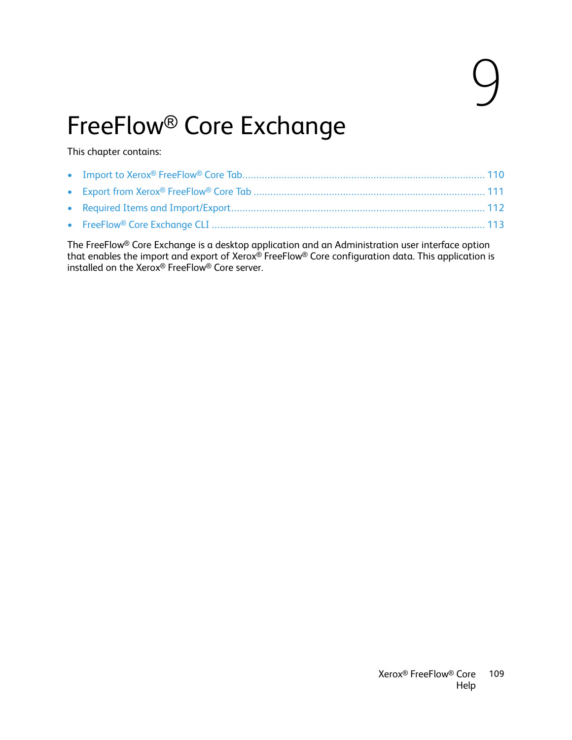# 9 FreeFlow® Core Exchange

This chapter contains:

- Import to Xerox® FreeFlow® Core Tab ........ 110
- Export from Xerox® FreeFlow® Core Tab ........ 111
- Required Items and Import/Export ........ 112
- FreeFlow® Core Exchange CLI ........ 113

The FreeFlow® Core Exchange is a desktop application and an Administration user interface option that enables the import and export of Xerox® FreeFlow® Core configuration data. This application is installed on the Xerox® FreeFlow® Core server.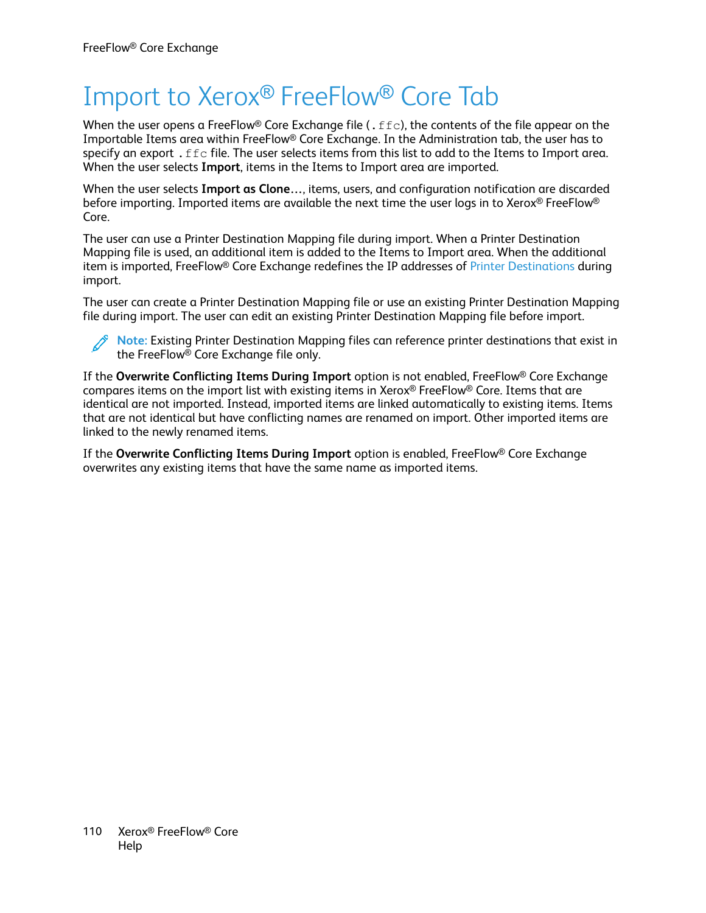# Import to Xerox® FreeFlow® Core Tab

When the user opens a FreeFlow® Core Exchange file (`.ffc`), the contents of the file appear on the Importable Items area within FreeFlow® Core Exchange. In the Administration tab, the user has to specify an export `.ffc` file. The user selects items from this list to add to the Items to Import area. When the user selects **Import**, items in the Items to Import area are imported.

When the user selects **Import as Clone…**, items, users, and configuration notification are discarded before importing. Imported items are available the next time the user logs in to Xerox® FreeFlow® Core.

The user can use a Printer Destination Mapping file during import. When a Printer Destination Mapping file is used, an additional item is added to the Items to Import area. When the additional item is imported, FreeFlow® Core Exchange redefines the IP addresses of Printer Destinations during import.

The user can create a Printer Destination Mapping file or use an existing Printer Destination Mapping file during import. The user can edit an existing Printer Destination Mapping file before import.

**Note:** Existing Printer Destination Mapping files can reference printer destinations that exist in the FreeFlow® Core Exchange file only.

If the **Overwrite Conflicting Items During Import** option is not enabled, FreeFlow® Core Exchange compares items on the import list with existing items in Xerox® FreeFlow® Core. Items that are identical are not imported. Instead, imported items are linked automatically to existing items. Items that are not identical but have conflicting names are renamed on import. Other imported items are linked to the newly renamed items.

If the **Overwrite Conflicting Items During Import** option is enabled, FreeFlow® Core Exchange overwrites any existing items that have the same name as imported items.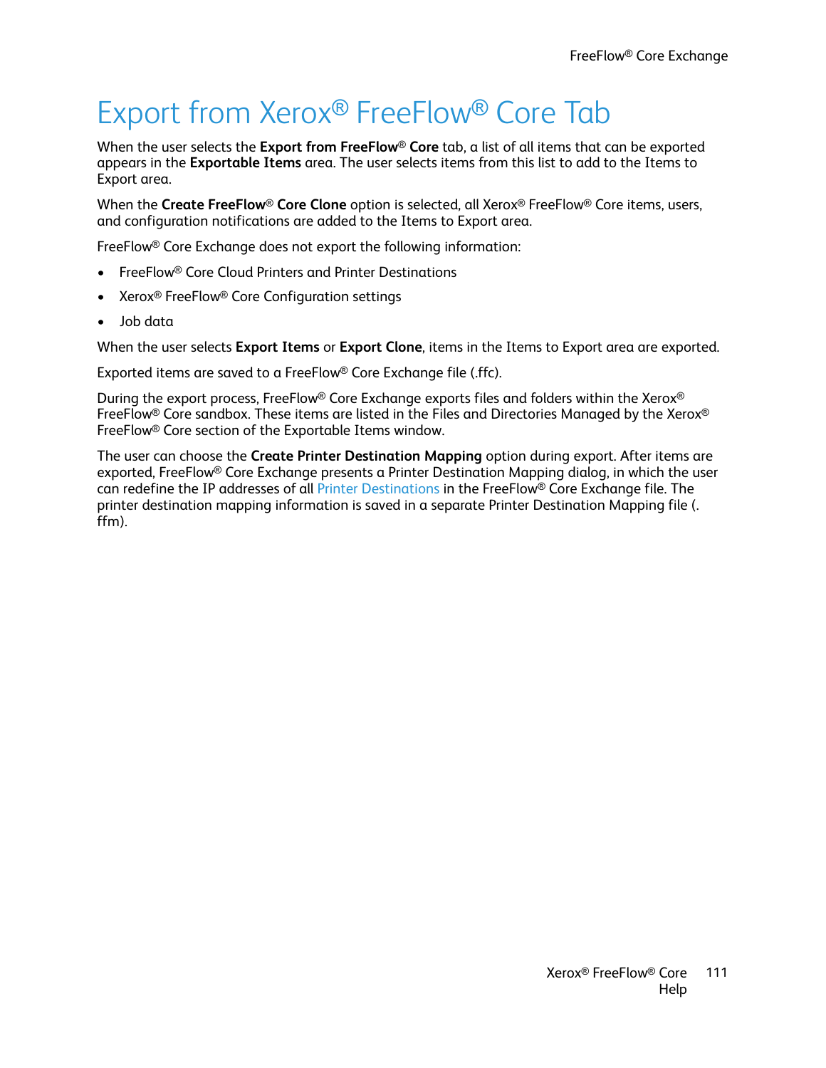# Export from Xerox® FreeFlow® Core Tab

When the user selects the **Export from FreeFlow® Core** tab, a list of all items that can be exported appears in the **Exportable Items** area. The user selects items from this list to add to the Items to Export area.

When the **Create FreeFlow® Core Clone** option is selected, all Xerox® FreeFlow® Core items, users, and configuration notifications are added to the Items to Export area.

FreeFlow® Core Exchange does not export the following information:

- FreeFlow® Core Cloud Printers and Printer Destinations
- Xerox® FreeFlow® Core Configuration settings
- Job data

When the user selects **Export Items** or **Export Clone**, items in the Items to Export area are exported.

Exported items are saved to a FreeFlow® Core Exchange file (.ffc).

During the export process, FreeFlow® Core Exchange exports files and folders within the Xerox® FreeFlow® Core sandbox. These items are listed in the Files and Directories Managed by the Xerox® FreeFlow® Core section of the Exportable Items window.

The user can choose the **Create Printer Destination Mapping** option during export. After items are exported, FreeFlow® Core Exchange presents a Printer Destination Mapping dialog, in which the user can redefine the IP addresses of all Printer Destinations in the FreeFlow® Core Exchange file. The printer destination mapping information is saved in a separate Printer Destination Mapping file (.ffm).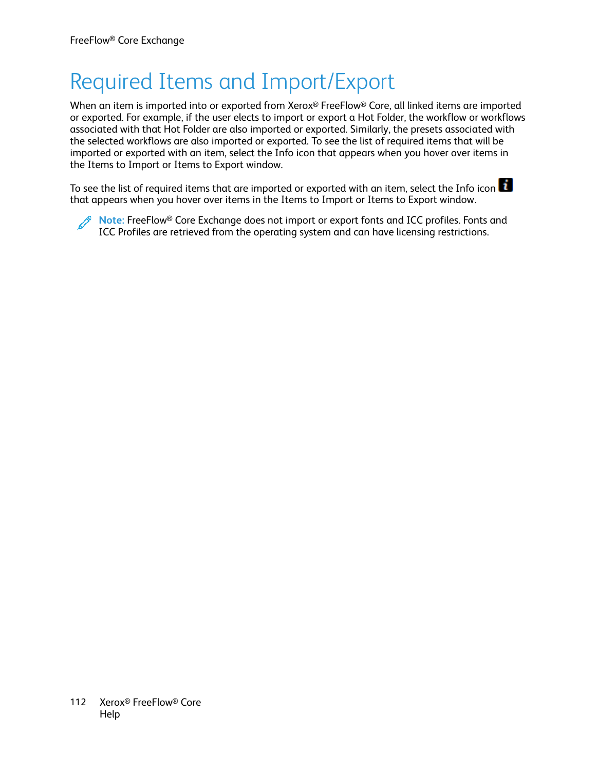# Required Items and Import/Export

When an item is imported into or exported from Xerox® FreeFlow® Core, all linked items are imported or exported. For example, if the user elects to import or export a Hot Folder, the workflow or workflows associated with that Hot Folder are also imported or exported. Similarly, the presets associated with the selected workflows are also imported or exported. To see the list of required items that will be imported or exported with an item, select the Info icon that appears when you hover over items in the Items to Import or Items to Export window.

To see the list of required items that are imported or exported with an item, select the Info icon that appears when you hover over items in the Items to Import or Items to Export window.

**Note:** FreeFlow® Core Exchange does not import or export fonts and ICC profiles. Fonts and ICC Profiles are retrieved from the operating system and can have licensing restrictions.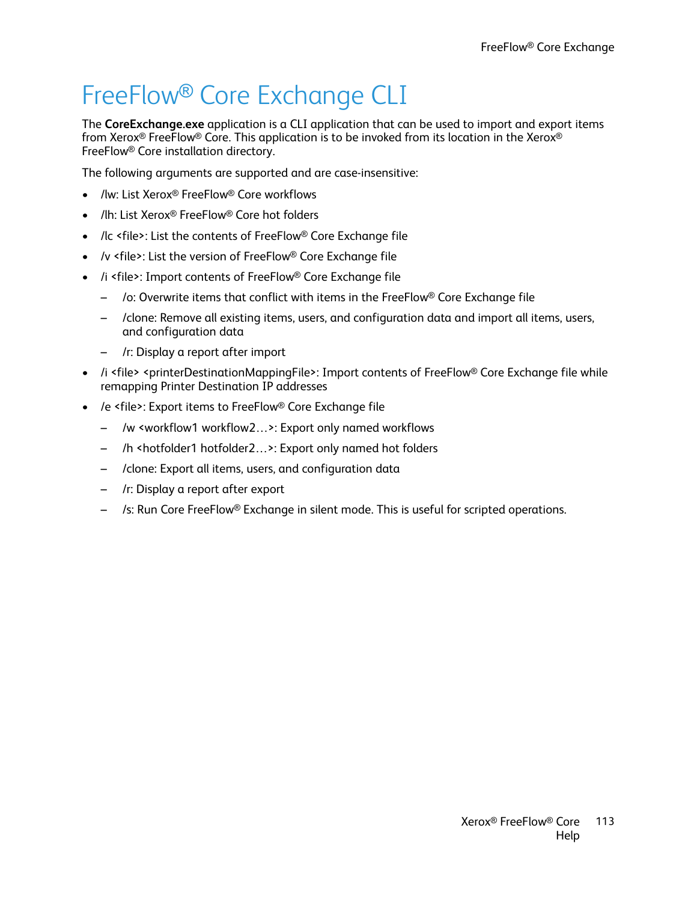# FreeFlow® Core Exchange CLI

The **CoreExchange.exe** application is a CLI application that can be used to import and export items from Xerox® FreeFlow® Core. This application is to be invoked from its location in the Xerox® FreeFlow® Core installation directory.

The following arguments are supported and are case-insensitive:

- /lw: List Xerox® FreeFlow® Core workflows
- /lh: List Xerox® FreeFlow® Core hot folders
- /lc <file>: List the contents of FreeFlow® Core Exchange file
- /v <file>: List the version of FreeFlow® Core Exchange file
- /i <file>: Import contents of FreeFlow® Core Exchange file
  - /o: Overwrite items that conflict with items in the FreeFlow® Core Exchange file
  - /clone: Remove all existing items, users, and configuration data and import all items, users, and configuration data
  - /r: Display a report after import
- /i <file> <printerDestinationMappingFile>: Import contents of FreeFlow® Core Exchange file while remapping Printer Destination IP addresses
- /e <file>: Export items to FreeFlow® Core Exchange file
  - /w <workflow1 workflow2…>: Export only named workflows
  - /h <hotfolder1 hotfolder2…>: Export only named hot folders
  - /clone: Export all items, users, and configuration data
  - /r: Display a report after export
  - /s: Run Core FreeFlow® Exchange in silent mode. This is useful for scripted operations.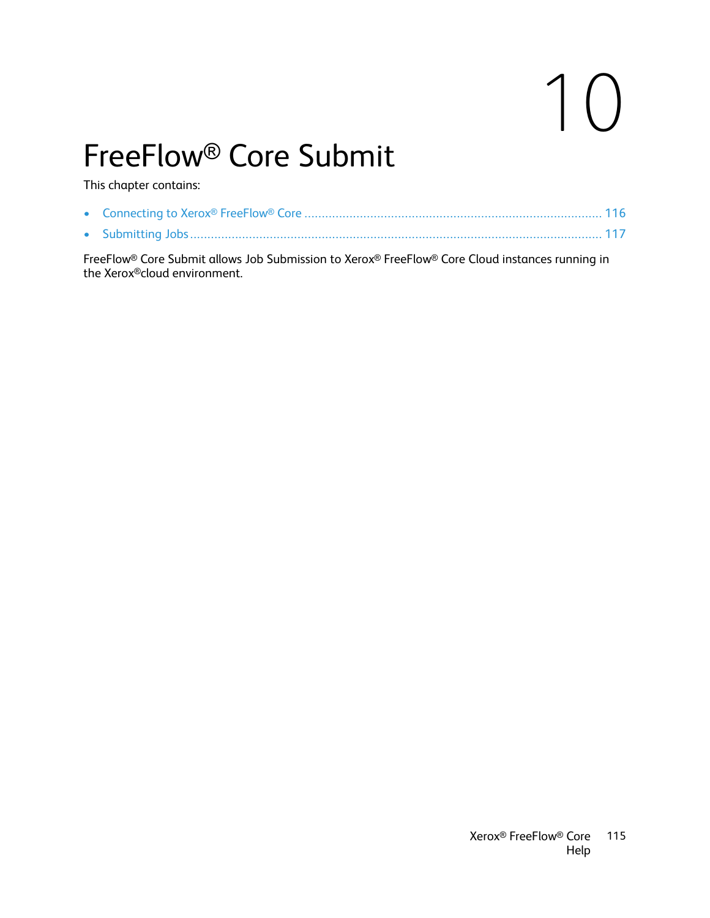# 10 FreeFlow® Core Submit

This chapter contains:

- Connecting to Xerox® FreeFlow® Core ..... 116
- Submitting Jobs ..... 117

FreeFlow® Core Submit allows Job Submission to Xerox® FreeFlow® Core Cloud instances running in the Xerox®cloud environment.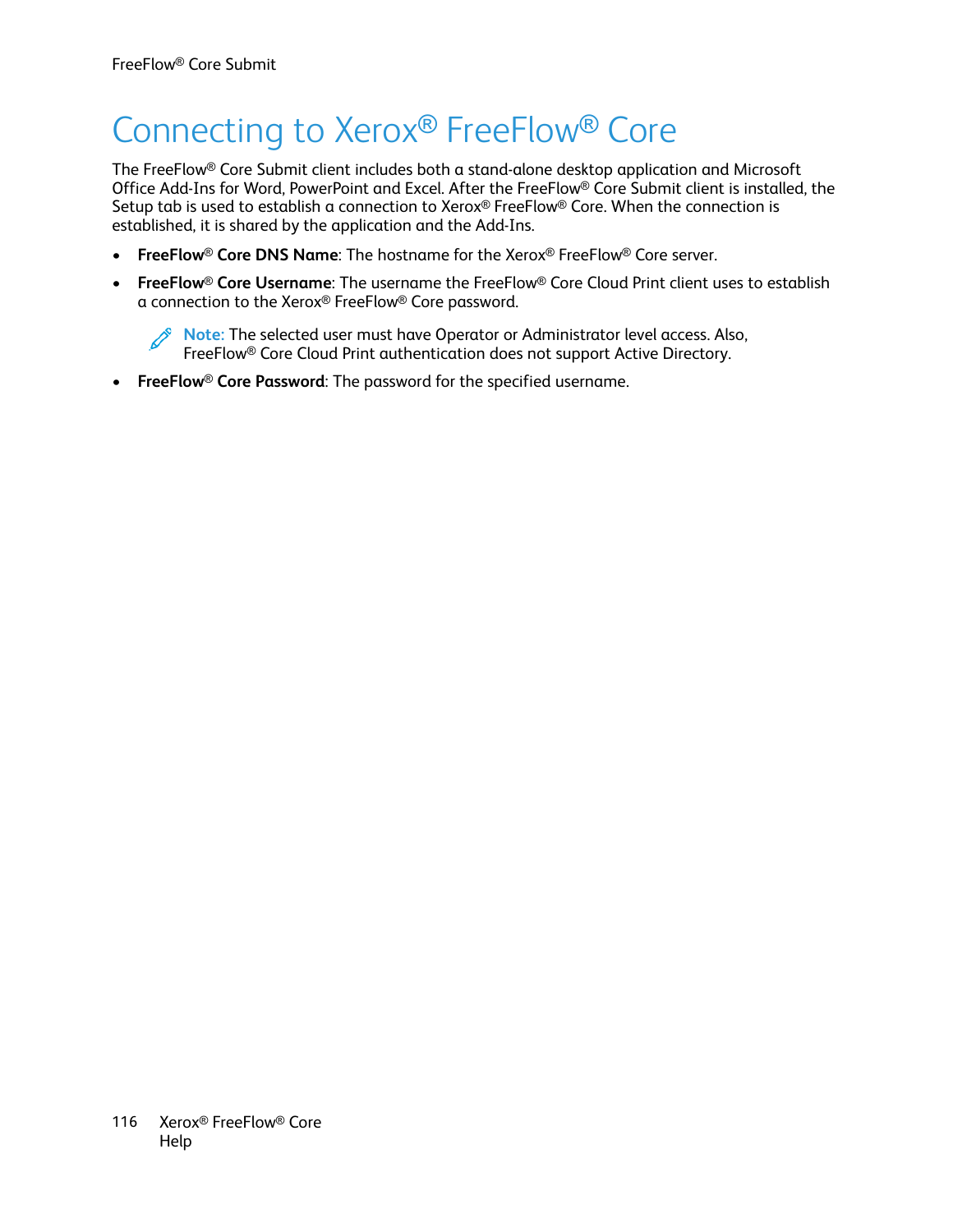# Connecting to Xerox® FreeFlow® Core

The FreeFlow® Core Submit client includes both a stand-alone desktop application and Microsoft Office Add-Ins for Word, PowerPoint and Excel. After the FreeFlow® Core Submit client is installed, the Setup tab is used to establish a connection to Xerox® FreeFlow® Core. When the connection is established, it is shared by the application and the Add-Ins.

- **FreeFlow® Core DNS Name**: The hostname for the Xerox® FreeFlow® Core server.
- **FreeFlow® Core Username**: The username the FreeFlow® Core Cloud Print client uses to establish a connection to the Xerox® FreeFlow® Core password.

  **Note:** The selected user must have Operator or Administrator level access. Also, FreeFlow® Core Cloud Print authentication does not support Active Directory.

- **FreeFlow® Core Password**: The password for the specified username.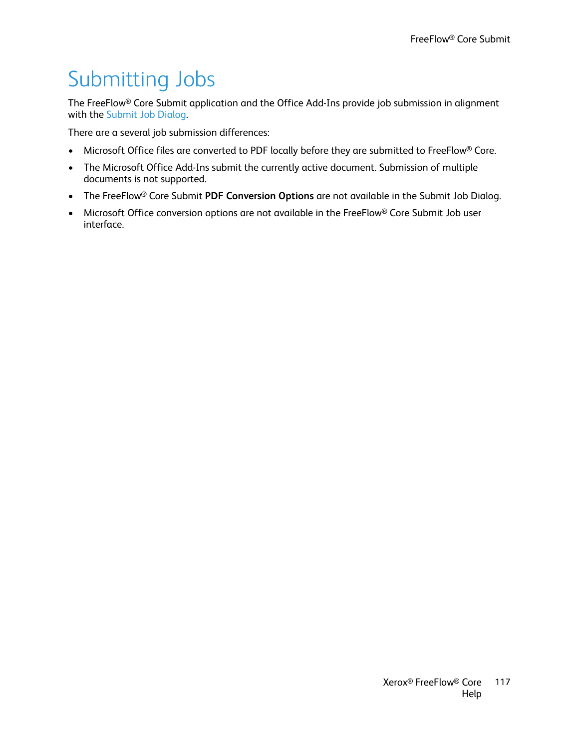# Submitting Jobs

The FreeFlow® Core Submit application and the Office Add-Ins provide job submission in alignment with the Submit Job Dialog.

There are a several job submission differences:

- Microsoft Office files are converted to PDF locally before they are submitted to FreeFlow® Core.
- The Microsoft Office Add-Ins submit the currently active document. Submission of multiple documents is not supported.
- The FreeFlow® Core Submit **PDF Conversion Options** are not available in the Submit Job Dialog.
- Microsoft Office conversion options are not available in the FreeFlow® Core Submit Job user interface.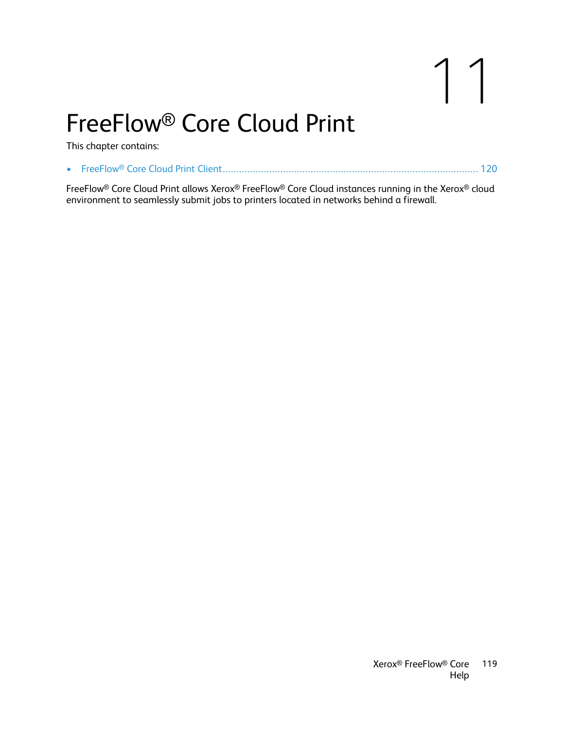# 11 FreeFlow® Core Cloud Print

This chapter contains:

- FreeFlow® Core Cloud Print Client ........................................................................................ 120

FreeFlow® Core Cloud Print allows Xerox® FreeFlow® Core Cloud instances running in the Xerox® cloud environment to seamlessly submit jobs to printers located in networks behind a firewall.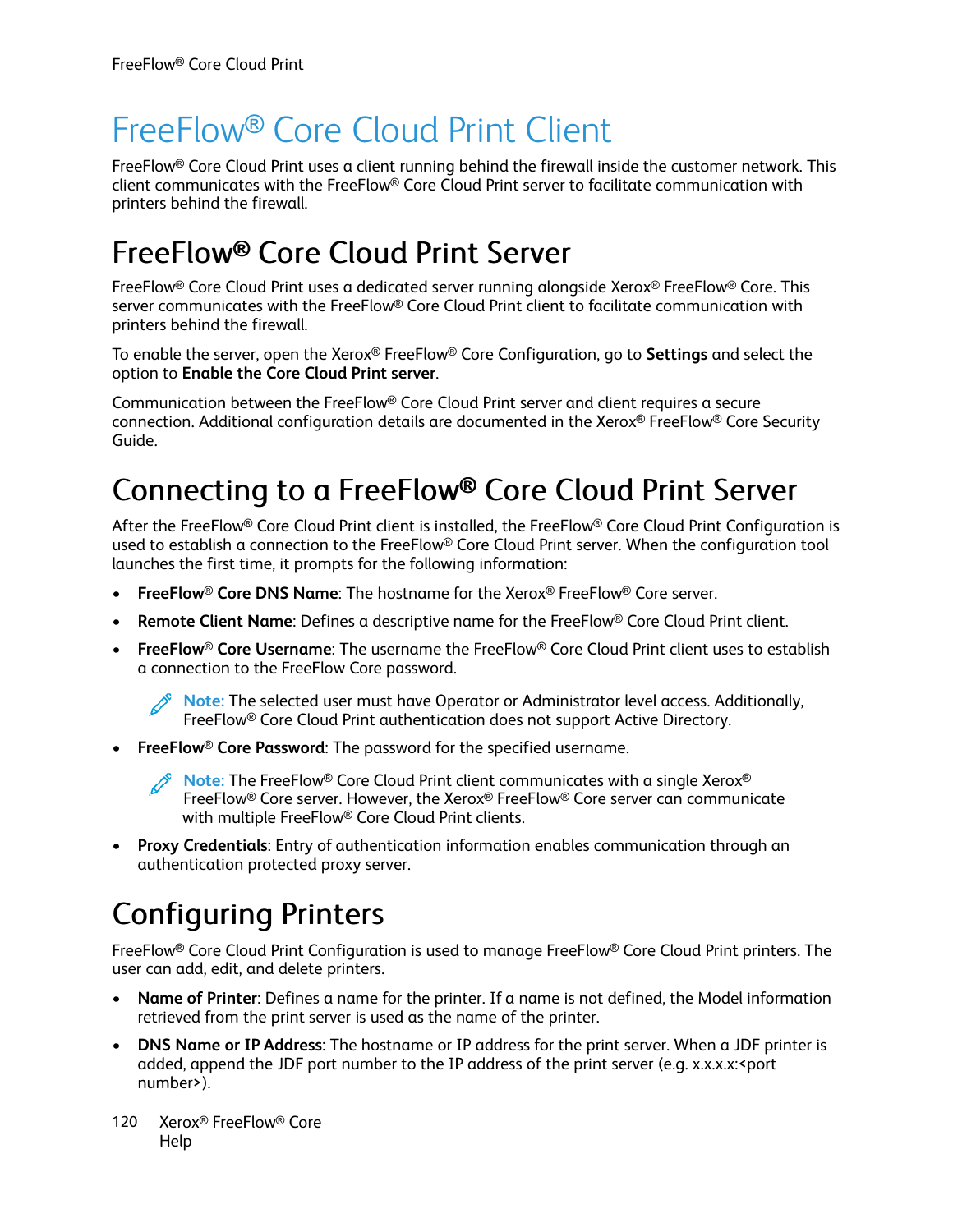# FreeFlow® Core Cloud Print Client

FreeFlow® Core Cloud Print uses a client running behind the firewall inside the customer network. This client communicates with the FreeFlow® Core Cloud Print server to facilitate communication with printers behind the firewall.

## FreeFlow® Core Cloud Print Server

FreeFlow® Core Cloud Print uses a dedicated server running alongside Xerox® FreeFlow® Core. This server communicates with the FreeFlow® Core Cloud Print client to facilitate communication with printers behind the firewall.

To enable the server, open the Xerox® FreeFlow® Core Configuration, go to **Settings** and select the option to **Enable the Core Cloud Print server**.

Communication between the FreeFlow® Core Cloud Print server and client requires a secure connection. Additional configuration details are documented in the Xerox® FreeFlow® Core Security Guide.

## Connecting to a FreeFlow® Core Cloud Print Server

After the FreeFlow® Core Cloud Print client is installed, the FreeFlow® Core Cloud Print Configuration is used to establish a connection to the FreeFlow® Core Cloud Print server. When the configuration tool launches the first time, it prompts for the following information:

- **FreeFlow® Core DNS Name**: The hostname for the Xerox® FreeFlow® Core server.
- **Remote Client Name**: Defines a descriptive name for the FreeFlow® Core Cloud Print client.
- **FreeFlow® Core Username**: The username the FreeFlow® Core Cloud Print client uses to establish a connection to the FreeFlow Core password.

  Note: The selected user must have Operator or Administrator level access. Additionally, FreeFlow® Core Cloud Print authentication does not support Active Directory.

- **FreeFlow® Core Password**: The password for the specified username.

  Note: The FreeFlow® Core Cloud Print client communicates with a single Xerox® FreeFlow® Core server. However, the Xerox® FreeFlow® Core server can communicate with multiple FreeFlow® Core Cloud Print clients.

- **Proxy Credentials**: Entry of authentication information enables communication through an authentication protected proxy server.

## Configuring Printers

FreeFlow® Core Cloud Print Configuration is used to manage FreeFlow® Core Cloud Print printers. The user can add, edit, and delete printers.

- **Name of Printer**: Defines a name for the printer. If a name is not defined, the Model information retrieved from the print server is used as the name of the printer.
- **DNS Name or IP Address**: The hostname or IP address for the print server. When a JDF printer is added, append the JDF port number to the IP address of the print server (e.g. x.x.x.x:<port number>).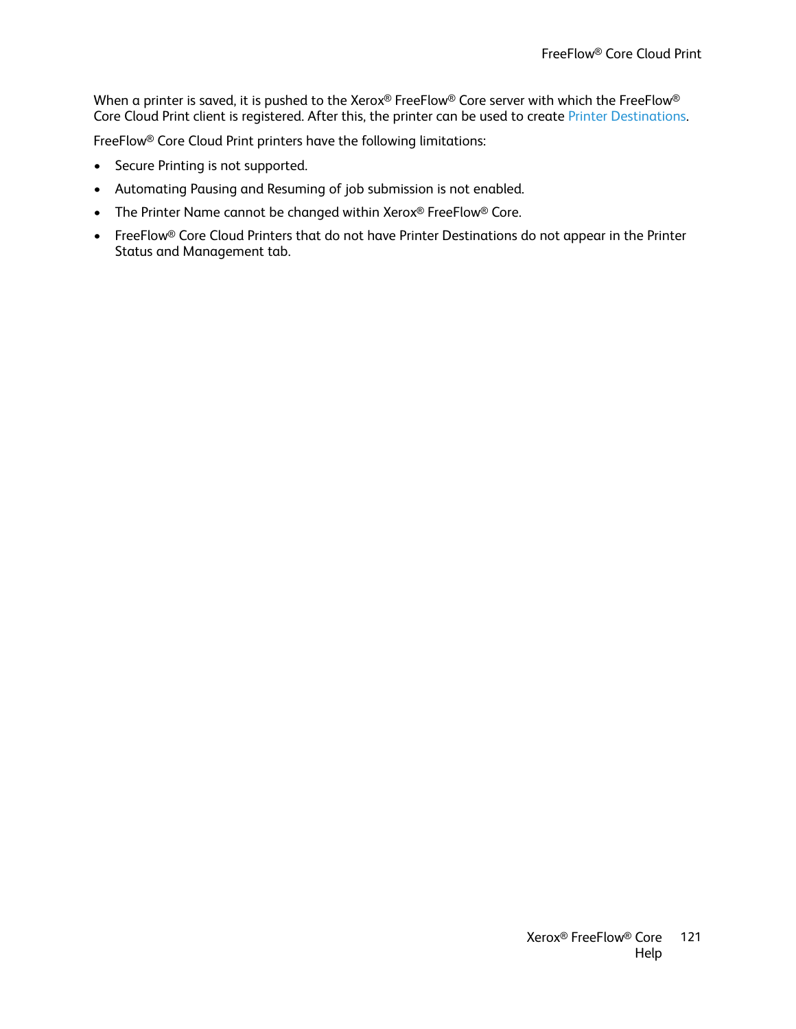When a printer is saved, it is pushed to the Xerox® FreeFlow® Core server with which the FreeFlow® Core Cloud Print client is registered. After this, the printer can be used to create Printer Destinations.

FreeFlow® Core Cloud Print printers have the following limitations:

- Secure Printing is not supported.
- Automating Pausing and Resuming of job submission is not enabled.
- The Printer Name cannot be changed within Xerox® FreeFlow® Core.
- FreeFlow® Core Cloud Printers that do not have Printer Destinations do not appear in the Printer Status and Management tab.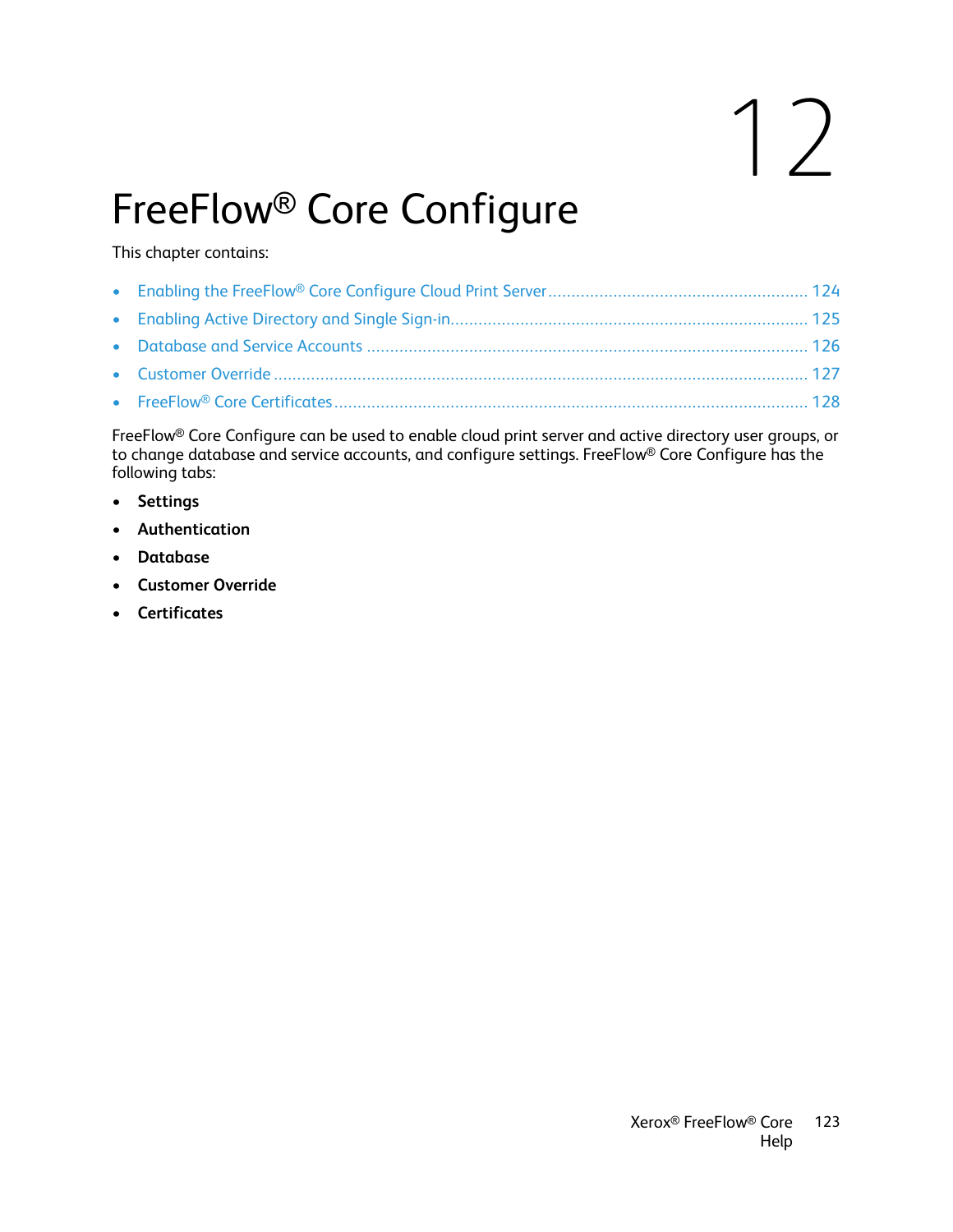# 12 FreeFlow® Core Configure

This chapter contains:

- Enabling the FreeFlow® Core Configure Cloud Print Server ........ 124
- Enabling Active Directory and Single Sign-in ........ 125
- Database and Service Accounts ........ 126
- Customer Override ........ 127
- FreeFlow® Core Certificates ........ 128

FreeFlow® Core Configure can be used to enable cloud print server and active directory user groups, or to change database and service accounts, and configure settings. FreeFlow® Core Configure has the following tabs:

- **Settings**
- **Authentication**
- **Database**
- **Customer Override**
- **Certificates**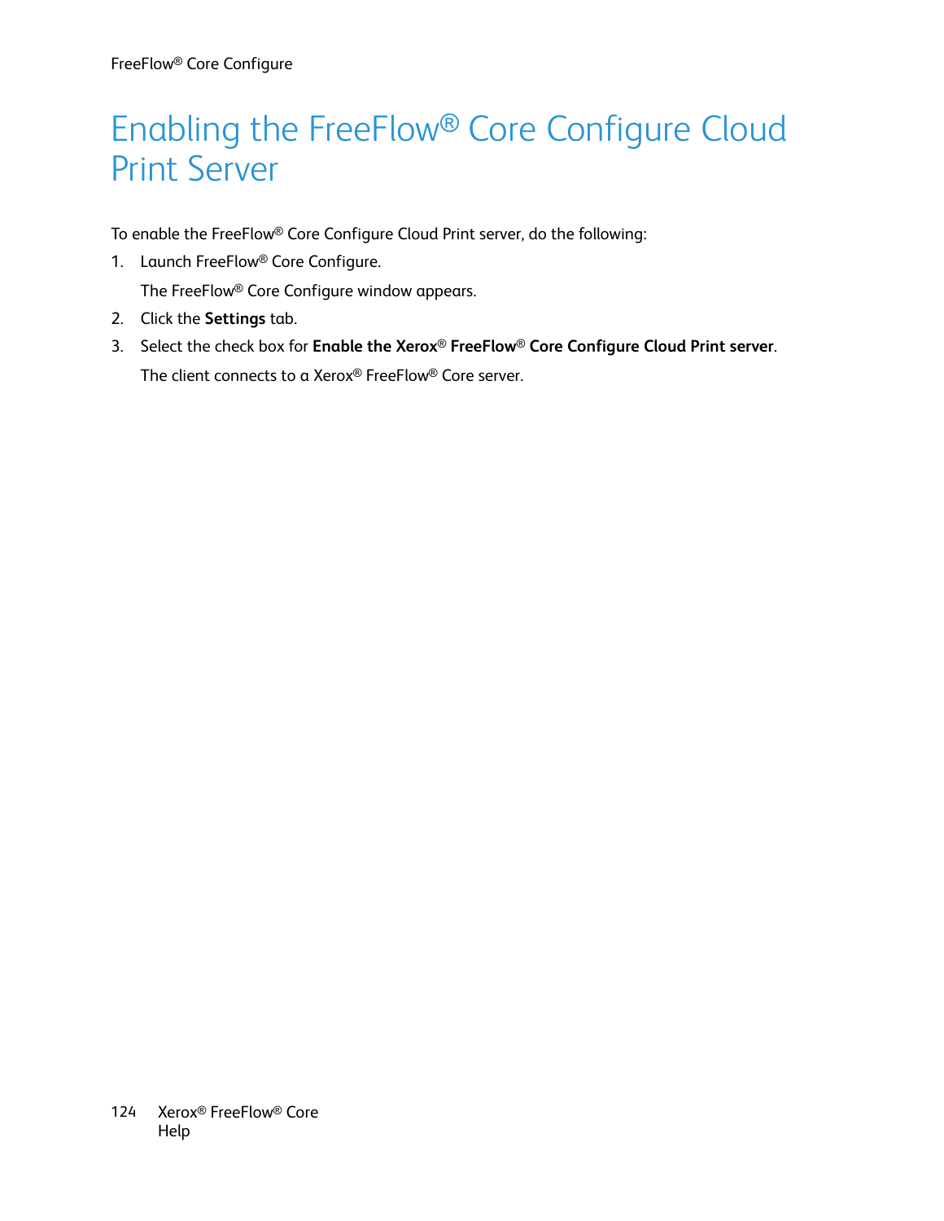# Enabling the FreeFlow® Core Configure Cloud Print Server

To enable the FreeFlow® Core Configure Cloud Print server, do the following:

1. Launch FreeFlow® Core Configure.

   The FreeFlow® Core Configure window appears.

2. Click the **Settings** tab.
3. Select the check box for **Enable the Xerox® FreeFlow® Core Configure Cloud Print server**.

   The client connects to a Xerox® FreeFlow® Core server.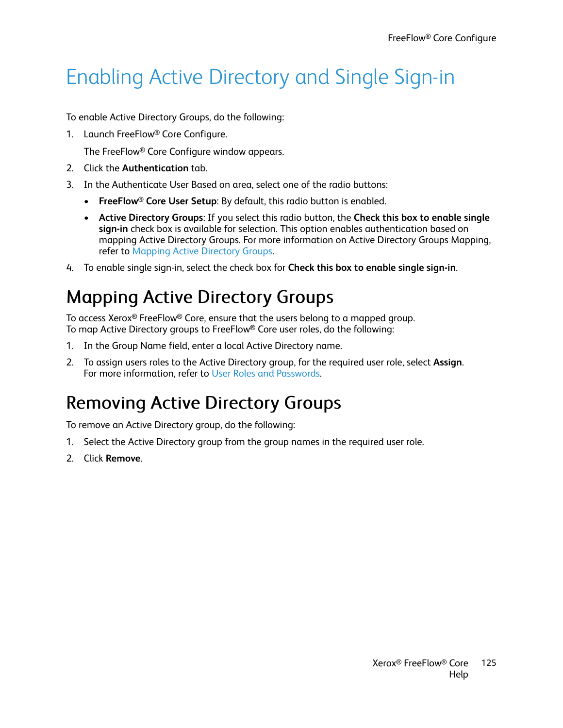# Enabling Active Directory and Single Sign-in

To enable Active Directory Groups, do the following:

1. Launch FreeFlow® Core Configure.

   The FreeFlow® Core Configure window appears.

2. Click the **Authentication** tab.
3. In the Authenticate User Based on area, select one of the radio buttons:
   - **FreeFlow® Core User Setup**: By default, this radio button is enabled.
   - **Active Directory Groups**: If you select this radio button, the **Check this box to enable single sign-in** check box is available for selection. This option enables authentication based on mapping Active Directory Groups. For more information on Active Directory Groups Mapping, refer to Mapping Active Directory Groups.
4. To enable single sign-in, select the check box for **Check this box to enable single sign-in**.

## Mapping Active Directory Groups

To access Xerox® FreeFlow® Core, ensure that the users belong to a mapped group.
To map Active Directory groups to FreeFlow® Core user roles, do the following:

1. In the Group Name field, enter a local Active Directory name.
2. To assign users roles to the Active Directory group, for the required user role, select **Assign**.
   For more information, refer to User Roles and Passwords.

## Removing Active Directory Groups

To remove an Active Directory group, do the following:

1. Select the Active Directory group from the group names in the required user role.
2. Click **Remove**.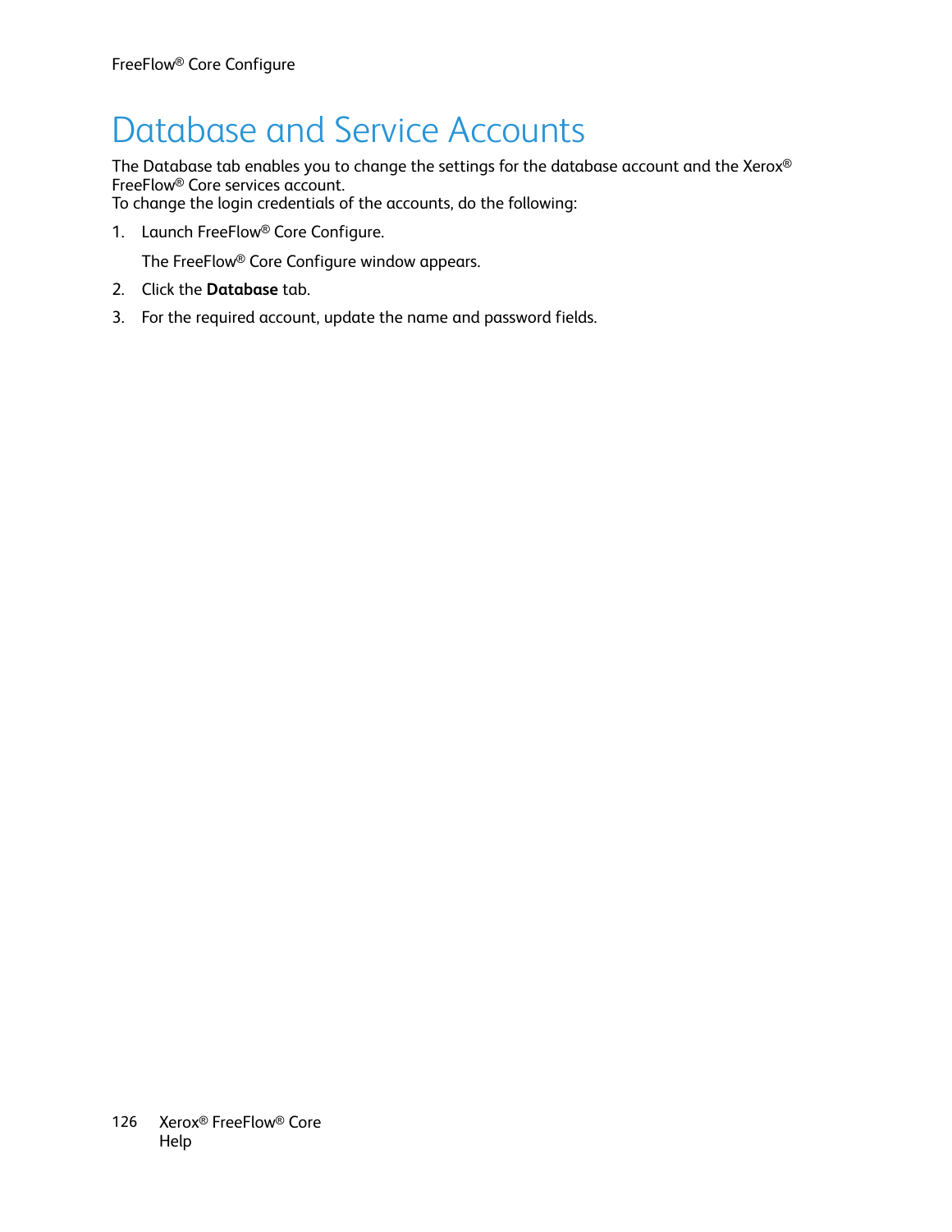# Database and Service Accounts

The Database tab enables you to change the settings for the database account and the Xerox® FreeFlow® Core services account.
To change the login credentials of the accounts, do the following:

1. Launch FreeFlow® Core Configure.

   The FreeFlow® Core Configure window appears.

2. Click the **Database** tab.
3. For the required account, update the name and password fields.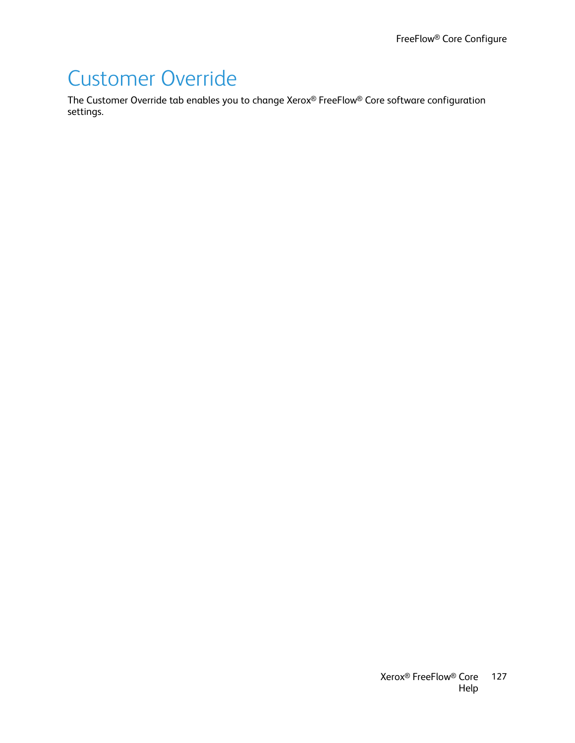# Customer Override

The Customer Override tab enables you to change Xerox® FreeFlow® Core software configuration settings.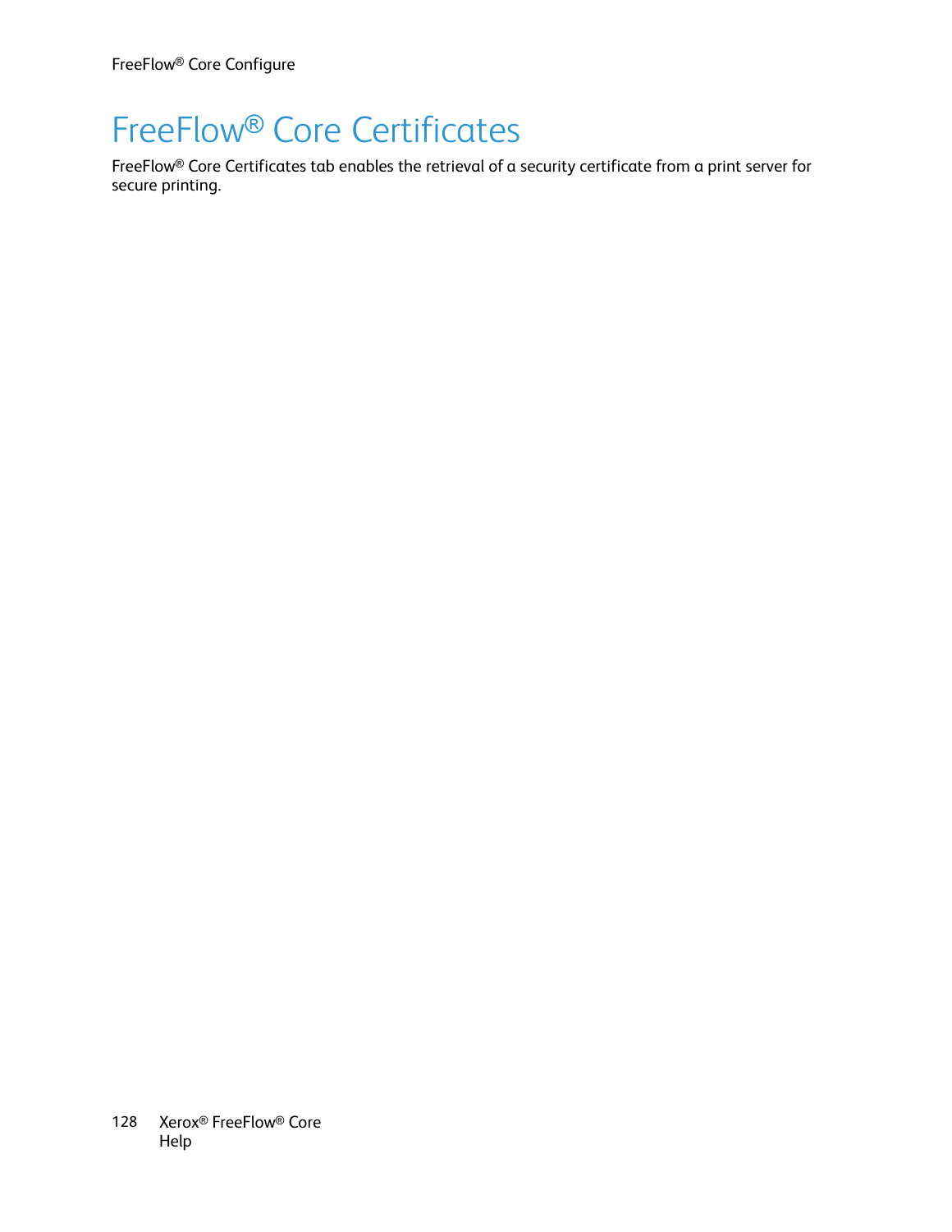# FreeFlow® Core Certificates

FreeFlow® Core Certificates tab enables the retrieval of a security certificate from a print server for secure printing.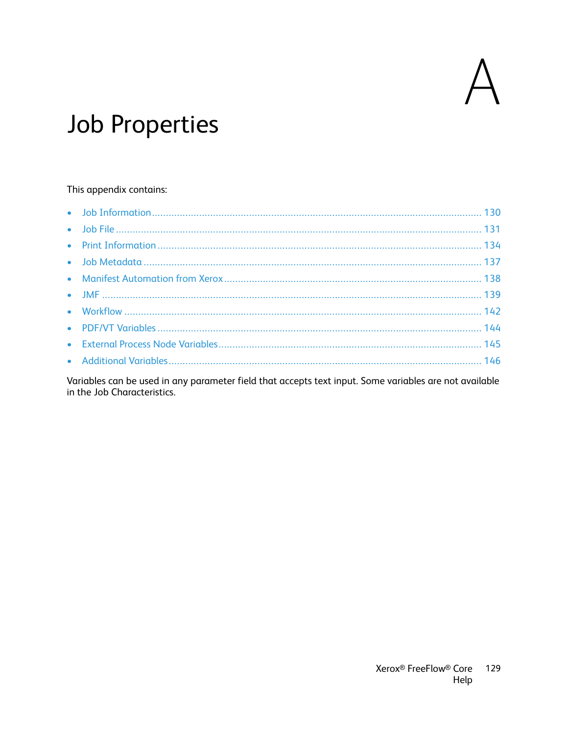# A

# Job Properties

This appendix contains:

- Job Information ........ 130
- Job File ........ 131
- Print Information ........ 134
- Job Metadata ........ 137
- Manifest Automation from Xerox ........ 138
- JMF ........ 139
- Workflow ........ 142
- PDF/VT Variables ........ 144
- External Process Node Variables ........ 145
- Additional Variables ........ 146

Variables can be used in any parameter field that accepts text input. Some variables are not available in the Job Characteristics.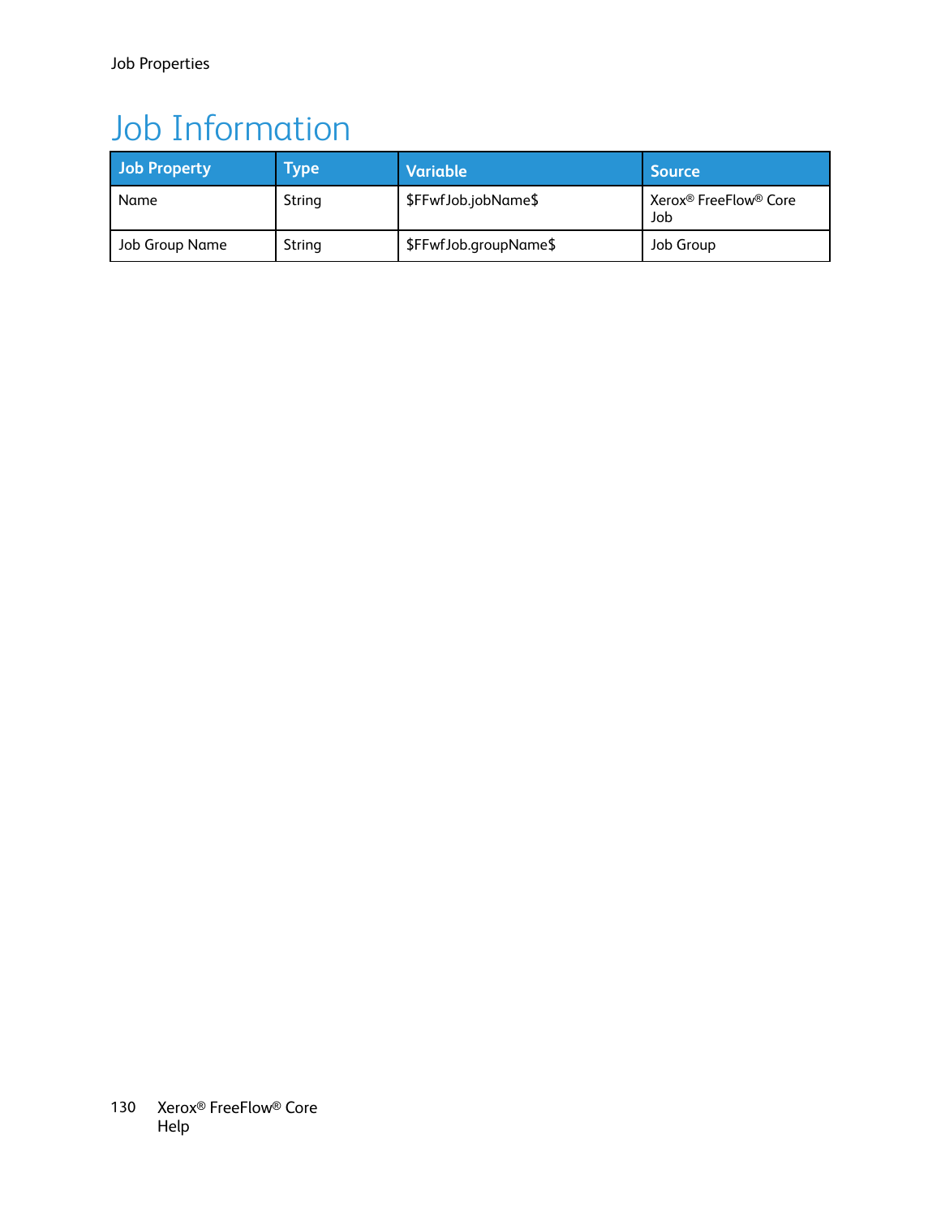# Job Information

| Job Property | Type | Variable | Source |
|---|---|---|---|
| Name | String | $FFwfJob.jobName$ | Xerox® FreeFlow® Core Job |
| Job Group Name | String | $FFwfJob.groupName$ | Job Group |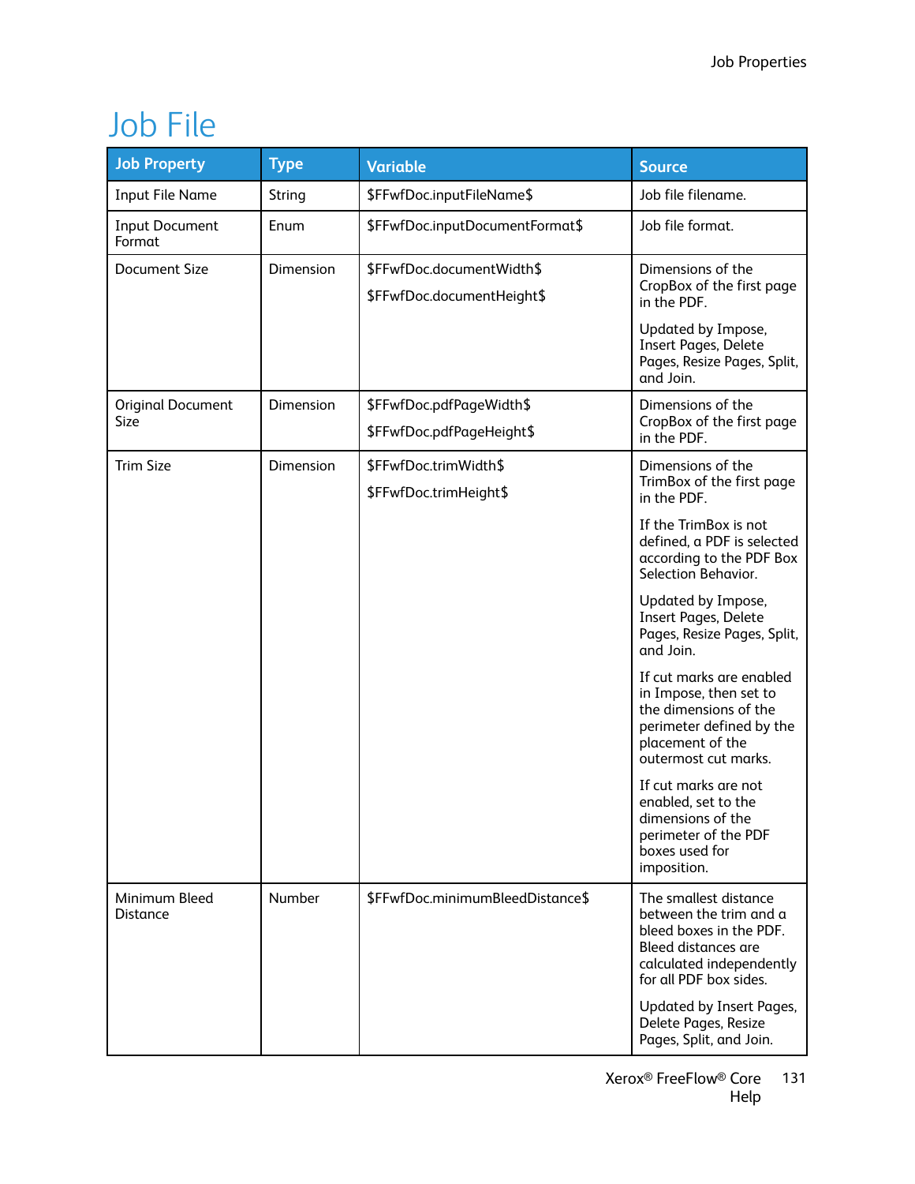# Job File

| Job Property | Type | Variable | Source |
|---|---|---|---|
| Input File Name | String | $FFwfDoc.inputFileName$ | Job file filename. |
| Input Document Format | Enum | $FFwfDoc.inputDocumentFormat$ | Job file format. |
| Document Size | Dimension | $FFwfDoc.documentWidth$<br>$FFwfDoc.documentHeight$ | Dimensions of the CropBox of the first page in the PDF.<br>Updated by Impose, Insert Pages, Delete Pages, Resize Pages, Split, and Join. |
| Original Document Size | Dimension | $FFwfDoc.pdfPageWidth$<br>$FFwfDoc.pdfPageHeight$ | Dimensions of the CropBox of the first page in the PDF. |
| Trim Size | Dimension | $FFwfDoc.trimWidth$<br>$FFwfDoc.trimHeight$ | Dimensions of the TrimBox of the first page in the PDF.<br>If the TrimBox is not defined, a PDF is selected according to the PDF Box Selection Behavior.<br>Updated by Impose, Insert Pages, Delete Pages, Resize Pages, Split, and Join.<br>If cut marks are enabled in Impose, then set to the dimensions of the perimeter defined by the placement of the outermost cut marks.<br>If cut marks are not enabled, set to the dimensions of the perimeter of the PDF boxes used for imposition. |
| Minimum Bleed Distance | Number | $FFwfDoc.minimumBleedDistance$ | The smallest distance between the trim and a bleed boxes in the PDF. Bleed distances are calculated independently for all PDF box sides.<br>Updated by Insert Pages, Delete Pages, Resize Pages, Split, and Join. |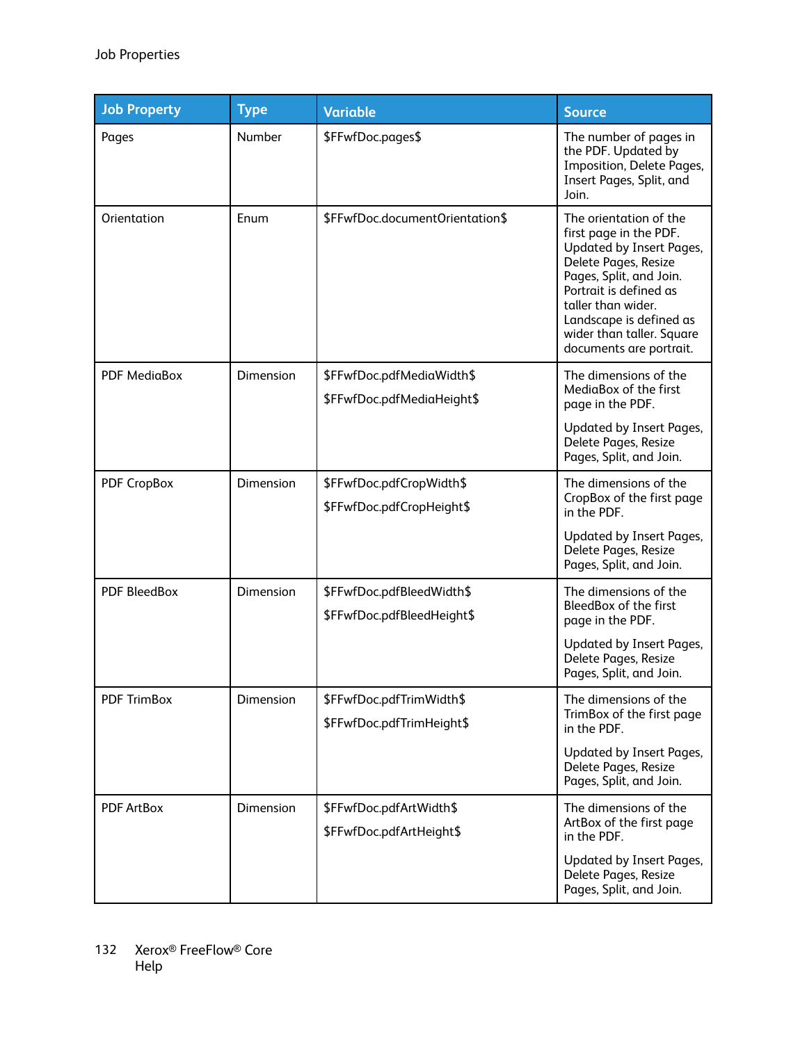| Job Property | Type | Variable | Source |
|---|---|---|---|
| Pages | Number | $FFwfDoc.pages$ | The number of pages in the PDF. Updated by Imposition, Delete Pages, Insert Pages, Split, and Join. |
| Orientation | Enum | $FFwfDoc.documentOrientation$ | The orientation of the first page in the PDF. Updated by Insert Pages, Delete Pages, Resize Pages, Split, and Join. Portrait is defined as taller than wider. Landscape is defined as wider than taller. Square documents are portrait. |
| PDF MediaBox | Dimension | $FFwfDoc.pdfMediaWidth$<br>$FFwfDoc.pdfMediaHeight$ | The dimensions of the MediaBox of the first page in the PDF.<br>Updated by Insert Pages, Delete Pages, Resize Pages, Split, and Join. |
| PDF CropBox | Dimension | $FFwfDoc.pdfCropWidth$<br>$FFwfDoc.pdfCropHeight$ | The dimensions of the CropBox of the first page in the PDF.<br>Updated by Insert Pages, Delete Pages, Resize Pages, Split, and Join. |
| PDF BleedBox | Dimension | $FFwfDoc.pdfBleedWidth$<br>$FFwfDoc.pdfBleedHeight$ | The dimensions of the BleedBox of the first page in the PDF.<br>Updated by Insert Pages, Delete Pages, Resize Pages, Split, and Join. |
| PDF TrimBox | Dimension | $FFwfDoc.pdfTrimWidth$<br>$FFwfDoc.pdfTrimHeight$ | The dimensions of the TrimBox of the first page in the PDF.<br>Updated by Insert Pages, Delete Pages, Resize Pages, Split, and Join. |
| PDF ArtBox | Dimension | $FFwfDoc.pdfArtWidth$<br>$FFwfDoc.pdfArtHeight$ | The dimensions of the ArtBox of the first page in the PDF.<br>Updated by Insert Pages, Delete Pages, Resize Pages, Split, and Join. |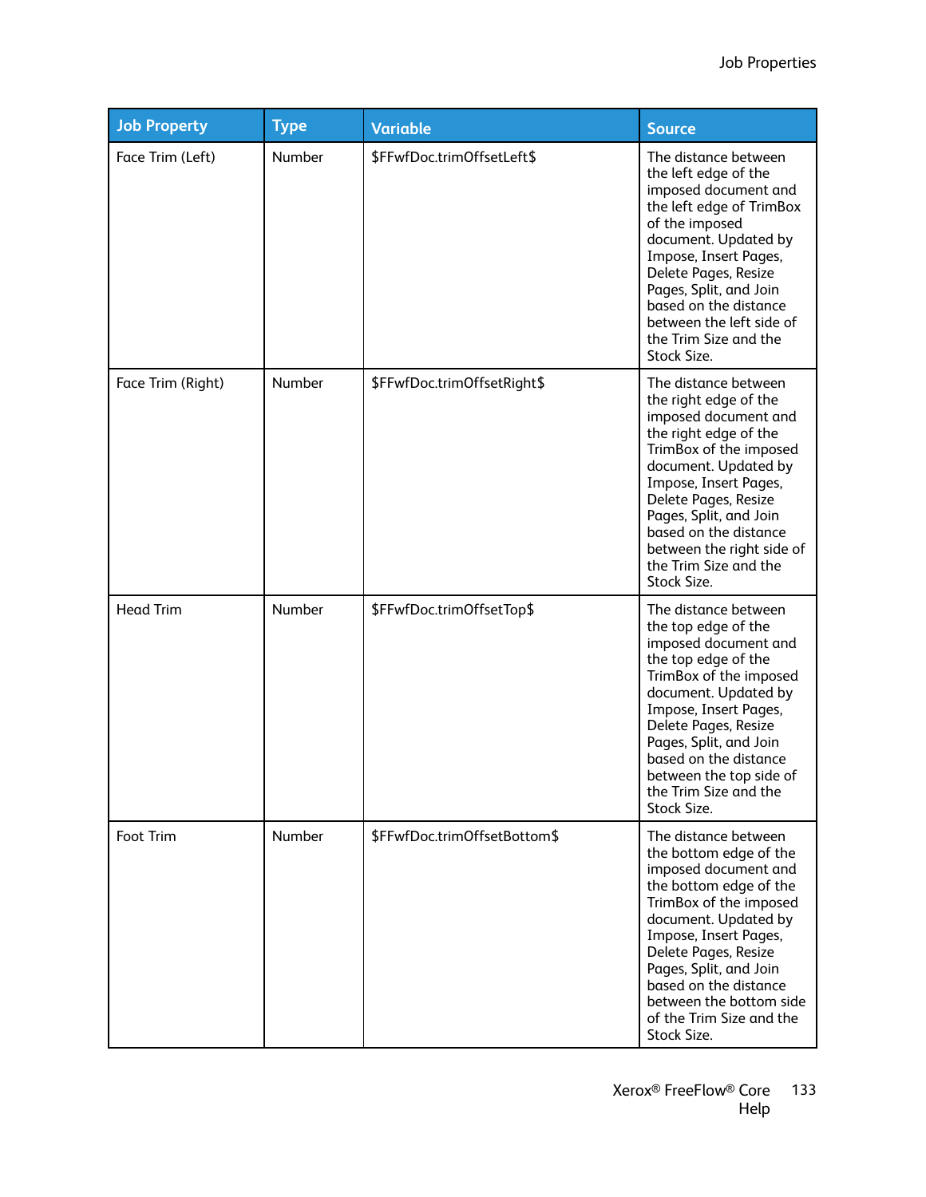| Job Property | Type | Variable | Source |
|---|---|---|---|
| Face Trim (Left) | Number | $FFwfDoc.trimOffsetLeft$ | The distance between the left edge of the imposed document and the left edge of TrimBox of the imposed document. Updated by Impose, Insert Pages, Delete Pages, Resize Pages, Split, and Join based on the distance between the left side of the Trim Size and the Stock Size. |
| Face Trim (Right) | Number | $FFwfDoc.trimOffsetRight$ | The distance between the right edge of the imposed document and the right edge of the TrimBox of the imposed document. Updated by Impose, Insert Pages, Delete Pages, Resize Pages, Split, and Join based on the distance between the right side of the Trim Size and the Stock Size. |
| Head Trim | Number | $FFwfDoc.trimOffsetTop$ | The distance between the top edge of the imposed document and the top edge of the TrimBox of the imposed document. Updated by Impose, Insert Pages, Delete Pages, Resize Pages, Split, and Join based on the distance between the top side of the Trim Size and the Stock Size. |
| Foot Trim | Number | $FFwfDoc.trimOffsetBottom$ | The distance between the bottom edge of the imposed document and the bottom edge of the TrimBox of the imposed document. Updated by Impose, Insert Pages, Delete Pages, Resize Pages, Split, and Join based on the distance between the bottom side of the Trim Size and the Stock Size. |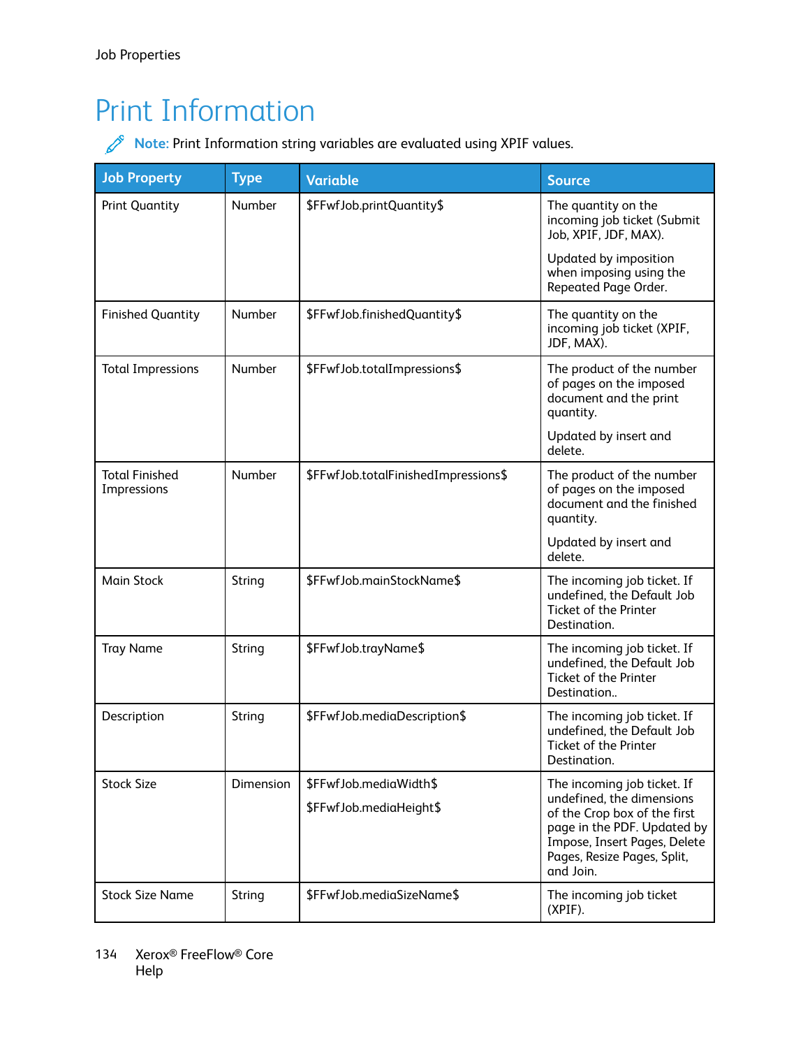# Print Information

**Note:** Print Information string variables are evaluated using XPIF values.

| Job Property | Type | Variable | Source |
|---|---|---|---|
| Print Quantity | Number | $FFwfJob.printQuantity$ | The quantity on the incoming job ticket (Submit Job, XPIF, JDF, MAX).<br><br>Updated by imposition when imposing using the Repeated Page Order. |
| Finished Quantity | Number | $FFwfJob.finishedQuantity$ | The quantity on the incoming job ticket (XPIF, JDF, MAX). |
| Total Impressions | Number | $FFwfJob.totalImpressions$ | The product of the number of pages on the imposed document and the print quantity.<br><br>Updated by insert and delete. |
| Total Finished Impressions | Number | $FFwfJob.totalFinishedImpressions$ | The product of the number of pages on the imposed document and the finished quantity.<br><br>Updated by insert and delete. |
| Main Stock | String | $FFwfJob.mainStockName$ | The incoming job ticket. If undefined, the Default Job Ticket of the Printer Destination. |
| Tray Name | String | $FFwfJob.trayName$ | The incoming job ticket. If undefined, the Default Job Ticket of the Printer Destination.. |
| Description | String | $FFwfJob.mediaDescription$ | The incoming job ticket. If undefined, the Default Job Ticket of the Printer Destination. |
| Stock Size | Dimension | $FFwfJob.mediaWidth$<br><br>$FFwfJob.mediaHeight$ | The incoming job ticket. If undefined, the dimensions of the Crop box of the first page in the PDF. Updated by Impose, Insert Pages, Delete Pages, Resize Pages, Split, and Join. |
| Stock Size Name | String | $FFwfJob.mediaSizeName$ | The incoming job ticket (XPIF). |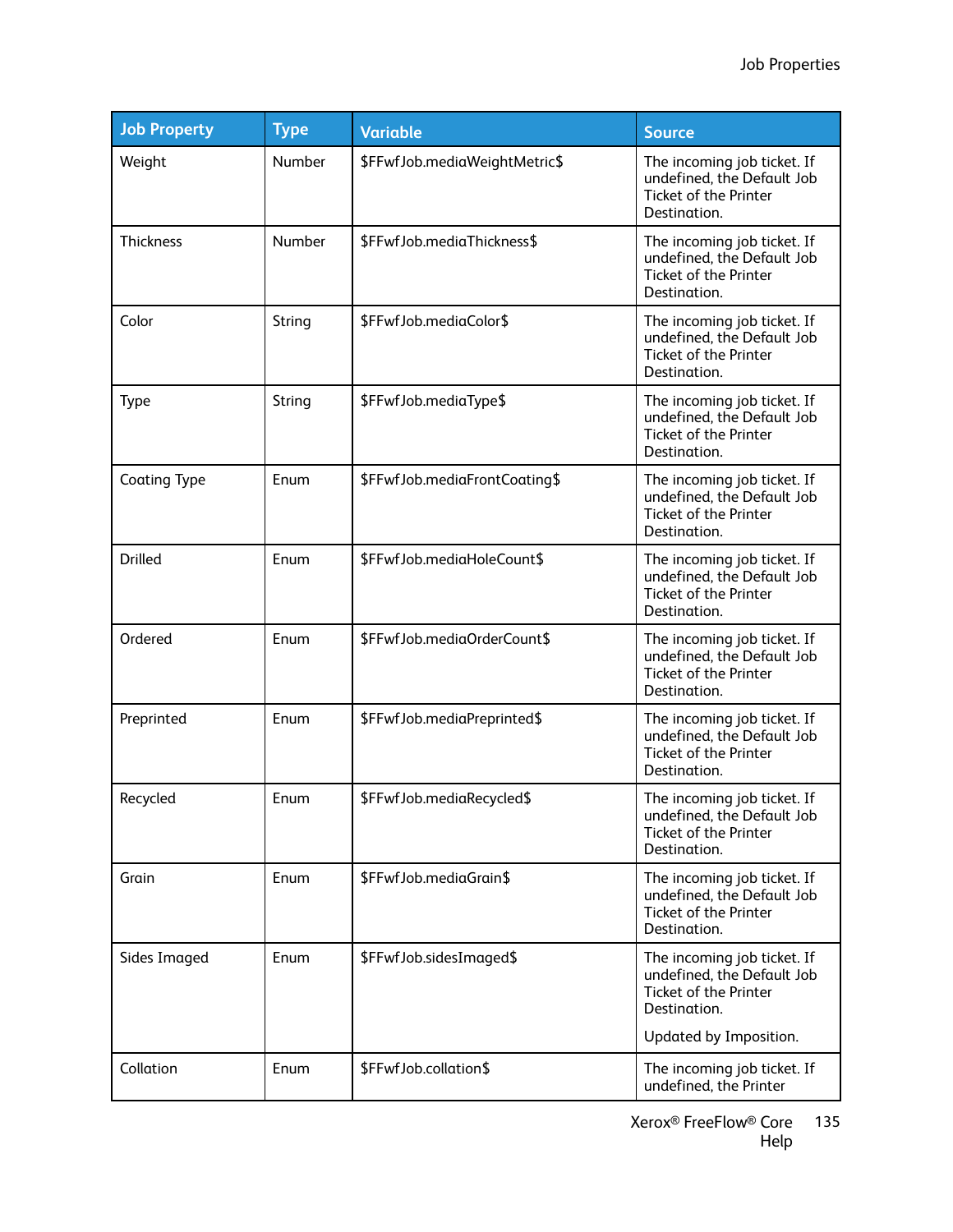| Job Property | Type | Variable | Source |
|---|---|---|---|
| Weight | Number | $FFwfJob.mediaWeightMetric$ | The incoming job ticket. If undefined, the Default Job Ticket of the Printer Destination. |
| Thickness | Number | $FFwfJob.mediaThickness$ | The incoming job ticket. If undefined, the Default Job Ticket of the Printer Destination. |
| Color | String | $FFwfJob.mediaColor$ | The incoming job ticket. If undefined, the Default Job Ticket of the Printer Destination. |
| Type | String | $FFwfJob.mediaType$ | The incoming job ticket. If undefined, the Default Job Ticket of the Printer Destination. |
| Coating Type | Enum | $FFwfJob.mediaFrontCoating$ | The incoming job ticket. If undefined, the Default Job Ticket of the Printer Destination. |
| Drilled | Enum | $FFwfJob.mediaHoleCount$ | The incoming job ticket. If undefined, the Default Job Ticket of the Printer Destination. |
| Ordered | Enum | $FFwfJob.mediaOrderCount$ | The incoming job ticket. If undefined, the Default Job Ticket of the Printer Destination. |
| Preprinted | Enum | $FFwfJob.mediaPreprinted$ | The incoming job ticket. If undefined, the Default Job Ticket of the Printer Destination. |
| Recycled | Enum | $FFwfJob.mediaRecycled$ | The incoming job ticket. If undefined, the Default Job Ticket of the Printer Destination. |
| Grain | Enum | $FFwfJob.mediaGrain$ | The incoming job ticket. If undefined, the Default Job Ticket of the Printer Destination. |
| Sides Imaged | Enum | $FFwfJob.sidesImaged$ | The incoming job ticket. If undefined, the Default Job Ticket of the Printer Destination.<br><br>Updated by Imposition. |
| Collation | Enum | $FFwfJob.collation$ | The incoming job ticket. If undefined, the Printer |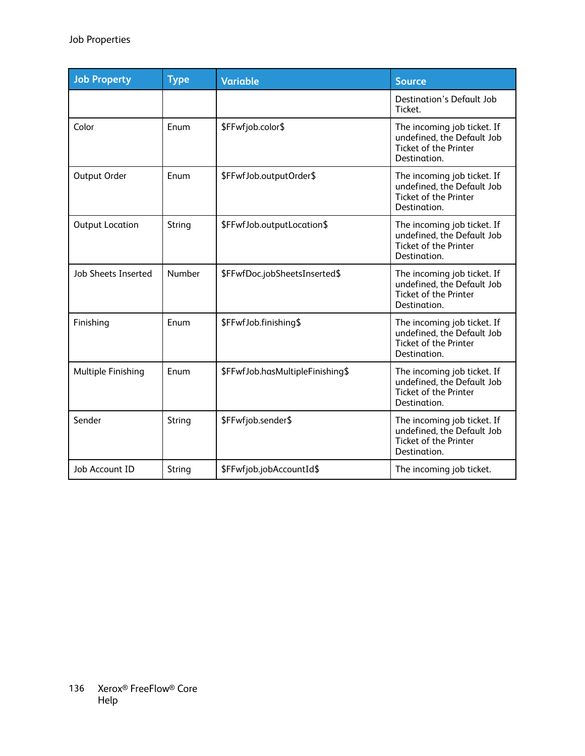| Job Property | Type | Variable | Source |
|---|---|---|---|
| | | | Destination's Default Job Ticket. |
| Color | Enum | $FFwfjob.color$ | The incoming job ticket. If undefined, the Default Job Ticket of the Printer Destination. |
| Output Order | Enum | $FFwfJob.outputOrder$ | The incoming job ticket. If undefined, the Default Job Ticket of the Printer Destination. |
| Output Location | String | $FFwfJob.outputLocation$ | The incoming job ticket. If undefined, the Default Job Ticket of the Printer Destination. |
| Job Sheets Inserted | Number | $FFwfDoc.jobSheetsInserted$ | The incoming job ticket. If undefined, the Default Job Ticket of the Printer Destination. |
| Finishing | Enum | $FFwfJob.finishing$ | The incoming job ticket. If undefined, the Default Job Ticket of the Printer Destination. |
| Multiple Finishing | Enum | $FFwfJob.hasMultipleFinishing$ | The incoming job ticket. If undefined, the Default Job Ticket of the Printer Destination. |
| Sender | String | $FFwfjob.sender$ | The incoming job ticket. If undefined, the Default Job Ticket of the Printer Destination. |
| Job Account ID | String | $FFwfjob.jobAccountId$ | The incoming job ticket. |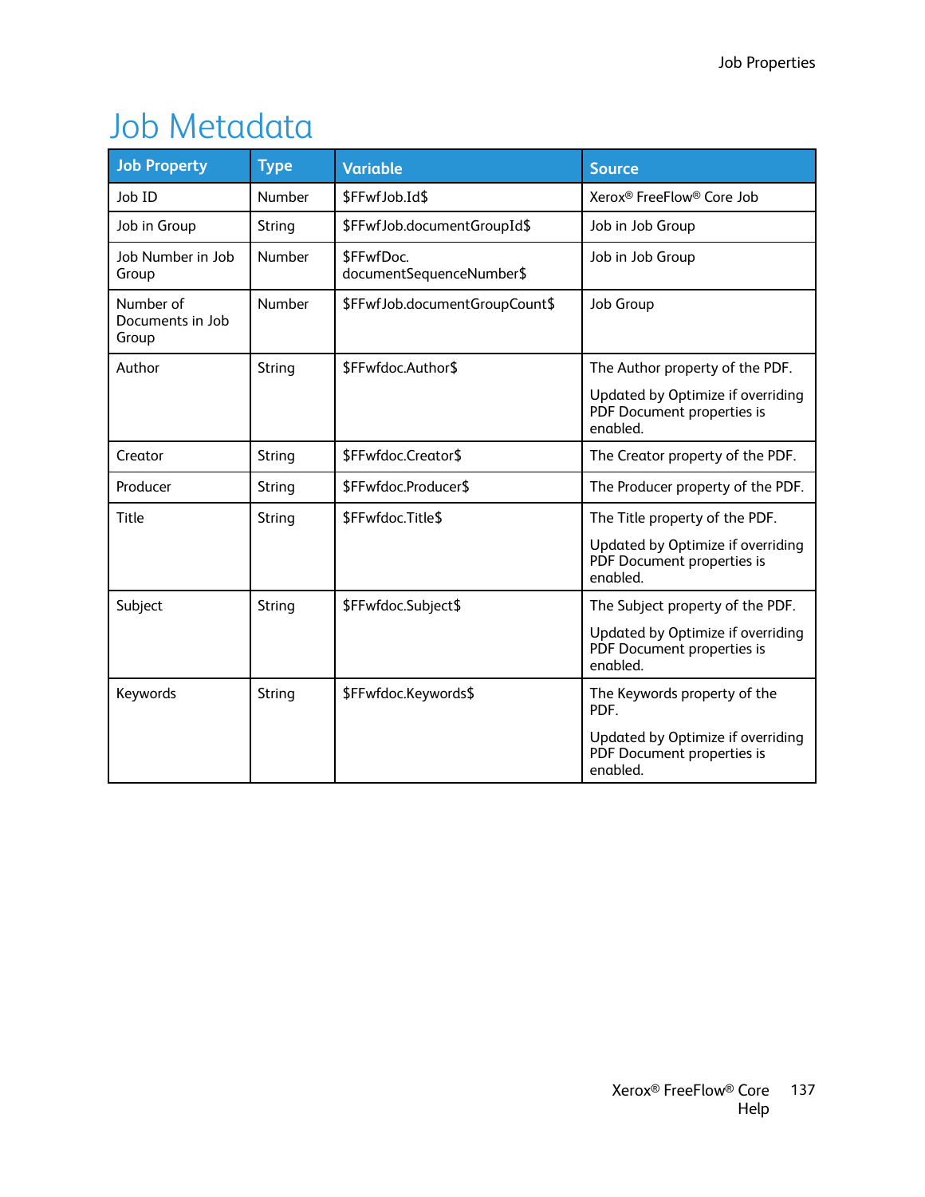# Job Metadata

| Job Property | Type | Variable | Source |
| --- | --- | --- | --- |
| Job ID | Number | $FFwfJob.Id$ | Xerox® FreeFlow® Core Job |
| Job in Group | String | $FFwfJob.documentGroupId$ | Job in Job Group |
| Job Number in Job Group | Number | $FFwfDoc. documentSequenceNumber$ | Job in Job Group |
| Number of Documents in Job Group | Number | $FFwfJob.documentGroupCount$ | Job Group |
| Author | String | $FFwfdoc.Author$ | The Author property of the PDF. Updated by Optimize if overriding PDF Document properties is enabled. |
| Creator | String | $FFwfdoc.Creator$ | The Creator property of the PDF. |
| Producer | String | $FFwfdoc.Producer$ | The Producer property of the PDF. |
| Title | String | $FFwfdoc.Title$ | The Title property of the PDF. Updated by Optimize if overriding PDF Document properties is enabled. |
| Subject | String | $FFwfdoc.Subject$ | The Subject property of the PDF. Updated by Optimize if overriding PDF Document properties is enabled. |
| Keywords | String | $FFwfdoc.Keywords$ | The Keywords property of the PDF. Updated by Optimize if overriding PDF Document properties is enabled. |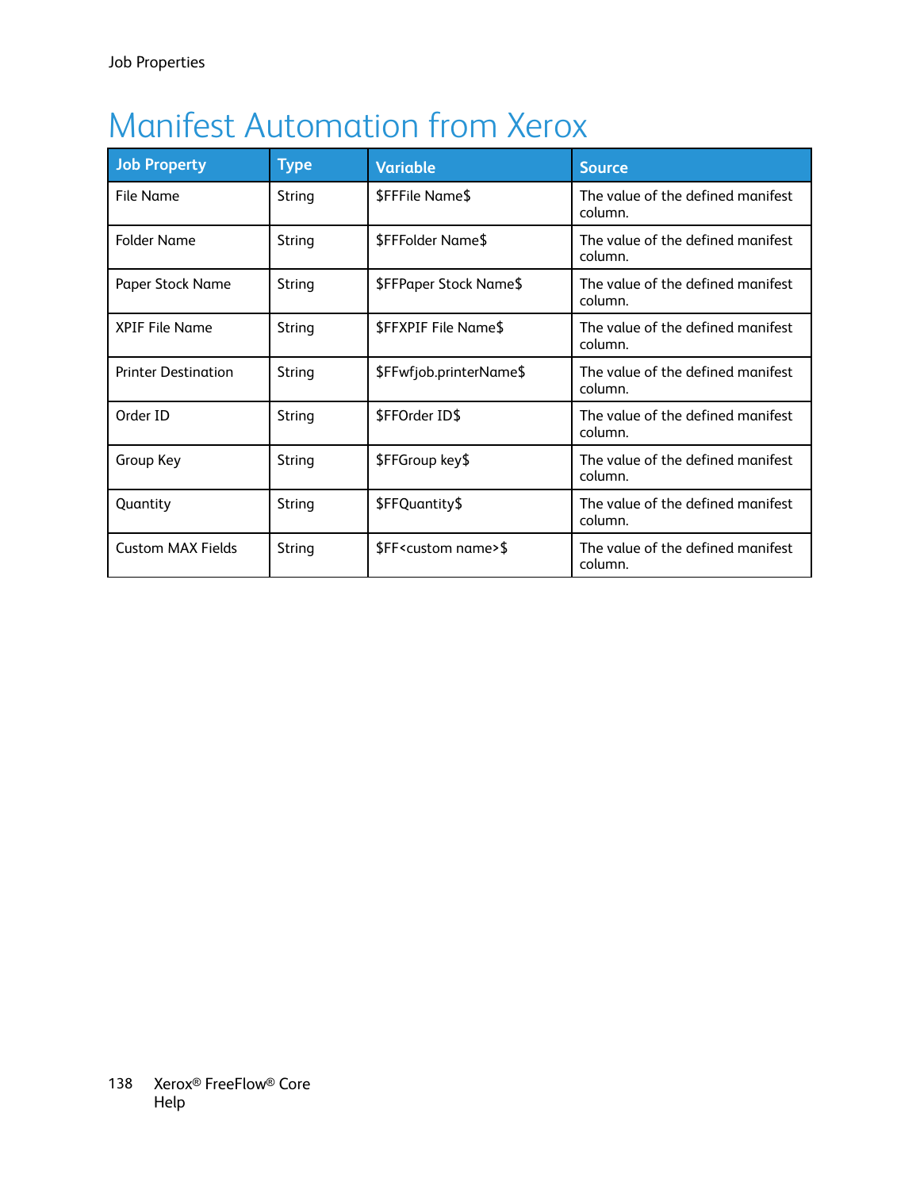# Manifest Automation from Xerox

| Job Property | Type | Variable | Source |
|---|---|---|---|
| File Name | String | $FFFile Name$ | The value of the defined manifest column. |
| Folder Name | String | $FFFolder Name$ | The value of the defined manifest column. |
| Paper Stock Name | String | $FFPaper Stock Name$ | The value of the defined manifest column. |
| XPIF File Name | String | $FFXPIF File Name$ | The value of the defined manifest column. |
| Printer Destination | String | $FFwfjob.printerName$ | The value of the defined manifest column. |
| Order ID | String | $FFOrder ID$ | The value of the defined manifest column. |
| Group Key | String | $FFGroup key$ | The value of the defined manifest column. |
| Quantity | String | $FFQuantity$ | The value of the defined manifest column. |
| Custom MAX Fields | String | $FF<custom name>$ | The value of the defined manifest column. |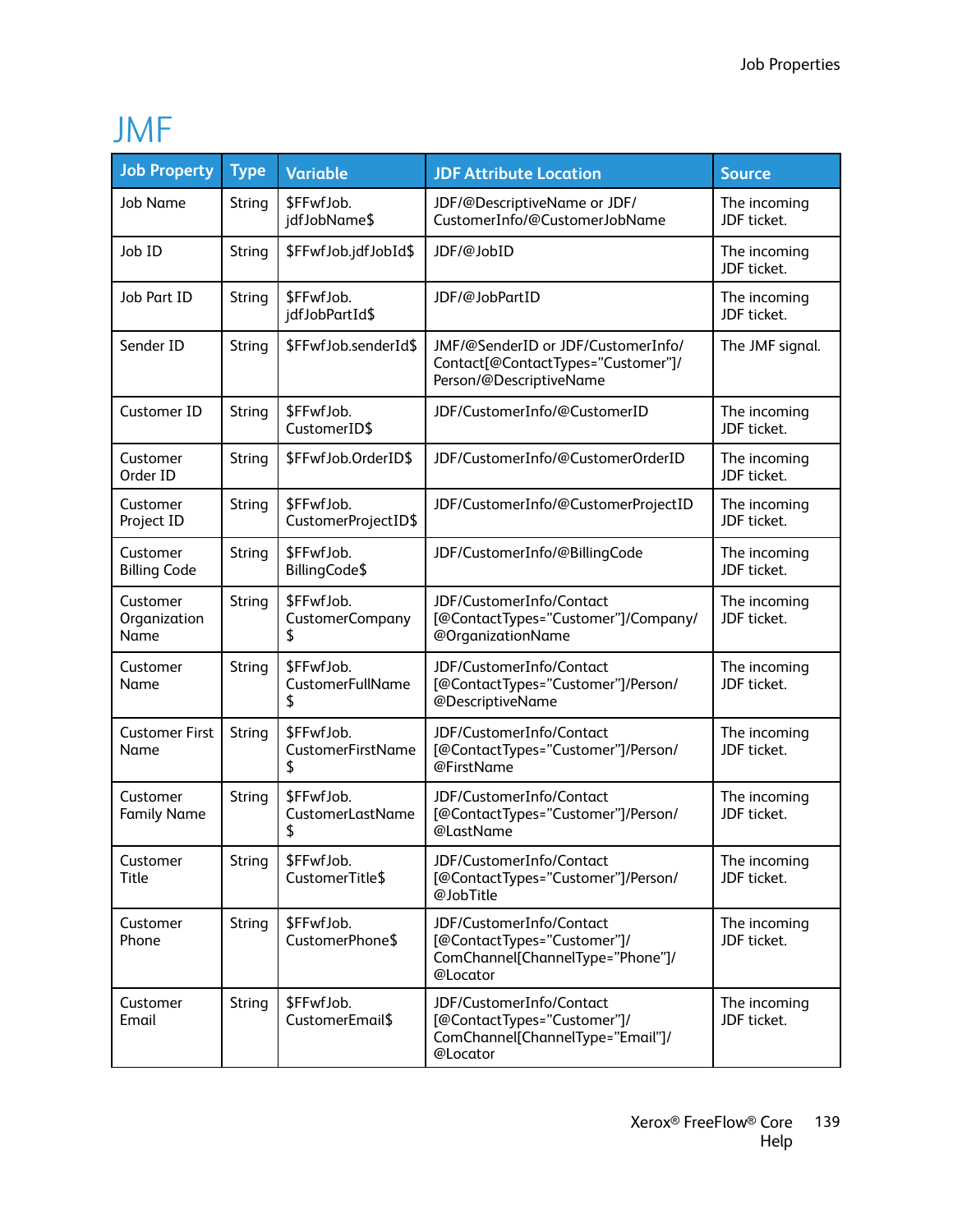# JMF

| Job Property | Type | Variable | JDF Attribute Location | Source |
|---|---|---|---|---|
| Job Name | String | $FFwfJob.jdfJobName$ | JDF/@DescriptiveName or JDF/CustomerInfo/@CustomerJobName | The incoming JDF ticket. |
| Job ID | String | $FFwfJob.jdfJobId$ | JDF/@JobID | The incoming JDF ticket. |
| Job Part ID | String | $FFwfJob.jdfJobPartId$ | JDF/@JobPartID | The incoming JDF ticket. |
| Sender ID | String | $FFwfJob.senderId$ | JMF/@SenderID or JDF/CustomerInfo/Contact[@ContactTypes="Customer"]/Person/@DescriptiveName | The JMF signal. |
| Customer ID | String | $FFwfJob.CustomerID$ | JDF/CustomerInfo/@CustomerID | The incoming JDF ticket. |
| Customer Order ID | String | $FFwfJob.OrderID$ | JDF/CustomerInfo/@CustomerOrderID | The incoming JDF ticket. |
| Customer Project ID | String | $FFwfJob.CustomerProjectID$ | JDF/CustomerInfo/@CustomerProjectID | The incoming JDF ticket. |
| Customer Billing Code | String | $FFwfJob.BillingCode$ | JDF/CustomerInfo/@BillingCode | The incoming JDF ticket. |
| Customer Organization Name | String | $FFwfJob.CustomerCompany$ | JDF/CustomerInfo/Contact[@ContactTypes="Customer"]/Company/@OrganizationName | The incoming JDF ticket. |
| Customer Name | String | $FFwfJob.CustomerFullName$ | JDF/CustomerInfo/Contact[@ContactTypes="Customer"]/Person/@DescriptiveName | The incoming JDF ticket. |
| Customer First Name | String | $FFwfJob.CustomerFirstName$ | JDF/CustomerInfo/Contact[@ContactTypes="Customer"]/Person/@FirstName | The incoming JDF ticket. |
| Customer Family Name | String | $FFwfJob.CustomerLastName$ | JDF/CustomerInfo/Contact[@ContactTypes="Customer"]/Person/@LastName | The incoming JDF ticket. |
| Customer Title | String | $FFwfJob.CustomerTitle$ | JDF/CustomerInfo/Contact[@ContactTypes="Customer"]/Person/@JobTitle | The incoming JDF ticket. |
| Customer Phone | String | $FFwfJob.CustomerPhone$ | JDF/CustomerInfo/Contact[@ContactTypes="Customer"]/ComChannel[ChannelType="Phone"]/@Locator | The incoming JDF ticket. |
| Customer Email | String | $FFwfJob.CustomerEmail$ | JDF/CustomerInfo/Contact[@ContactTypes="Customer"]/ComChannel[ChannelType="Email"]/@Locator | The incoming JDF ticket. |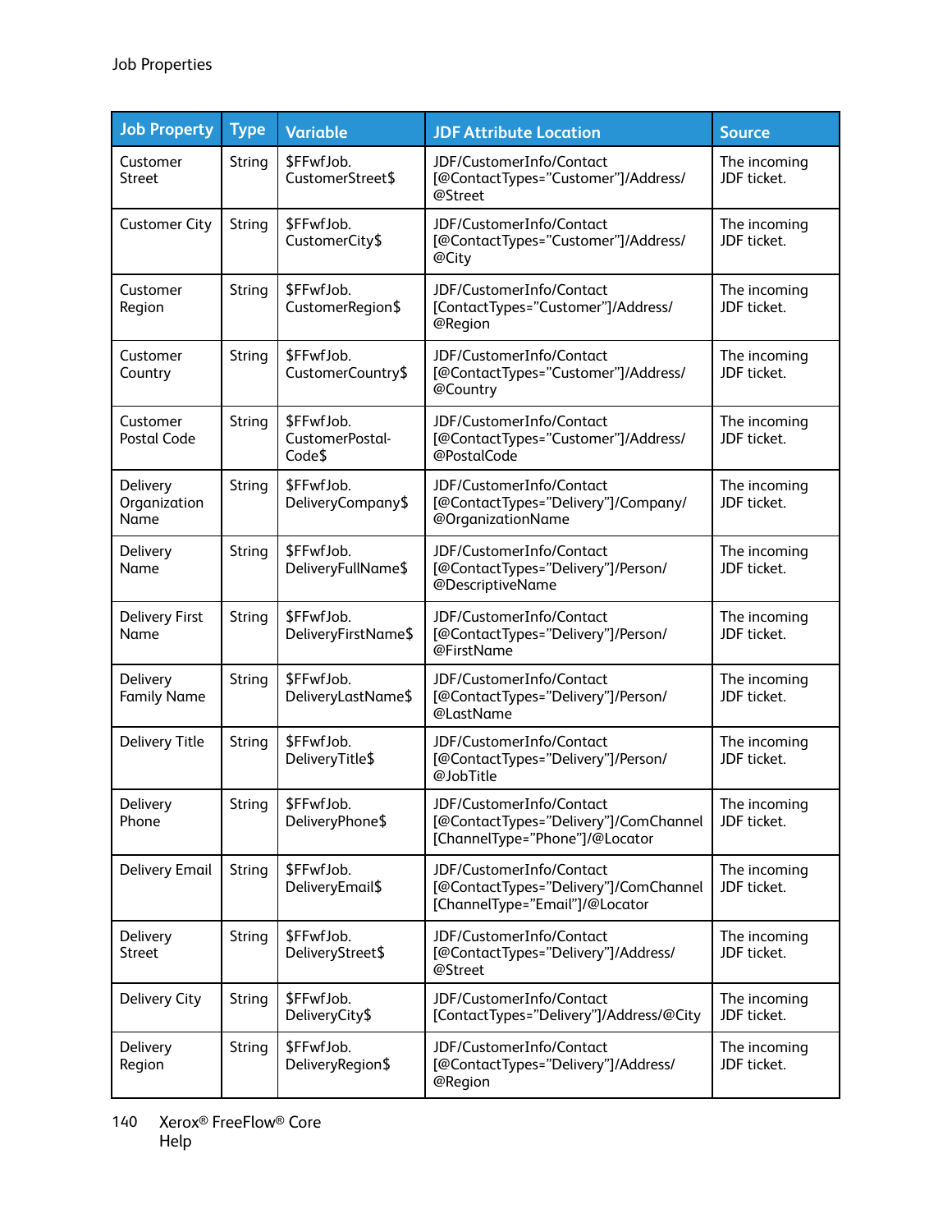| Job Property | Type | Variable | JDF Attribute Location | Source |
|---|---|---|---|---|
| Customer Street | String | $FFwfJob.CustomerStreet$ | JDF/CustomerInfo/Contact[@ContactTypes="Customer"]/Address/@Street | The incoming JDF ticket. |
| Customer City | String | $FFwfJob.CustomerCity$ | JDF/CustomerInfo/Contact[@ContactTypes="Customer"]/Address/@City | The incoming JDF ticket. |
| Customer Region | String | $FFwfJob.CustomerRegion$ | JDF/CustomerInfo/Contact[ContactTypes="Customer"]/Address/@Region | The incoming JDF ticket. |
| Customer Country | String | $FFwfJob.CustomerCountry$ | JDF/CustomerInfo/Contact[@ContactTypes="Customer"]/Address/@Country | The incoming JDF ticket. |
| Customer Postal Code | String | $FFwfJob.CustomerPostal-Code$ | JDF/CustomerInfo/Contact[@ContactTypes="Customer"]/Address/@PostalCode | The incoming JDF ticket. |
| Delivery Organization Name | String | $FFwfJob.DeliveryCompany$ | JDF/CustomerInfo/Contact[@ContactTypes="Delivery"]/Company/@OrganizationName | The incoming JDF ticket. |
| Delivery Name | String | $FFwfJob.DeliveryFullName$ | JDF/CustomerInfo/Contact[@ContactTypes="Delivery"]/Person/@DescriptiveName | The incoming JDF ticket. |
| Delivery First Name | String | $FFwfJob.DeliveryFirstName$ | JDF/CustomerInfo/Contact[@ContactTypes="Delivery"]/Person/@FirstName | The incoming JDF ticket. |
| Delivery Family Name | String | $FFwfJob.DeliveryLastName$ | JDF/CustomerInfo/Contact[@ContactTypes="Delivery"]/Person/@LastName | The incoming JDF ticket. |
| Delivery Title | String | $FFwfJob.DeliveryTitle$ | JDF/CustomerInfo/Contact[@ContactTypes="Delivery"]/Person/@JobTitle | The incoming JDF ticket. |
| Delivery Phone | String | $FFwfJob.DeliveryPhone$ | JDF/CustomerInfo/Contact[@ContactTypes="Delivery"]/ComChannel[ChannelType="Phone"]/@Locator | The incoming JDF ticket. |
| Delivery Email | String | $FFwfJob.DeliveryEmail$ | JDF/CustomerInfo/Contact[@ContactTypes="Delivery"]/ComChannel[ChannelType="Email"]/@Locator | The incoming JDF ticket. |
| Delivery Street | String | $FFwfJob.DeliveryStreet$ | JDF/CustomerInfo/Contact[@ContactTypes="Delivery"]/Address/@Street | The incoming JDF ticket. |
| Delivery City | String | $FFwfJob.DeliveryCity$ | JDF/CustomerInfo/Contact[ContactTypes="Delivery"]/Address/@City | The incoming JDF ticket. |
| Delivery Region | String | $FFwfJob.DeliveryRegion$ | JDF/CustomerInfo/Contact[@ContactTypes="Delivery"]/Address/@Region | The incoming JDF ticket. |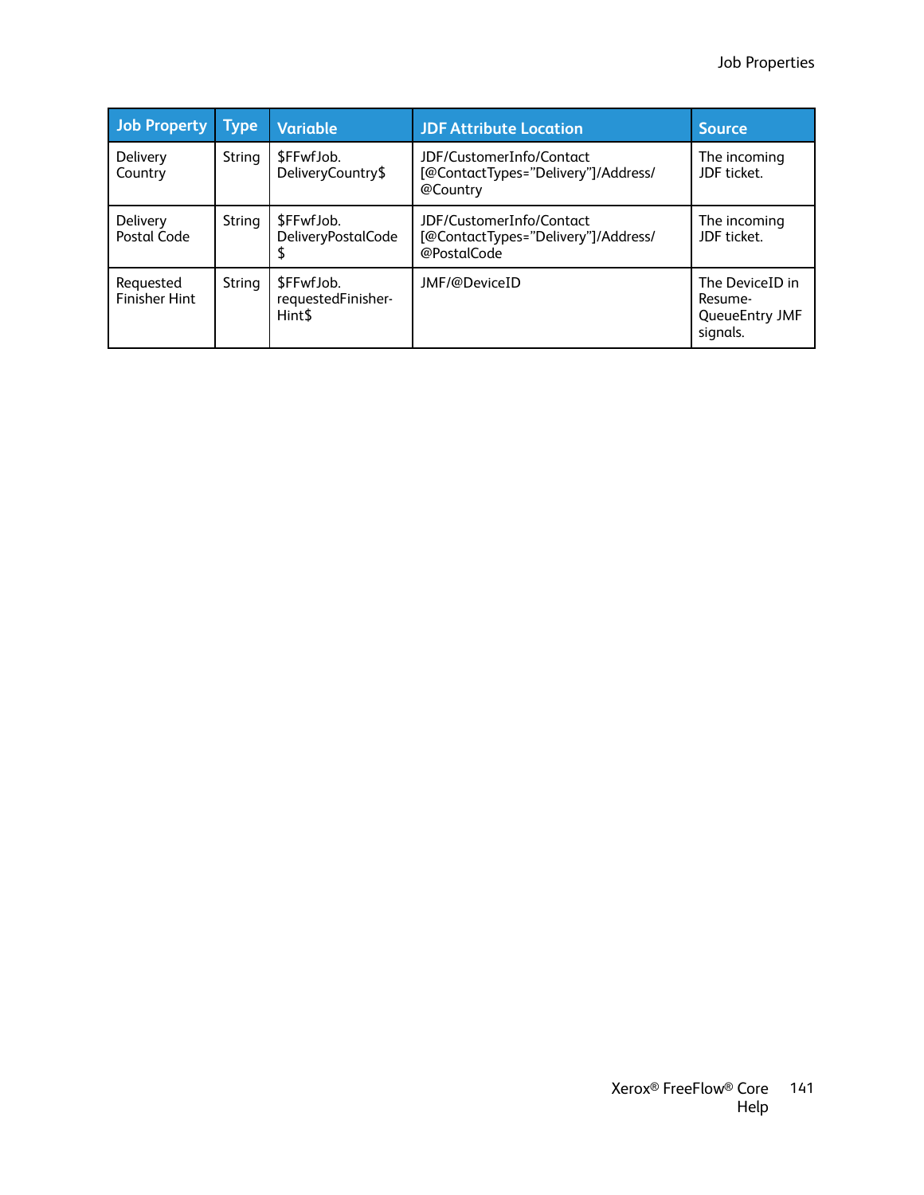| Job Property | Type | Variable | JDF Attribute Location | Source |
| --- | --- | --- | --- | --- |
| Delivery Country | String | $FFwfJob.DeliveryCountry$ | JDF/CustomerInfo/Contact[@ContactTypes="Delivery"]/Address/@Country | The incoming JDF ticket. |
| Delivery Postal Code | String | $FFwfJob.DeliveryPostalCode$ | JDF/CustomerInfo/Contact[@ContactTypes="Delivery"]/Address/@PostalCode | The incoming JDF ticket. |
| Requested Finisher Hint | String | $FFwfJob.requestedFinisherHint$ | JMF/@DeviceID | The DeviceID in ResumeQueueEntry JMF signals. |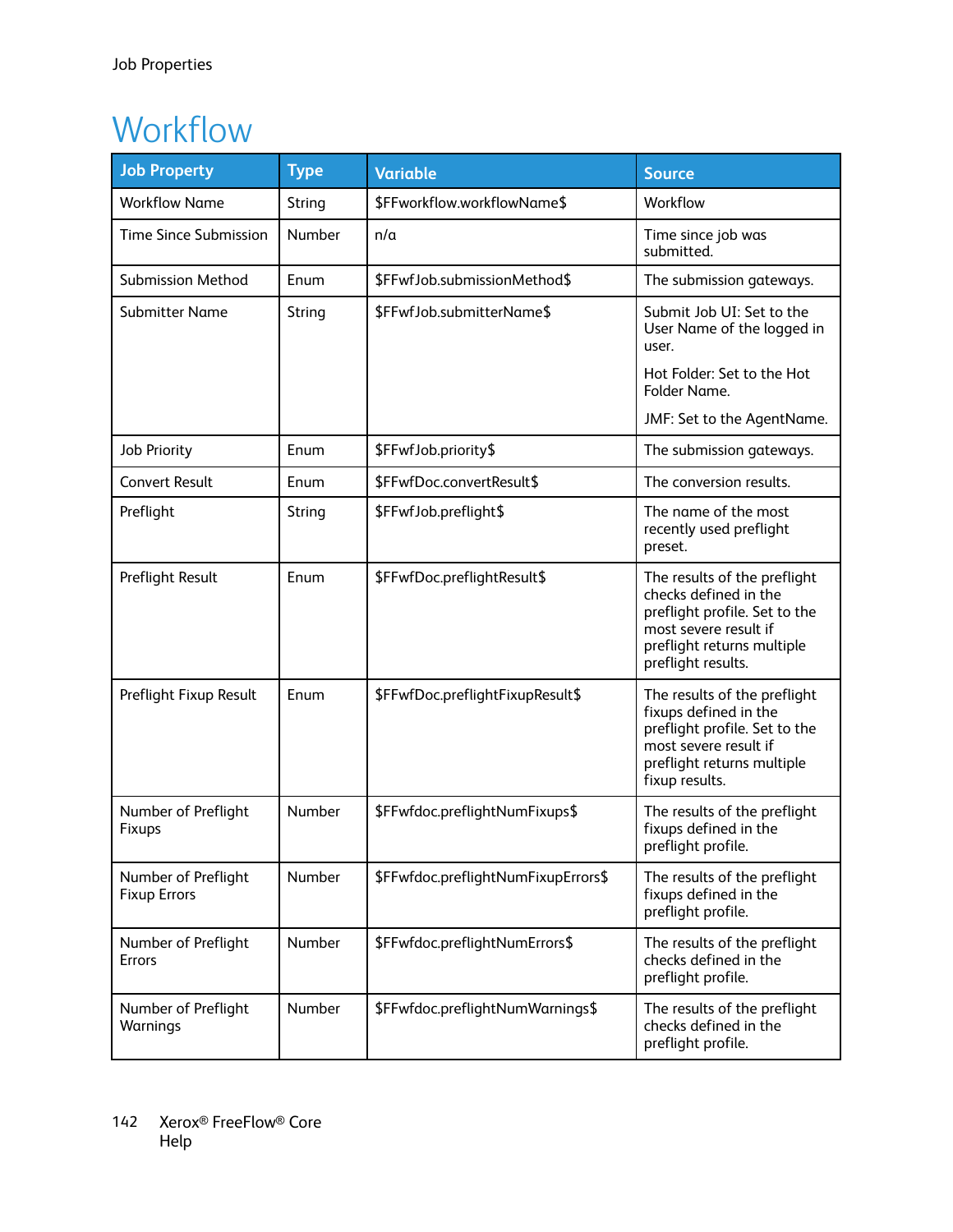# Workflow

| Job Property | Type | Variable | Source |
|---|---|---|---|
| Workflow Name | String | $FFworkflow.workflowName$ | Workflow |
| Time Since Submission | Number | n/a | Time since job was submitted. |
| Submission Method | Enum | $FFwfJob.submissionMethod$ | The submission gateways. |
| Submitter Name | String | $FFwfJob.submitterName$ | Submit Job UI: Set to the User Name of the logged in user.<br><br>Hot Folder: Set to the Hot Folder Name.<br><br>JMF: Set to the AgentName. |
| Job Priority | Enum | $FFwfJob.priority$ | The submission gateways. |
| Convert Result | Enum | $FFwfDoc.convertResult$ | The conversion results. |
| Preflight | String | $FFwfJob.preflight$ | The name of the most recently used preflight preset. |
| Preflight Result | Enum | $FFwfDoc.preflightResult$ | The results of the preflight checks defined in the preflight profile. Set to the most severe result if preflight returns multiple preflight results. |
| Preflight Fixup Result | Enum | $FFwfDoc.preflightFixupResult$ | The results of the preflight fixups defined in the preflight profile. Set to the most severe result if preflight returns multiple fixup results. |
| Number of Preflight Fixups | Number | $FFwfdoc.preflightNumFixups$ | The results of the preflight fixups defined in the preflight profile. |
| Number of Preflight Fixup Errors | Number | $FFwfdoc.preflightNumFixupErrors$ | The results of the preflight fixups defined in the preflight profile. |
| Number of Preflight Errors | Number | $FFwfdoc.preflightNumErrors$ | The results of the preflight checks defined in the preflight profile. |
| Number of Preflight Warnings | Number | $FFwfdoc.preflightNumWarnings$ | The results of the preflight checks defined in the preflight profile. |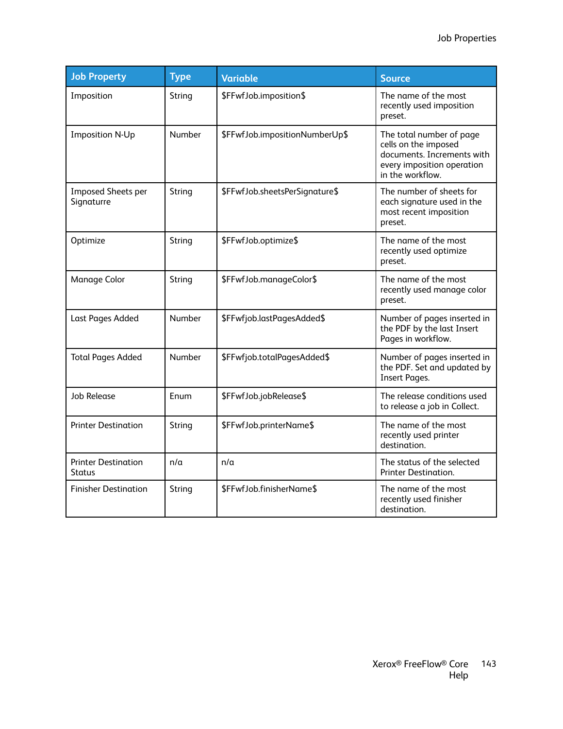| Job Property | Type | Variable | Source |
|---|---|---|---|
| Imposition | String | $FFwfJob.imposition$ | The name of the most recently used imposition preset. |
| Imposition N-Up | Number | $FFwfJob.impositionNumberUp$ | The total number of page cells on the imposed documents. Increments with every imposition operation in the workflow. |
| Imposed Sheets per Signaturre | String | $FFwfJob.sheetsPerSignature$ | The number of sheets for each signature used in the most recent imposition preset. |
| Optimize | String | $FFwfJob.optimize$ | The name of the most recently used optimize preset. |
| Manage Color | String | $FFwfJob.manageColor$ | The name of the most recently used manage color preset. |
| Last Pages Added | Number | $FFwfjob.lastPagesAdded$ | Number of pages inserted in the PDF by the last Insert Pages in workflow. |
| Total Pages Added | Number | $FFwfjob.totalPagesAdded$ | Number of pages inserted in the PDF. Set and updated by Insert Pages. |
| Job Release | Enum | $FFwfJob.jobRelease$ | The release conditions used to release a job in Collect. |
| Printer Destination | String | $FFwfJob.printerName$ | The name of the most recently used printer destination. |
| Printer Destination Status | n/a | n/a | The status of the selected Printer Destination. |
| Finisher Destination | String | $FFwfJob.finisherName$ | The name of the most recently used finisher destination. |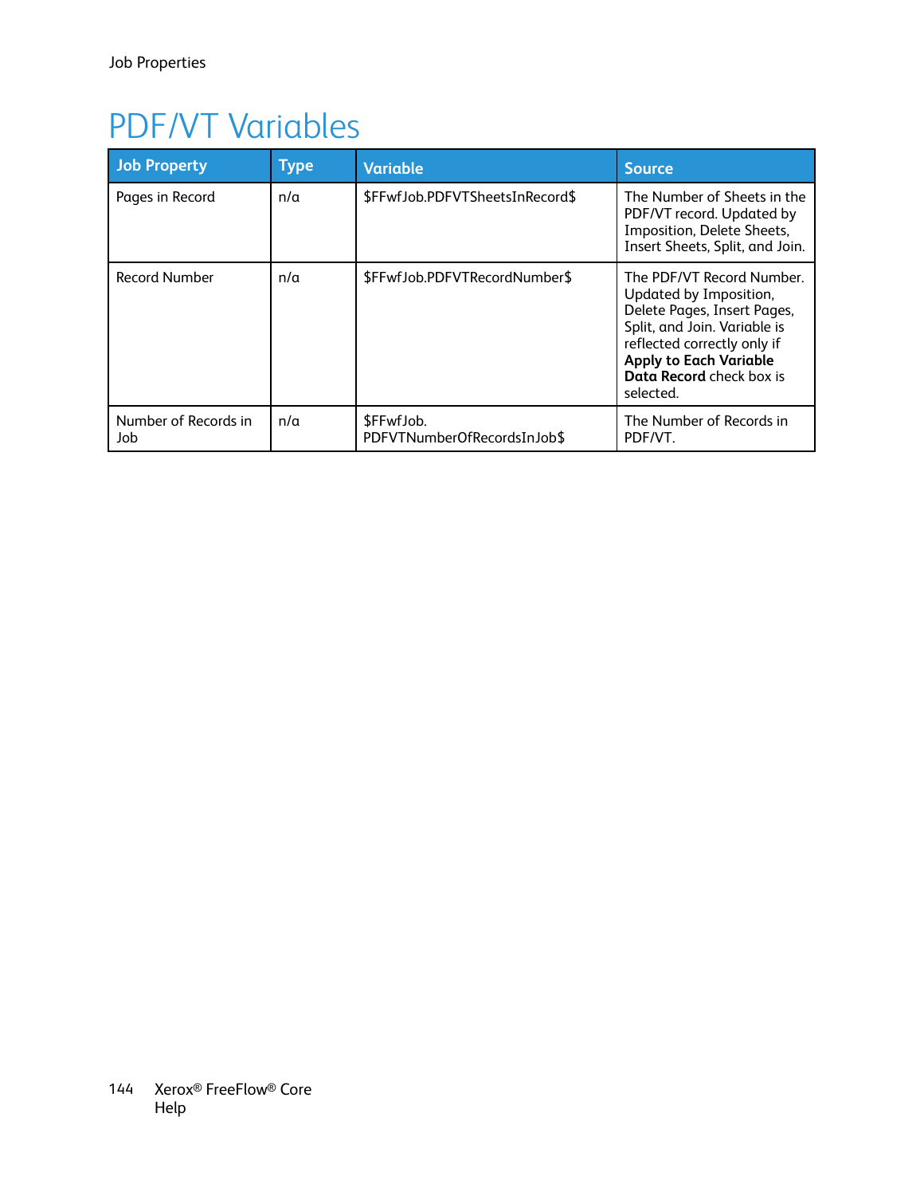# PDF/VT Variables

| Job Property | Type | Variable | Source |
|---|---|---|---|
| Pages in Record | n/a | $FFwfJob.PDFVTSheetsInRecord$ | The Number of Sheets in the PDF/VT record. Updated by Imposition, Delete Sheets, Insert Sheets, Split, and Join. |
| Record Number | n/a | $FFwfJob.PDFVTRecordNumber$ | The PDF/VT Record Number. Updated by Imposition, Delete Pages, Insert Pages, Split, and Join. Variable is reflected correctly only if **Apply to Each Variable Data Record** check box is selected. |
| Number of Records in Job | n/a | $FFwfJob.PDFVTNumberOfRecordsInJob$ | The Number of Records in PDF/VT. |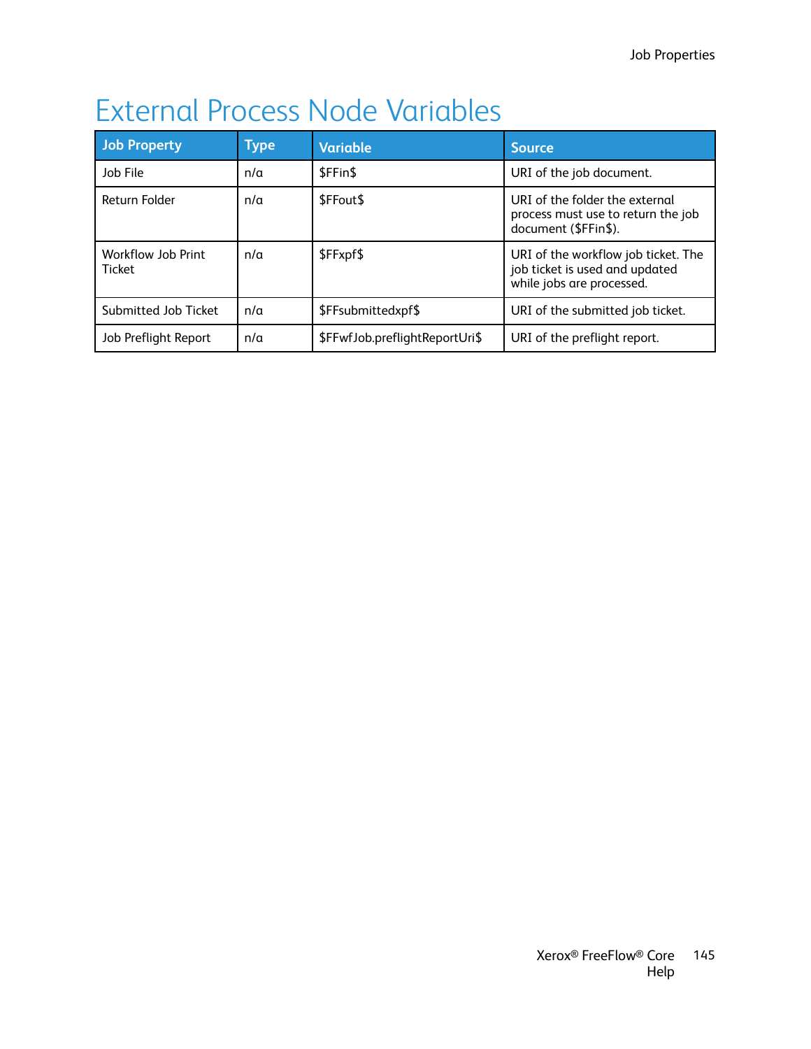# External Process Node Variables

| Job Property | Type | Variable | Source |
|---|---|---|---|
| Job File | n/a | $FFin$ | URI of the job document. |
| Return Folder | n/a | $FFout$ | URI of the folder the external process must use to return the job document ($FFin$). |
| Workflow Job Print Ticket | n/a | $FFxpf$ | URI of the workflow job ticket. The job ticket is used and updated while jobs are processed. |
| Submitted Job Ticket | n/a | $FFsubmittedxpf$ | URI of the submitted job ticket. |
| Job Preflight Report | n/a | $FFwfJob.preflightReportUri$ | URI of the preflight report. |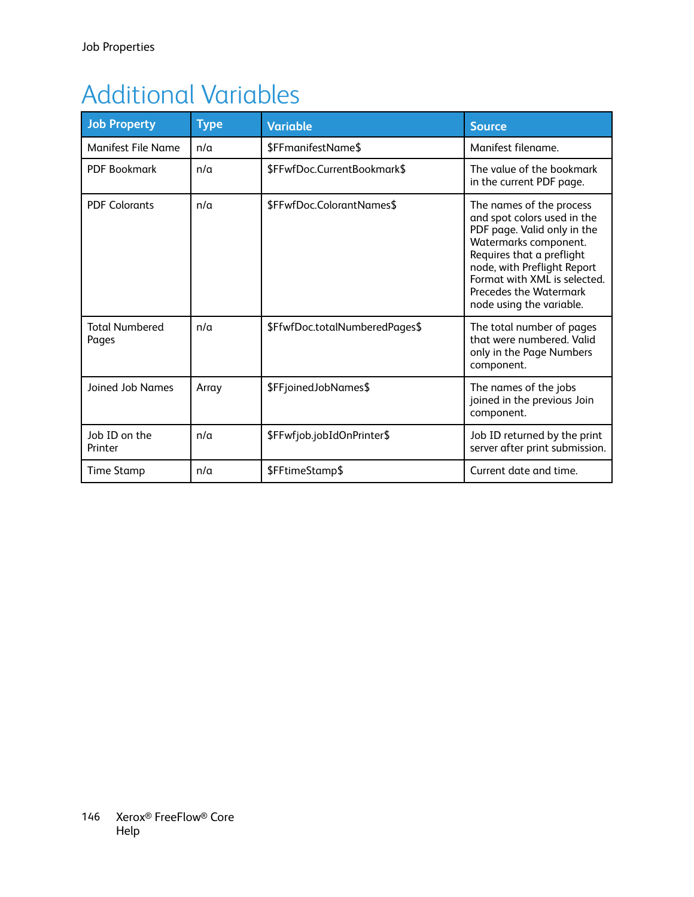# Additional Variables

| Job Property | Type | Variable | Source |
|---|---|---|---|
| Manifest File Name | n/a | $FFmanifestName$ | Manifest filename. |
| PDF Bookmark | n/a | $FFwfDoc.CurrentBookmark$ | The value of the bookmark in the current PDF page. |
| PDF Colorants | n/a | $FFwfDoc.ColorantNames$ | The names of the process and spot colors used in the PDF page. Valid only in the Watermarks component. Requires that a preflight node, with Preflight Report Format with XML is selected. Precedes the Watermark node using the variable. |
| Total Numbered Pages | n/a | $FfwfDoc.totalNumberedPages$ | The total number of pages that were numbered. Valid only in the Page Numbers component. |
| Joined Job Names | Array | $FFjoinedJobNames$ | The names of the jobs joined in the previous Join component. |
| Job ID on the Printer | n/a | $FFwfjob.jobIdOnPrinter$ | Job ID returned by the print server after print submission. |
| Time Stamp | n/a | $FFtimeStamp$ | Current date and time. |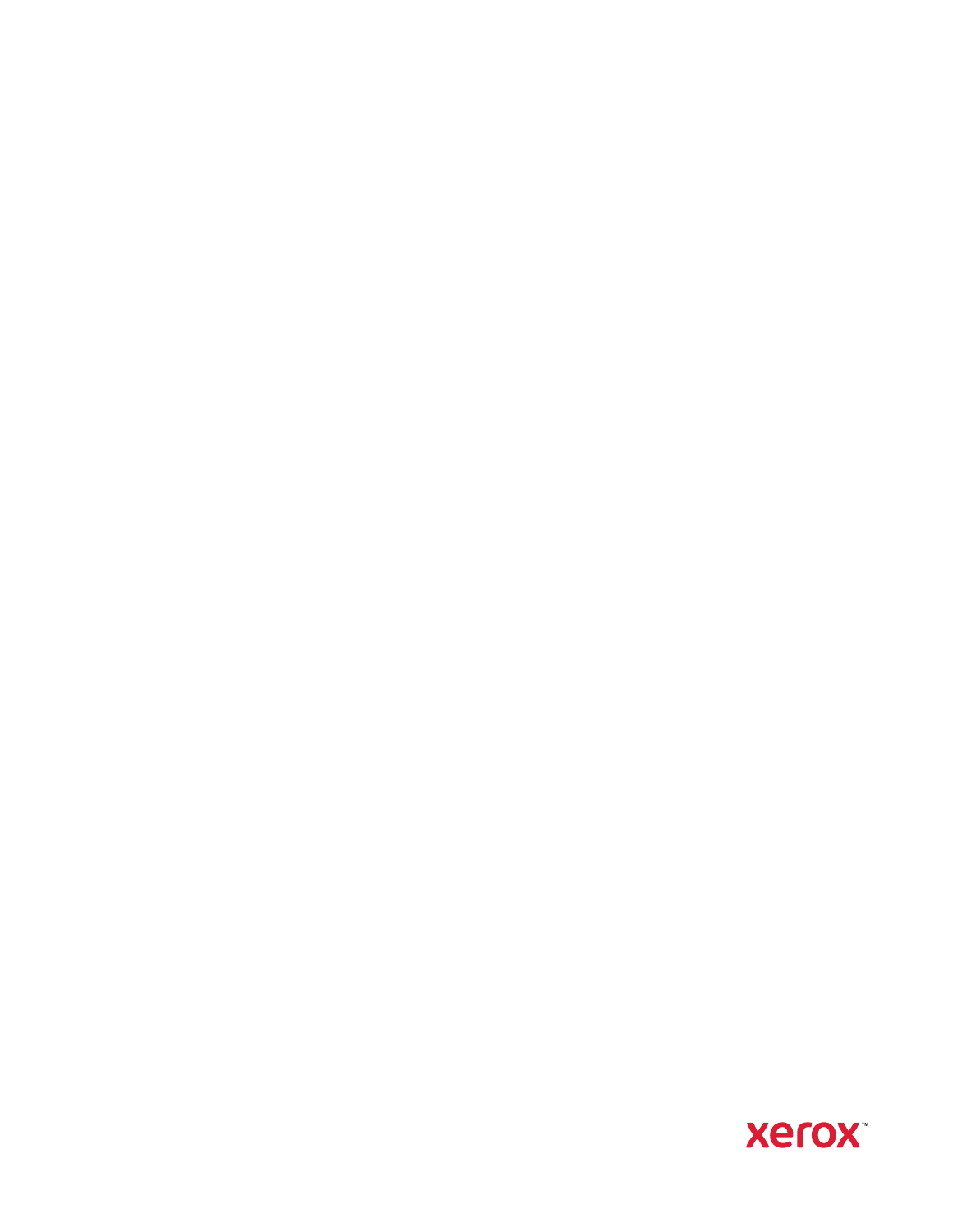xerox™